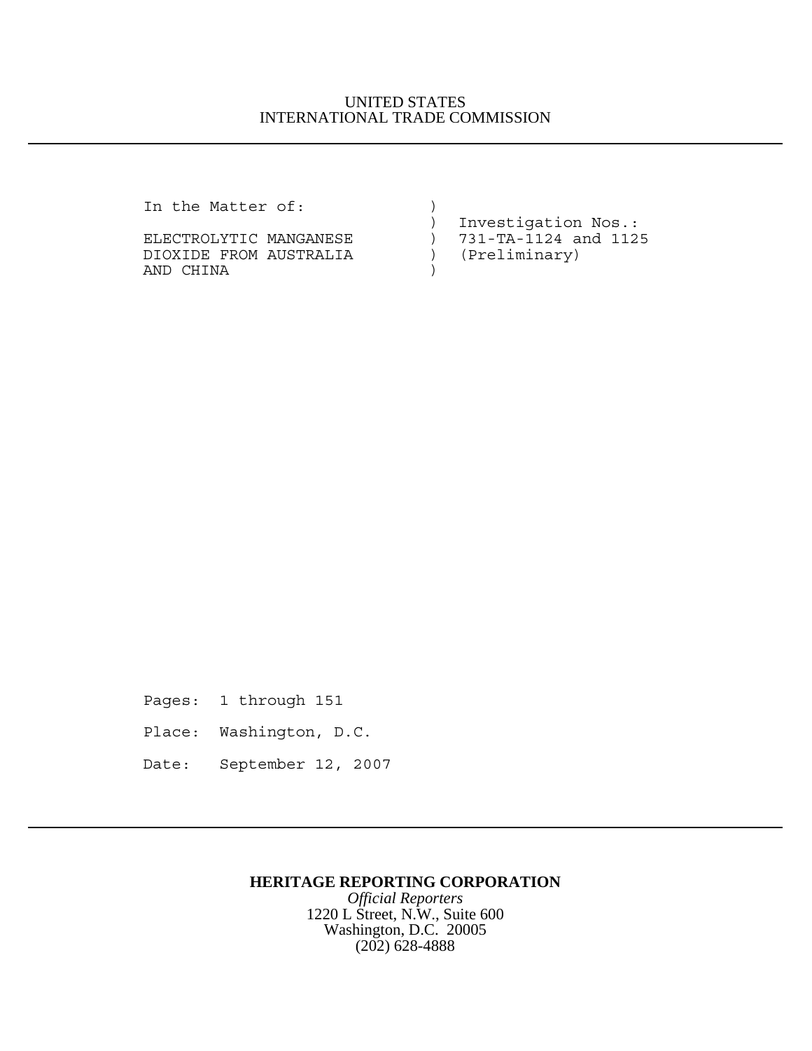UNITED STATES
INTERNATIONAL TRADE COMMISSION

---

```
In the Matter of:            )
                             )  Investigation Nos.:
ELECTROLYTIC MANGANESE       )  731-TA-1124 and 1125
DIOXIDE FROM AUSTRALIA       )  (Preliminary)
AND CHINA                    )
```

Pages: 1 through 151

Place: Washington, D.C.

Date: September 12, 2007

---

**HERITAGE REPORTING CORPORATION**

*Official Reporters*

1220 L Street, N.W., Suite 600

Washington, D.C. 20005

(202) 628-4888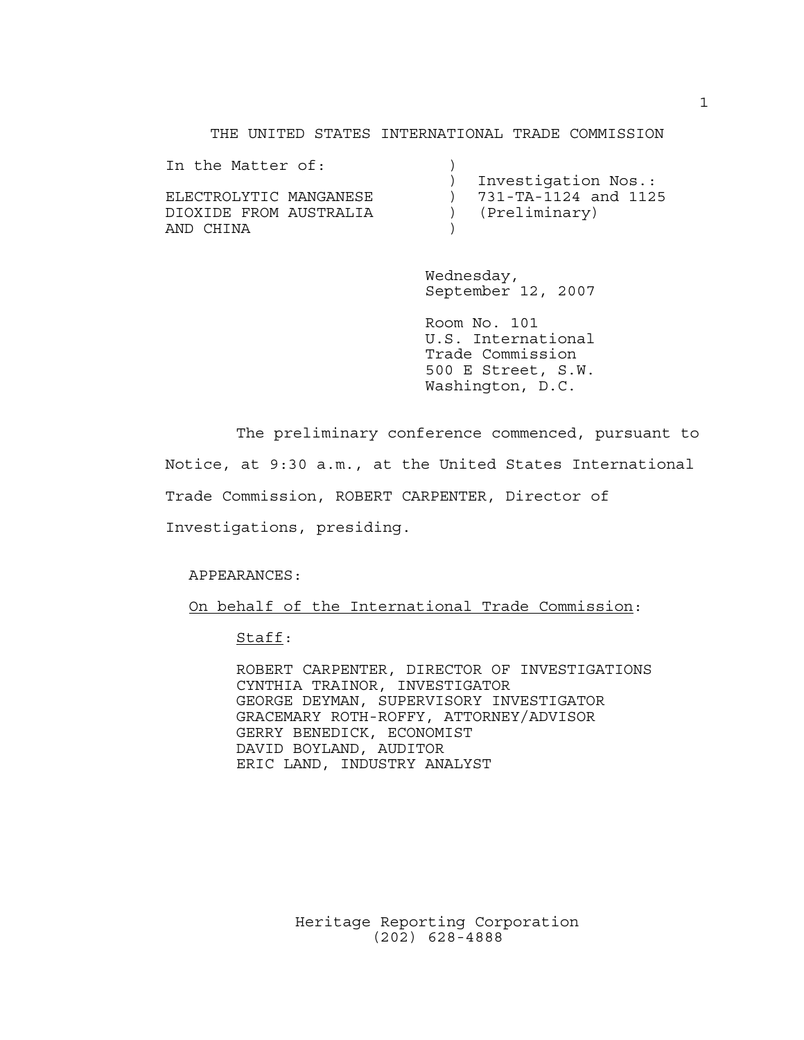THE UNITED STATES INTERNATIONAL TRADE COMMISSION

| In the Matter of: | ) | |
|---|---|---|
| | ) | Investigation Nos.: |
| ELECTROLYTIC MANGANESE | ) | 731-TA-1124 and 1125 |
| DIOXIDE FROM AUSTRALIA | ) | (Preliminary) |
| AND CHINA | ) | |

Wednesday,
September 12, 2007

Room No. 101
U.S. International
Trade Commission
500 E Street, S.W.
Washington, D.C.

The preliminary conference commenced, pursuant to Notice, at 9:30 a.m., at the United States International Trade Commission, ROBERT CARPENTER, Director of Investigations, presiding.

APPEARANCES:

On behalf of the International Trade Commission:

Staff:

ROBERT CARPENTER, DIRECTOR OF INVESTIGATIONS
CYNTHIA TRAINOR, INVESTIGATOR
GEORGE DEYMAN, SUPERVISORY INVESTIGATOR
GRACEMARY ROTH-ROFFY, ATTORNEY/ADVISOR
GERRY BENEDICK, ECONOMIST
DAVID BOYLAND, AUDITOR
ERIC LAND, INDUSTRY ANALYST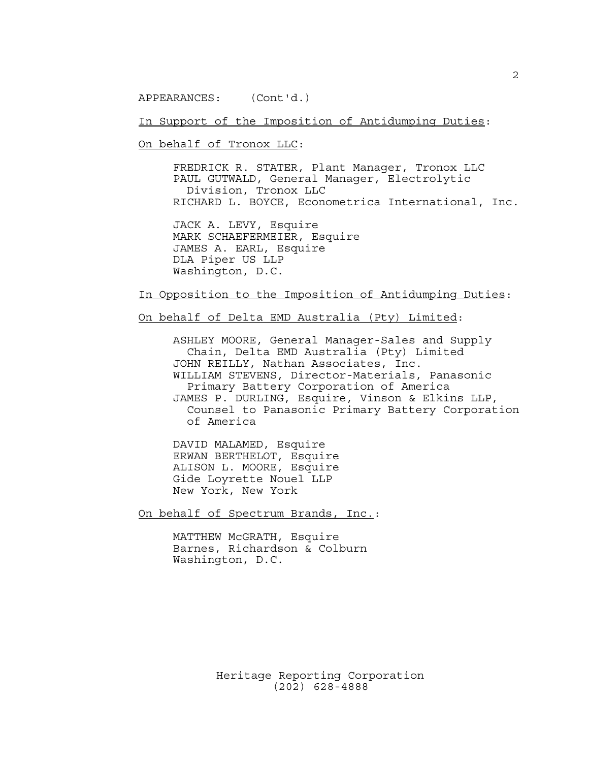APPEARANCES: (Cont'd.)

In Support of the Imposition of Antidumping Duties:

On behalf of Tronox LLC:

FREDRICK R. STATER, Plant Manager, Tronox LLC
PAUL GUTWALD, General Manager, Electrolytic Division, Tronox LLC
RICHARD L. BOYCE, Econometrica International, Inc.

JACK A. LEVY, Esquire
MARK SCHAEFERMEIER, Esquire
JAMES A. EARL, Esquire
DLA Piper US LLP
Washington, D.C.

In Opposition to the Imposition of Antidumping Duties:

On behalf of Delta EMD Australia (Pty) Limited:

ASHLEY MOORE, General Manager-Sales and Supply Chain, Delta EMD Australia (Pty) Limited
JOHN REILLY, Nathan Associates, Inc.
WILLIAM STEVENS, Director-Materials, Panasonic Primary Battery Corporation of America
JAMES P. DURLING, Esquire, Vinson & Elkins LLP, Counsel to Panasonic Primary Battery Corporation of America

DAVID MALAMED, Esquire
ERWAN BERTHELOT, Esquire
ALISON L. MOORE, Esquire
Gide Loyrette Nouel LLP
New York, New York

On behalf of Spectrum Brands, Inc.:

MATTHEW McGRATH, Esquire
Barnes, Richardson & Colburn
Washington, D.C.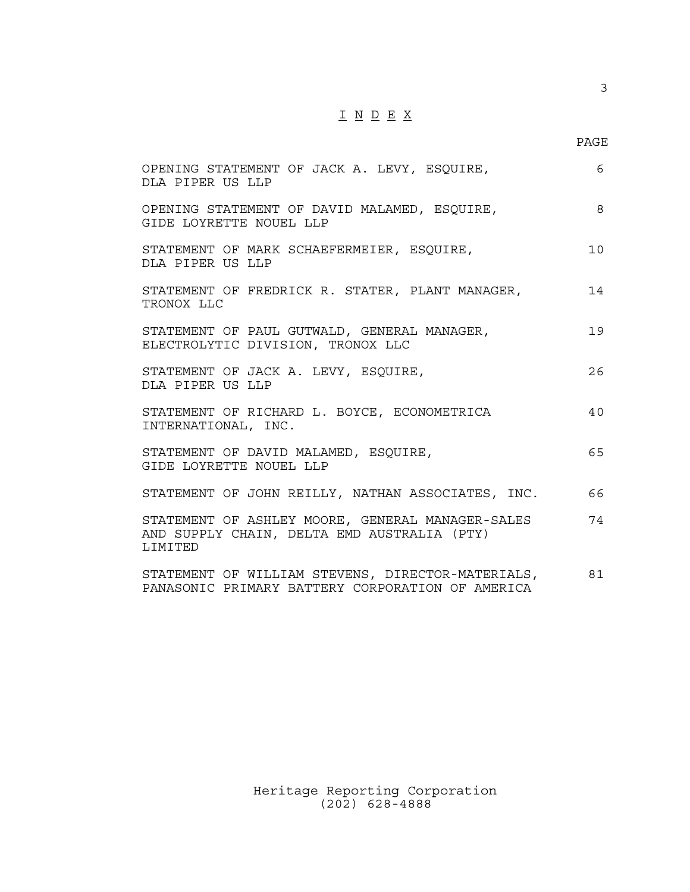# I N D E X

| | PAGE |
|---|---|
| OPENING STATEMENT OF JACK A. LEVY, ESQUIRE, DLA PIPER US LLP | 6 |
| OPENING STATEMENT OF DAVID MALAMED, ESQUIRE, GIDE LOYRETTE NOUEL LLP | 8 |
| STATEMENT OF MARK SCHAEFERMEIER, ESQUIRE, DLA PIPER US LLP | 10 |
| STATEMENT OF FREDRICK R. STATER, PLANT MANAGER, TRONOX LLC | 14 |
| STATEMENT OF PAUL GUTWALD, GENERAL MANAGER, ELECTROLYTIC DIVISION, TRONOX LLC | 19 |
| STATEMENT OF JACK A. LEVY, ESQUIRE, DLA PIPER US LLP | 26 |
| STATEMENT OF RICHARD L. BOYCE, ECONOMETRICA INTERNATIONAL, INC. | 40 |
| STATEMENT OF DAVID MALAMED, ESQUIRE, GIDE LOYRETTE NOUEL LLP | 65 |
| STATEMENT OF JOHN REILLY, NATHAN ASSOCIATES, INC. | 66 |
| STATEMENT OF ASHLEY MOORE, GENERAL MANAGER-SALES AND SUPPLY CHAIN, DELTA EMD AUSTRALIA (PTY) LIMITED | 74 |
| STATEMENT OF WILLIAM STEVENS, DIRECTOR-MATERIALS, PANASONIC PRIMARY BATTERY CORPORATION OF AMERICA | 81 |

Heritage Reporting Corporation
(202) 628-4888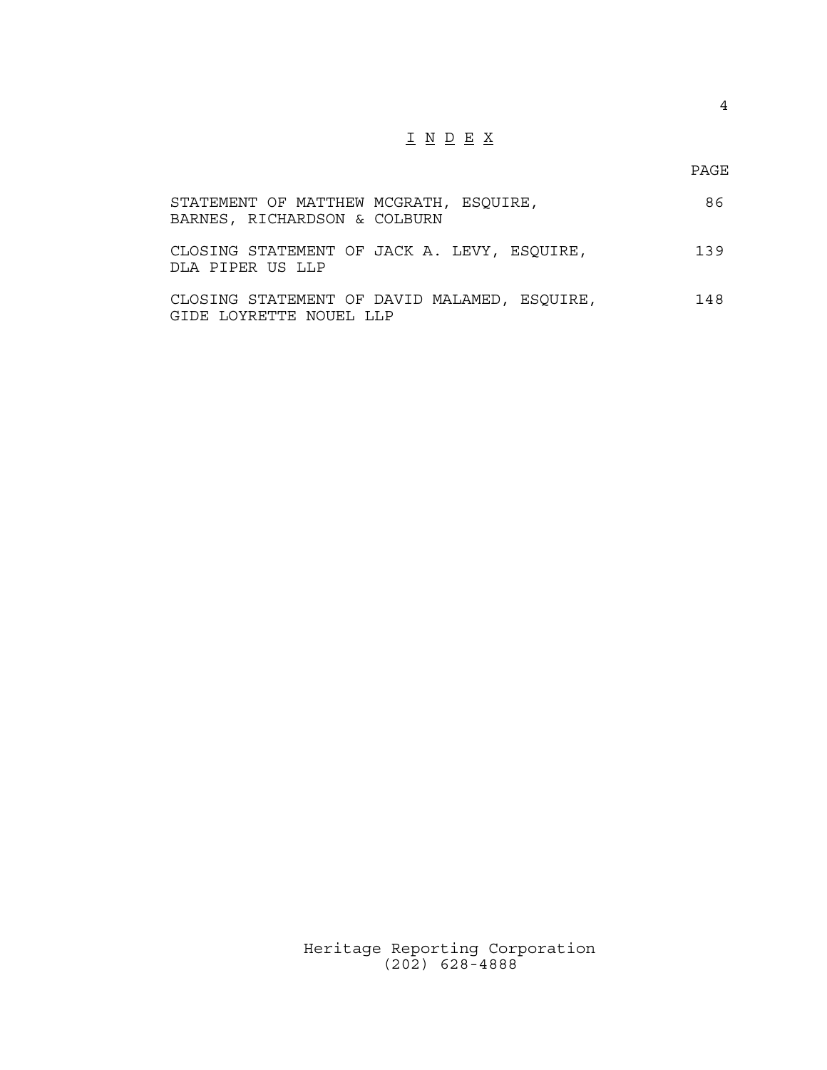# I N D E X

| | PAGE |
|---|---|
| STATEMENT OF MATTHEW MCGRATH, ESQUIRE, BARNES, RICHARDSON & COLBURN | 86 |
| CLOSING STATEMENT OF JACK A. LEVY, ESQUIRE, DLA PIPER US LLP | 139 |
| CLOSING STATEMENT OF DAVID MALAMED, ESQUIRE, GIDE LOYRETTE NOUEL LLP | 148 |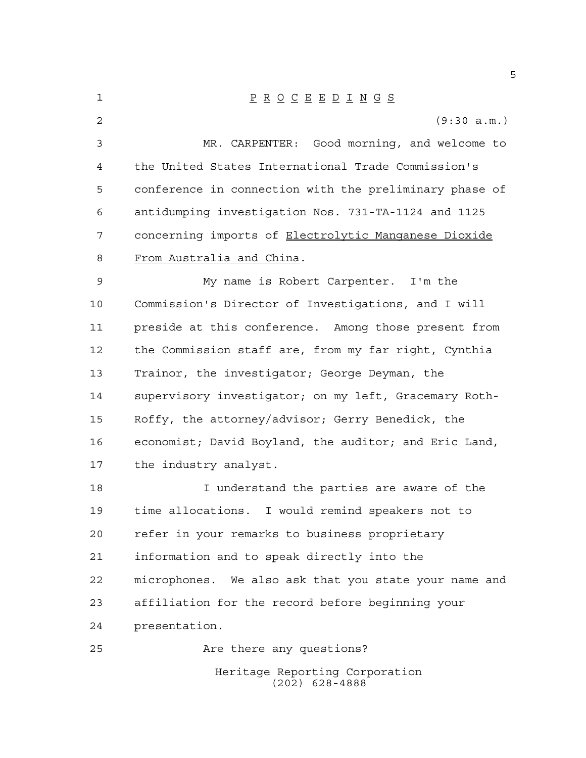P R O C E E D I N G S

(9:30 a.m.)

MR. CARPENTER: Good morning, and welcome to the United States International Trade Commission's conference in connection with the preliminary phase of antidumping investigation Nos. 731-TA-1124 and 1125 concerning imports of Electrolytic Manganese Dioxide From Australia and China.

My name is Robert Carpenter. I'm the Commission's Director of Investigations, and I will preside at this conference. Among those present from the Commission staff are, from my far right, Cynthia Trainor, the investigator; George Deyman, the supervisory investigator; on my left, Gracemary Roth-Roffy, the attorney/advisor; Gerry Benedick, the economist; David Boyland, the auditor; and Eric Land, the industry analyst.

I understand the parties are aware of the time allocations. I would remind speakers not to refer in your remarks to business proprietary information and to speak directly into the microphones. We also ask that you state your name and affiliation for the record before beginning your presentation.

Are there any questions?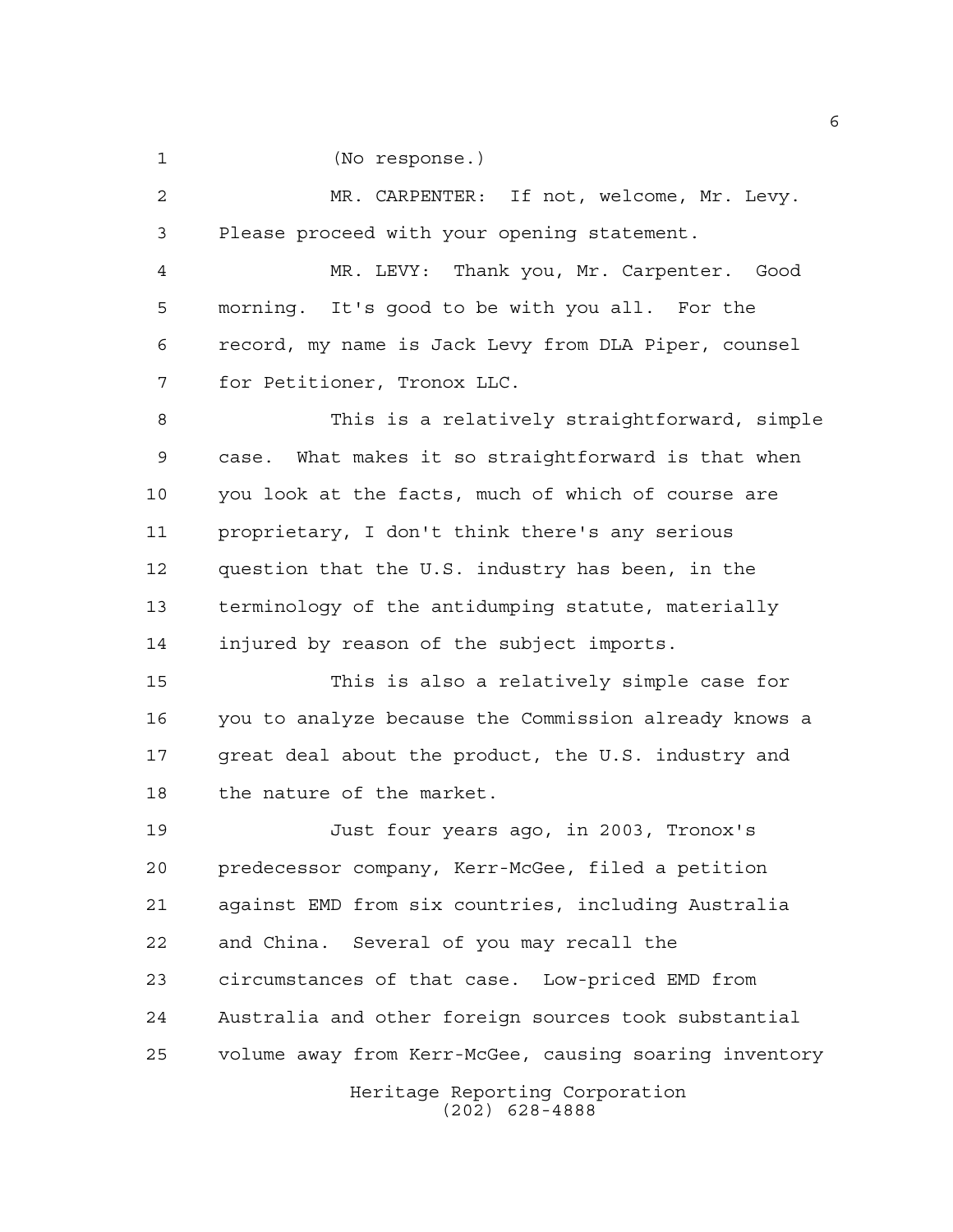(No response.)

MR. CARPENTER: If not, welcome, Mr. Levy. Please proceed with your opening statement.

MR. LEVY: Thank you, Mr. Carpenter. Good morning. It's good to be with you all. For the record, my name is Jack Levy from DLA Piper, counsel for Petitioner, Tronox LLC.

This is a relatively straightforward, simple case. What makes it so straightforward is that when you look at the facts, much of which of course are proprietary, I don't think there's any serious question that the U.S. industry has been, in the terminology of the antidumping statute, materially injured by reason of the subject imports.

This is also a relatively simple case for you to analyze because the Commission already knows a great deal about the product, the U.S. industry and the nature of the market.

Just four years ago, in 2003, Tronox's predecessor company, Kerr-McGee, filed a petition against EMD from six countries, including Australia and China. Several of you may recall the circumstances of that case. Low-priced EMD from Australia and other foreign sources took substantial volume away from Kerr-McGee, causing soaring inventory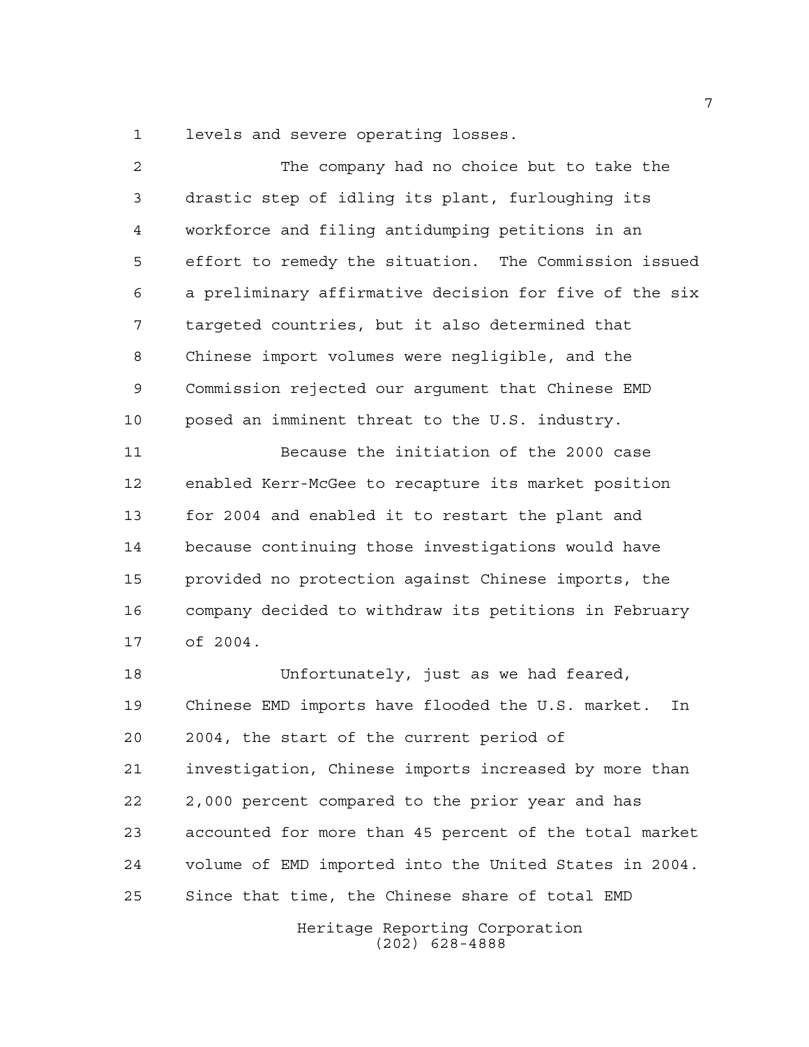levels and severe operating losses.

The company had no choice but to take the drastic step of idling its plant, furloughing its workforce and filing antidumping petitions in an effort to remedy the situation. The Commission issued a preliminary affirmative decision for five of the six targeted countries, but it also determined that Chinese import volumes were negligible, and the Commission rejected our argument that Chinese EMD posed an imminent threat to the U.S. industry.

Because the initiation of the 2000 case enabled Kerr-McGee to recapture its market position for 2004 and enabled it to restart the plant and because continuing those investigations would have provided no protection against Chinese imports, the company decided to withdraw its petitions in February of 2004.

Unfortunately, just as we had feared, Chinese EMD imports have flooded the U.S. market. In 2004, the start of the current period of investigation, Chinese imports increased by more than 2,000 percent compared to the prior year and has accounted for more than 45 percent of the total market volume of EMD imported into the United States in 2004. Since that time, the Chinese share of total EMD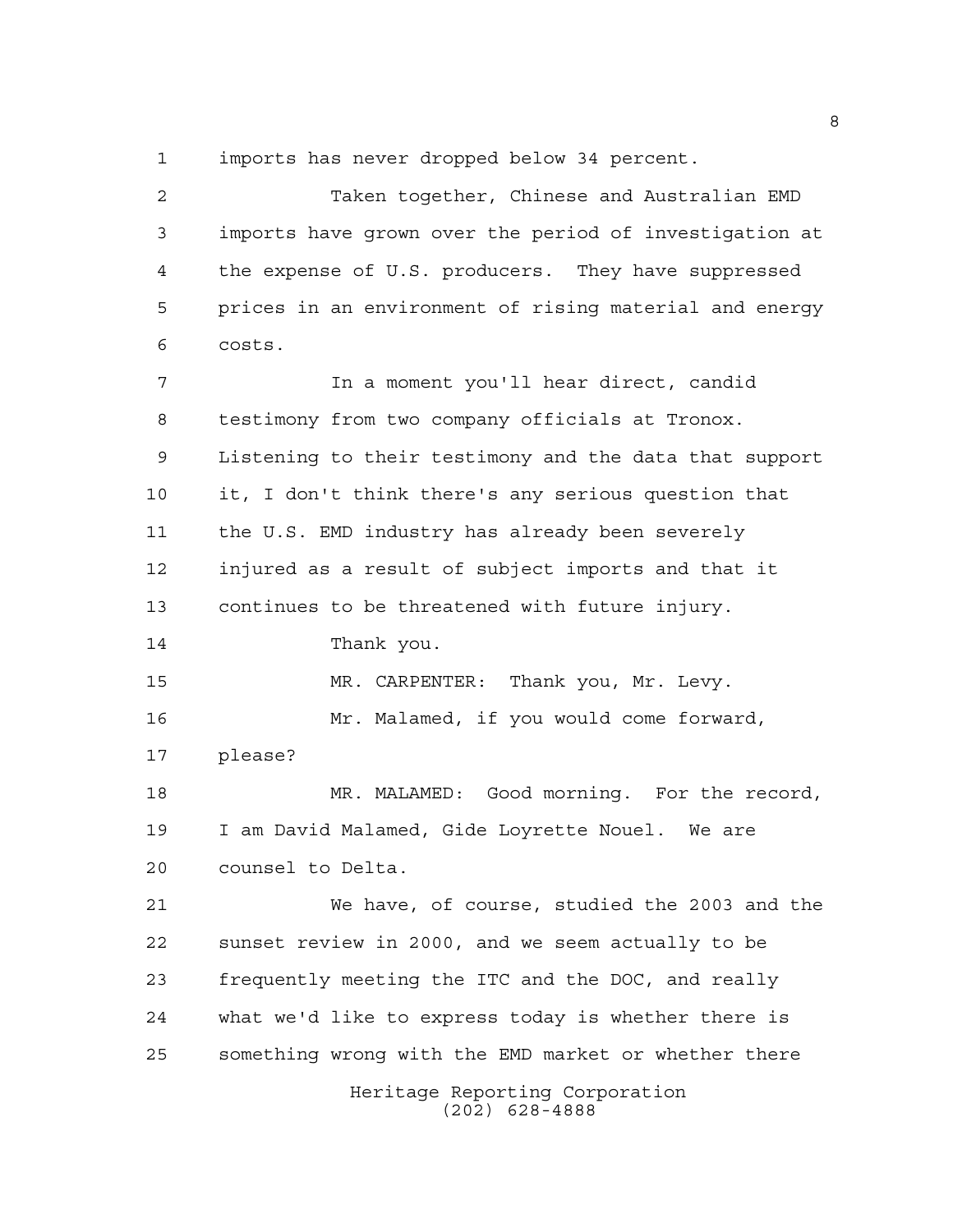imports has never dropped below 34 percent.

Taken together, Chinese and Australian EMD imports have grown over the period of investigation at the expense of U.S. producers. They have suppressed prices in an environment of rising material and energy costs.

In a moment you'll hear direct, candid testimony from two company officials at Tronox. Listening to their testimony and the data that support it, I don't think there's any serious question that the U.S. EMD industry has already been severely injured as a result of subject imports and that it continues to be threatened with future injury.

Thank you.

MR. CARPENTER: Thank you, Mr. Levy.

Mr. Malamed, if you would come forward, please?

MR. MALAMED: Good morning. For the record, I am David Malamed, Gide Loyrette Nouel. We are counsel to Delta.

We have, of course, studied the 2003 and the sunset review in 2000, and we seem actually to be frequently meeting the ITC and the DOC, and really what we'd like to express today is whether there is something wrong with the EMD market or whether there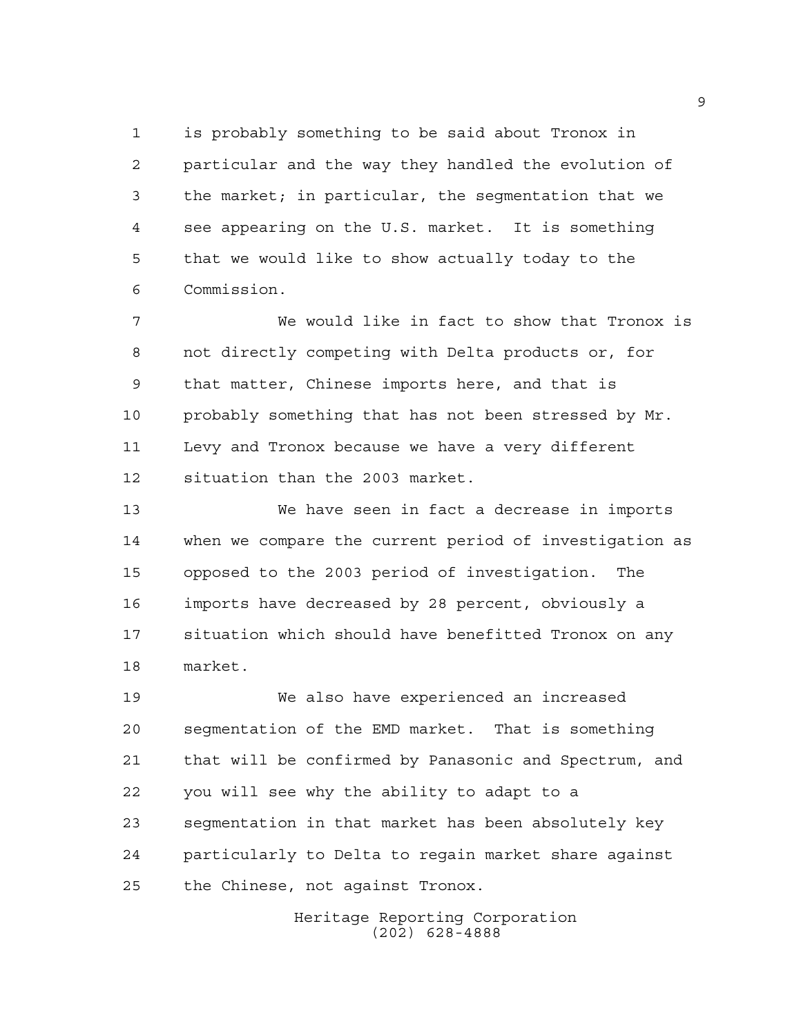is probably something to be said about Tronox in particular and the way they handled the evolution of the market; in particular, the segmentation that we see appearing on the U.S. market. It is something that we would like to show actually today to the Commission.

We would like in fact to show that Tronox is not directly competing with Delta products or, for that matter, Chinese imports here, and that is probably something that has not been stressed by Mr. Levy and Tronox because we have a very different situation than the 2003 market.

We have seen in fact a decrease in imports when we compare the current period of investigation as opposed to the 2003 period of investigation. The imports have decreased by 28 percent, obviously a situation which should have benefitted Tronox on any market.

We also have experienced an increased segmentation of the EMD market. That is something that will be confirmed by Panasonic and Spectrum, and you will see why the ability to adapt to a segmentation in that market has been absolutely key particularly to Delta to regain market share against the Chinese, not against Tronox.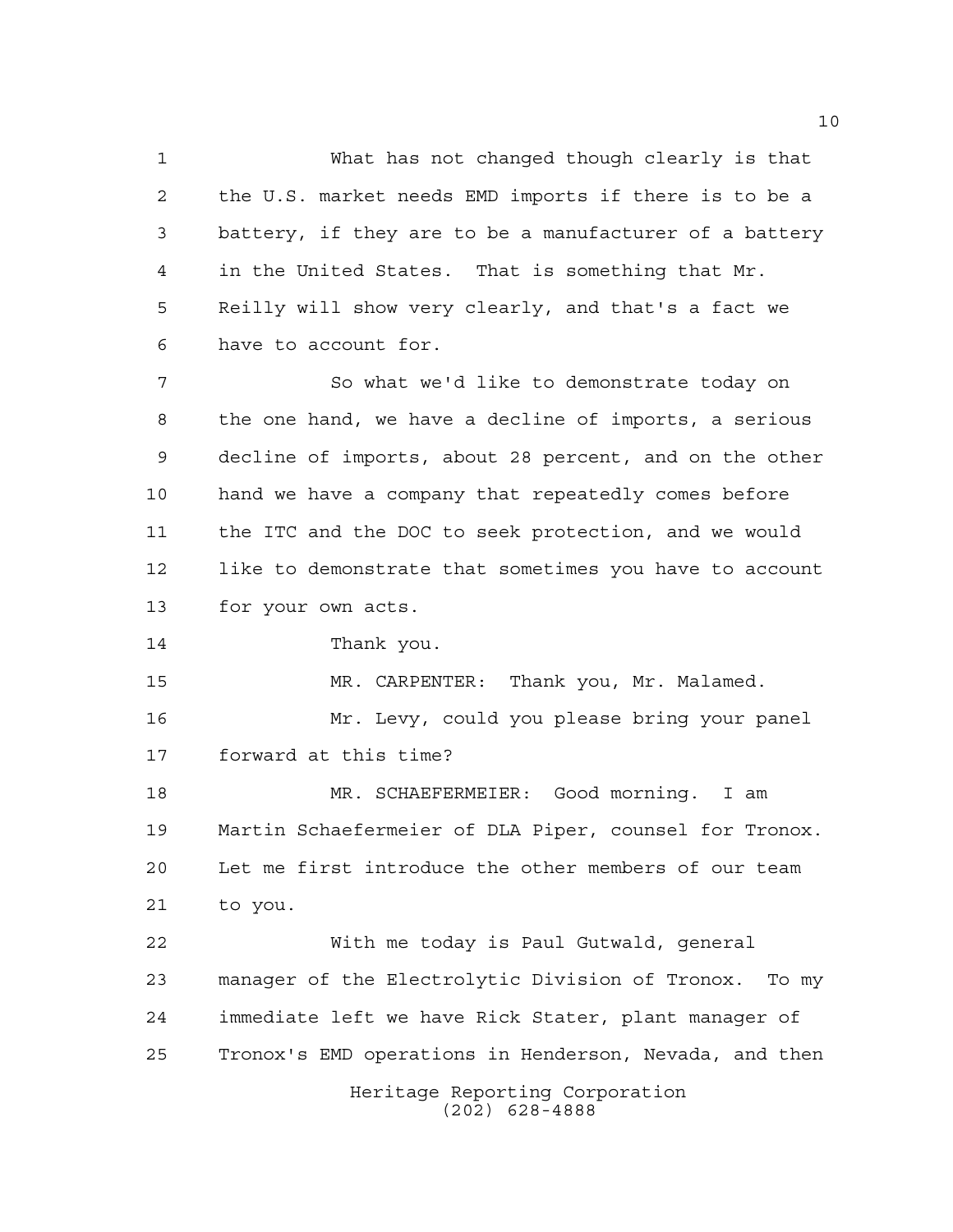What has not changed though clearly is that the U.S. market needs EMD imports if there is to be a battery, if they are to be a manufacturer of a battery in the United States. That is something that Mr. Reilly will show very clearly, and that's a fact we have to account for.

So what we'd like to demonstrate today on the one hand, we have a decline of imports, a serious decline of imports, about 28 percent, and on the other hand we have a company that repeatedly comes before the ITC and the DOC to seek protection, and we would like to demonstrate that sometimes you have to account for your own acts.

Thank you.

MR. CARPENTER: Thank you, Mr. Malamed.

Mr. Levy, could you please bring your panel forward at this time?

MR. SCHAEFERMEIER: Good morning. I am Martin Schaefermeier of DLA Piper, counsel for Tronox. Let me first introduce the other members of our team to you.

With me today is Paul Gutwald, general manager of the Electrolytic Division of Tronox. To my immediate left we have Rick Stater, plant manager of Tronox's EMD operations in Henderson, Nevada, and then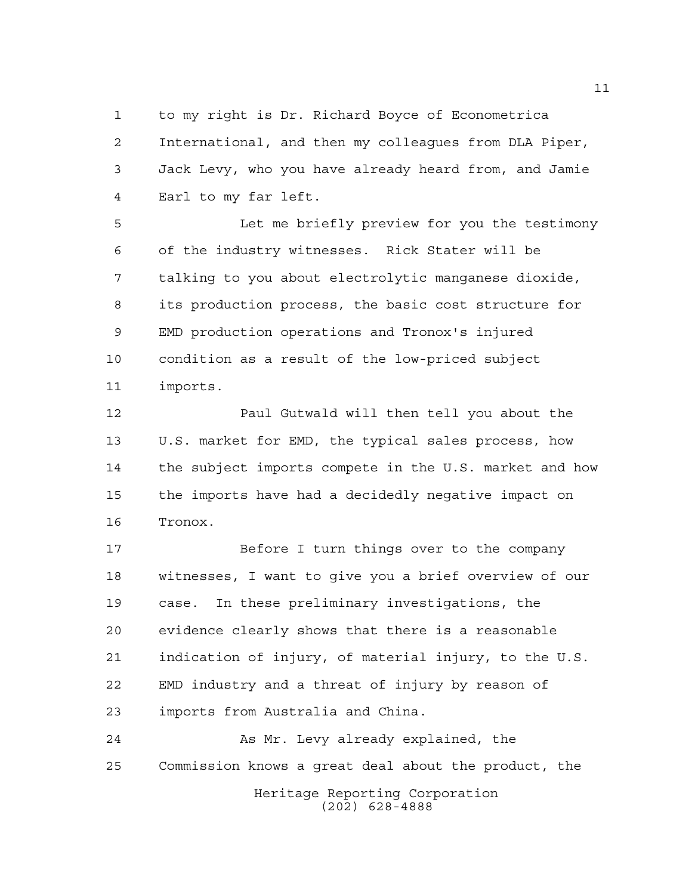to my right is Dr. Richard Boyce of Econometrica International, and then my colleagues from DLA Piper, Jack Levy, who you have already heard from, and Jamie Earl to my far left.

Let me briefly preview for you the testimony of the industry witnesses. Rick Stater will be talking to you about electrolytic manganese dioxide, its production process, the basic cost structure for EMD production operations and Tronox's injured condition as a result of the low-priced subject imports.

Paul Gutwald will then tell you about the U.S. market for EMD, the typical sales process, how the subject imports compete in the U.S. market and how the imports have had a decidedly negative impact on Tronox.

Before I turn things over to the company witnesses, I want to give you a brief overview of our case. In these preliminary investigations, the evidence clearly shows that there is a reasonable indication of injury, of material injury, to the U.S. EMD industry and a threat of injury by reason of imports from Australia and China.

As Mr. Levy already explained, the Commission knows a great deal about the product, the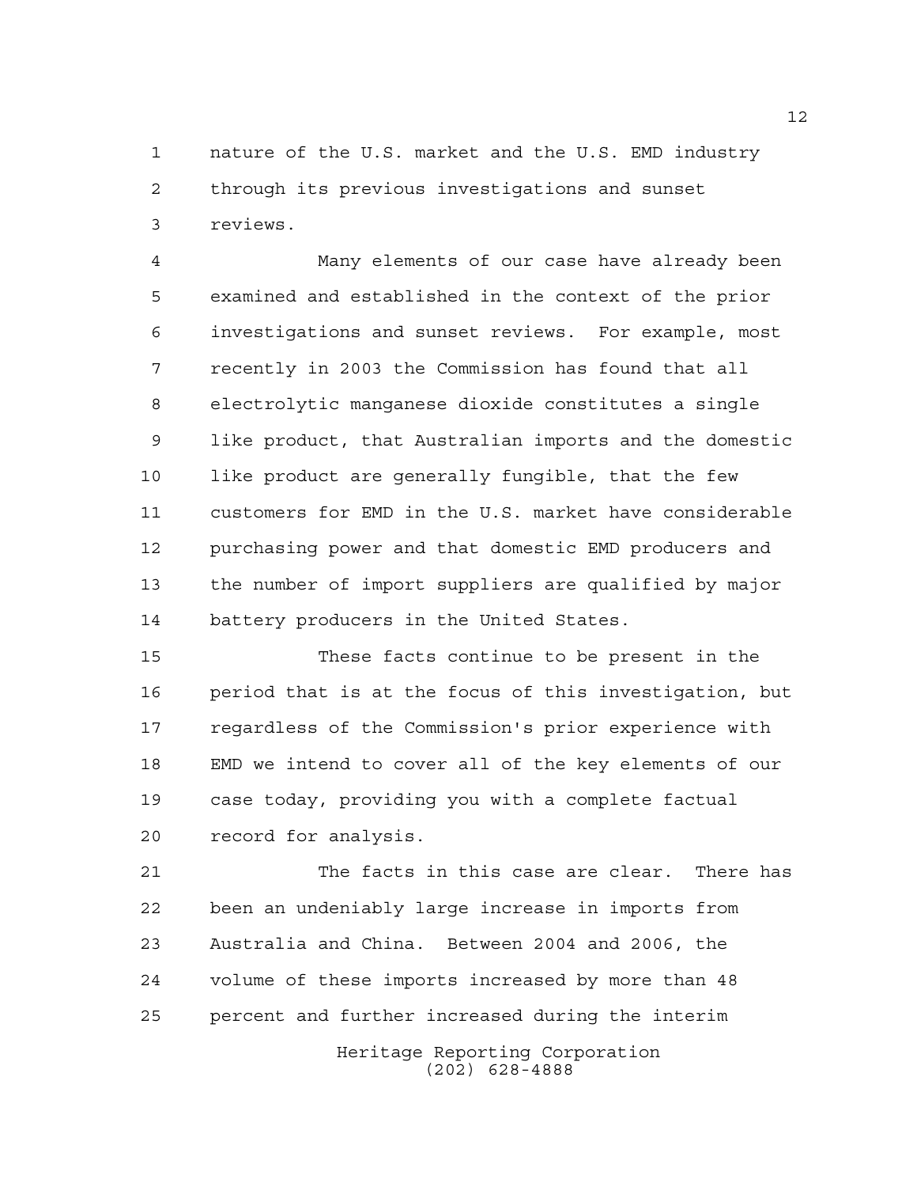nature of the U.S. market and the U.S. EMD industry through its previous investigations and sunset reviews.

Many elements of our case have already been examined and established in the context of the prior investigations and sunset reviews. For example, most recently in 2003 the Commission has found that all electrolytic manganese dioxide constitutes a single like product, that Australian imports and the domestic like product are generally fungible, that the few customers for EMD in the U.S. market have considerable purchasing power and that domestic EMD producers and the number of import suppliers are qualified by major battery producers in the United States.

These facts continue to be present in the period that is at the focus of this investigation, but regardless of the Commission's prior experience with EMD we intend to cover all of the key elements of our case today, providing you with a complete factual record for analysis.

The facts in this case are clear. There has been an undeniably large increase in imports from Australia and China. Between 2004 and 2006, the volume of these imports increased by more than 48 percent and further increased during the interim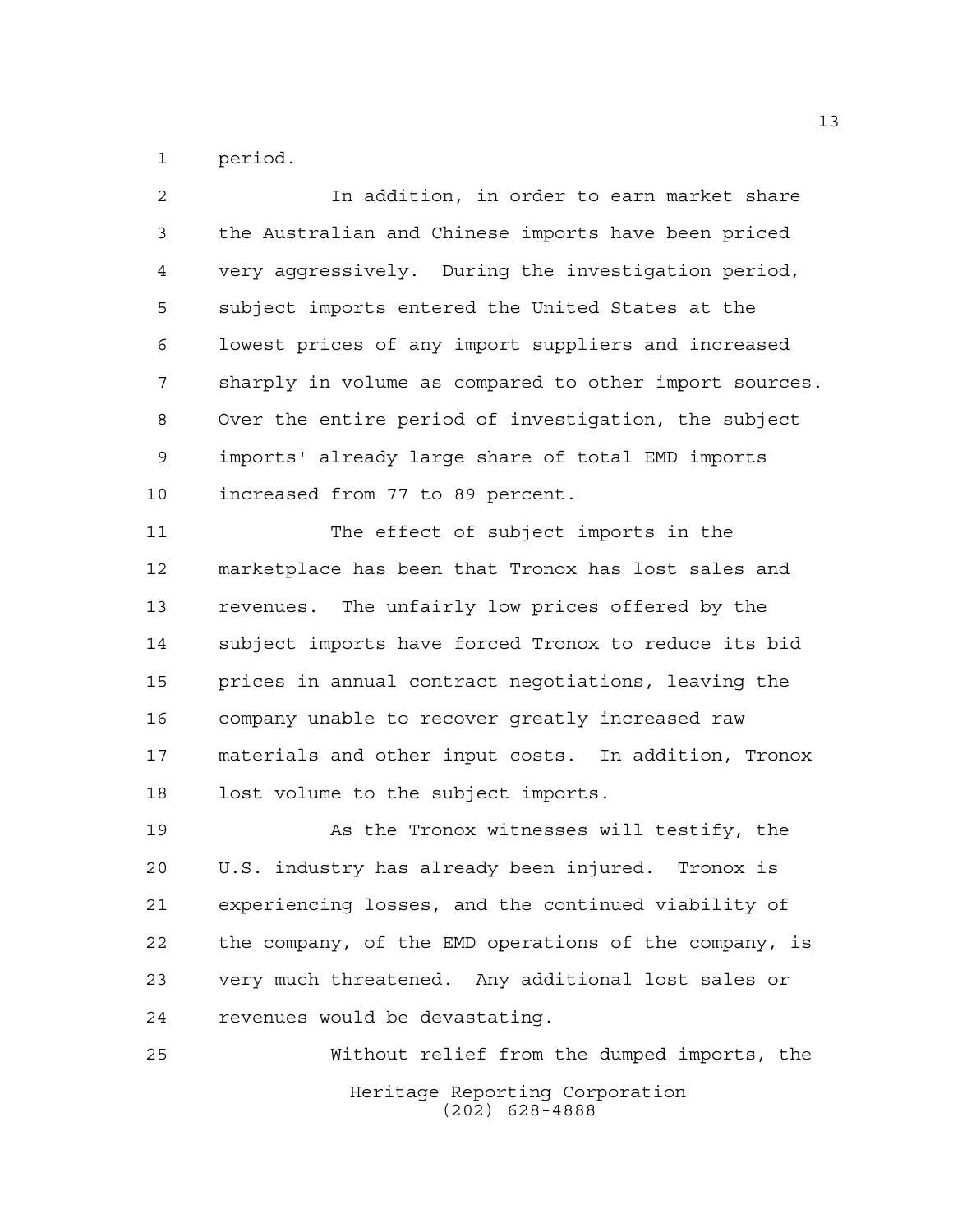period.

In addition, in order to earn market share the Australian and Chinese imports have been priced very aggressively. During the investigation period, subject imports entered the United States at the lowest prices of any import suppliers and increased sharply in volume as compared to other import sources. Over the entire period of investigation, the subject imports' already large share of total EMD imports increased from 77 to 89 percent.

The effect of subject imports in the marketplace has been that Tronox has lost sales and revenues. The unfairly low prices offered by the subject imports have forced Tronox to reduce its bid prices in annual contract negotiations, leaving the company unable to recover greatly increased raw materials and other input costs. In addition, Tronox lost volume to the subject imports.

As the Tronox witnesses will testify, the U.S. industry has already been injured. Tronox is experiencing losses, and the continued viability of the company, of the EMD operations of the company, is very much threatened. Any additional lost sales or revenues would be devastating.

Without relief from the dumped imports, the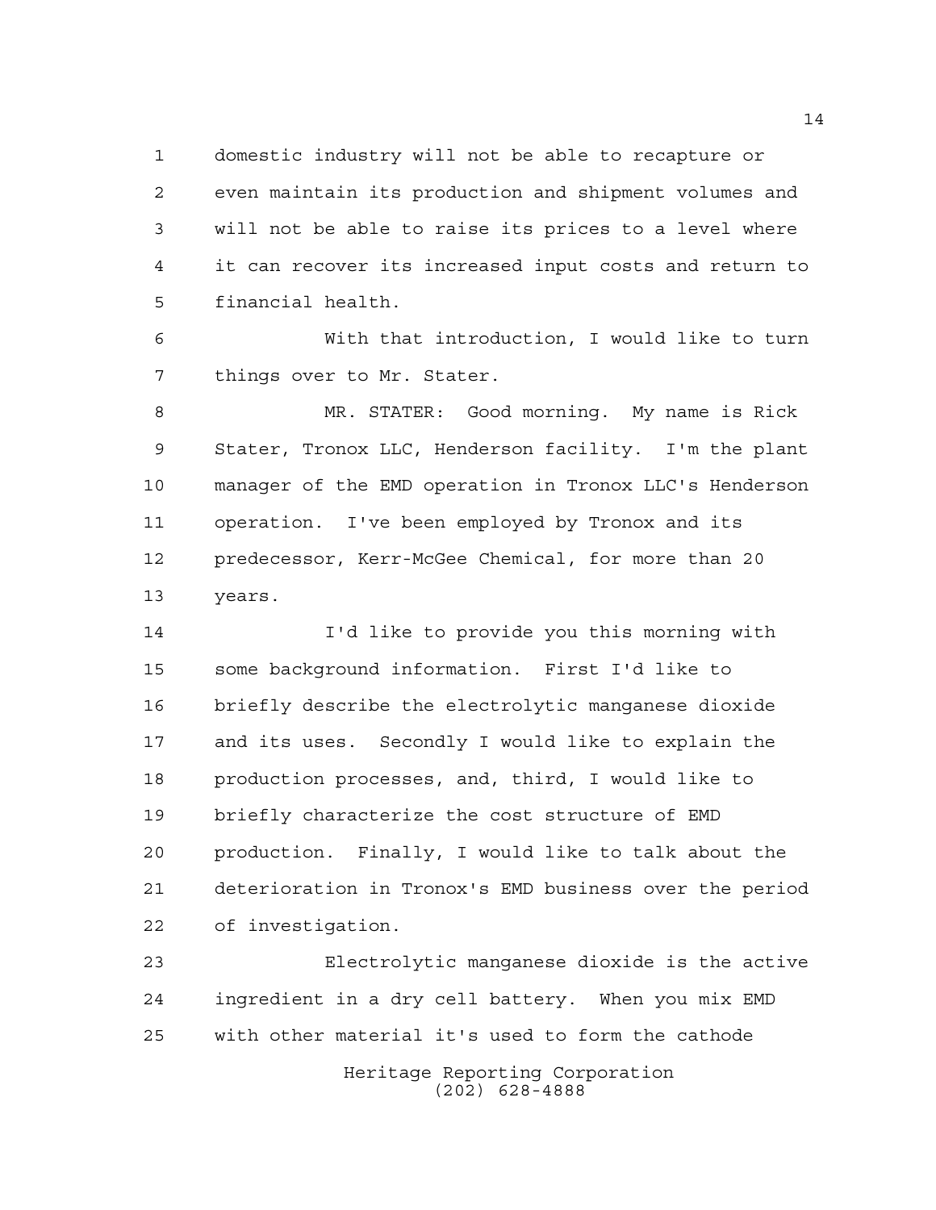domestic industry will not be able to recapture or even maintain its production and shipment volumes and will not be able to raise its prices to a level where it can recover its increased input costs and return to financial health.

With that introduction, I would like to turn things over to Mr. Stater.

MR. STATER: Good morning. My name is Rick Stater, Tronox LLC, Henderson facility. I'm the plant manager of the EMD operation in Tronox LLC's Henderson operation. I've been employed by Tronox and its predecessor, Kerr-McGee Chemical, for more than 20 years.

I'd like to provide you this morning with some background information. First I'd like to briefly describe the electrolytic manganese dioxide and its uses. Secondly I would like to explain the production processes, and, third, I would like to briefly characterize the cost structure of EMD production. Finally, I would like to talk about the deterioration in Tronox's EMD business over the period of investigation.

Electrolytic manganese dioxide is the active ingredient in a dry cell battery. When you mix EMD with other material it's used to form the cathode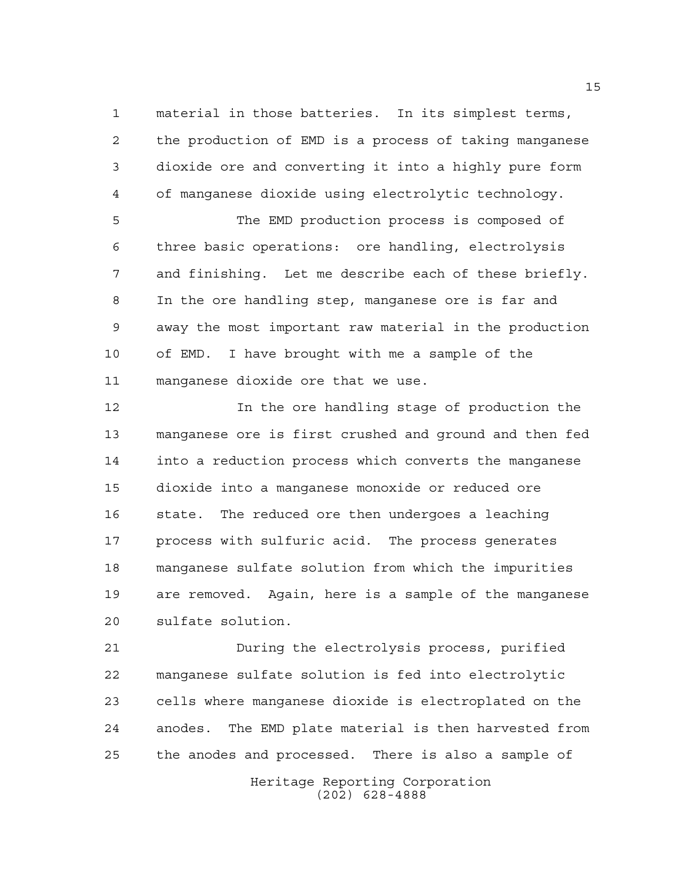material in those batteries. In its simplest terms, the production of EMD is a process of taking manganese dioxide ore and converting it into a highly pure form of manganese dioxide using electrolytic technology.

The EMD production process is composed of three basic operations: ore handling, electrolysis and finishing. Let me describe each of these briefly. In the ore handling step, manganese ore is far and away the most important raw material in the production of EMD. I have brought with me a sample of the manganese dioxide ore that we use.

In the ore handling stage of production the manganese ore is first crushed and ground and then fed into a reduction process which converts the manganese dioxide into a manganese monoxide or reduced ore state. The reduced ore then undergoes a leaching process with sulfuric acid. The process generates manganese sulfate solution from which the impurities are removed. Again, here is a sample of the manganese sulfate solution.

During the electrolysis process, purified manganese sulfate solution is fed into electrolytic cells where manganese dioxide is electroplated on the anodes. The EMD plate material is then harvested from the anodes and processed. There is also a sample of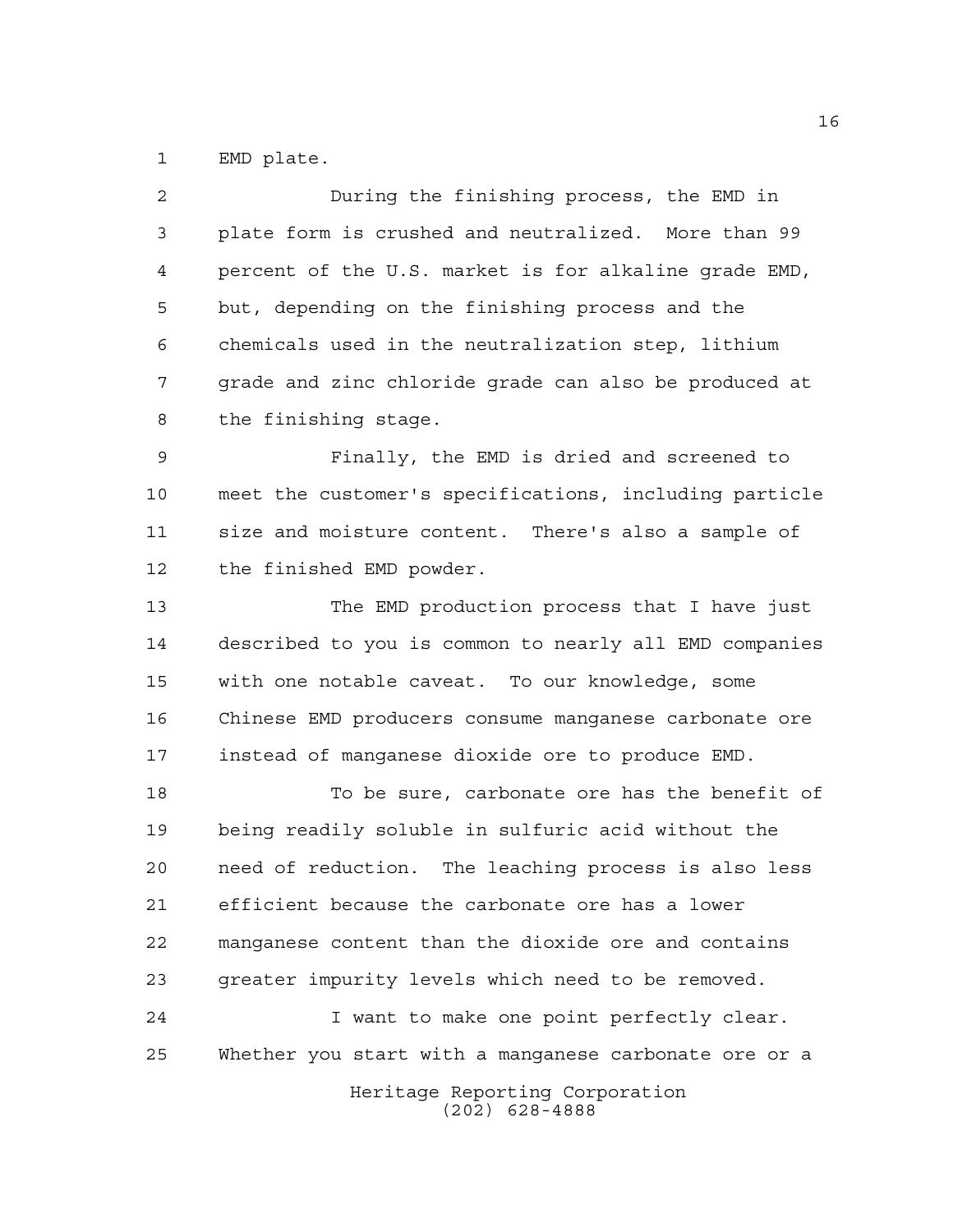EMD plate.

During the finishing process, the EMD in plate form is crushed and neutralized. More than 99 percent of the U.S. market is for alkaline grade EMD, but, depending on the finishing process and the chemicals used in the neutralization step, lithium grade and zinc chloride grade can also be produced at the finishing stage.

Finally, the EMD is dried and screened to meet the customer's specifications, including particle size and moisture content. There's also a sample of the finished EMD powder.

The EMD production process that I have just described to you is common to nearly all EMD companies with one notable caveat. To our knowledge, some Chinese EMD producers consume manganese carbonate ore instead of manganese dioxide ore to produce EMD.

To be sure, carbonate ore has the benefit of being readily soluble in sulfuric acid without the need of reduction. The leaching process is also less efficient because the carbonate ore has a lower manganese content than the dioxide ore and contains greater impurity levels which need to be removed.

I want to make one point perfectly clear. Whether you start with a manganese carbonate ore or a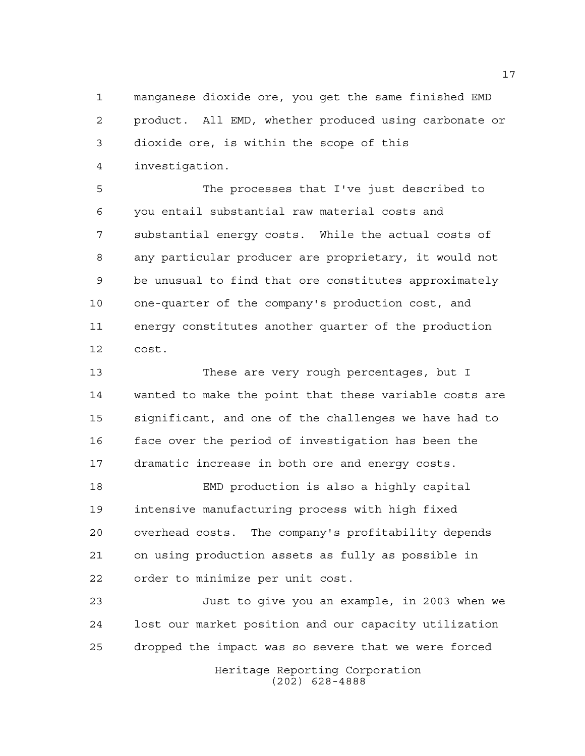manganese dioxide ore, you get the same finished EMD product. All EMD, whether produced using carbonate or dioxide ore, is within the scope of this investigation.

The processes that I've just described to you entail substantial raw material costs and substantial energy costs. While the actual costs of any particular producer are proprietary, it would not be unusual to find that ore constitutes approximately one-quarter of the company's production cost, and energy constitutes another quarter of the production cost.

These are very rough percentages, but I wanted to make the point that these variable costs are significant, and one of the challenges we have had to face over the period of investigation has been the dramatic increase in both ore and energy costs.

EMD production is also a highly capital intensive manufacturing process with high fixed overhead costs. The company's profitability depends on using production assets as fully as possible in order to minimize per unit cost.

Just to give you an example, in 2003 when we lost our market position and our capacity utilization dropped the impact was so severe that we were forced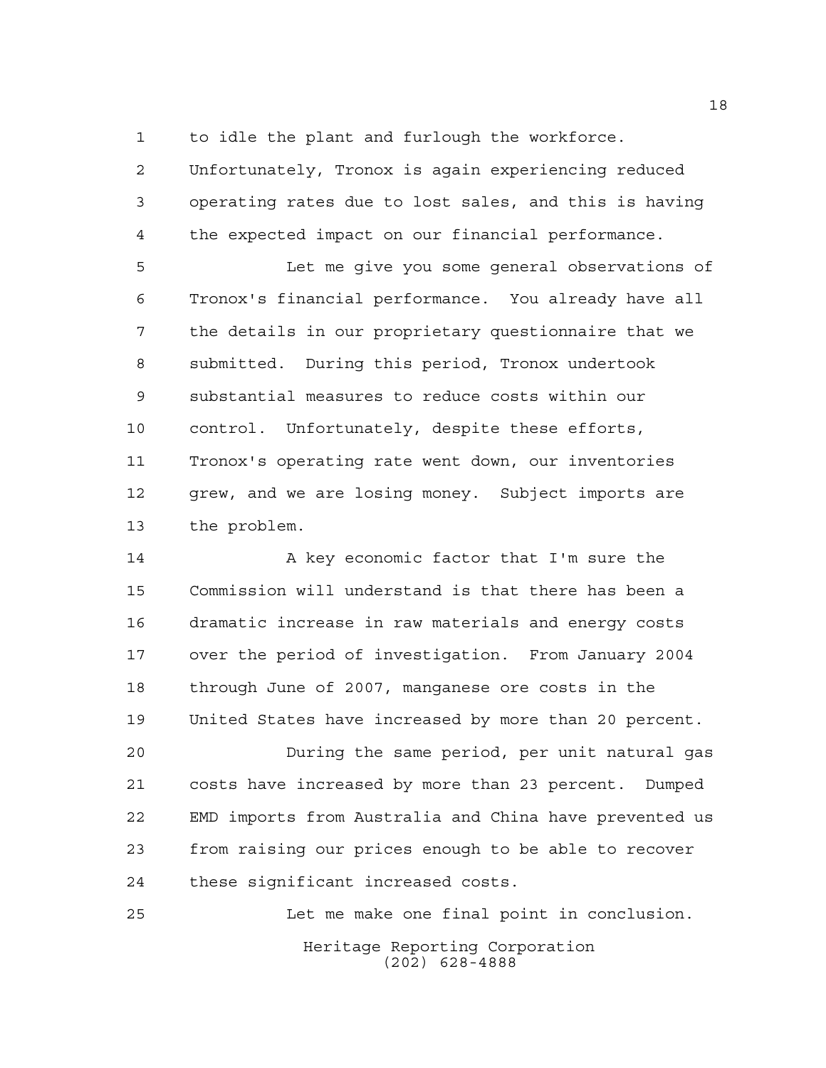to idle the plant and furlough the workforce. Unfortunately, Tronox is again experiencing reduced operating rates due to lost sales, and this is having the expected impact on our financial performance.

Let me give you some general observations of Tronox's financial performance. You already have all the details in our proprietary questionnaire that we submitted. During this period, Tronox undertook substantial measures to reduce costs within our control. Unfortunately, despite these efforts, Tronox's operating rate went down, our inventories grew, and we are losing money. Subject imports are the problem.

A key economic factor that I'm sure the Commission will understand is that there has been a dramatic increase in raw materials and energy costs over the period of investigation. From January 2004 through June of 2007, manganese ore costs in the United States have increased by more than 20 percent.

During the same period, per unit natural gas costs have increased by more than 23 percent. Dumped EMD imports from Australia and China have prevented us from raising our prices enough to be able to recover these significant increased costs.

Let me make one final point in conclusion.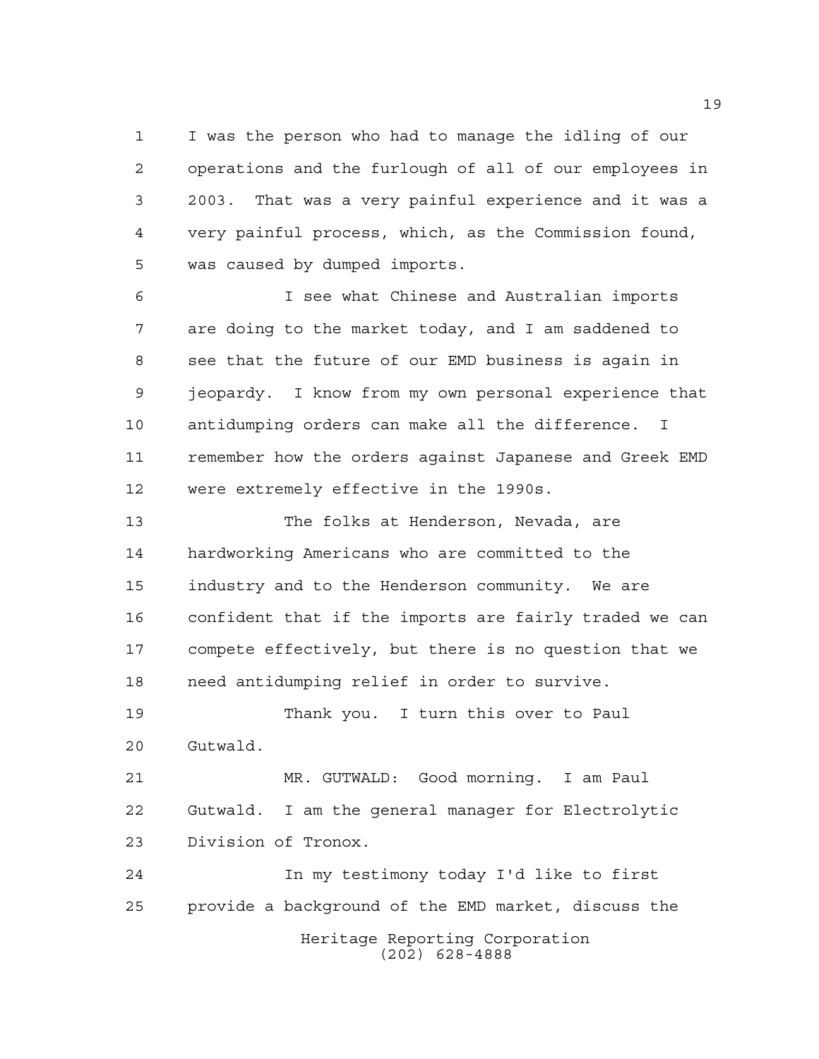I was the person who had to manage the idling of our operations and the furlough of all of our employees in 2003. That was a very painful experience and it was a very painful process, which, as the Commission found, was caused by dumped imports.

I see what Chinese and Australian imports are doing to the market today, and I am saddened to see that the future of our EMD business is again in jeopardy. I know from my own personal experience that antidumping orders can make all the difference. I remember how the orders against Japanese and Greek EMD were extremely effective in the 1990s.

The folks at Henderson, Nevada, are hardworking Americans who are committed to the industry and to the Henderson community. We are confident that if the imports are fairly traded we can compete effectively, but there is no question that we need antidumping relief in order to survive.

Thank you. I turn this over to Paul Gutwald.

MR. GUTWALD: Good morning. I am Paul Gutwald. I am the general manager for Electrolytic Division of Tronox.

In my testimony today I'd like to first provide a background of the EMD market, discuss the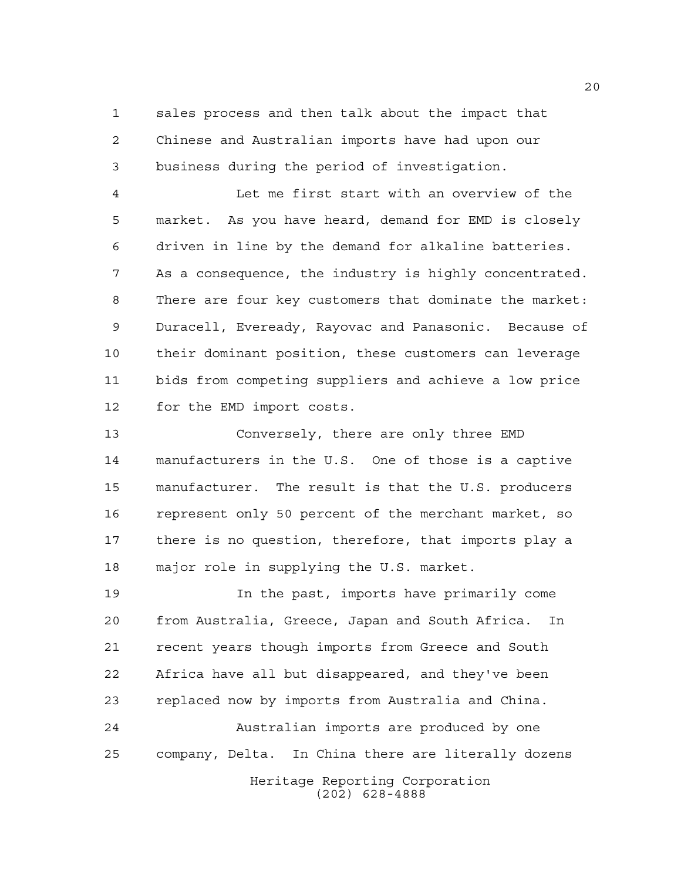sales process and then talk about the impact that Chinese and Australian imports have had upon our business during the period of investigation.

Let me first start with an overview of the market. As you have heard, demand for EMD is closely driven in line by the demand for alkaline batteries. As a consequence, the industry is highly concentrated. There are four key customers that dominate the market: Duracell, Eveready, Rayovac and Panasonic. Because of their dominant position, these customers can leverage bids from competing suppliers and achieve a low price for the EMD import costs.

Conversely, there are only three EMD manufacturers in the U.S. One of those is a captive manufacturer. The result is that the U.S. producers represent only 50 percent of the merchant market, so there is no question, therefore, that imports play a major role in supplying the U.S. market.

In the past, imports have primarily come from Australia, Greece, Japan and South Africa. In recent years though imports from Greece and South Africa have all but disappeared, and they've been replaced now by imports from Australia and China.

Australian imports are produced by one company, Delta. In China there are literally dozens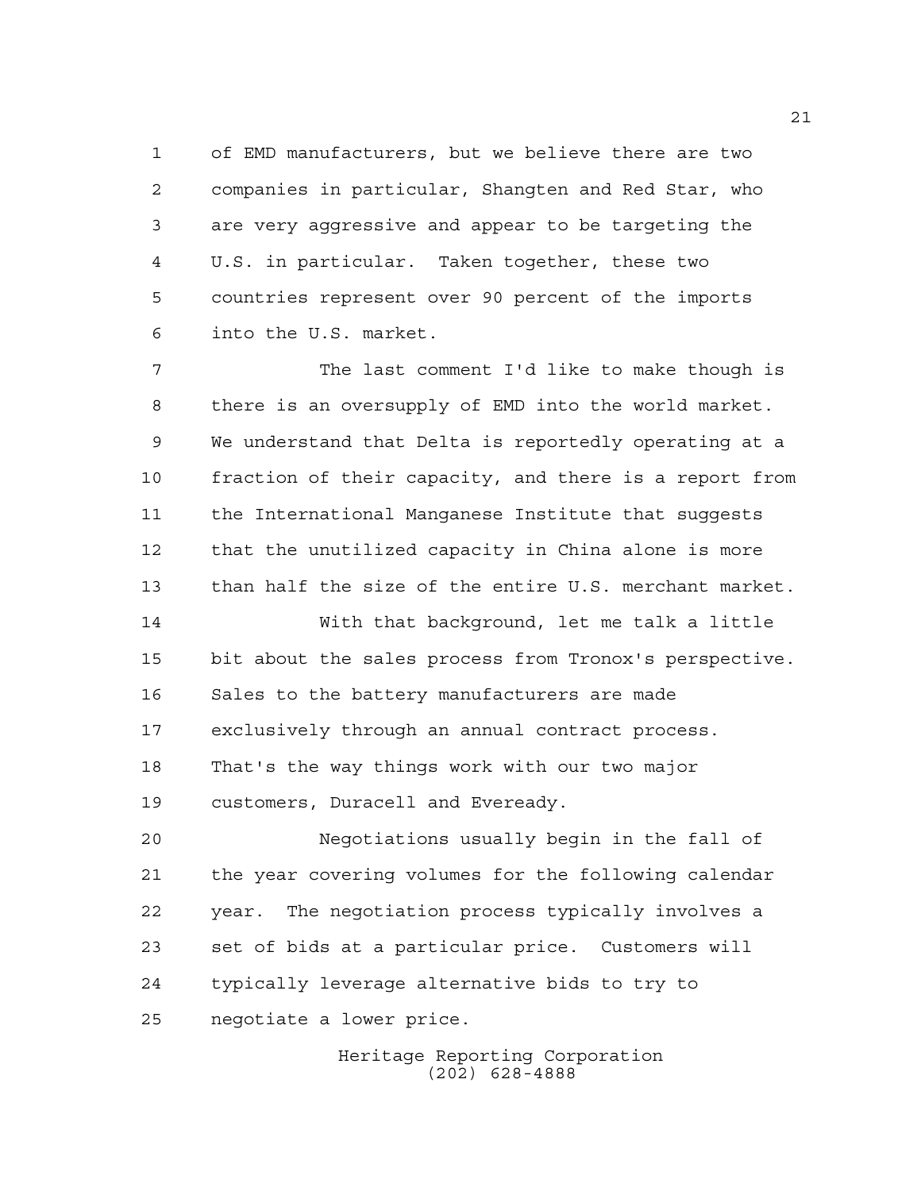of EMD manufacturers, but we believe there are two companies in particular, Shangten and Red Star, who are very aggressive and appear to be targeting the U.S. in particular. Taken together, these two countries represent over 90 percent of the imports into the U.S. market.

The last comment I'd like to make though is there is an oversupply of EMD into the world market. We understand that Delta is reportedly operating at a fraction of their capacity, and there is a report from the International Manganese Institute that suggests that the unutilized capacity in China alone is more than half the size of the entire U.S. merchant market.

With that background, let me talk a little bit about the sales process from Tronox's perspective. Sales to the battery manufacturers are made exclusively through an annual contract process. That's the way things work with our two major customers, Duracell and Eveready.

Negotiations usually begin in the fall of the year covering volumes for the following calendar year. The negotiation process typically involves a set of bids at a particular price. Customers will typically leverage alternative bids to try to negotiate a lower price.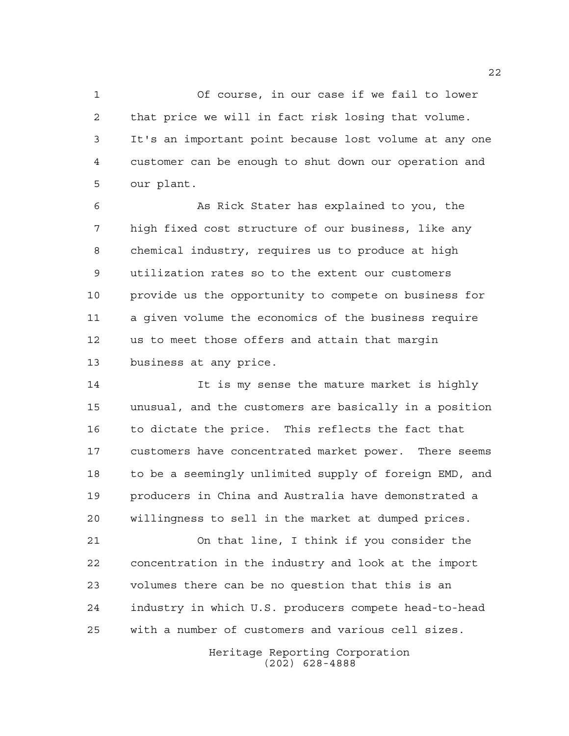Of course, in our case if we fail to lower that price we will in fact risk losing that volume. It's an important point because lost volume at any one customer can be enough to shut down our operation and our plant.

As Rick Stater has explained to you, the high fixed cost structure of our business, like any chemical industry, requires us to produce at high utilization rates so to the extent our customers provide us the opportunity to compete on business for a given volume the economics of the business require us to meet those offers and attain that margin business at any price.

It is my sense the mature market is highly unusual, and the customers are basically in a position to dictate the price. This reflects the fact that customers have concentrated market power. There seems to be a seemingly unlimited supply of foreign EMD, and producers in China and Australia have demonstrated a willingness to sell in the market at dumped prices.

On that line, I think if you consider the concentration in the industry and look at the import volumes there can be no question that this is an industry in which U.S. producers compete head-to-head with a number of customers and various cell sizes.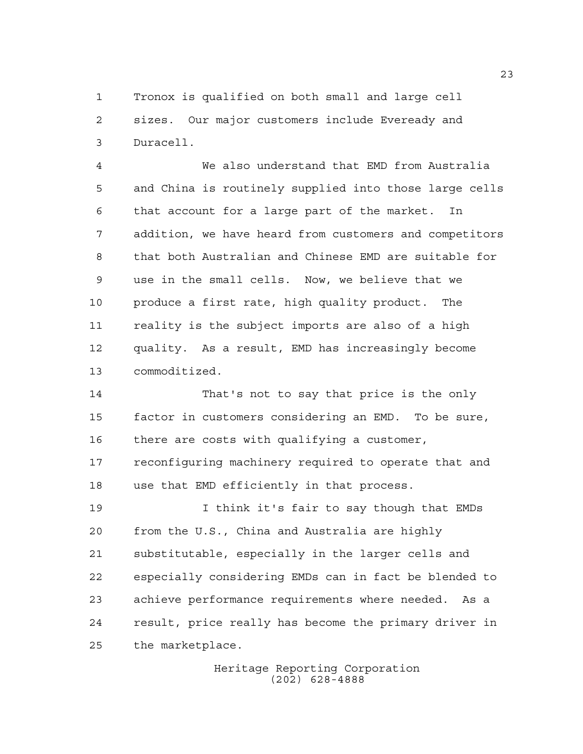Tronox is qualified on both small and large cell sizes. Our major customers include Eveready and Duracell.

We also understand that EMD from Australia and China is routinely supplied into those large cells that account for a large part of the market. In addition, we have heard from customers and competitors that both Australian and Chinese EMD are suitable for use in the small cells. Now, we believe that we produce a first rate, high quality product. The reality is the subject imports are also of a high quality. As a result, EMD has increasingly become commoditized.

That's not to say that price is the only factor in customers considering an EMD. To be sure, there are costs with qualifying a customer, reconfiguring machinery required to operate that and use that EMD efficiently in that process.

I think it's fair to say though that EMDs from the U.S., China and Australia are highly substitutable, especially in the larger cells and especially considering EMDs can in fact be blended to achieve performance requirements where needed. As a result, price really has become the primary driver in the marketplace.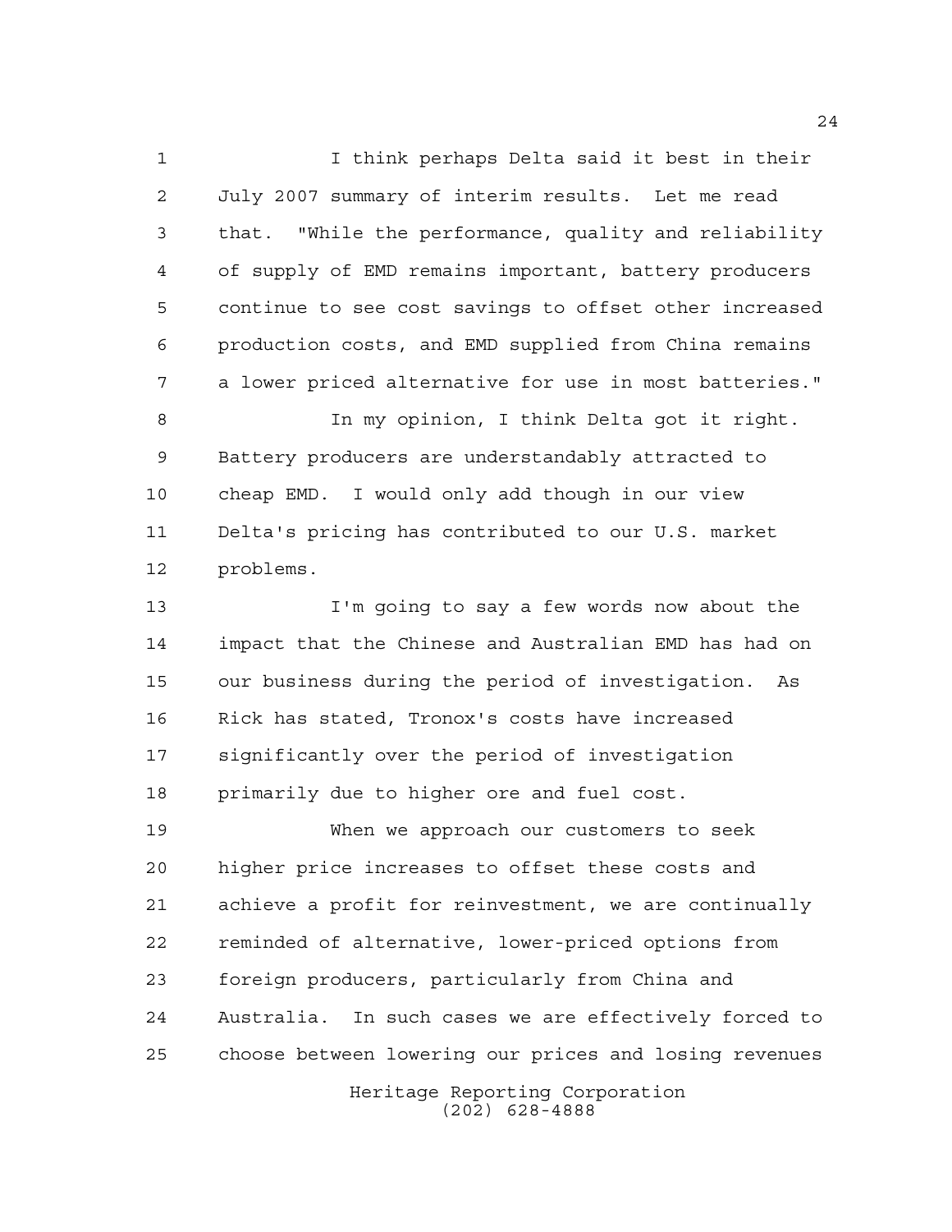I think perhaps Delta said it best in their July 2007 summary of interim results. Let me read that. "While the performance, quality and reliability of supply of EMD remains important, battery producers continue to see cost savings to offset other increased production costs, and EMD supplied from China remains a lower priced alternative for use in most batteries."

In my opinion, I think Delta got it right. Battery producers are understandably attracted to cheap EMD. I would only add though in our view Delta's pricing has contributed to our U.S. market problems.

I'm going to say a few words now about the impact that the Chinese and Australian EMD has had on our business during the period of investigation. As Rick has stated, Tronox's costs have increased significantly over the period of investigation primarily due to higher ore and fuel cost.

When we approach our customers to seek higher price increases to offset these costs and achieve a profit for reinvestment, we are continually reminded of alternative, lower-priced options from foreign producers, particularly from China and Australia. In such cases we are effectively forced to choose between lowering our prices and losing revenues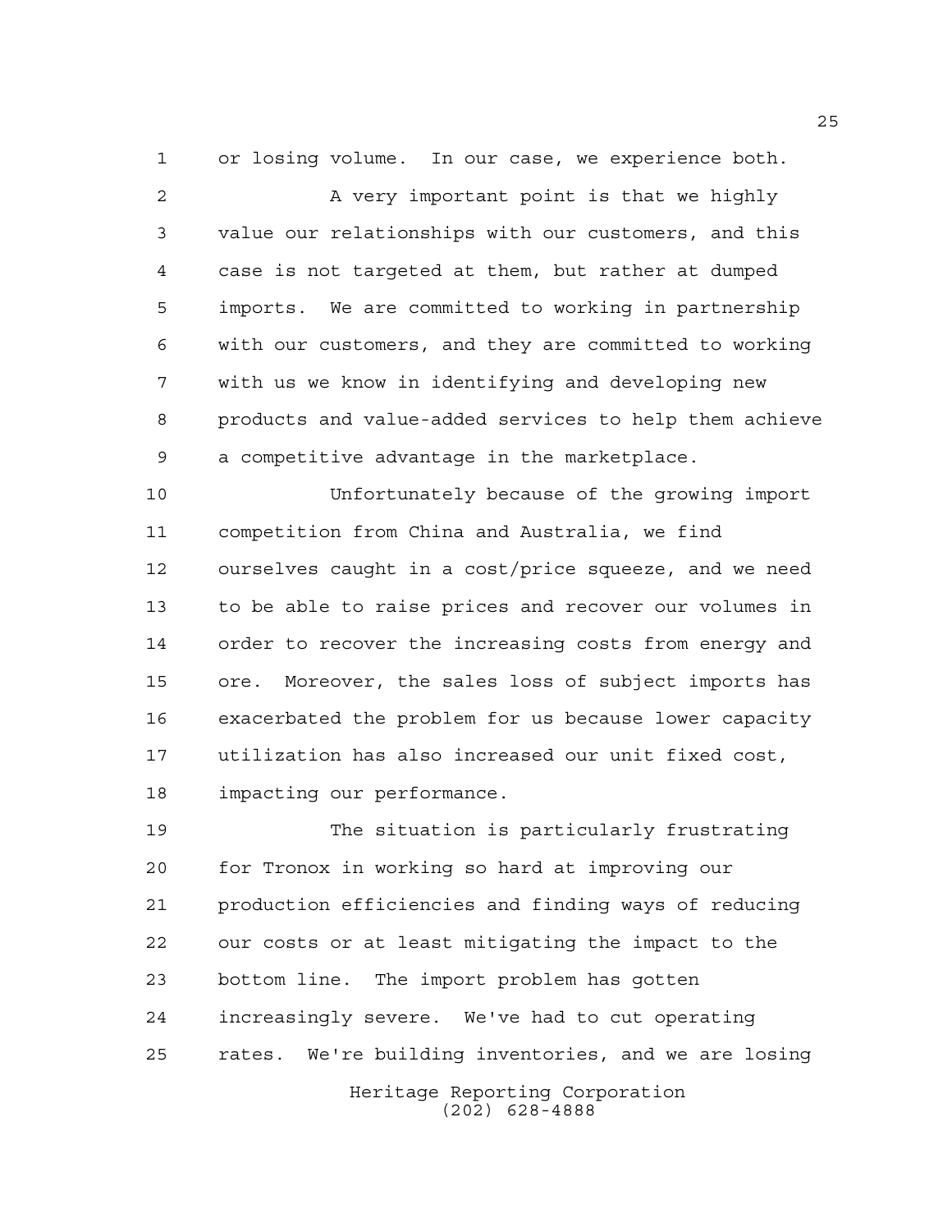or losing volume. In our case, we experience both.

A very important point is that we highly value our relationships with our customers, and this case is not targeted at them, but rather at dumped imports. We are committed to working in partnership with our customers, and they are committed to working with us we know in identifying and developing new products and value-added services to help them achieve a competitive advantage in the marketplace.

Unfortunately because of the growing import competition from China and Australia, we find ourselves caught in a cost/price squeeze, and we need to be able to raise prices and recover our volumes in order to recover the increasing costs from energy and ore. Moreover, the sales loss of subject imports has exacerbated the problem for us because lower capacity utilization has also increased our unit fixed cost, impacting our performance.

The situation is particularly frustrating for Tronox in working so hard at improving our production efficiencies and finding ways of reducing our costs or at least mitigating the impact to the bottom line. The import problem has gotten increasingly severe. We've had to cut operating rates. We're building inventories, and we are losing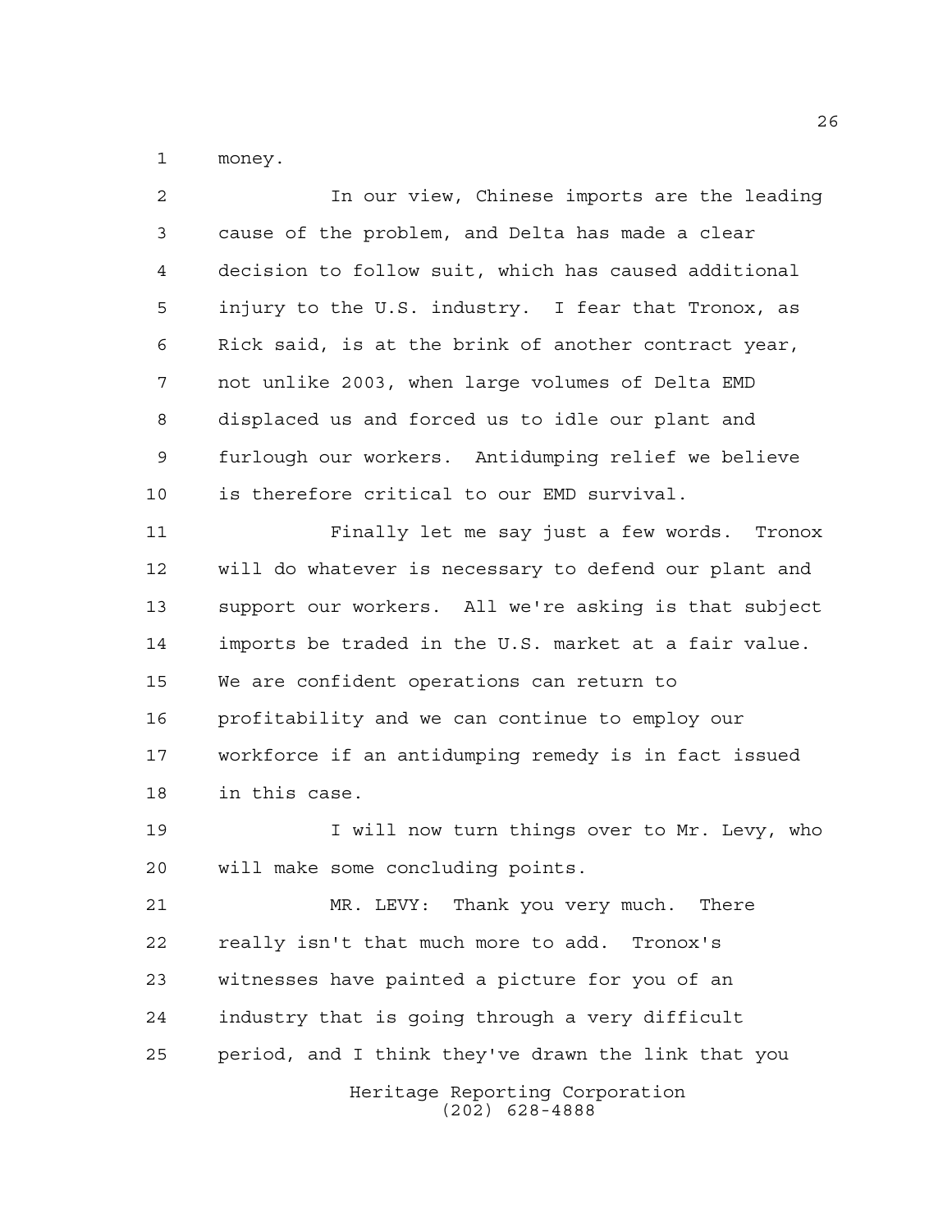money.

In our view, Chinese imports are the leading cause of the problem, and Delta has made a clear decision to follow suit, which has caused additional injury to the U.S. industry. I fear that Tronox, as Rick said, is at the brink of another contract year, not unlike 2003, when large volumes of Delta EMD displaced us and forced us to idle our plant and furlough our workers. Antidumping relief we believe is therefore critical to our EMD survival.

Finally let me say just a few words. Tronox will do whatever is necessary to defend our plant and support our workers. All we're asking is that subject imports be traded in the U.S. market at a fair value. We are confident operations can return to profitability and we can continue to employ our workforce if an antidumping remedy is in fact issued in this case.

I will now turn things over to Mr. Levy, who will make some concluding points.

MR. LEVY: Thank you very much. There really isn't that much more to add. Tronox's witnesses have painted a picture for you of an industry that is going through a very difficult period, and I think they've drawn the link that you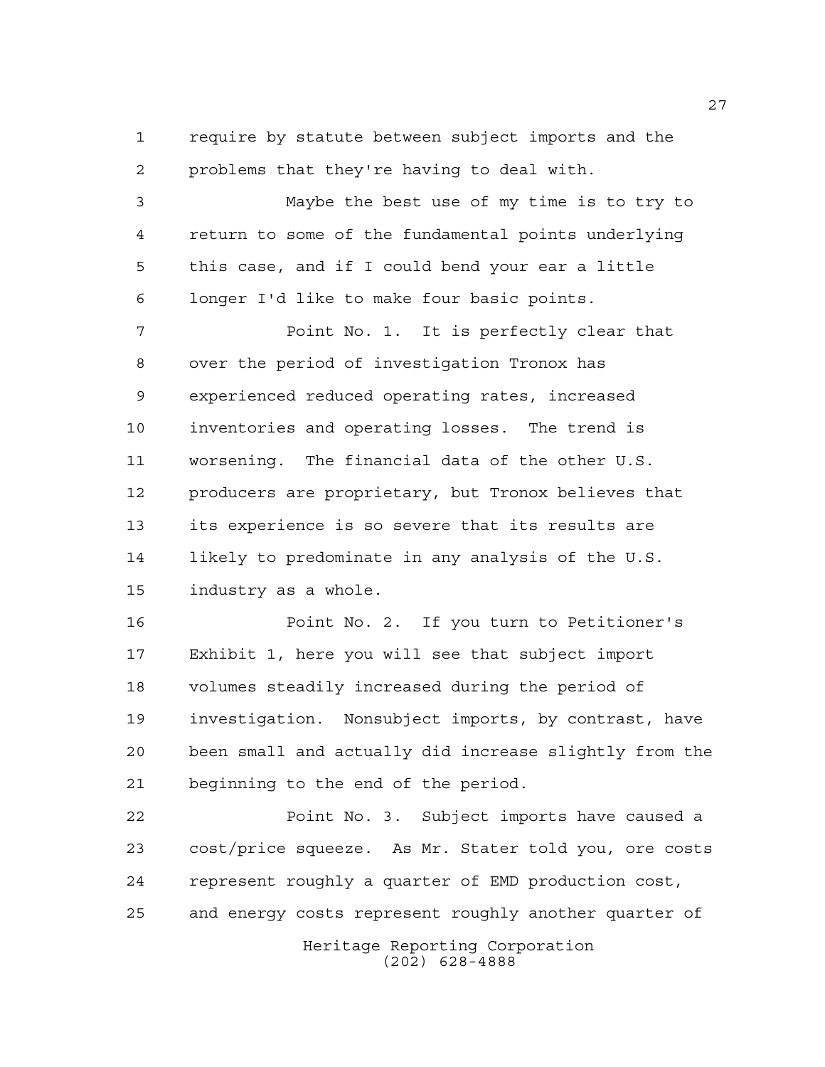require by statute between subject imports and the problems that they're having to deal with.

Maybe the best use of my time is to try to return to some of the fundamental points underlying this case, and if I could bend your ear a little longer I'd like to make four basic points.

Point No. 1. It is perfectly clear that over the period of investigation Tronox has experienced reduced operating rates, increased inventories and operating losses. The trend is worsening. The financial data of the other U.S. producers are proprietary, but Tronox believes that its experience is so severe that its results are likely to predominate in any analysis of the U.S. industry as a whole.

Point No. 2. If you turn to Petitioner's Exhibit 1, here you will see that subject import volumes steadily increased during the period of investigation. Nonsubject imports, by contrast, have been small and actually did increase slightly from the beginning to the end of the period.

Point No. 3. Subject imports have caused a cost/price squeeze. As Mr. Stater told you, ore costs represent roughly a quarter of EMD production cost, and energy costs represent roughly another quarter of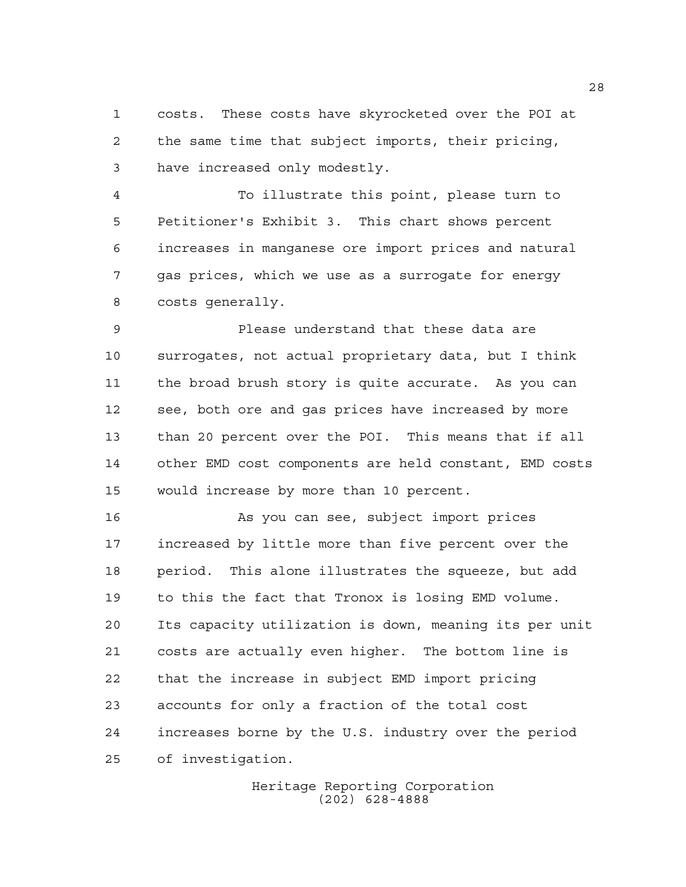costs. These costs have skyrocketed over the POI at the same time that subject imports, their pricing, have increased only modestly.

To illustrate this point, please turn to Petitioner's Exhibit 3. This chart shows percent increases in manganese ore import prices and natural gas prices, which we use as a surrogate for energy costs generally.

Please understand that these data are surrogates, not actual proprietary data, but I think the broad brush story is quite accurate. As you can see, both ore and gas prices have increased by more than 20 percent over the POI. This means that if all other EMD cost components are held constant, EMD costs would increase by more than 10 percent.

As you can see, subject import prices increased by little more than five percent over the period. This alone illustrates the squeeze, but add to this the fact that Tronox is losing EMD volume. Its capacity utilization is down, meaning its per unit costs are actually even higher. The bottom line is that the increase in subject EMD import pricing accounts for only a fraction of the total cost increases borne by the U.S. industry over the period of investigation.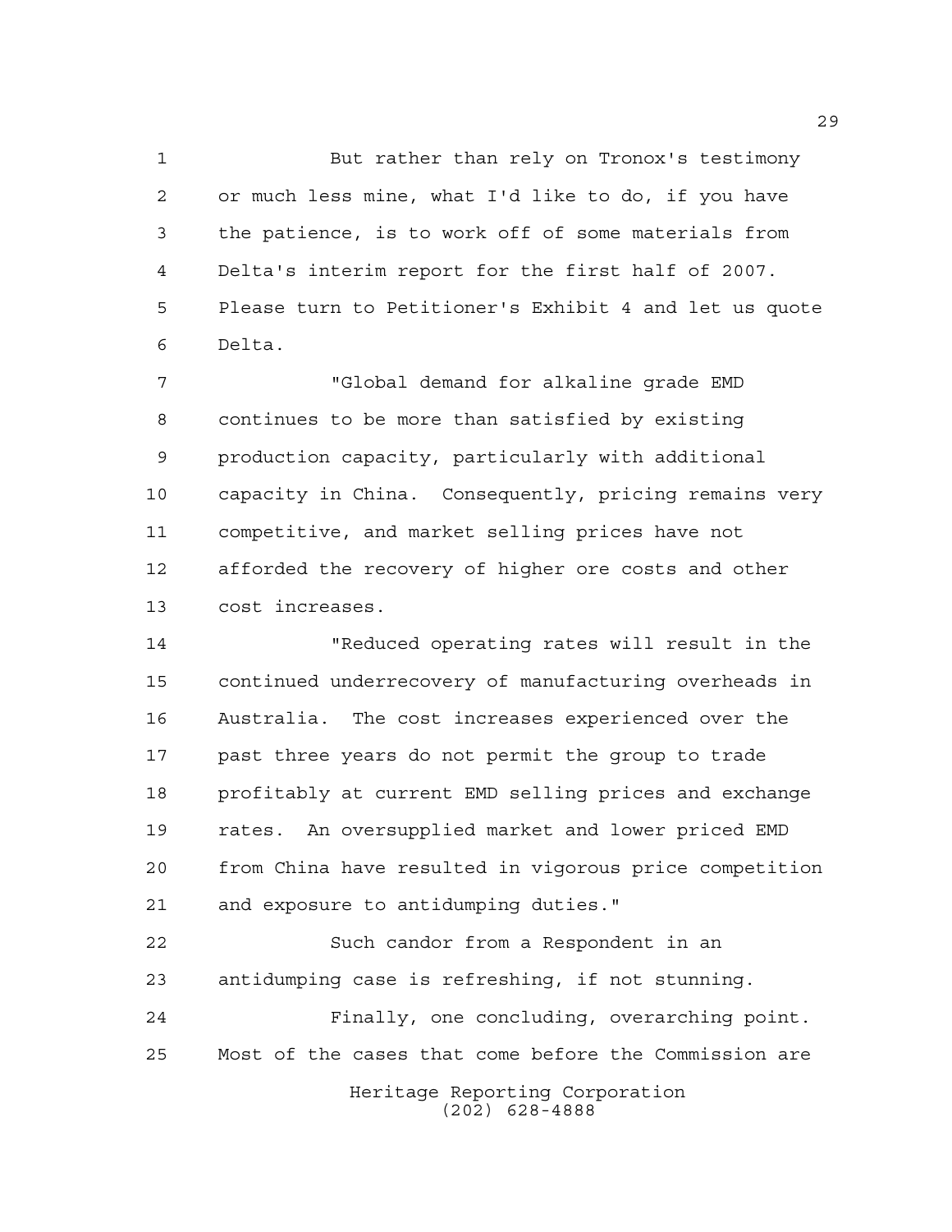But rather than rely on Tronox's testimony or much less mine, what I'd like to do, if you have the patience, is to work off of some materials from Delta's interim report for the first half of 2007. Please turn to Petitioner's Exhibit 4 and let us quote Delta.

"Global demand for alkaline grade EMD continues to be more than satisfied by existing production capacity, particularly with additional capacity in China. Consequently, pricing remains very competitive, and market selling prices have not afforded the recovery of higher ore costs and other cost increases.

"Reduced operating rates will result in the continued underrecovery of manufacturing overheads in Australia. The cost increases experienced over the past three years do not permit the group to trade profitably at current EMD selling prices and exchange rates. An oversupplied market and lower priced EMD from China have resulted in vigorous price competition and exposure to antidumping duties."

Such candor from a Respondent in an antidumping case is refreshing, if not stunning.

Finally, one concluding, overarching point. Most of the cases that come before the Commission are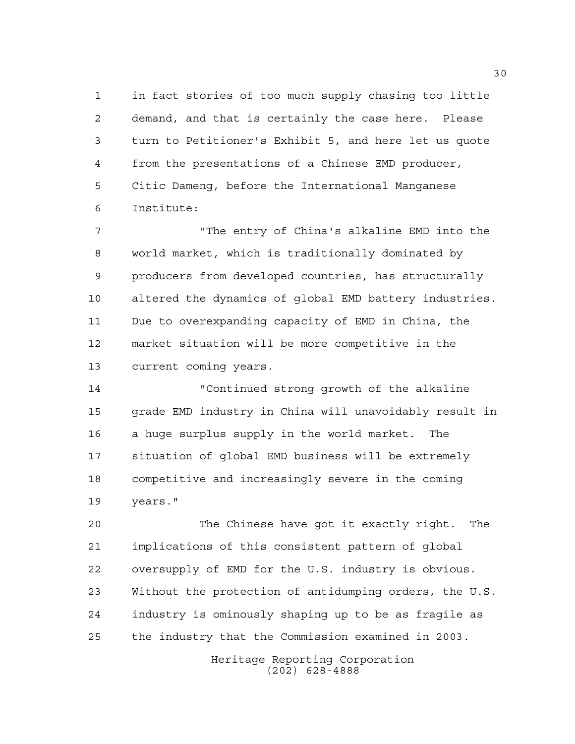in fact stories of too much supply chasing too little demand, and that is certainly the case here. Please turn to Petitioner's Exhibit 5, and here let us quote from the presentations of a Chinese EMD producer, Citic Dameng, before the International Manganese Institute:

"The entry of China's alkaline EMD into the world market, which is traditionally dominated by producers from developed countries, has structurally altered the dynamics of global EMD battery industries. Due to overexpanding capacity of EMD in China, the market situation will be more competitive in the current coming years.

"Continued strong growth of the alkaline grade EMD industry in China will unavoidably result in a huge surplus supply in the world market. The situation of global EMD business will be extremely competitive and increasingly severe in the coming years."

The Chinese have got it exactly right. The implications of this consistent pattern of global oversupply of EMD for the U.S. industry is obvious. Without the protection of antidumping orders, the U.S. industry is ominously shaping up to be as fragile as the industry that the Commission examined in 2003.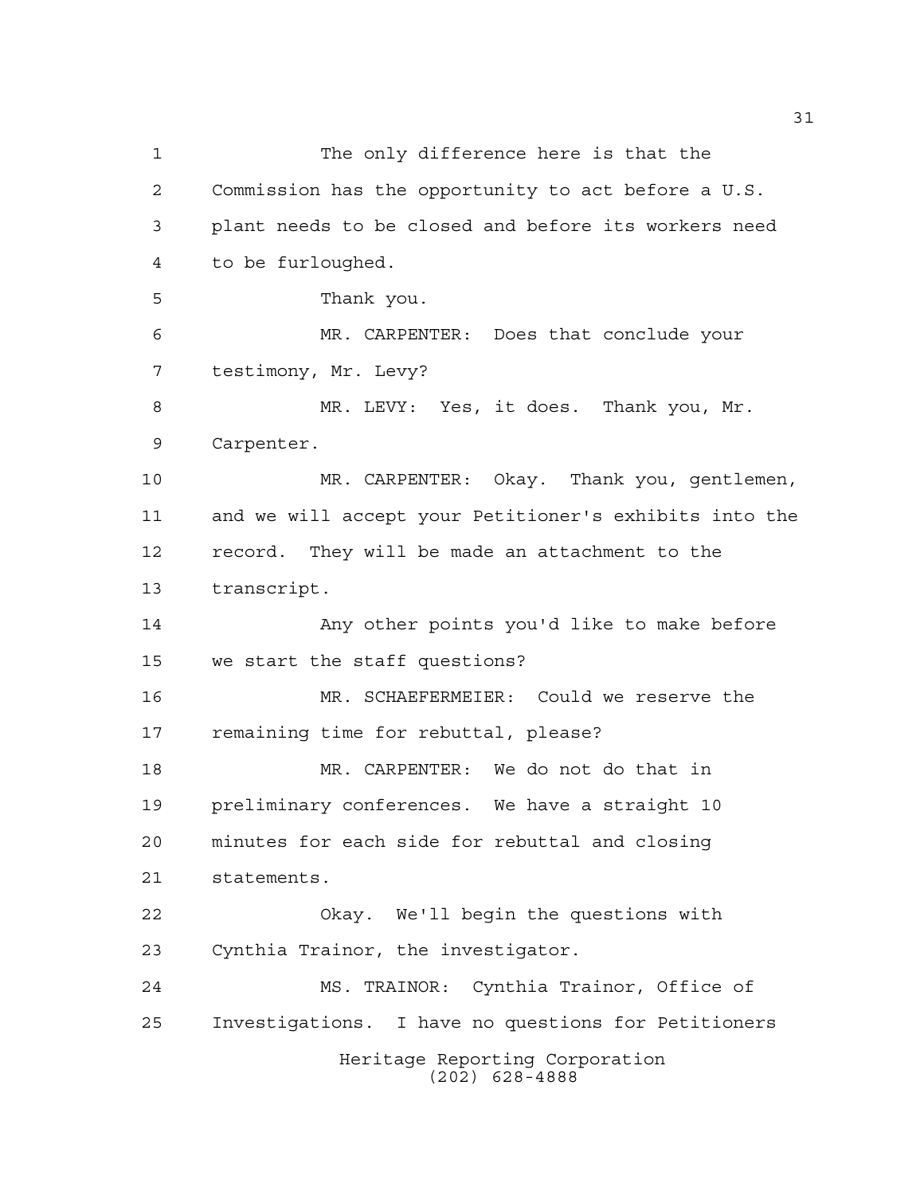The only difference here is that the Commission has the opportunity to act before a U.S. plant needs to be closed and before its workers need to be furloughed.

Thank you.

MR. CARPENTER: Does that conclude your testimony, Mr. Levy?

MR. LEVY: Yes, it does. Thank you, Mr. Carpenter.

MR. CARPENTER: Okay. Thank you, gentlemen, and we will accept your Petitioner's exhibits into the record. They will be made an attachment to the transcript.

Any other points you'd like to make before we start the staff questions?

MR. SCHAEFERMEIER: Could we reserve the remaining time for rebuttal, please?

MR. CARPENTER: We do not do that in preliminary conferences. We have a straight 10 minutes for each side for rebuttal and closing statements.

Okay. We'll begin the questions with Cynthia Trainor, the investigator.

MS. TRAINOR: Cynthia Trainor, Office of Investigations. I have no questions for Petitioners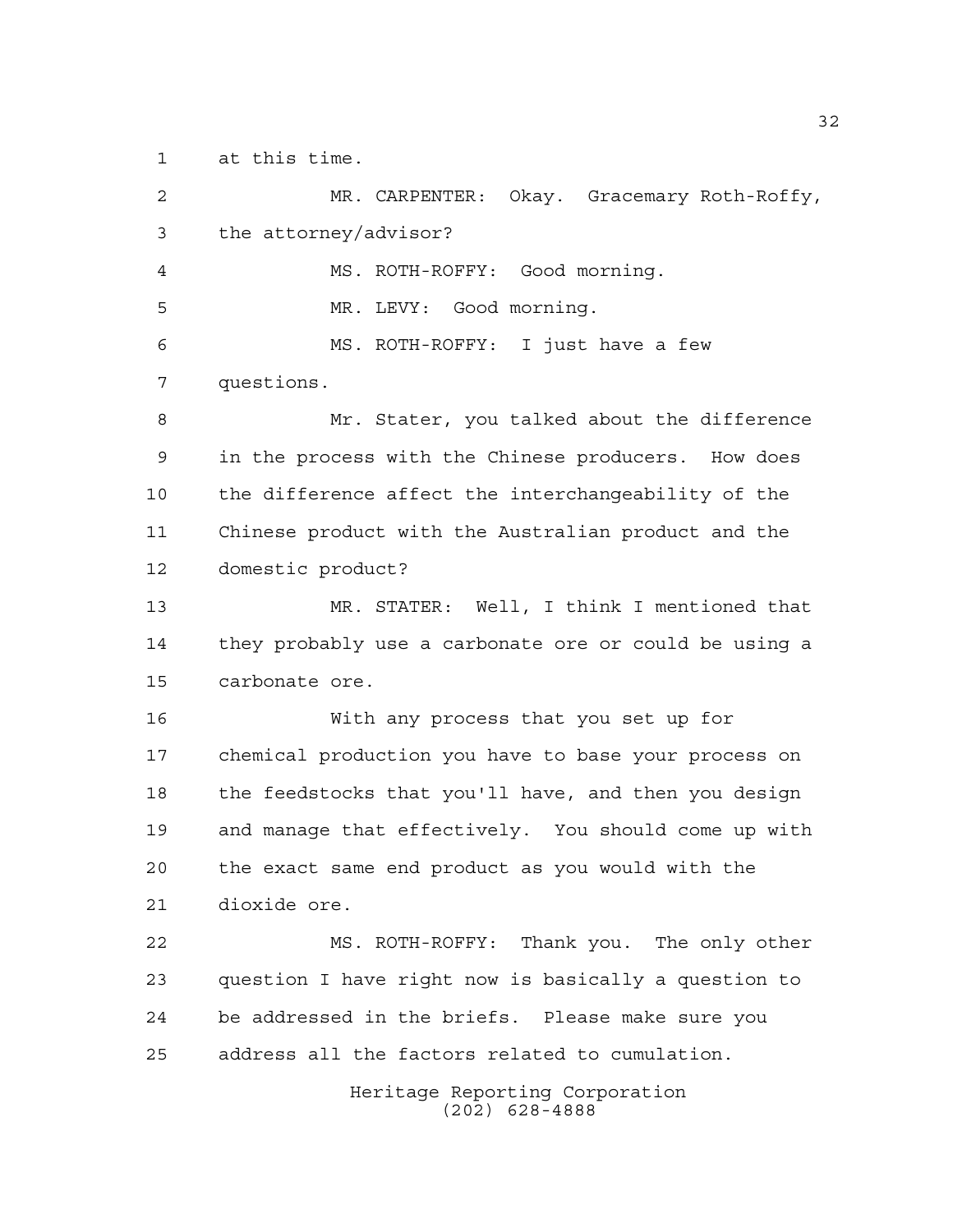at this time.

MR. CARPENTER: Okay. Gracemary Roth-Roffy, the attorney/advisor?

MS. ROTH-ROFFY: Good morning.

MR. LEVY: Good morning.

MS. ROTH-ROFFY: I just have a few questions.

Mr. Stater, you talked about the difference in the process with the Chinese producers. How does the difference affect the interchangeability of the Chinese product with the Australian product and the domestic product?

MR. STATER: Well, I think I mentioned that they probably use a carbonate ore or could be using a carbonate ore.

With any process that you set up for chemical production you have to base your process on the feedstocks that you'll have, and then you design and manage that effectively. You should come up with the exact same end product as you would with the dioxide ore.

MS. ROTH-ROFFY: Thank you. The only other question I have right now is basically a question to be addressed in the briefs. Please make sure you address all the factors related to cumulation.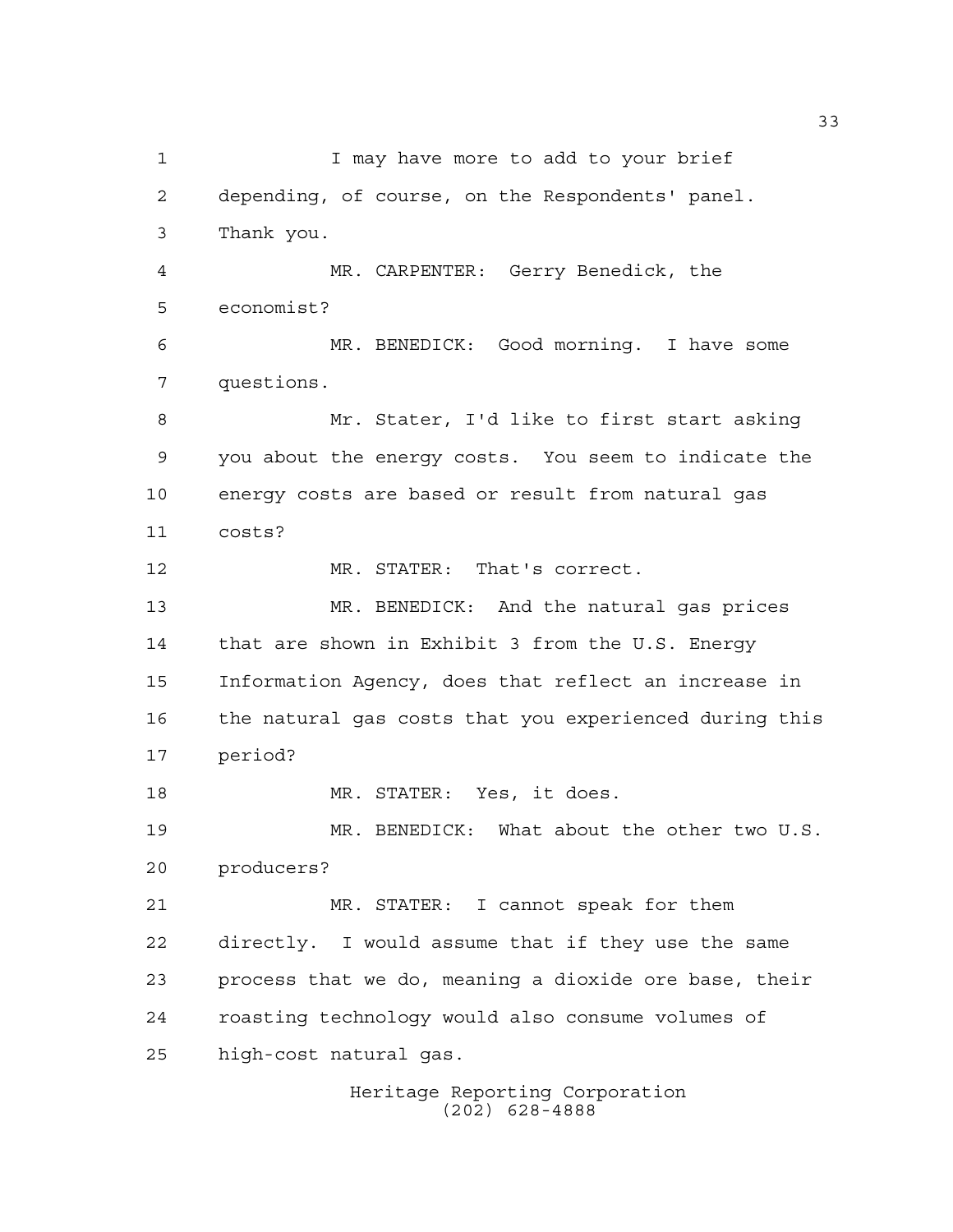I may have more to add to your brief depending, of course, on the Respondents' panel. Thank you.

MR. CARPENTER: Gerry Benedick, the economist?

MR. BENEDICK: Good morning. I have some questions.

Mr. Stater, I'd like to first start asking you about the energy costs. You seem to indicate the energy costs are based or result from natural gas costs?

MR. STATER: That's correct.

MR. BENEDICK: And the natural gas prices that are shown in Exhibit 3 from the U.S. Energy Information Agency, does that reflect an increase in the natural gas costs that you experienced during this period?

MR. STATER: Yes, it does.

MR. BENEDICK: What about the other two U.S. producers?

MR. STATER: I cannot speak for them directly. I would assume that if they use the same process that we do, meaning a dioxide ore base, their roasting technology would also consume volumes of high-cost natural gas.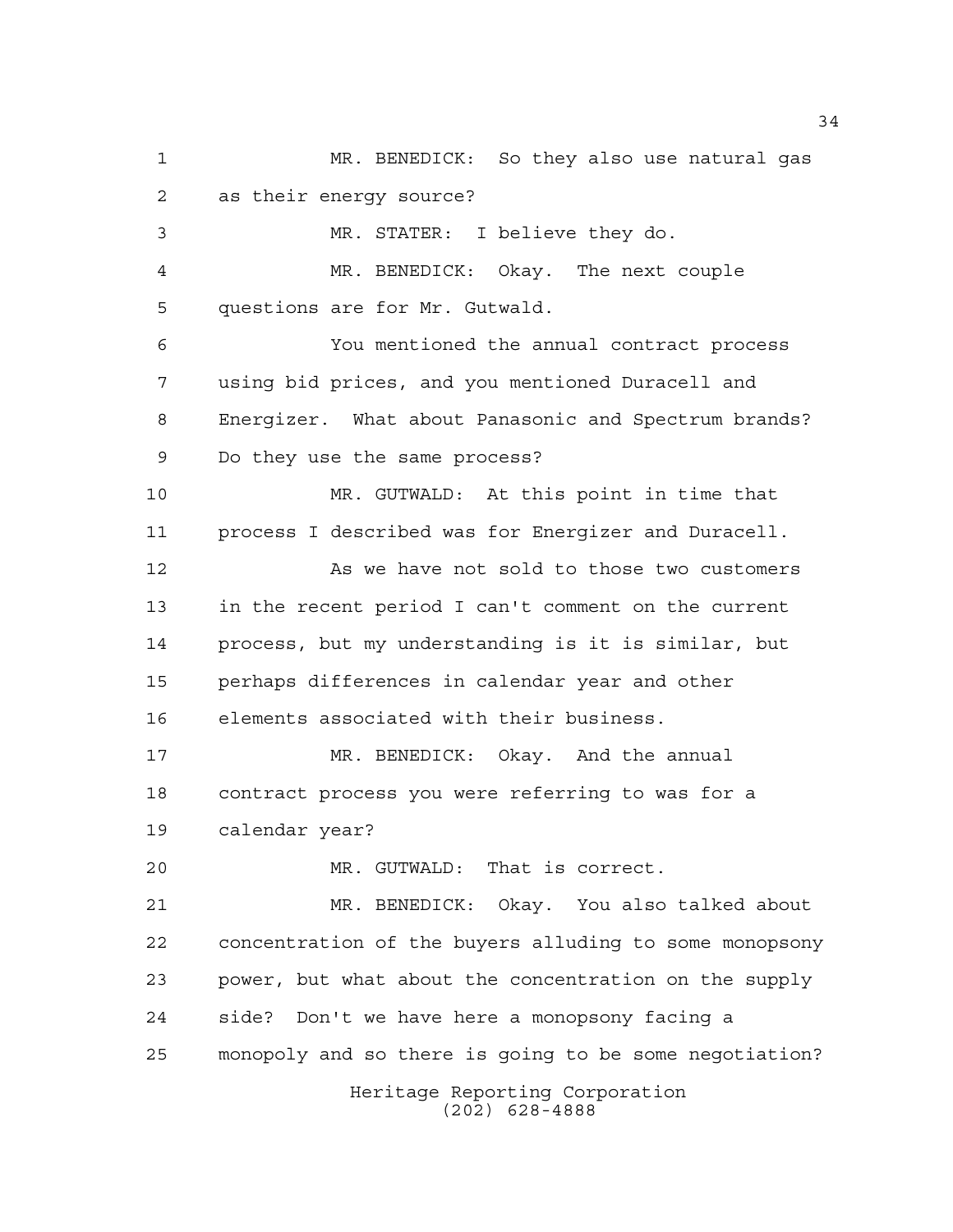MR. BENEDICK: So they also use natural gas as their energy source?

MR. STATER: I believe they do.

MR. BENEDICK: Okay. The next couple questions are for Mr. Gutwald.

You mentioned the annual contract process using bid prices, and you mentioned Duracell and Energizer. What about Panasonic and Spectrum brands? Do they use the same process?

MR. GUTWALD: At this point in time that process I described was for Energizer and Duracell.

As we have not sold to those two customers in the recent period I can't comment on the current process, but my understanding is it is similar, but perhaps differences in calendar year and other elements associated with their business.

MR. BENEDICK: Okay. And the annual contract process you were referring to was for a calendar year?

MR. GUTWALD: That is correct.

MR. BENEDICK: Okay. You also talked about concentration of the buyers alluding to some monopsony power, but what about the concentration on the supply side? Don't we have here a monopsony facing a monopoly and so there is going to be some negotiation?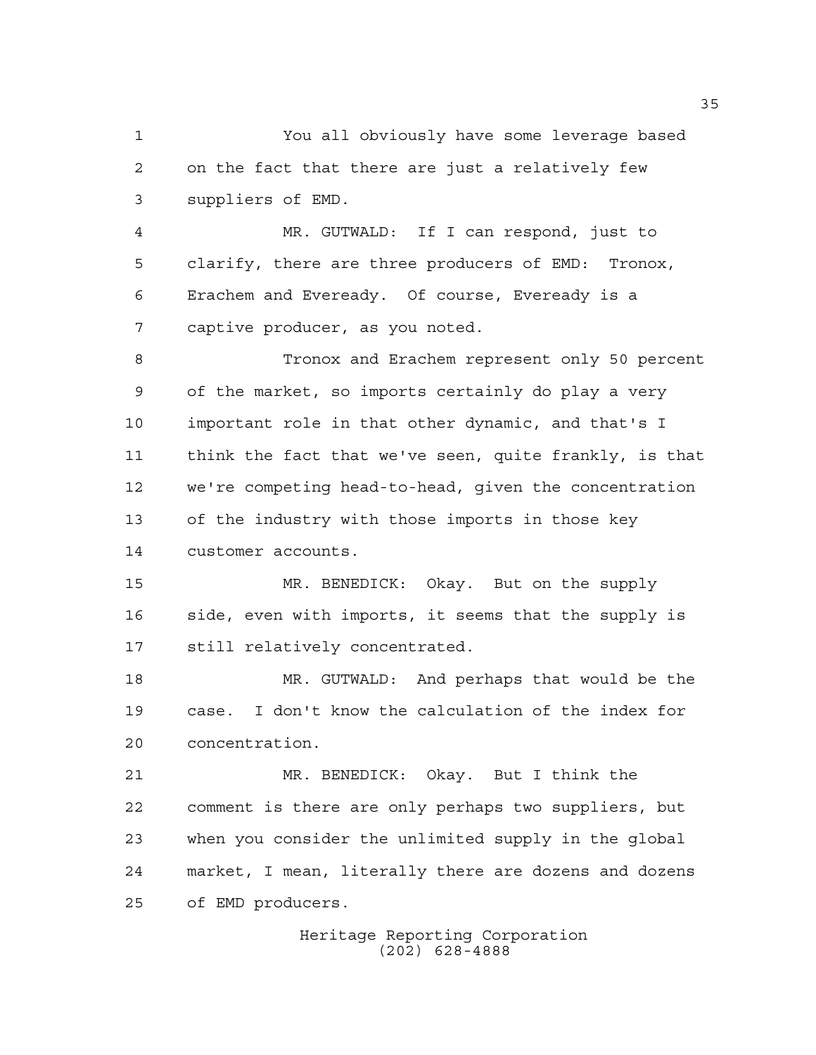You all obviously have some leverage based on the fact that there are just a relatively few suppliers of EMD.

MR. GUTWALD: If I can respond, just to clarify, there are three producers of EMD: Tronox, Erachem and Eveready. Of course, Eveready is a captive producer, as you noted.

Tronox and Erachem represent only 50 percent of the market, so imports certainly do play a very important role in that other dynamic, and that's I think the fact that we've seen, quite frankly, is that we're competing head-to-head, given the concentration of the industry with those imports in those key customer accounts.

MR. BENEDICK: Okay. But on the supply side, even with imports, it seems that the supply is still relatively concentrated.

MR. GUTWALD: And perhaps that would be the case. I don't know the calculation of the index for concentration.

MR. BENEDICK: Okay. But I think the comment is there are only perhaps two suppliers, but when you consider the unlimited supply in the global market, I mean, literally there are dozens and dozens of EMD producers.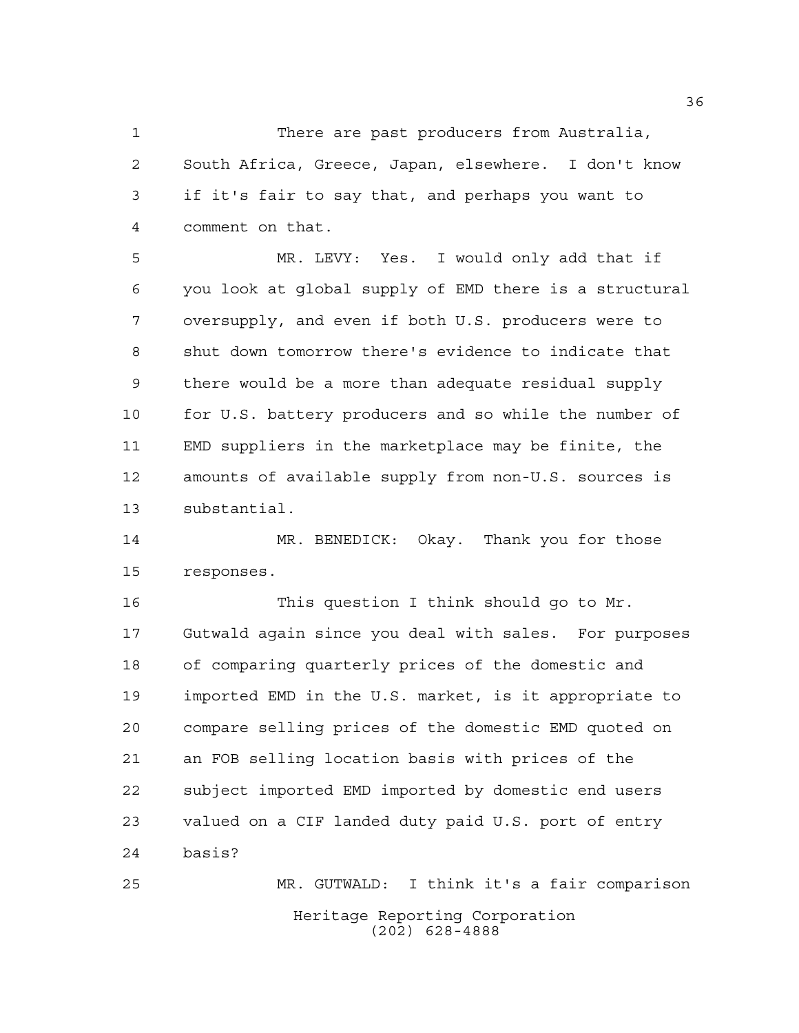There are past producers from Australia, South Africa, Greece, Japan, elsewhere. I don't know if it's fair to say that, and perhaps you want to comment on that.

MR. LEVY: Yes. I would only add that if you look at global supply of EMD there is a structural oversupply, and even if both U.S. producers were to shut down tomorrow there's evidence to indicate that there would be a more than adequate residual supply for U.S. battery producers and so while the number of EMD suppliers in the marketplace may be finite, the amounts of available supply from non-U.S. sources is substantial.

MR. BENEDICK: Okay. Thank you for those responses.

This question I think should go to Mr. Gutwald again since you deal with sales. For purposes of comparing quarterly prices of the domestic and imported EMD in the U.S. market, is it appropriate to compare selling prices of the domestic EMD quoted on an FOB selling location basis with prices of the subject imported EMD imported by domestic end users valued on a CIF landed duty paid U.S. port of entry basis?

MR. GUTWALD: I think it's a fair comparison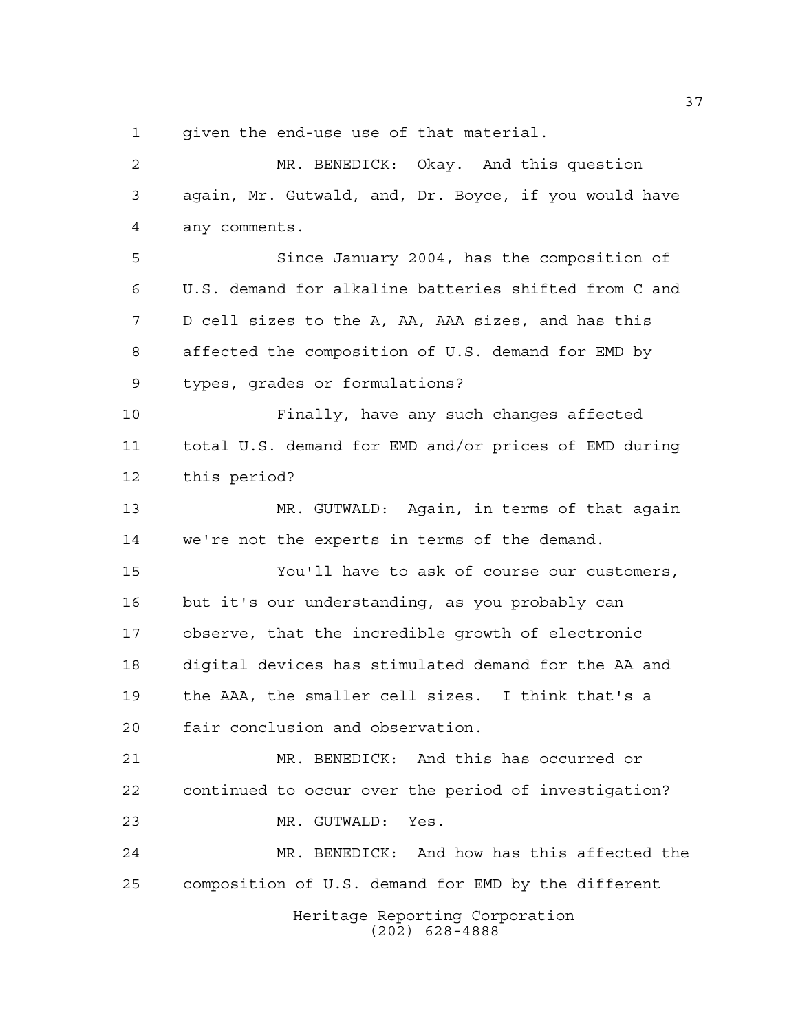given the end-use use of that material.

MR. BENEDICK: Okay. And this question again, Mr. Gutwald, and, Dr. Boyce, if you would have any comments.

Since January 2004, has the composition of U.S. demand for alkaline batteries shifted from C and D cell sizes to the A, AA, AAA sizes, and has this affected the composition of U.S. demand for EMD by types, grades or formulations?

Finally, have any such changes affected total U.S. demand for EMD and/or prices of EMD during this period?

MR. GUTWALD: Again, in terms of that again we're not the experts in terms of the demand.

You'll have to ask of course our customers, but it's our understanding, as you probably can observe, that the incredible growth of electronic digital devices has stimulated demand for the AA and the AAA, the smaller cell sizes. I think that's a fair conclusion and observation.

MR. BENEDICK: And this has occurred or continued to occur over the period of investigation?

MR. GUTWALD: Yes.

MR. BENEDICK: And how has this affected the composition of U.S. demand for EMD by the different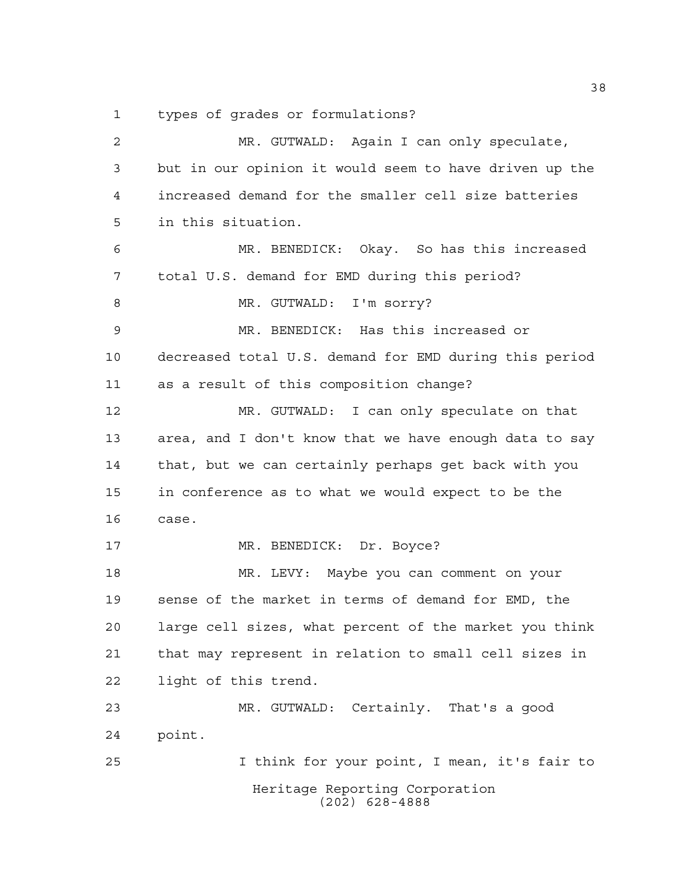types of grades or formulations?

MR. GUTWALD: Again I can only speculate, but in our opinion it would seem to have driven up the increased demand for the smaller cell size batteries in this situation.

MR. BENEDICK: Okay. So has this increased total U.S. demand for EMD during this period?

MR. GUTWALD: I'm sorry?

MR. BENEDICK: Has this increased or decreased total U.S. demand for EMD during this period as a result of this composition change?

MR. GUTWALD: I can only speculate on that area, and I don't know that we have enough data to say that, but we can certainly perhaps get back with you in conference as to what we would expect to be the case.

MR. BENEDICK: Dr. Boyce?

MR. LEVY: Maybe you can comment on your sense of the market in terms of demand for EMD, the large cell sizes, what percent of the market you think that may represent in relation to small cell sizes in light of this trend.

MR. GUTWALD: Certainly. That's a good point.

I think for your point, I mean, it's fair to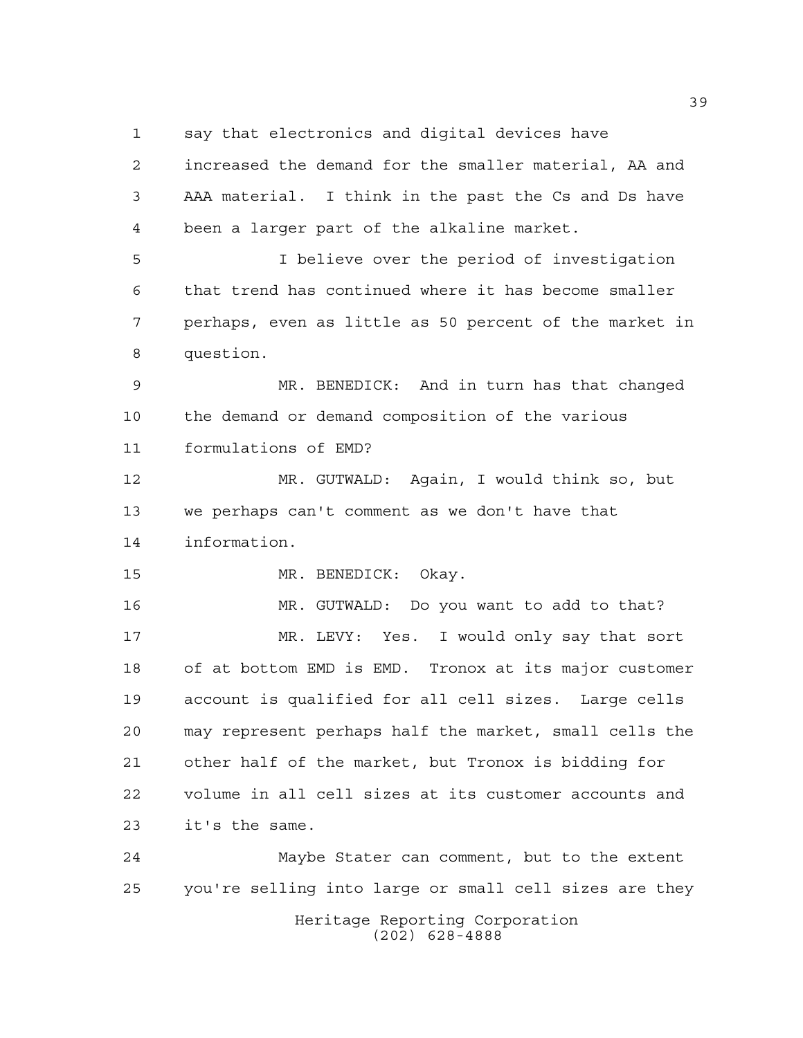say that electronics and digital devices have increased the demand for the smaller material, AA and AAA material. I think in the past the Cs and Ds have been a larger part of the alkaline market.

I believe over the period of investigation that trend has continued where it has become smaller perhaps, even as little as 50 percent of the market in question.

MR. BENEDICK: And in turn has that changed the demand or demand composition of the various formulations of EMD?

MR. GUTWALD: Again, I would think so, but we perhaps can't comment as we don't have that information.

MR. BENEDICK: Okay.

MR. GUTWALD: Do you want to add to that?

MR. LEVY: Yes. I would only say that sort of at bottom EMD is EMD. Tronox at its major customer account is qualified for all cell sizes. Large cells may represent perhaps half the market, small cells the other half of the market, but Tronox is bidding for volume in all cell sizes at its customer accounts and it's the same.

Maybe Stater can comment, but to the extent you're selling into large or small cell sizes are they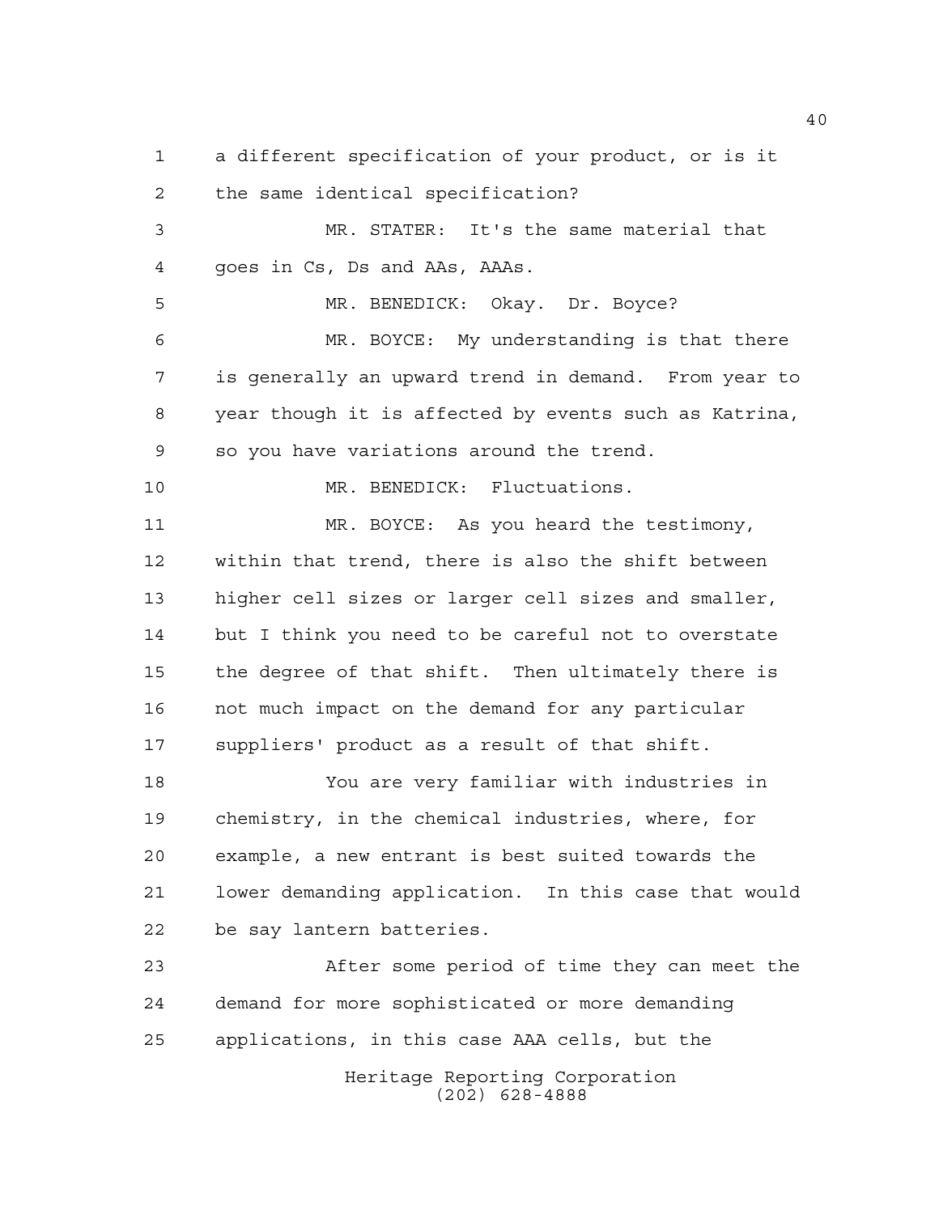a different specification of your product, or is it the same identical specification?

MR. STATER: It's the same material that goes in Cs, Ds and AAs, AAAs.

MR. BENEDICK: Okay. Dr. Boyce?

MR. BOYCE: My understanding is that there is generally an upward trend in demand. From year to year though it is affected by events such as Katrina, so you have variations around the trend.

MR. BENEDICK: Fluctuations.

MR. BOYCE: As you heard the testimony, within that trend, there is also the shift between higher cell sizes or larger cell sizes and smaller, but I think you need to be careful not to overstate the degree of that shift. Then ultimately there is not much impact on the demand for any particular suppliers' product as a result of that shift.

You are very familiar with industries in chemistry, in the chemical industries, where, for example, a new entrant is best suited towards the lower demanding application. In this case that would be say lantern batteries.

After some period of time they can meet the demand for more sophisticated or more demanding applications, in this case AAA cells, but the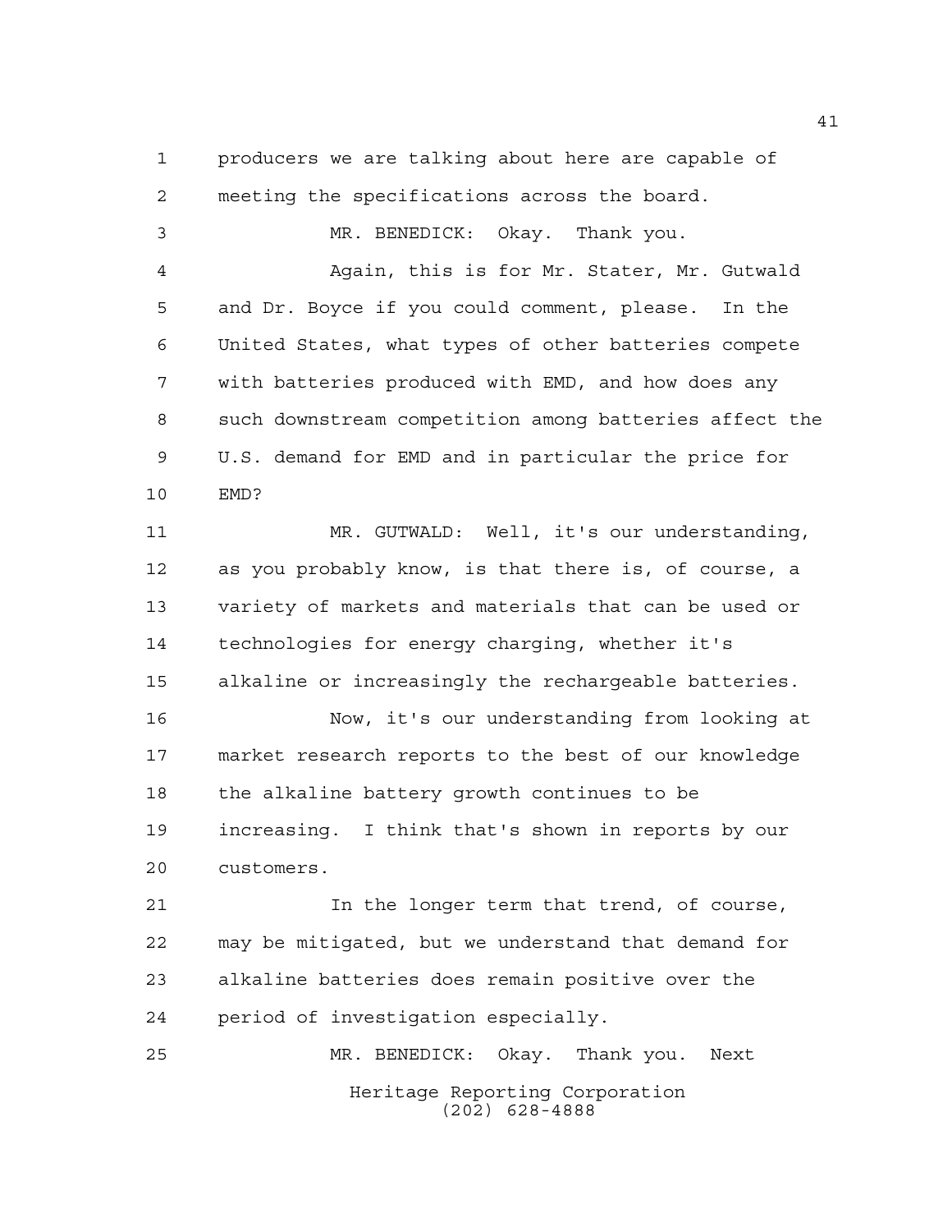producers we are talking about here are capable of meeting the specifications across the board.

MR. BENEDICK: Okay. Thank you.

Again, this is for Mr. Stater, Mr. Gutwald and Dr. Boyce if you could comment, please. In the United States, what types of other batteries compete with batteries produced with EMD, and how does any such downstream competition among batteries affect the U.S. demand for EMD and in particular the price for EMD?

MR. GUTWALD: Well, it's our understanding, as you probably know, is that there is, of course, a variety of markets and materials that can be used or technologies for energy charging, whether it's alkaline or increasingly the rechargeable batteries.

Now, it's our understanding from looking at market research reports to the best of our knowledge the alkaline battery growth continues to be increasing. I think that's shown in reports by our customers.

In the longer term that trend, of course, may be mitigated, but we understand that demand for alkaline batteries does remain positive over the period of investigation especially.

MR. BENEDICK: Okay. Thank you. Next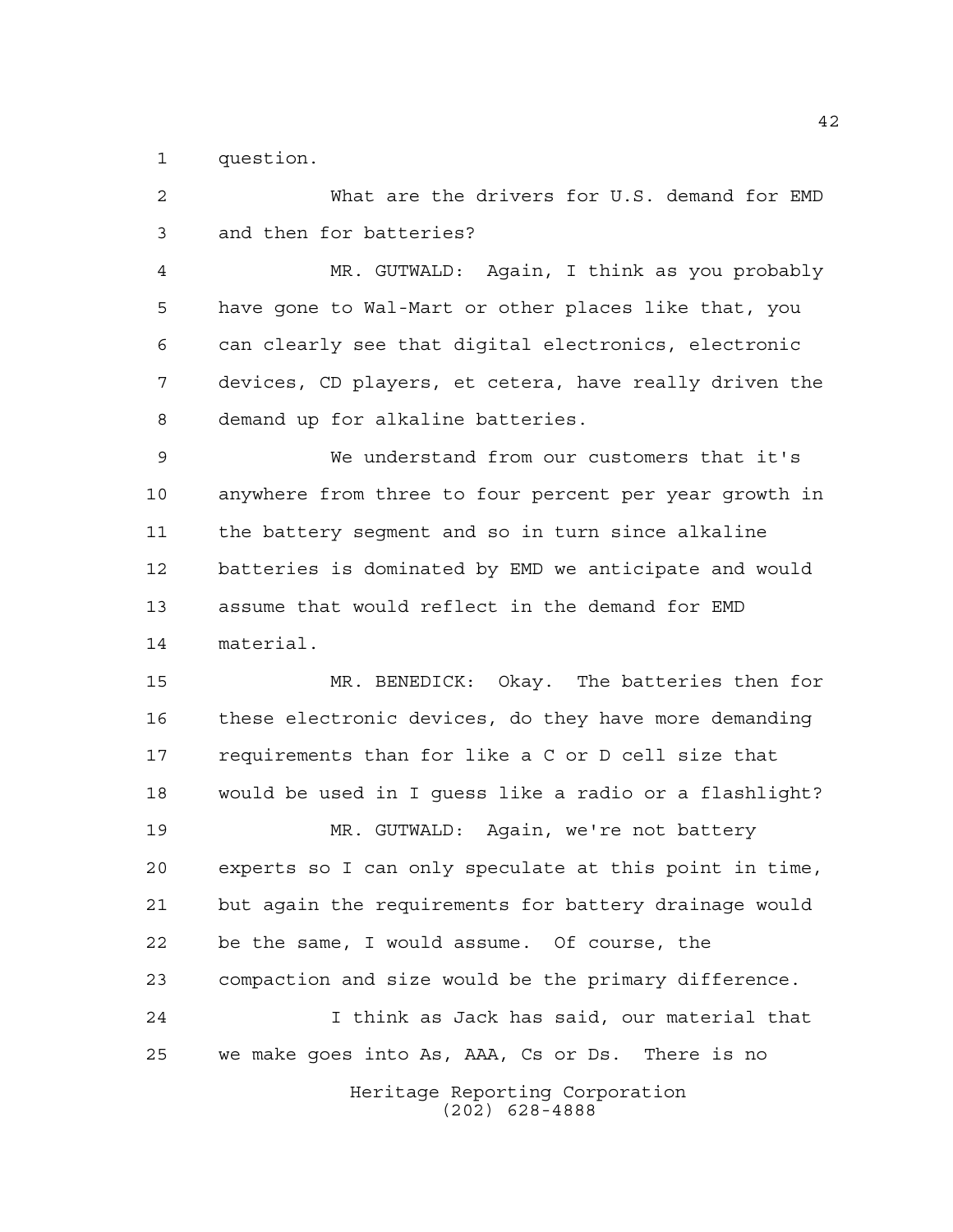question.

What are the drivers for U.S. demand for EMD and then for batteries?

MR. GUTWALD: Again, I think as you probably have gone to Wal-Mart or other places like that, you can clearly see that digital electronics, electronic devices, CD players, et cetera, have really driven the demand up for alkaline batteries.

We understand from our customers that it's anywhere from three to four percent per year growth in the battery segment and so in turn since alkaline batteries is dominated by EMD we anticipate and would assume that would reflect in the demand for EMD material.

MR. BENEDICK: Okay. The batteries then for these electronic devices, do they have more demanding requirements than for like a C or D cell size that would be used in I guess like a radio or a flashlight?

MR. GUTWALD: Again, we're not battery experts so I can only speculate at this point in time, but again the requirements for battery drainage would be the same, I would assume. Of course, the compaction and size would be the primary difference.

I think as Jack has said, our material that we make goes into As, AAA, Cs or Ds. There is no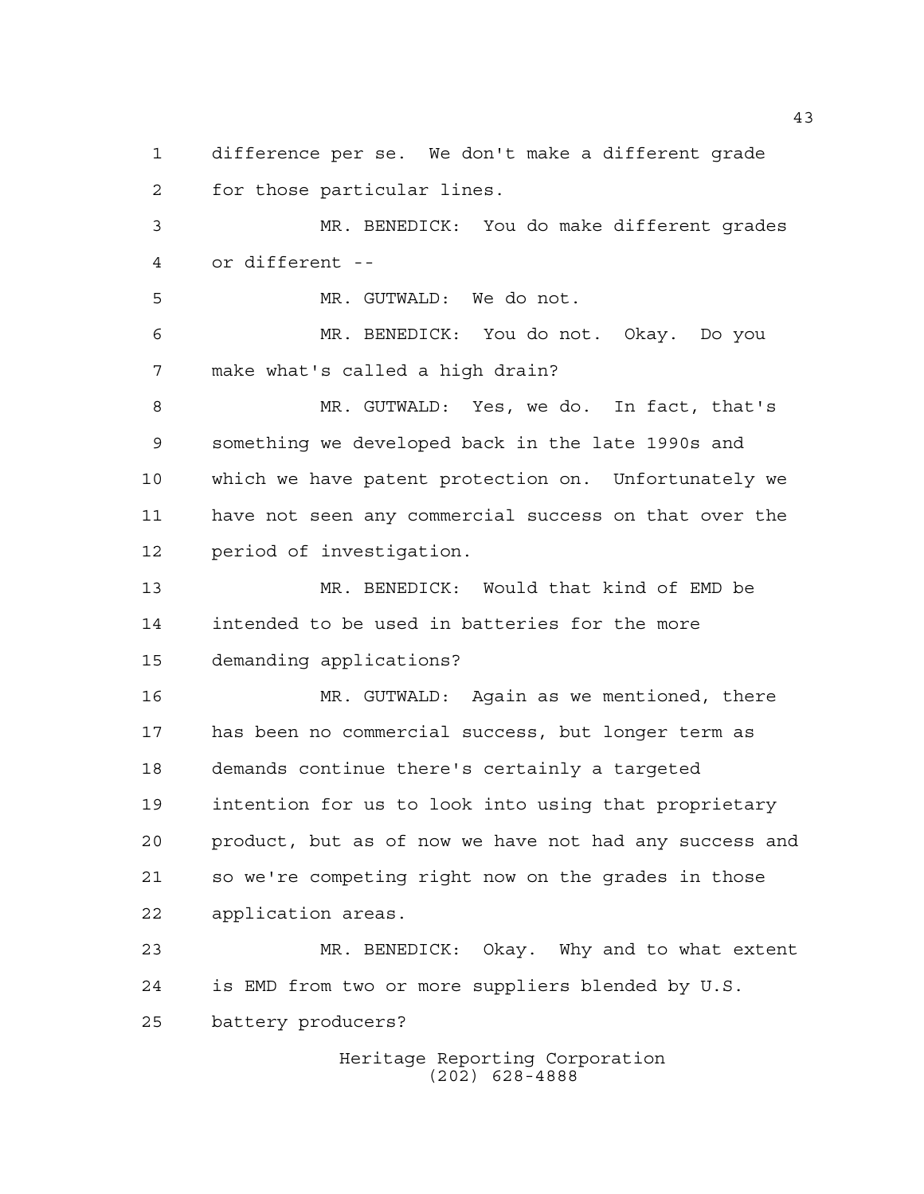difference per se. We don't make a different grade for those particular lines.

MR. BENEDICK: You do make different grades or different --

MR. GUTWALD: We do not.

MR. BENEDICK: You do not. Okay. Do you make what's called a high drain?

MR. GUTWALD: Yes, we do. In fact, that's something we developed back in the late 1990s and which we have patent protection on. Unfortunately we have not seen any commercial success on that over the period of investigation.

MR. BENEDICK: Would that kind of EMD be intended to be used in batteries for the more demanding applications?

MR. GUTWALD: Again as we mentioned, there has been no commercial success, but longer term as demands continue there's certainly a targeted intention for us to look into using that proprietary product, but as of now we have not had any success and so we're competing right now on the grades in those application areas.

MR. BENEDICK: Okay. Why and to what extent is EMD from two or more suppliers blended by U.S. battery producers?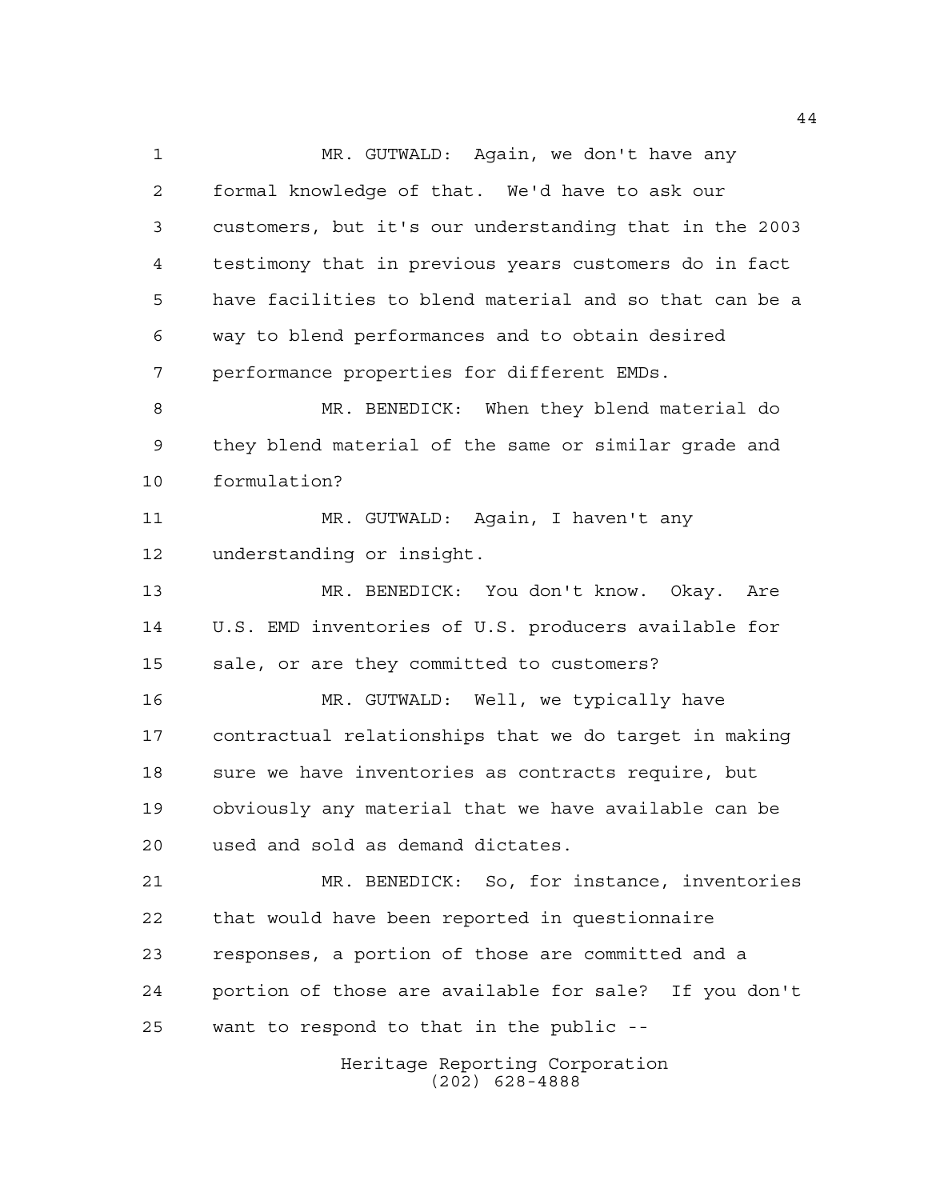MR. GUTWALD: Again, we don't have any formal knowledge of that. We'd have to ask our customers, but it's our understanding that in the 2003 testimony that in previous years customers do in fact have facilities to blend material and so that can be a way to blend performances and to obtain desired performance properties for different EMDs.

MR. BENEDICK: When they blend material do they blend material of the same or similar grade and formulation?

MR. GUTWALD: Again, I haven't any understanding or insight.

MR. BENEDICK: You don't know. Okay. Are U.S. EMD inventories of U.S. producers available for sale, or are they committed to customers?

MR. GUTWALD: Well, we typically have contractual relationships that we do target in making sure we have inventories as contracts require, but obviously any material that we have available can be used and sold as demand dictates.

MR. BENEDICK: So, for instance, inventories that would have been reported in questionnaire responses, a portion of those are committed and a portion of those are available for sale? If you don't want to respond to that in the public --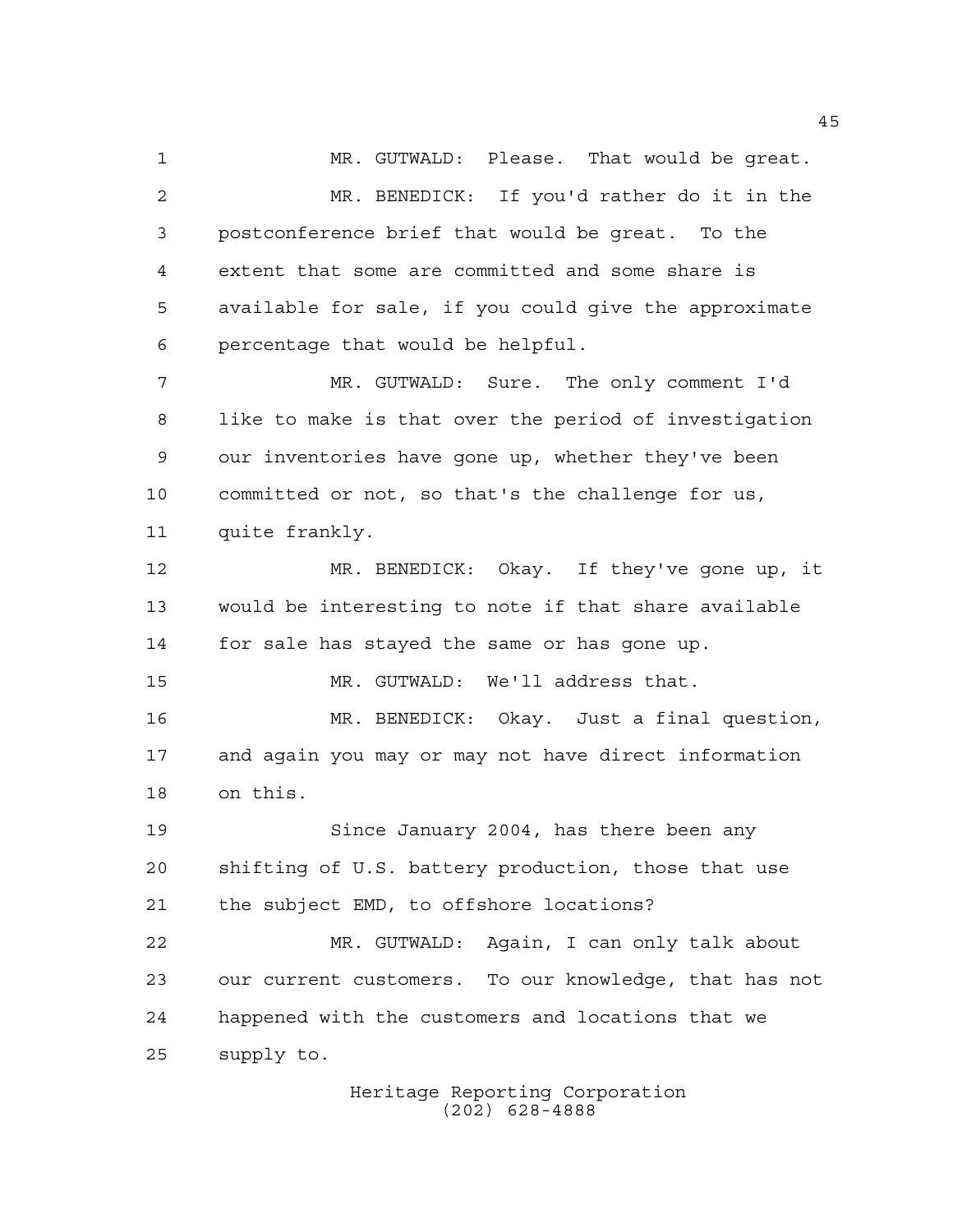MR. GUTWALD: Please. That would be great.

MR. BENEDICK: If you'd rather do it in the postconference brief that would be great. To the extent that some are committed and some share is available for sale, if you could give the approximate percentage that would be helpful.

MR. GUTWALD: Sure. The only comment I'd like to make is that over the period of investigation our inventories have gone up, whether they've been committed or not, so that's the challenge for us, quite frankly.

MR. BENEDICK: Okay. If they've gone up, it would be interesting to note if that share available for sale has stayed the same or has gone up.

MR. GUTWALD: We'll address that.

MR. BENEDICK: Okay. Just a final question, and again you may or may not have direct information on this.

Since January 2004, has there been any shifting of U.S. battery production, those that use the subject EMD, to offshore locations?

MR. GUTWALD: Again, I can only talk about our current customers. To our knowledge, that has not happened with the customers and locations that we supply to.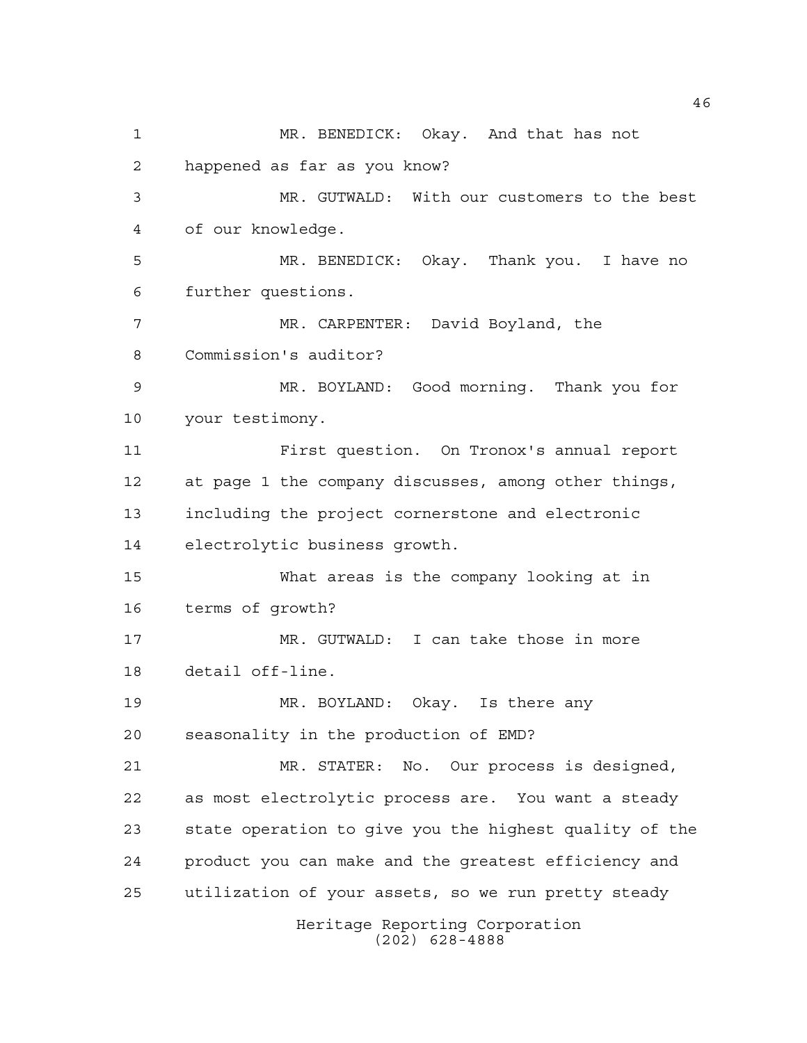MR. BENEDICK: Okay. And that has not happened as far as you know?

MR. GUTWALD: With our customers to the best of our knowledge.

MR. BENEDICK: Okay. Thank you. I have no further questions.

MR. CARPENTER: David Boyland, the Commission's auditor?

MR. BOYLAND: Good morning. Thank you for your testimony.

First question. On Tronox's annual report at page 1 the company discusses, among other things, including the project cornerstone and electronic electrolytic business growth.

What areas is the company looking at in terms of growth?

MR. GUTWALD: I can take those in more detail off-line.

MR. BOYLAND: Okay. Is there any seasonality in the production of EMD?

MR. STATER: No. Our process is designed, as most electrolytic process are. You want a steady state operation to give you the highest quality of the product you can make and the greatest efficiency and utilization of your assets, so we run pretty steady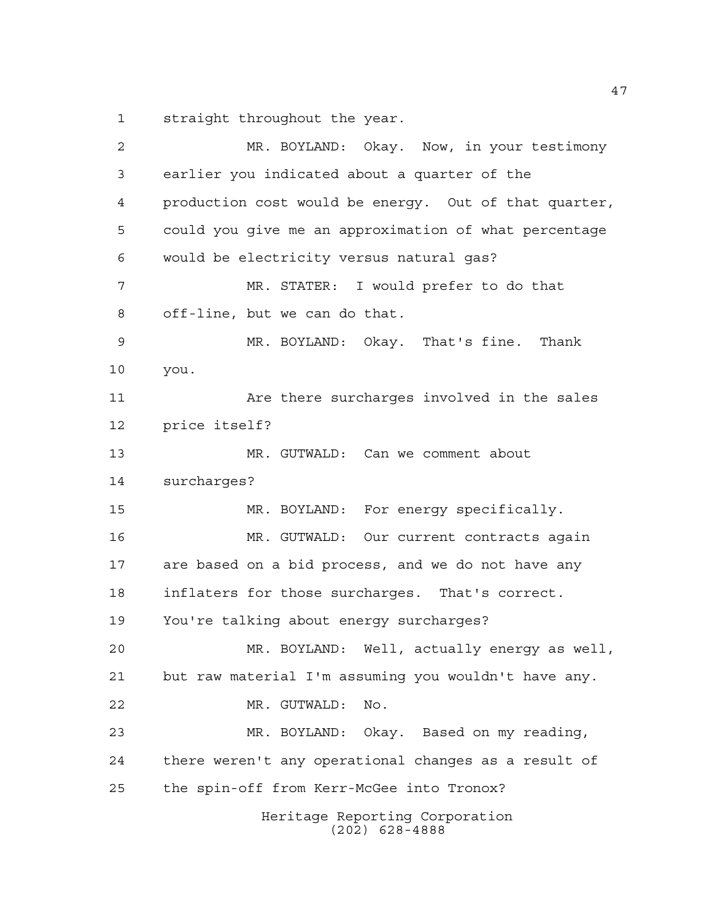straight throughout the year.

MR. BOYLAND: Okay. Now, in your testimony earlier you indicated about a quarter of the production cost would be energy. Out of that quarter, could you give me an approximation of what percentage would be electricity versus natural gas?

MR. STATER: I would prefer to do that off-line, but we can do that.

MR. BOYLAND: Okay. That's fine. Thank you.

Are there surcharges involved in the sales price itself?

MR. GUTWALD: Can we comment about surcharges?

MR. BOYLAND: For energy specifically.

MR. GUTWALD: Our current contracts again are based on a bid process, and we do not have any inflaters for those surcharges. That's correct. You're talking about energy surcharges?

MR. BOYLAND: Well, actually energy as well, but raw material I'm assuming you wouldn't have any.

MR. GUTWALD: No.

MR. BOYLAND: Okay. Based on my reading, there weren't any operational changes as a result of the spin-off from Kerr-McGee into Tronox?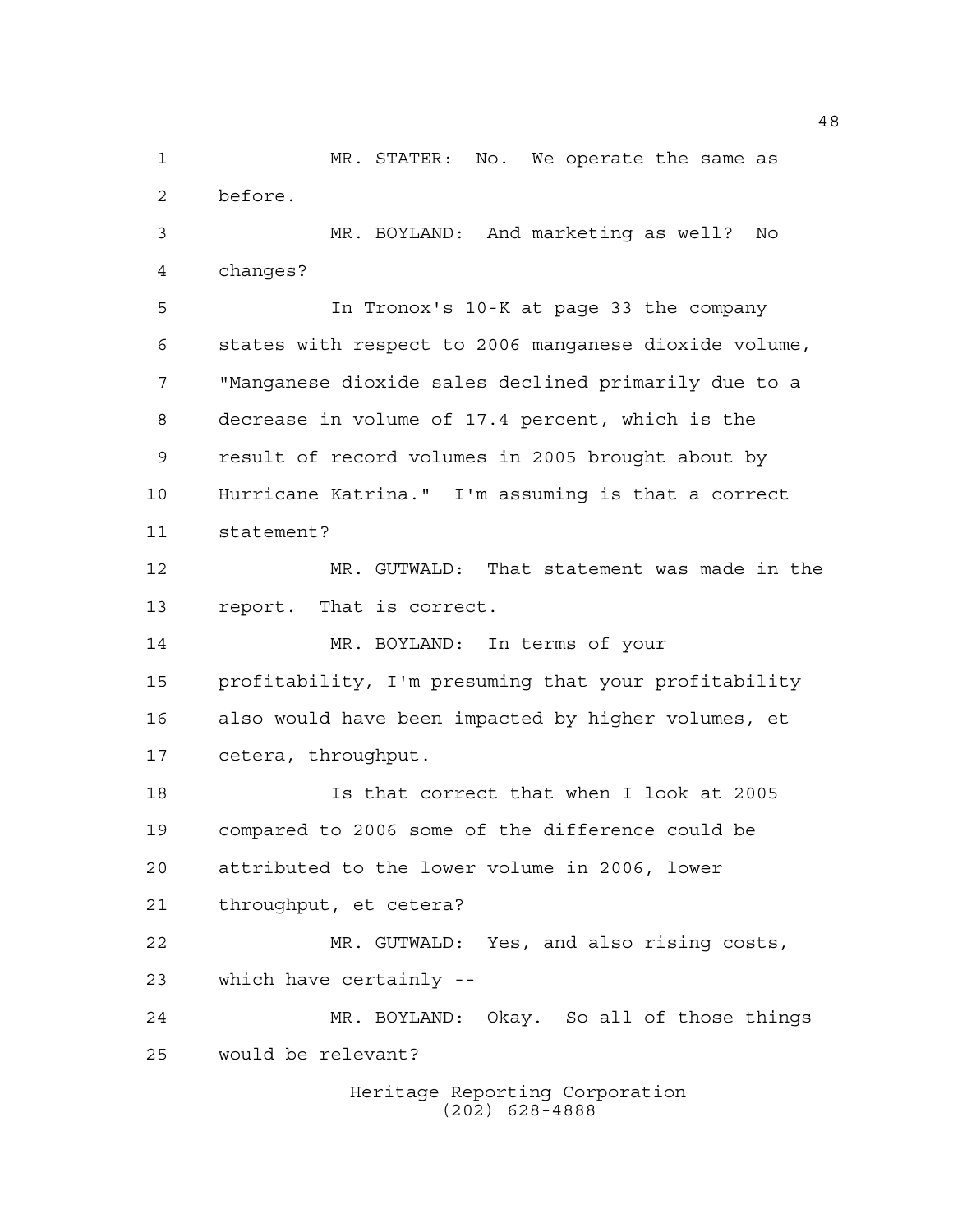MR. STATER: No. We operate the same as before.

MR. BOYLAND: And marketing as well? No changes?

In Tronox's 10-K at page 33 the company states with respect to 2006 manganese dioxide volume, "Manganese dioxide sales declined primarily due to a decrease in volume of 17.4 percent, which is the result of record volumes in 2005 brought about by Hurricane Katrina." I'm assuming is that a correct statement?

MR. GUTWALD: That statement was made in the report. That is correct.

MR. BOYLAND: In terms of your profitability, I'm presuming that your profitability also would have been impacted by higher volumes, et cetera, throughput.

Is that correct that when I look at 2005 compared to 2006 some of the difference could be attributed to the lower volume in 2006, lower throughput, et cetera?

MR. GUTWALD: Yes, and also rising costs, which have certainly --

MR. BOYLAND: Okay. So all of those things would be relevant?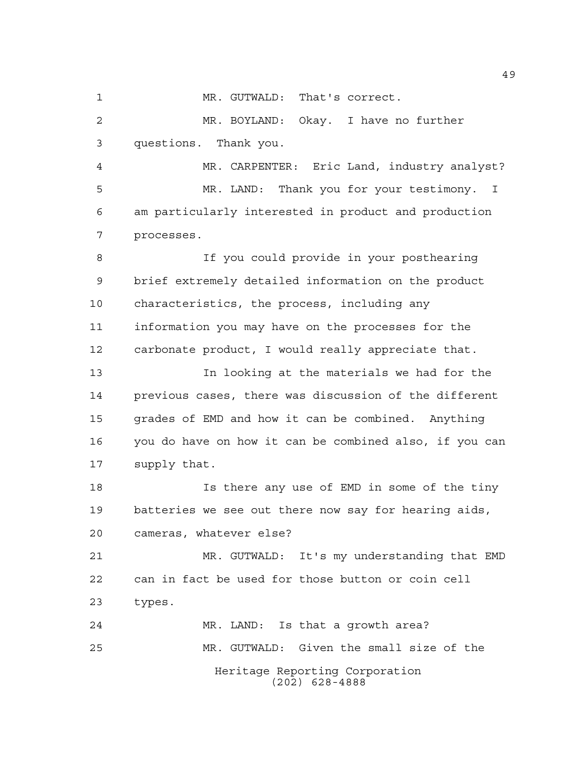MR. GUTWALD: That's correct.

MR. BOYLAND: Okay. I have no further questions. Thank you.

MR. CARPENTER: Eric Land, industry analyst?

MR. LAND: Thank you for your testimony. I am particularly interested in product and production processes.

If you could provide in your posthearing brief extremely detailed information on the product characteristics, the process, including any information you may have on the processes for the carbonate product, I would really appreciate that.

In looking at the materials we had for the previous cases, there was discussion of the different grades of EMD and how it can be combined. Anything you do have on how it can be combined also, if you can supply that.

Is there any use of EMD in some of the tiny batteries we see out there now say for hearing aids, cameras, whatever else?

MR. GUTWALD: It's my understanding that EMD can in fact be used for those button or coin cell types.

MR. LAND: Is that a growth area?

MR. GUTWALD: Given the small size of the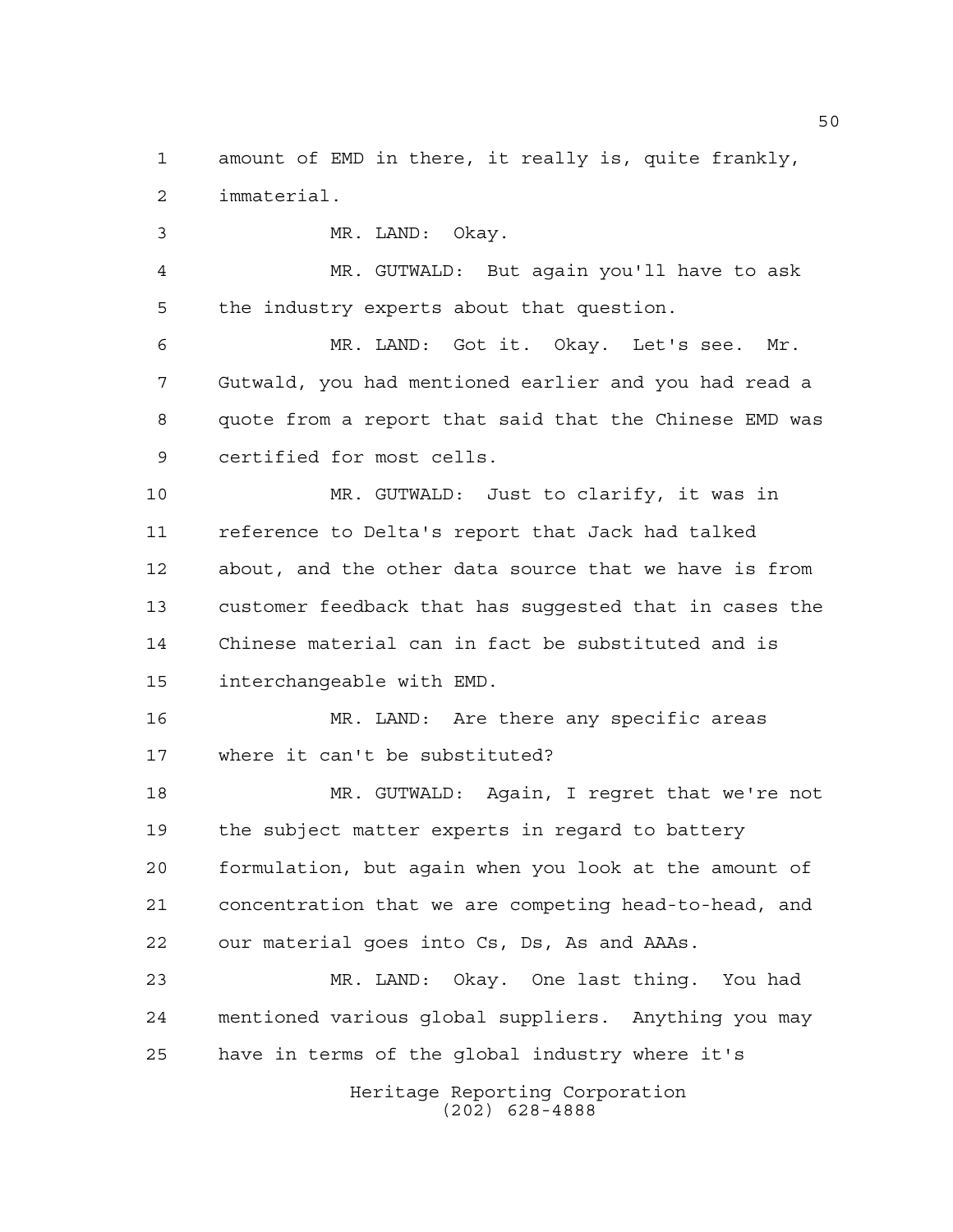amount of EMD in there, it really is, quite frankly, immaterial.

MR. LAND: Okay.

MR. GUTWALD: But again you'll have to ask the industry experts about that question.

MR. LAND: Got it. Okay. Let's see. Mr. Gutwald, you had mentioned earlier and you had read a quote from a report that said that the Chinese EMD was certified for most cells.

MR. GUTWALD: Just to clarify, it was in reference to Delta's report that Jack had talked about, and the other data source that we have is from customer feedback that has suggested that in cases the Chinese material can in fact be substituted and is interchangeable with EMD.

MR. LAND: Are there any specific areas where it can't be substituted?

MR. GUTWALD: Again, I regret that we're not the subject matter experts in regard to battery formulation, but again when you look at the amount of concentration that we are competing head-to-head, and our material goes into Cs, Ds, As and AAAs.

MR. LAND: Okay. One last thing. You had mentioned various global suppliers. Anything you may have in terms of the global industry where it's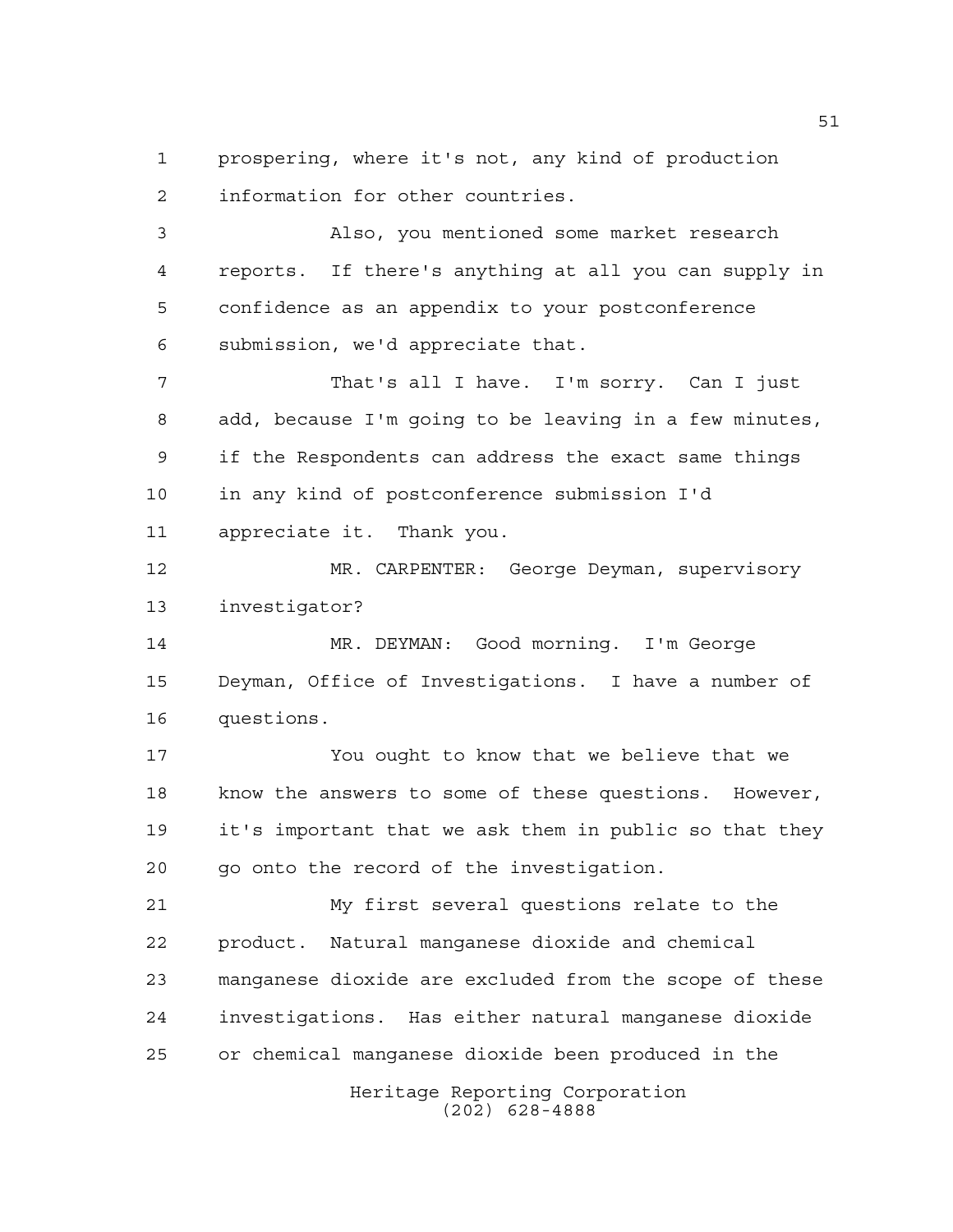prospering, where it's not, any kind of production information for other countries.

Also, you mentioned some market research reports. If there's anything at all you can supply in confidence as an appendix to your postconference submission, we'd appreciate that.

That's all I have. I'm sorry. Can I just add, because I'm going to be leaving in a few minutes, if the Respondents can address the exact same things in any kind of postconference submission I'd appreciate it. Thank you.

MR. CARPENTER: George Deyman, supervisory investigator?

MR. DEYMAN: Good morning. I'm George Deyman, Office of Investigations. I have a number of questions.

You ought to know that we believe that we know the answers to some of these questions. However, it's important that we ask them in public so that they go onto the record of the investigation.

My first several questions relate to the product. Natural manganese dioxide and chemical manganese dioxide are excluded from the scope of these investigations. Has either natural manganese dioxide or chemical manganese dioxide been produced in the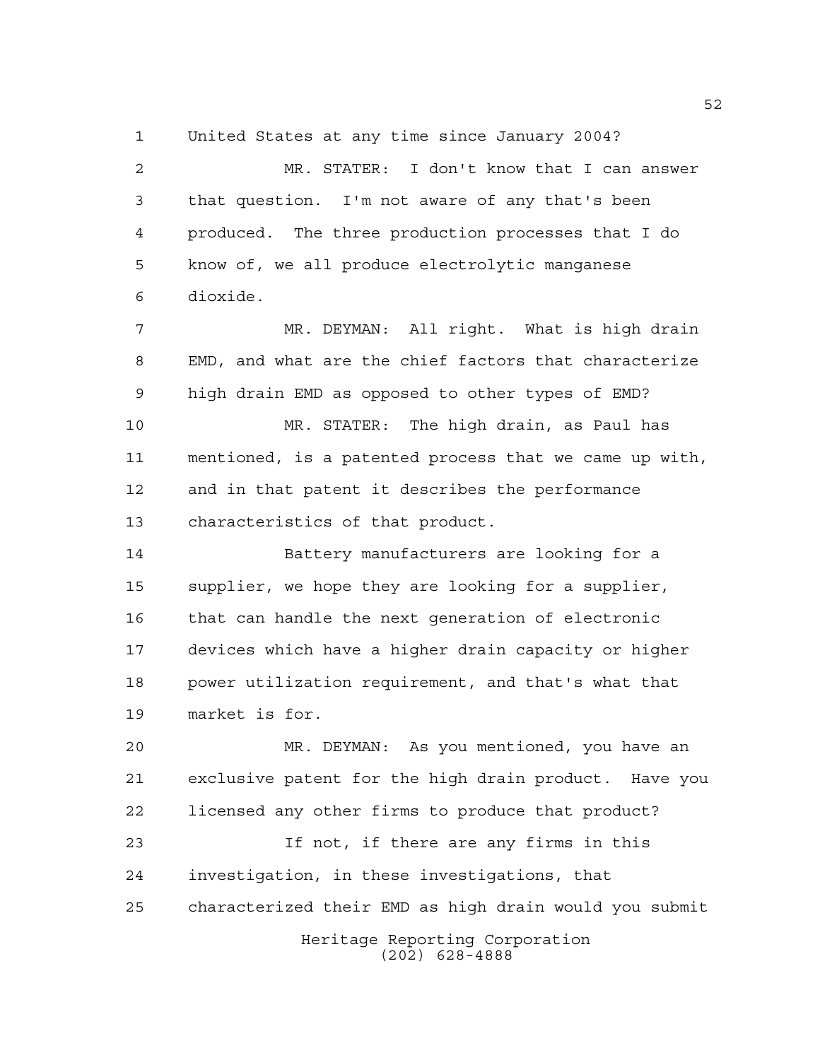United States at any time since January 2004?

MR. STATER: I don't know that I can answer that question. I'm not aware of any that's been produced. The three production processes that I do know of, we all produce electrolytic manganese dioxide.

MR. DEYMAN: All right. What is high drain EMD, and what are the chief factors that characterize high drain EMD as opposed to other types of EMD?

MR. STATER: The high drain, as Paul has mentioned, is a patented process that we came up with, and in that patent it describes the performance characteristics of that product.

Battery manufacturers are looking for a supplier, we hope they are looking for a supplier, that can handle the next generation of electronic devices which have a higher drain capacity or higher power utilization requirement, and that's what that market is for.

MR. DEYMAN: As you mentioned, you have an exclusive patent for the high drain product. Have you licensed any other firms to produce that product?

If not, if there are any firms in this investigation, in these investigations, that characterized their EMD as high drain would you submit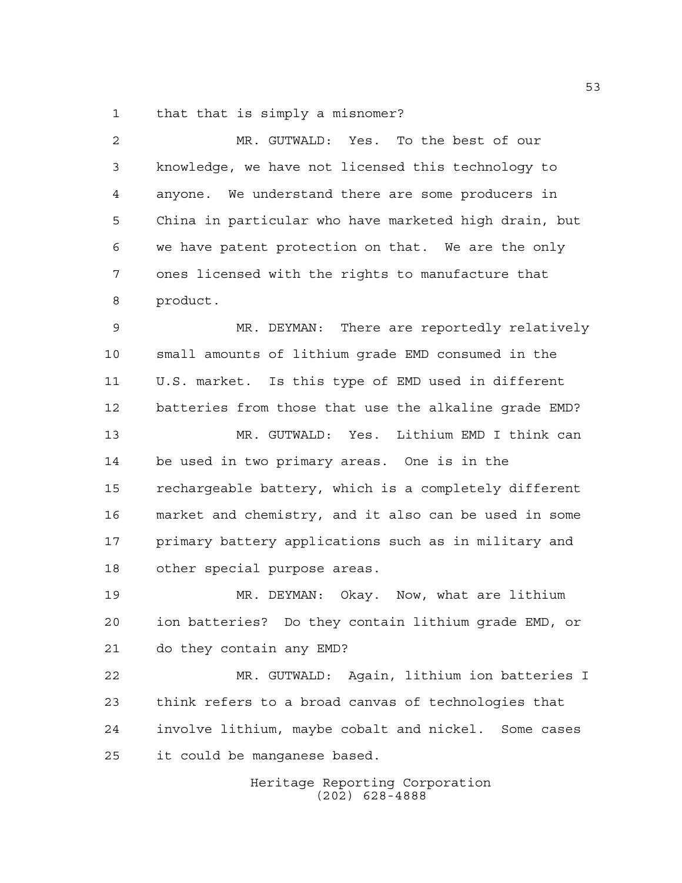that that is simply a misnomer?

MR. GUTWALD: Yes. To the best of our knowledge, we have not licensed this technology to anyone. We understand there are some producers in China in particular who have marketed high drain, but we have patent protection on that. We are the only ones licensed with the rights to manufacture that product.

MR. DEYMAN: There are reportedly relatively small amounts of lithium grade EMD consumed in the U.S. market. Is this type of EMD used in different batteries from those that use the alkaline grade EMD?

MR. GUTWALD: Yes. Lithium EMD I think can be used in two primary areas. One is in the rechargeable battery, which is a completely different market and chemistry, and it also can be used in some primary battery applications such as in military and other special purpose areas.

MR. DEYMAN: Okay. Now, what are lithium ion batteries? Do they contain lithium grade EMD, or do they contain any EMD?

MR. GUTWALD: Again, lithium ion batteries I think refers to a broad canvas of technologies that involve lithium, maybe cobalt and nickel. Some cases it could be manganese based.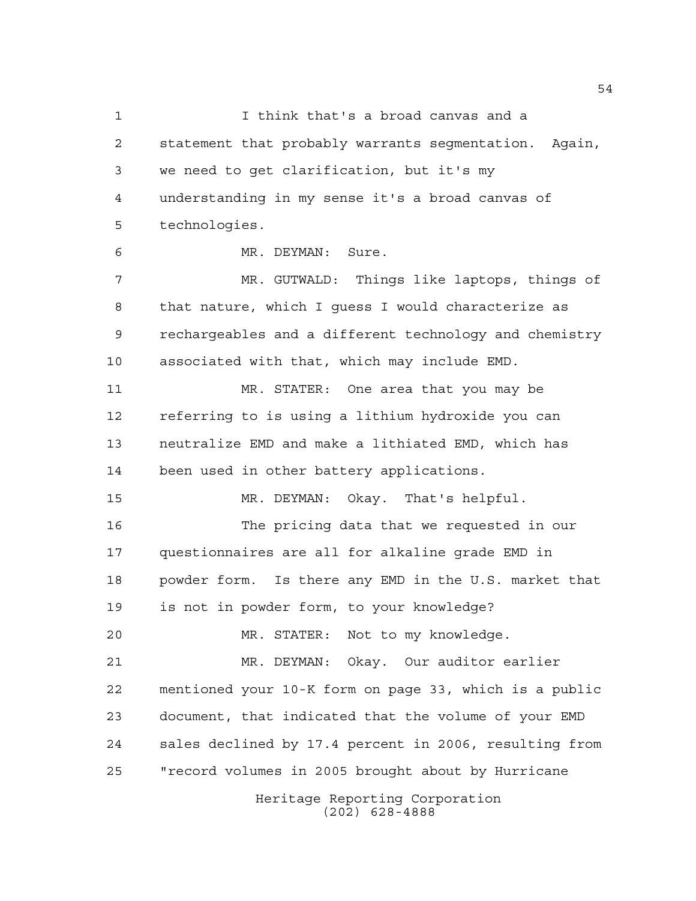I think that's a broad canvas and a statement that probably warrants segmentation. Again, we need to get clarification, but it's my understanding in my sense it's a broad canvas of technologies.

MR. DEYMAN: Sure.

MR. GUTWALD: Things like laptops, things of that nature, which I guess I would characterize as rechargeables and a different technology and chemistry associated with that, which may include EMD.

MR. STATER: One area that you may be referring to is using a lithium hydroxide you can neutralize EMD and make a lithiated EMD, which has been used in other battery applications.

MR. DEYMAN: Okay. That's helpful.

The pricing data that we requested in our questionnaires are all for alkaline grade EMD in powder form. Is there any EMD in the U.S. market that is not in powder form, to your knowledge?

MR. STATER: Not to my knowledge.

MR. DEYMAN: Okay. Our auditor earlier mentioned your 10-K form on page 33, which is a public document, that indicated that the volume of your EMD sales declined by 17.4 percent in 2006, resulting from "record volumes in 2005 brought about by Hurricane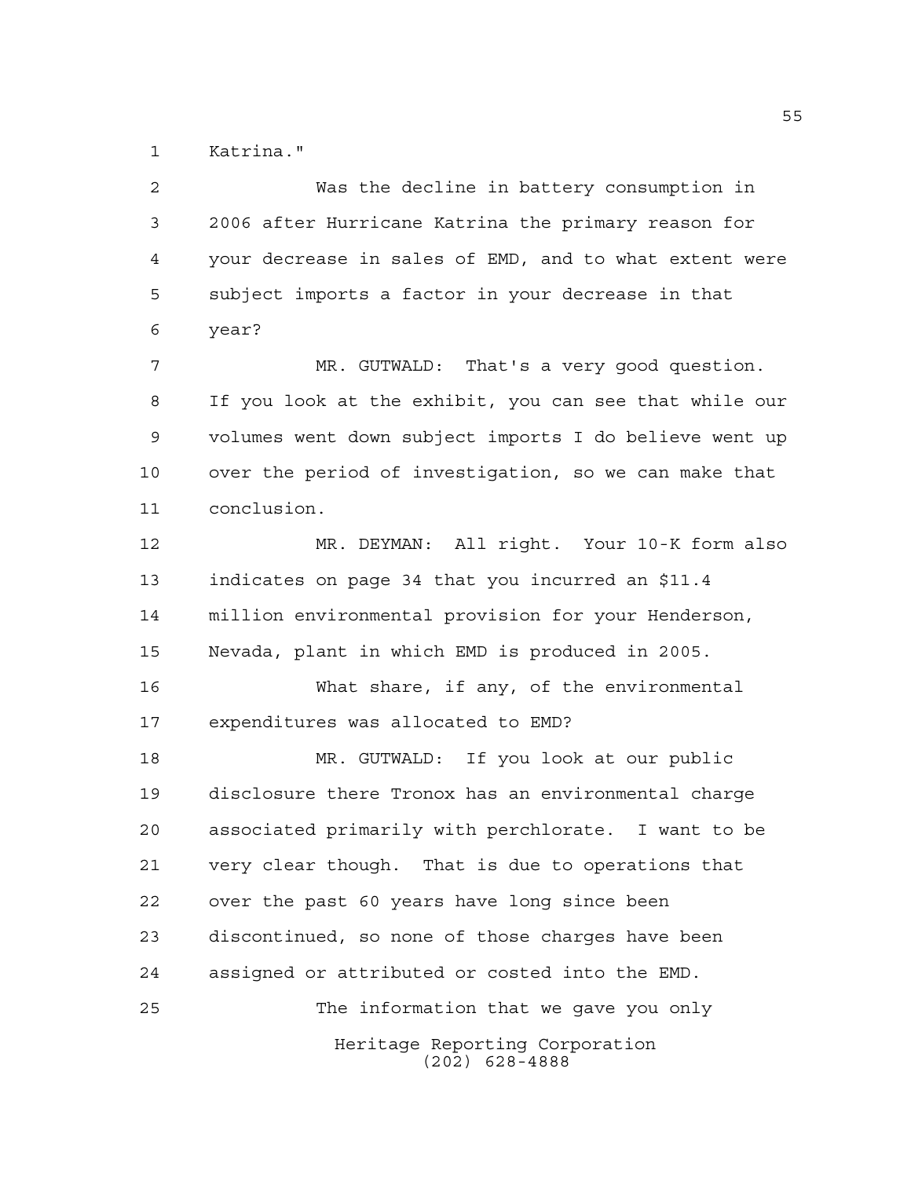Katrina."

Was the decline in battery consumption in 2006 after Hurricane Katrina the primary reason for your decrease in sales of EMD, and to what extent were subject imports a factor in your decrease in that year?

MR. GUTWALD: That's a very good question. If you look at the exhibit, you can see that while our volumes went down subject imports I do believe went up over the period of investigation, so we can make that conclusion.

MR. DEYMAN: All right. Your 10-K form also indicates on page 34 that you incurred an $11.4 million environmental provision for your Henderson, Nevada, plant in which EMD is produced in 2005.

What share, if any, of the environmental expenditures was allocated to EMD?

MR. GUTWALD: If you look at our public disclosure there Tronox has an environmental charge associated primarily with perchlorate. I want to be very clear though. That is due to operations that over the past 60 years have long since been discontinued, so none of those charges have been assigned or attributed or costed into the EMD.

The information that we gave you only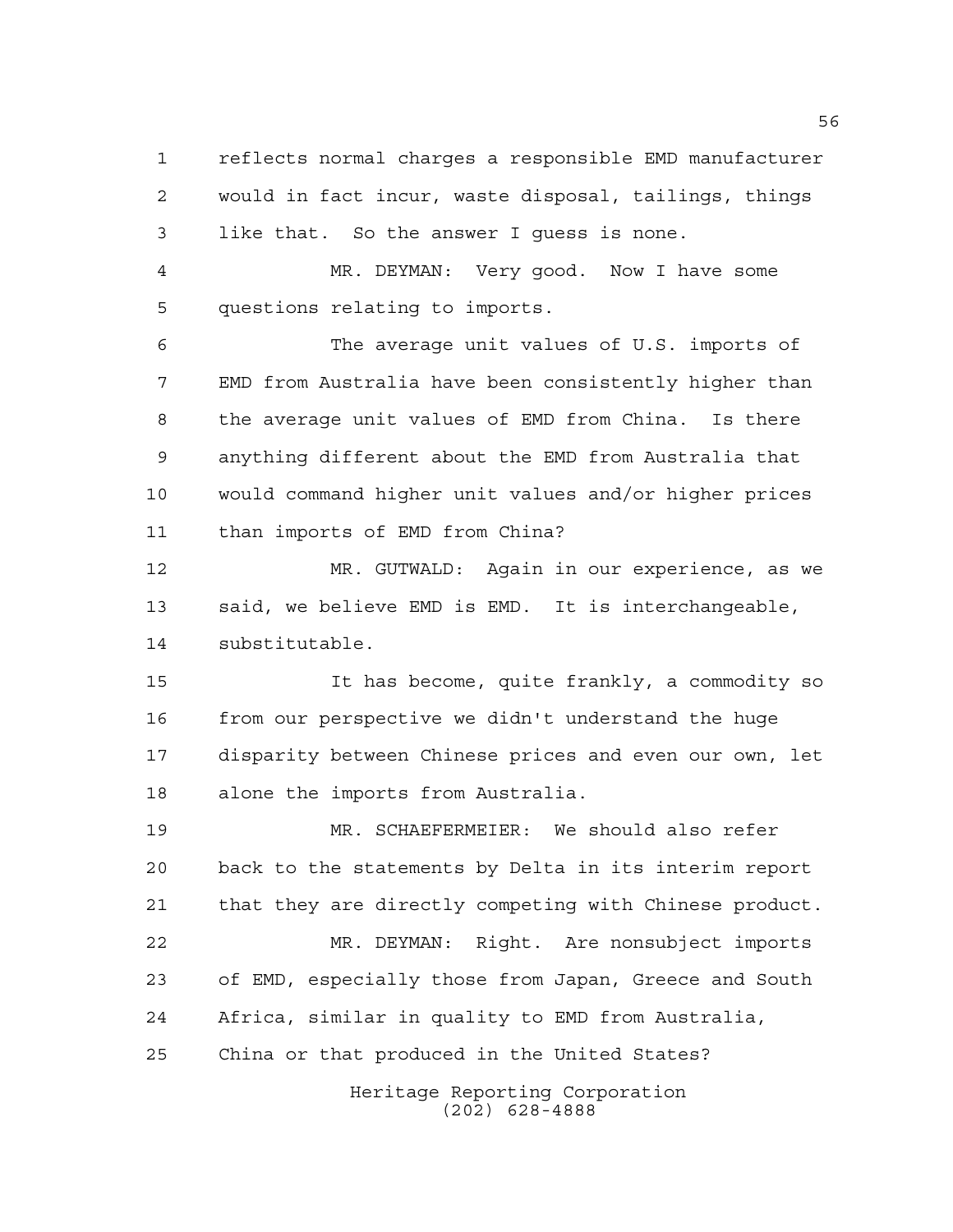reflects normal charges a responsible EMD manufacturer would in fact incur, waste disposal, tailings, things like that. So the answer I guess is none.

MR. DEYMAN: Very good. Now I have some questions relating to imports.

The average unit values of U.S. imports of EMD from Australia have been consistently higher than the average unit values of EMD from China. Is there anything different about the EMD from Australia that would command higher unit values and/or higher prices than imports of EMD from China?

MR. GUTWALD: Again in our experience, as we said, we believe EMD is EMD. It is interchangeable, substitutable.

It has become, quite frankly, a commodity so from our perspective we didn't understand the huge disparity between Chinese prices and even our own, let alone the imports from Australia.

MR. SCHAEFERMEIER: We should also refer back to the statements by Delta in its interim report that they are directly competing with Chinese product.

MR. DEYMAN: Right. Are nonsubject imports of EMD, especially those from Japan, Greece and South Africa, similar in quality to EMD from Australia, China or that produced in the United States?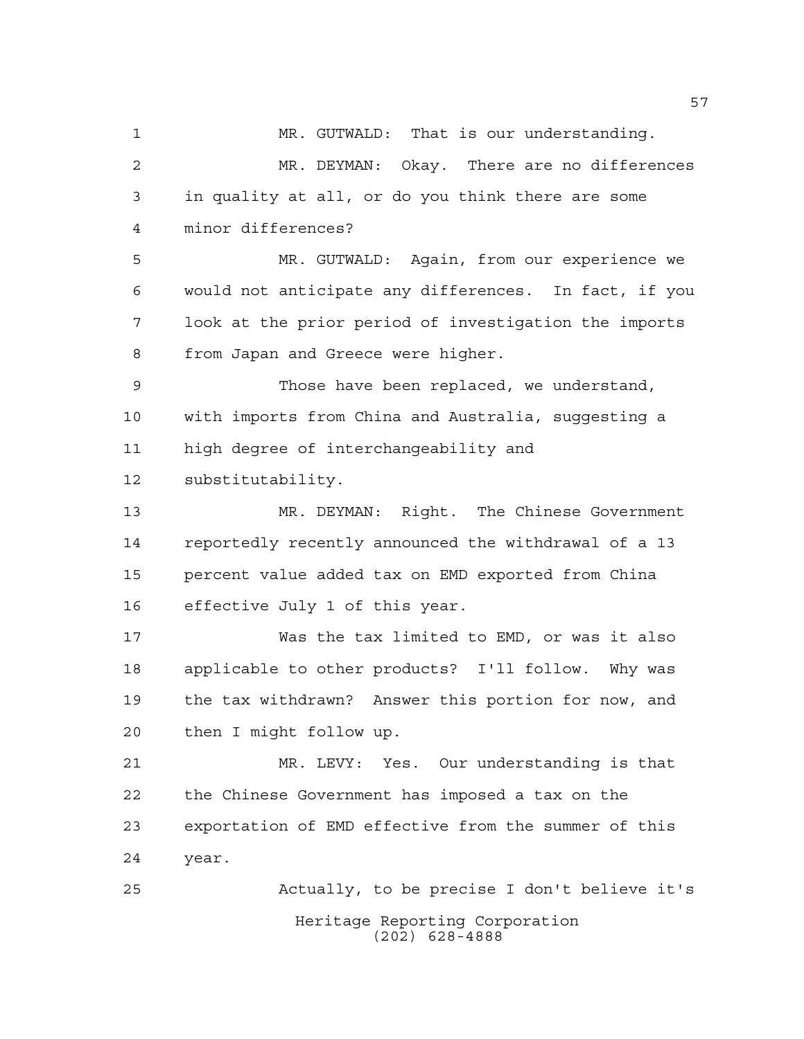MR. GUTWALD: That is our understanding.

MR. DEYMAN: Okay. There are no differences in quality at all, or do you think there are some minor differences?

MR. GUTWALD: Again, from our experience we would not anticipate any differences. In fact, if you look at the prior period of investigation the imports from Japan and Greece were higher.

Those have been replaced, we understand, with imports from China and Australia, suggesting a high degree of interchangeability and substitutability.

MR. DEYMAN: Right. The Chinese Government reportedly recently announced the withdrawal of a 13 percent value added tax on EMD exported from China effective July 1 of this year.

Was the tax limited to EMD, or was it also applicable to other products? I'll follow. Why was the tax withdrawn? Answer this portion for now, and then I might follow up.

MR. LEVY: Yes. Our understanding is that the Chinese Government has imposed a tax on the exportation of EMD effective from the summer of this year.

Actually, to be precise I don't believe it's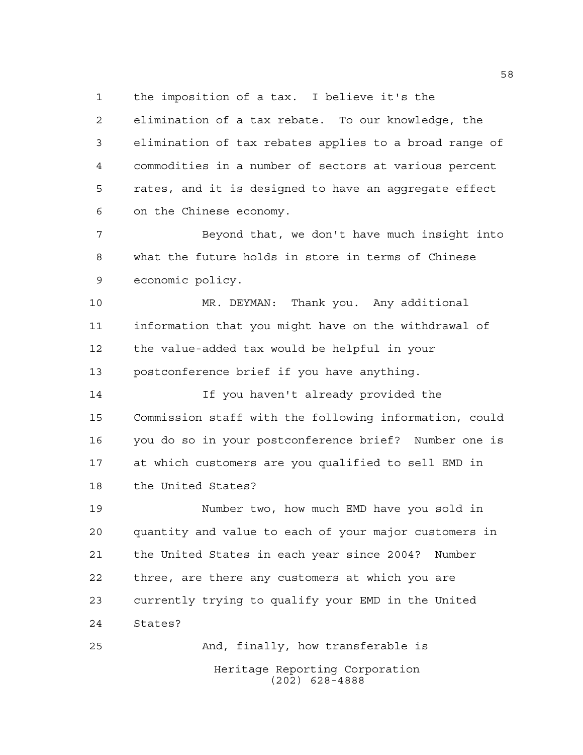the imposition of a tax. I believe it's the elimination of a tax rebate. To our knowledge, the elimination of tax rebates applies to a broad range of commodities in a number of sectors at various percent rates, and it is designed to have an aggregate effect on the Chinese economy.

Beyond that, we don't have much insight into what the future holds in store in terms of Chinese economic policy.

MR. DEYMAN: Thank you. Any additional information that you might have on the withdrawal of the value-added tax would be helpful in your postconference brief if you have anything.

If you haven't already provided the Commission staff with the following information, could you do so in your postconference brief? Number one is at which customers are you qualified to sell EMD in the United States?

Number two, how much EMD have you sold in quantity and value to each of your major customers in the United States in each year since 2004? Number three, are there any customers at which you are currently trying to qualify your EMD in the United States?

And, finally, how transferable is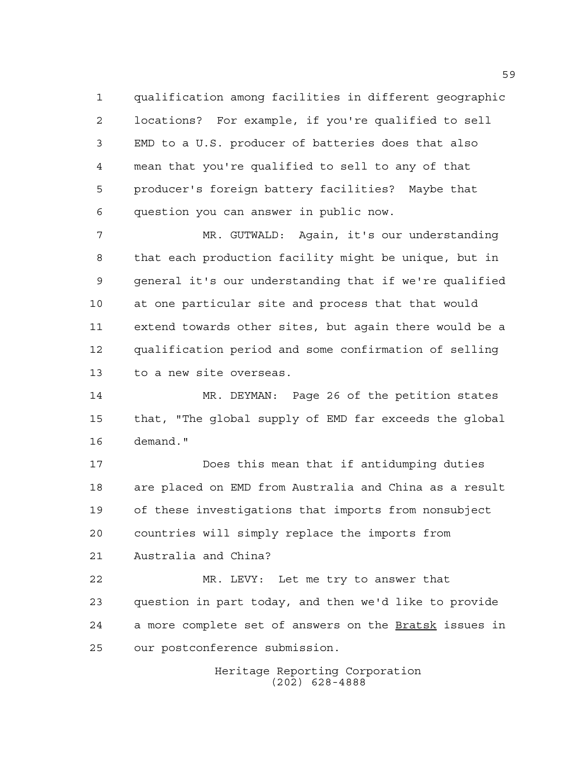qualification among facilities in different geographic locations? For example, if you're qualified to sell EMD to a U.S. producer of batteries does that also mean that you're qualified to sell to any of that producer's foreign battery facilities? Maybe that question you can answer in public now.

MR. GUTWALD: Again, it's our understanding that each production facility might be unique, but in general it's our understanding that if we're qualified at one particular site and process that that would extend towards other sites, but again there would be a qualification period and some confirmation of selling to a new site overseas.

MR. DEYMAN: Page 26 of the petition states that, "The global supply of EMD far exceeds the global demand."

Does this mean that if antidumping duties are placed on EMD from Australia and China as a result of these investigations that imports from nonsubject countries will simply replace the imports from Australia and China?

MR. LEVY: Let me try to answer that question in part today, and then we'd like to provide a more complete set of answers on the Bratsk issues in our postconference submission.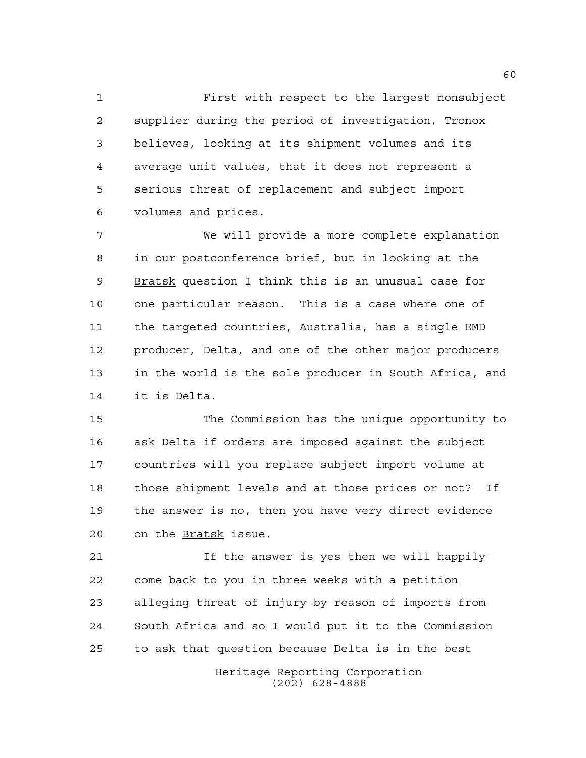First with respect to the largest nonsubject supplier during the period of investigation, Tronox believes, looking at its shipment volumes and its average unit values, that it does not represent a serious threat of replacement and subject import volumes and prices.

We will provide a more complete explanation in our postconference brief, but in looking at the Bratsk question I think this is an unusual case for one particular reason. This is a case where one of the targeted countries, Australia, has a single EMD producer, Delta, and one of the other major producers in the world is the sole producer in South Africa, and it is Delta.

The Commission has the unique opportunity to ask Delta if orders are imposed against the subject countries will you replace subject import volume at those shipment levels and at those prices or not? If the answer is no, then you have very direct evidence on the Bratsk issue.

If the answer is yes then we will happily come back to you in three weeks with a petition alleging threat of injury by reason of imports from South Africa and so I would put it to the Commission to ask that question because Delta is in the best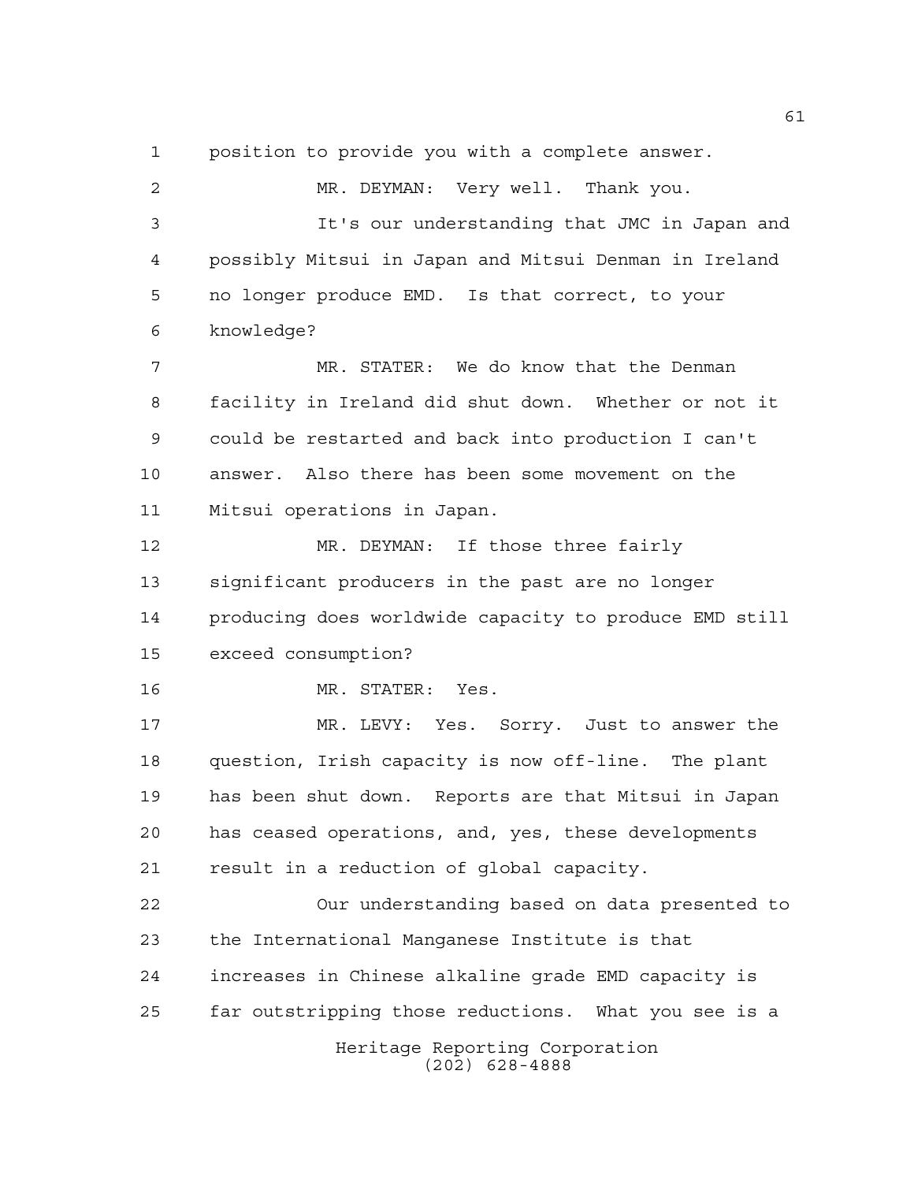position to provide you with a complete answer.

MR. DEYMAN: Very well. Thank you.

It's our understanding that JMC in Japan and possibly Mitsui in Japan and Mitsui Denman in Ireland no longer produce EMD. Is that correct, to your knowledge?

MR. STATER: We do know that the Denman facility in Ireland did shut down. Whether or not it could be restarted and back into production I can't answer. Also there has been some movement on the Mitsui operations in Japan.

MR. DEYMAN: If those three fairly significant producers in the past are no longer producing does worldwide capacity to produce EMD still exceed consumption?

MR. STATER: Yes.

MR. LEVY: Yes. Sorry. Just to answer the question, Irish capacity is now off-line. The plant has been shut down. Reports are that Mitsui in Japan has ceased operations, and, yes, these developments result in a reduction of global capacity.

Our understanding based on data presented to the International Manganese Institute is that increases in Chinese alkaline grade EMD capacity is far outstripping those reductions. What you see is a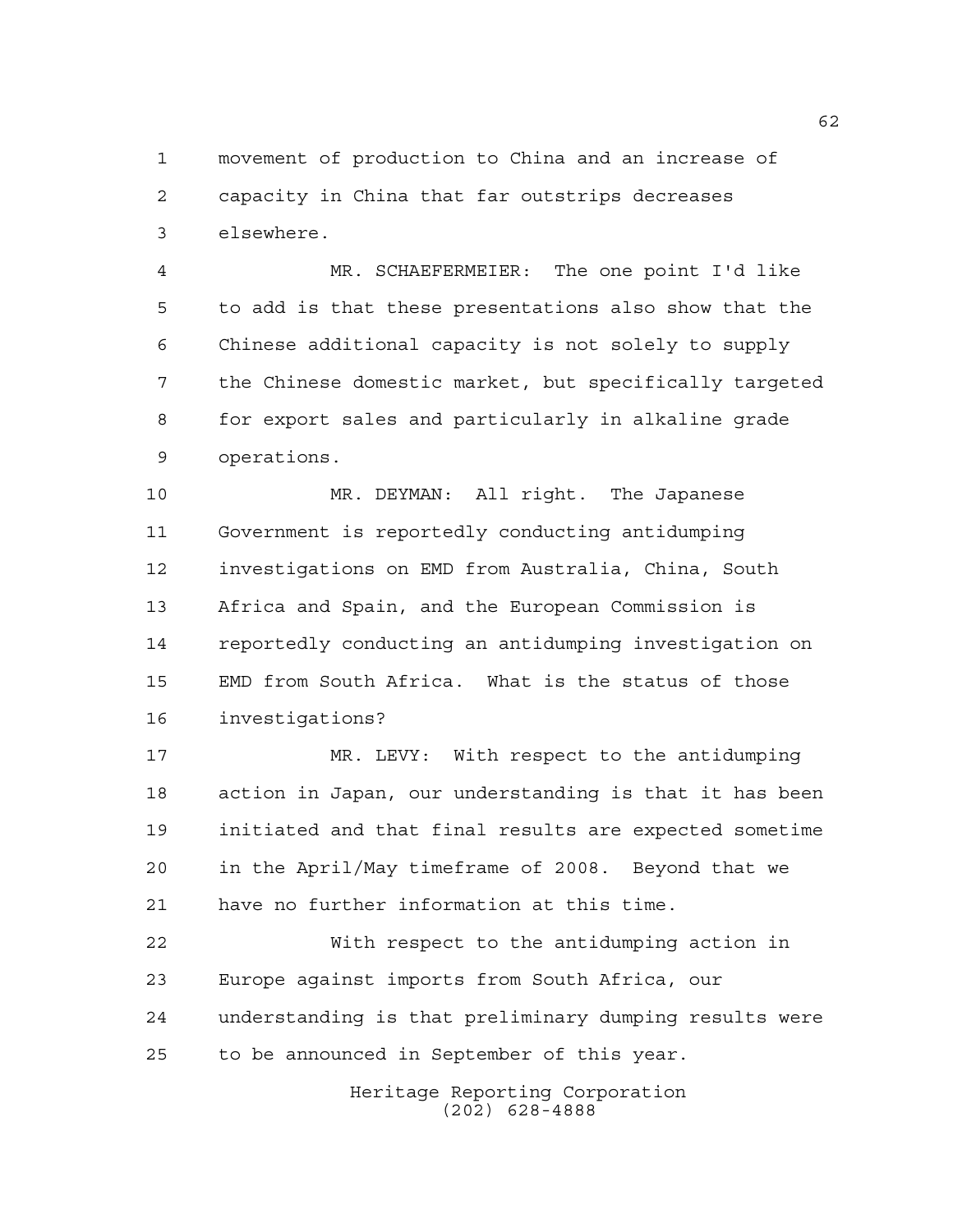movement of production to China and an increase of capacity in China that far outstrips decreases elsewhere.

MR. SCHAEFERMEIER: The one point I'd like to add is that these presentations also show that the Chinese additional capacity is not solely to supply the Chinese domestic market, but specifically targeted for export sales and particularly in alkaline grade operations.

MR. DEYMAN: All right. The Japanese Government is reportedly conducting antidumping investigations on EMD from Australia, China, South Africa and Spain, and the European Commission is reportedly conducting an antidumping investigation on EMD from South Africa. What is the status of those investigations?

MR. LEVY: With respect to the antidumping action in Japan, our understanding is that it has been initiated and that final results are expected sometime in the April/May timeframe of 2008. Beyond that we have no further information at this time.

With respect to the antidumping action in Europe against imports from South Africa, our understanding is that preliminary dumping results were to be announced in September of this year.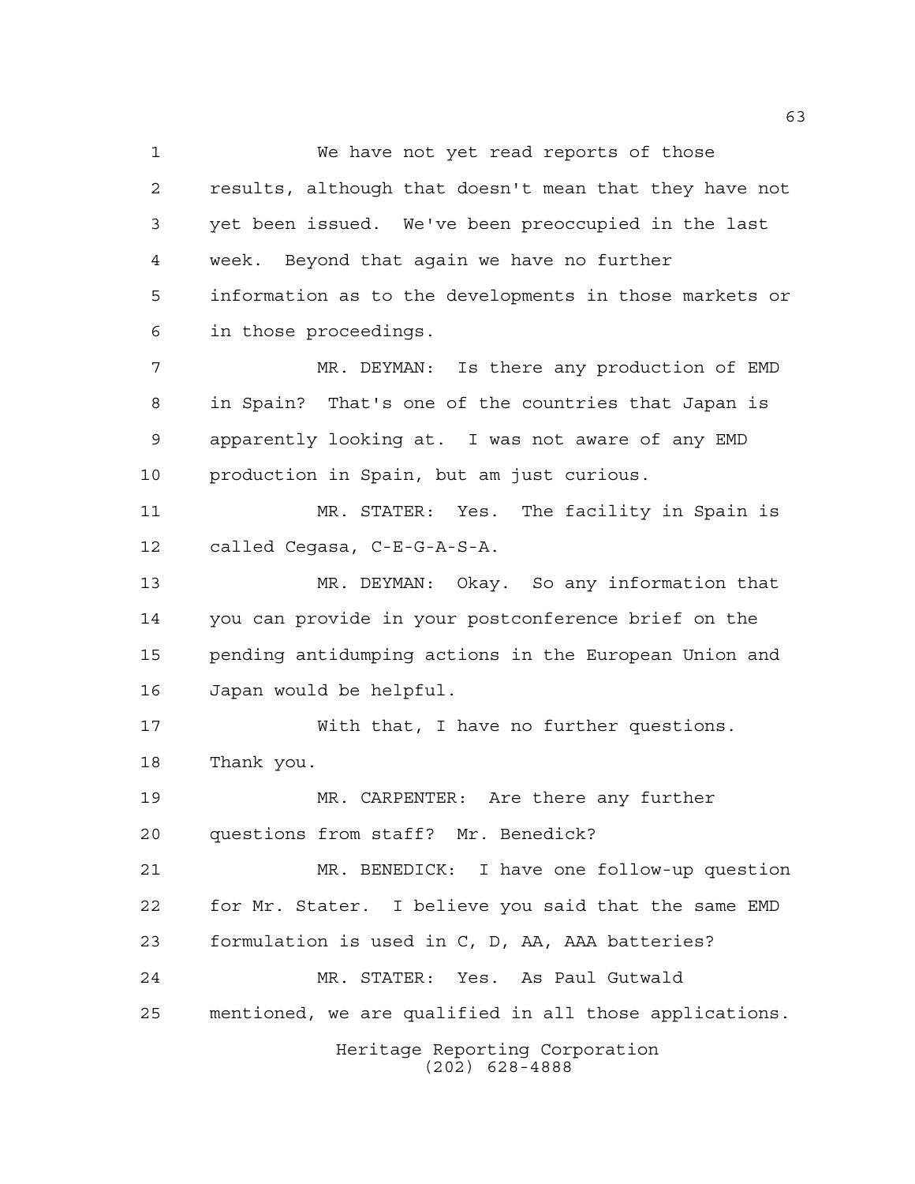We have not yet read reports of those results, although that doesn't mean that they have not yet been issued. We've been preoccupied in the last week. Beyond that again we have no further information as to the developments in those markets or in those proceedings.

MR. DEYMAN: Is there any production of EMD in Spain? That's one of the countries that Japan is apparently looking at. I was not aware of any EMD production in Spain, but am just curious.

MR. STATER: Yes. The facility in Spain is called Cegasa, C-E-G-A-S-A.

MR. DEYMAN: Okay. So any information that you can provide in your postconference brief on the pending antidumping actions in the European Union and Japan would be helpful.

With that, I have no further questions. Thank you.

MR. CARPENTER: Are there any further questions from staff? Mr. Benedick?

MR. BENEDICK: I have one follow-up question for Mr. Stater. I believe you said that the same EMD formulation is used in C, D, AA, AAA batteries?

MR. STATER: Yes. As Paul Gutwald mentioned, we are qualified in all those applications.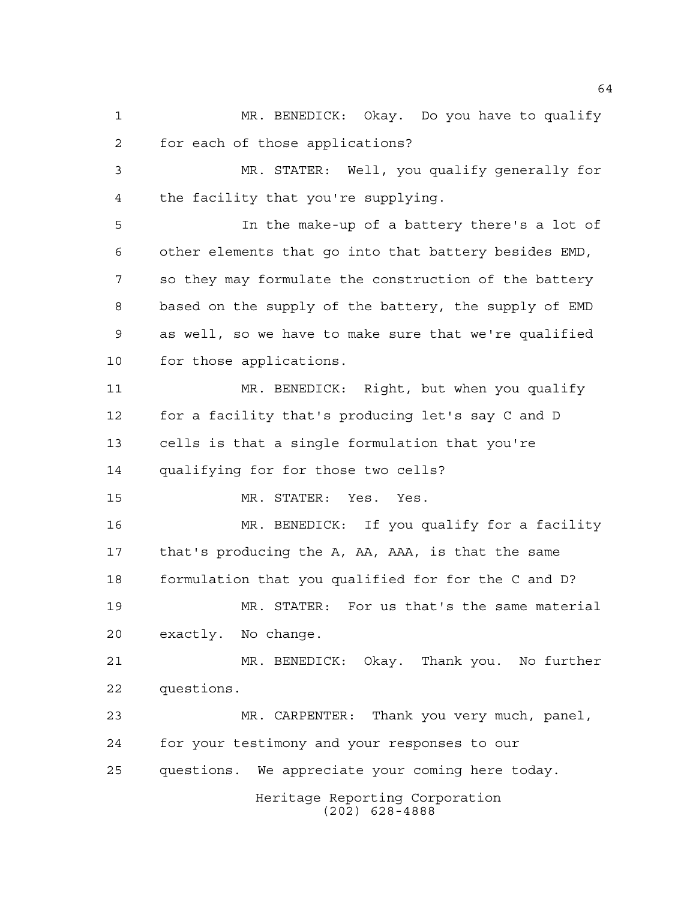MR. BENEDICK: Okay. Do you have to qualify for each of those applications?

MR. STATER: Well, you qualify generally for the facility that you're supplying.

In the make-up of a battery there's a lot of other elements that go into that battery besides EMD, so they may formulate the construction of the battery based on the supply of the battery, the supply of EMD as well, so we have to make sure that we're qualified for those applications.

MR. BENEDICK: Right, but when you qualify for a facility that's producing let's say C and D cells is that a single formulation that you're qualifying for for those two cells?

MR. STATER: Yes. Yes.

MR. BENEDICK: If you qualify for a facility that's producing the A, AA, AAA, is that the same formulation that you qualified for for the C and D?

MR. STATER: For us that's the same material exactly. No change.

MR. BENEDICK: Okay. Thank you. No further questions.

MR. CARPENTER: Thank you very much, panel, for your testimony and your responses to our questions. We appreciate your coming here today.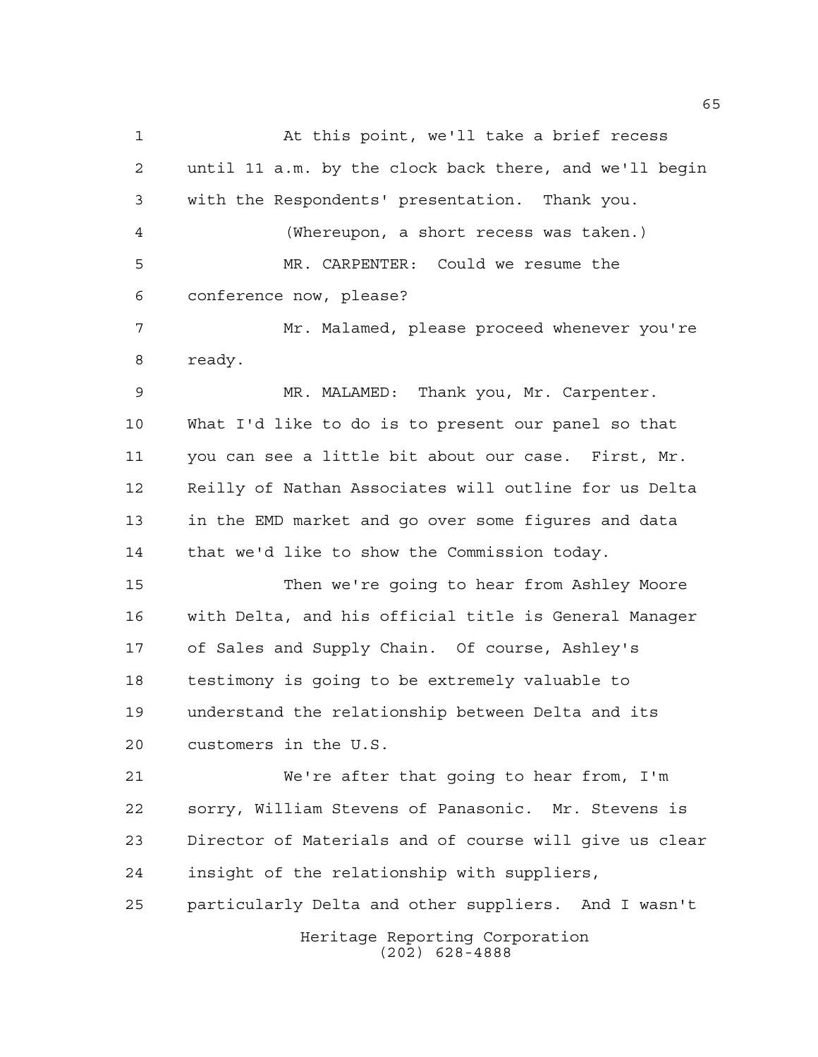At this point, we'll take a brief recess until 11 a.m. by the clock back there, and we'll begin with the Respondents' presentation. Thank you.

(Whereupon, a short recess was taken.)

MR. CARPENTER: Could we resume the conference now, please?

Mr. Malamed, please proceed whenever you're ready.

MR. MALAMED: Thank you, Mr. Carpenter. What I'd like to do is to present our panel so that you can see a little bit about our case. First, Mr. Reilly of Nathan Associates will outline for us Delta in the EMD market and go over some figures and data that we'd like to show the Commission today.

Then we're going to hear from Ashley Moore with Delta, and his official title is General Manager of Sales and Supply Chain. Of course, Ashley's testimony is going to be extremely valuable to understand the relationship between Delta and its customers in the U.S.

We're after that going to hear from, I'm sorry, William Stevens of Panasonic. Mr. Stevens is Director of Materials and of course will give us clear insight of the relationship with suppliers, particularly Delta and other suppliers. And I wasn't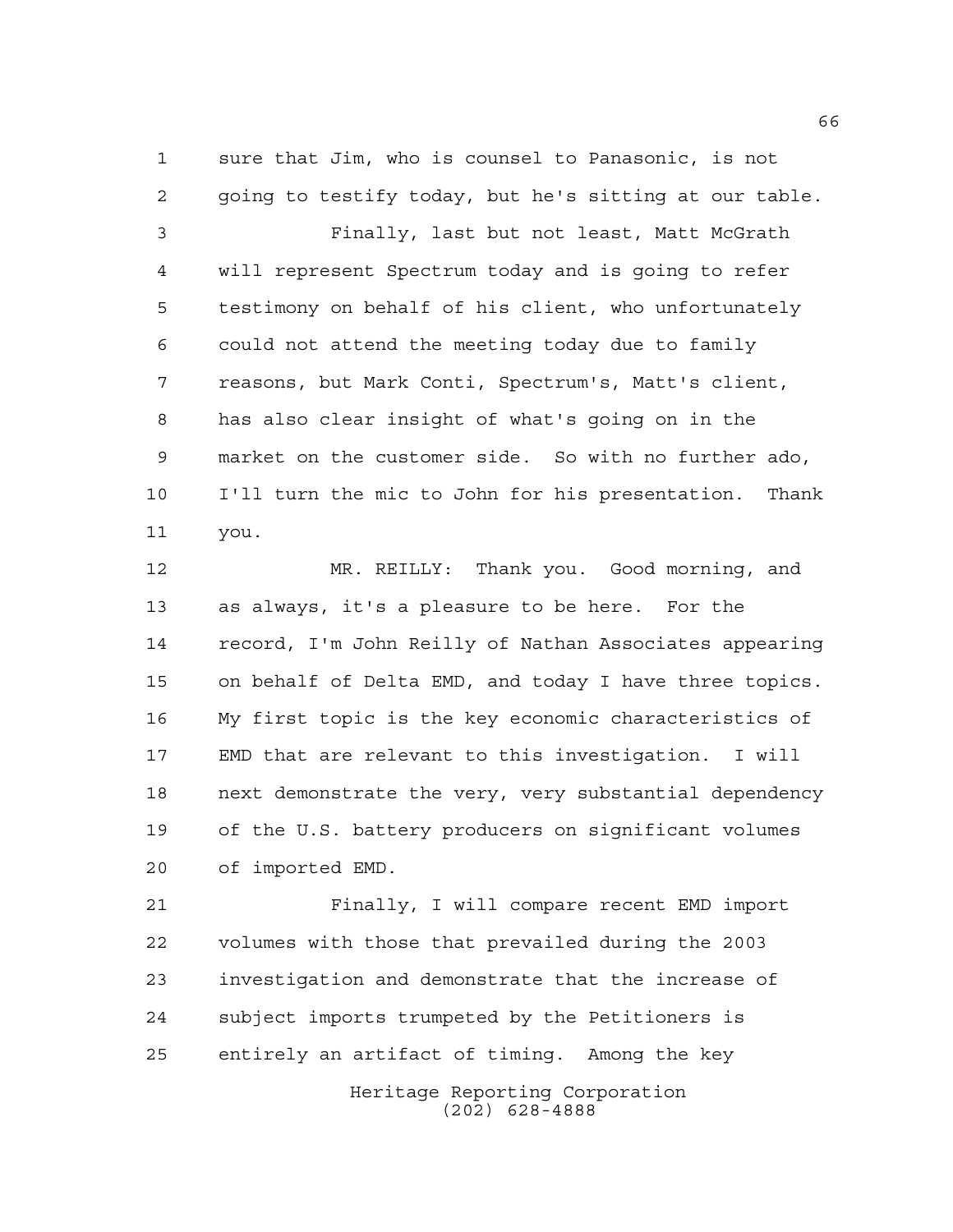sure that Jim, who is counsel to Panasonic, is not going to testify today, but he's sitting at our table.

Finally, last but not least, Matt McGrath will represent Spectrum today and is going to refer testimony on behalf of his client, who unfortunately could not attend the meeting today due to family reasons, but Mark Conti, Spectrum's, Matt's client, has also clear insight of what's going on in the market on the customer side. So with no further ado, I'll turn the mic to John for his presentation. Thank you.

MR. REILLY: Thank you. Good morning, and as always, it's a pleasure to be here. For the record, I'm John Reilly of Nathan Associates appearing on behalf of Delta EMD, and today I have three topics. My first topic is the key economic characteristics of EMD that are relevant to this investigation. I will next demonstrate the very, very substantial dependency of the U.S. battery producers on significant volumes of imported EMD.

Finally, I will compare recent EMD import volumes with those that prevailed during the 2003 investigation and demonstrate that the increase of subject imports trumpeted by the Petitioners is entirely an artifact of timing. Among the key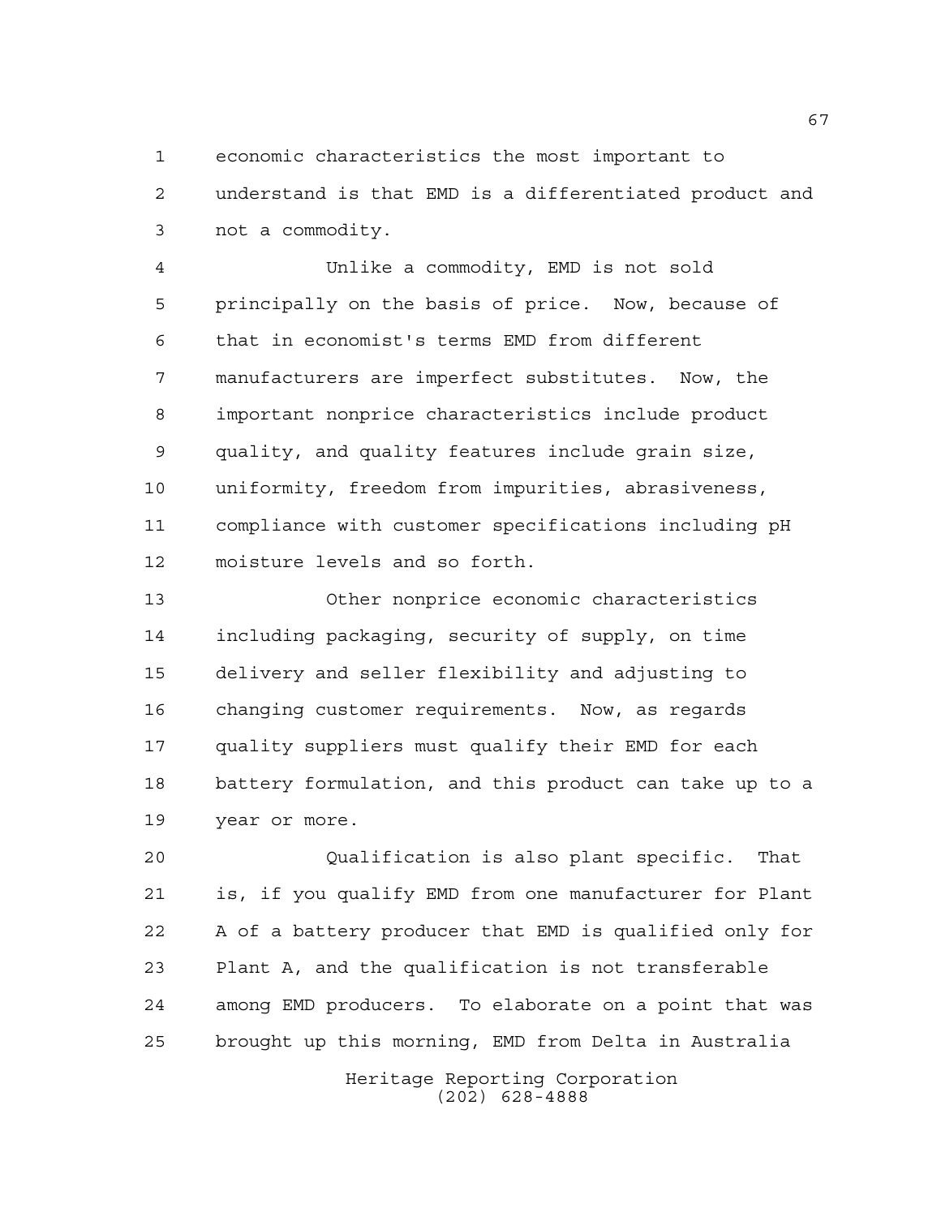economic characteristics the most important to understand is that EMD is a differentiated product and not a commodity.

Unlike a commodity, EMD is not sold principally on the basis of price. Now, because of that in economist's terms EMD from different manufacturers are imperfect substitutes. Now, the important nonprice characteristics include product quality, and quality features include grain size, uniformity, freedom from impurities, abrasiveness, compliance with customer specifications including pH moisture levels and so forth.

Other nonprice economic characteristics including packaging, security of supply, on time delivery and seller flexibility and adjusting to changing customer requirements. Now, as regards quality suppliers must qualify their EMD for each battery formulation, and this product can take up to a year or more.

Qualification is also plant specific. That is, if you qualify EMD from one manufacturer for Plant A of a battery producer that EMD is qualified only for Plant A, and the qualification is not transferable among EMD producers. To elaborate on a point that was brought up this morning, EMD from Delta in Australia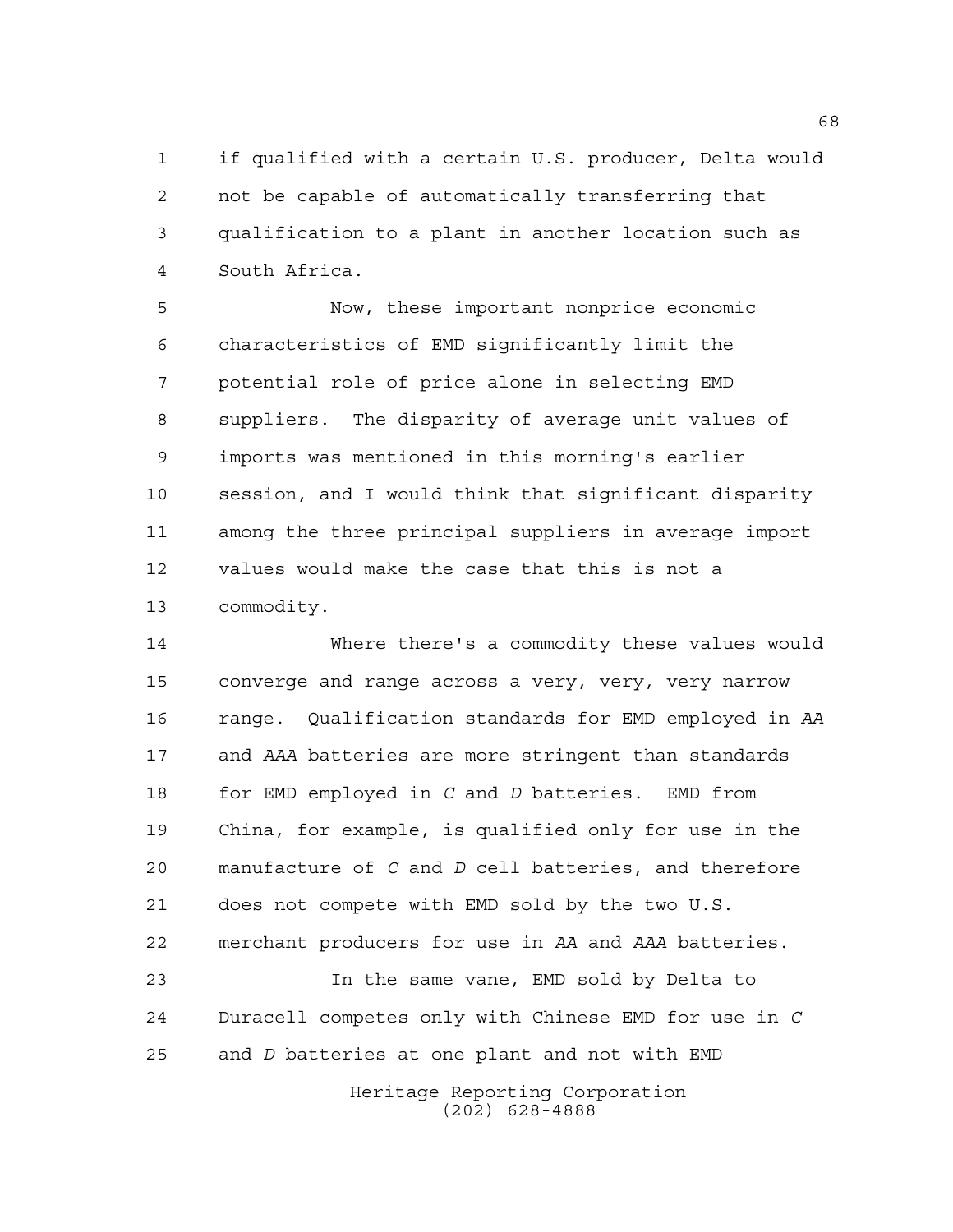if qualified with a certain U.S. producer, Delta would not be capable of automatically transferring that qualification to a plant in another location such as South Africa.

Now, these important nonprice economic characteristics of EMD significantly limit the potential role of price alone in selecting EMD suppliers. The disparity of average unit values of imports was mentioned in this morning's earlier session, and I would think that significant disparity among the three principal suppliers in average import values would make the case that this is not a commodity.

Where there's a commodity these values would converge and range across a very, very, very narrow range. Qualification standards for EMD employed in *AA* and *AAA* batteries are more stringent than standards for EMD employed in *C* and *D* batteries. EMD from China, for example, is qualified only for use in the manufacture of *C* and *D* cell batteries, and therefore does not compete with EMD sold by the two U.S. merchant producers for use in *AA* and *AAA* batteries.

In the same vane, EMD sold by Delta to Duracell competes only with Chinese EMD for use in *C* and *D* batteries at one plant and not with EMD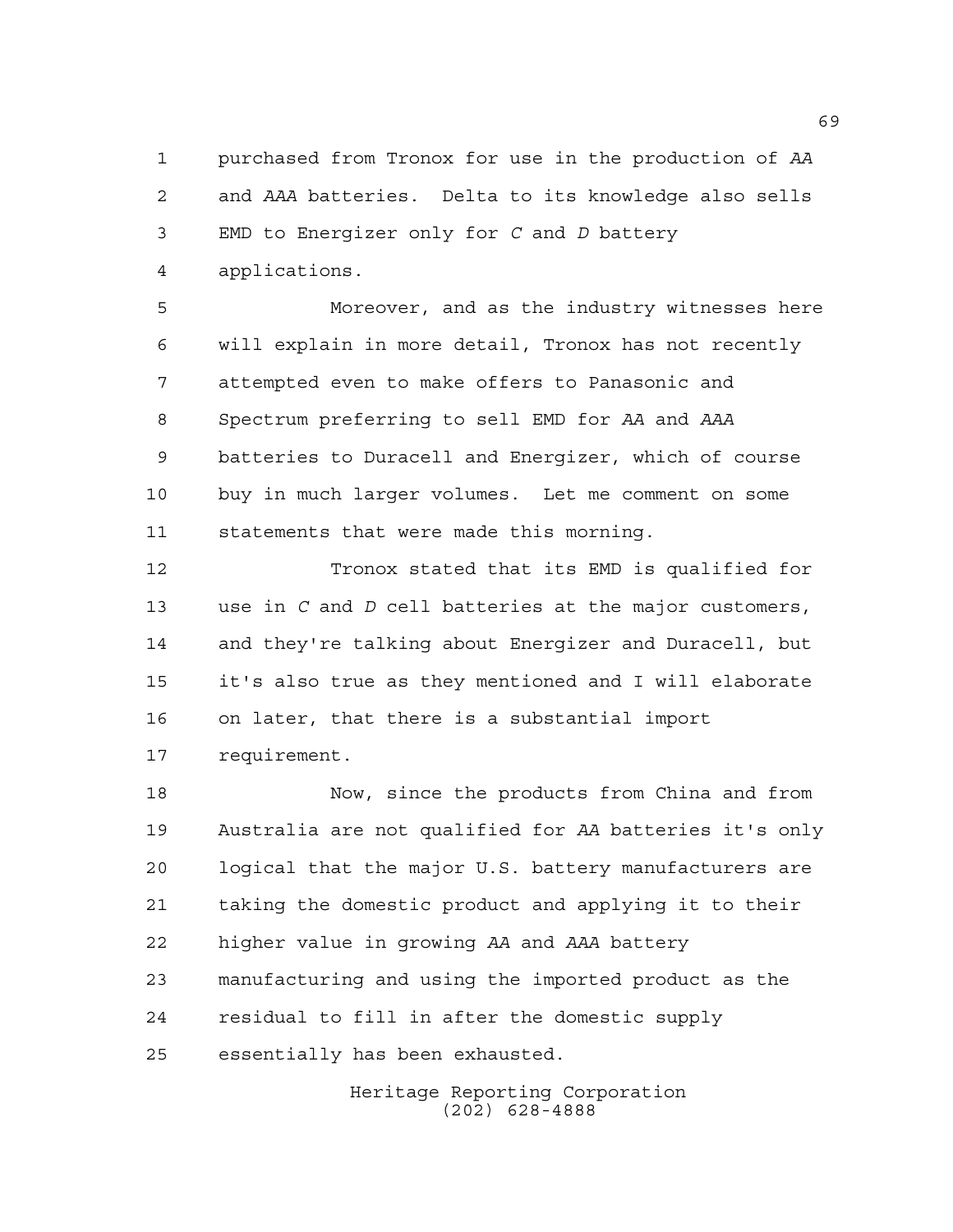purchased from Tronox for use in the production of *AA* and *AAA* batteries. Delta to its knowledge also sells EMD to Energizer only for *C* and *D* battery applications.

Moreover, and as the industry witnesses here will explain in more detail, Tronox has not recently attempted even to make offers to Panasonic and Spectrum preferring to sell EMD for *AA* and *AAA* batteries to Duracell and Energizer, which of course buy in much larger volumes. Let me comment on some statements that were made this morning.

Tronox stated that its EMD is qualified for use in *C* and *D* cell batteries at the major customers, and they're talking about Energizer and Duracell, but it's also true as they mentioned and I will elaborate on later, that there is a substantial import requirement.

Now, since the products from China and from Australia are not qualified for *AA* batteries it's only logical that the major U.S. battery manufacturers are taking the domestic product and applying it to their higher value in growing *AA* and *AAA* battery manufacturing and using the imported product as the residual to fill in after the domestic supply essentially has been exhausted.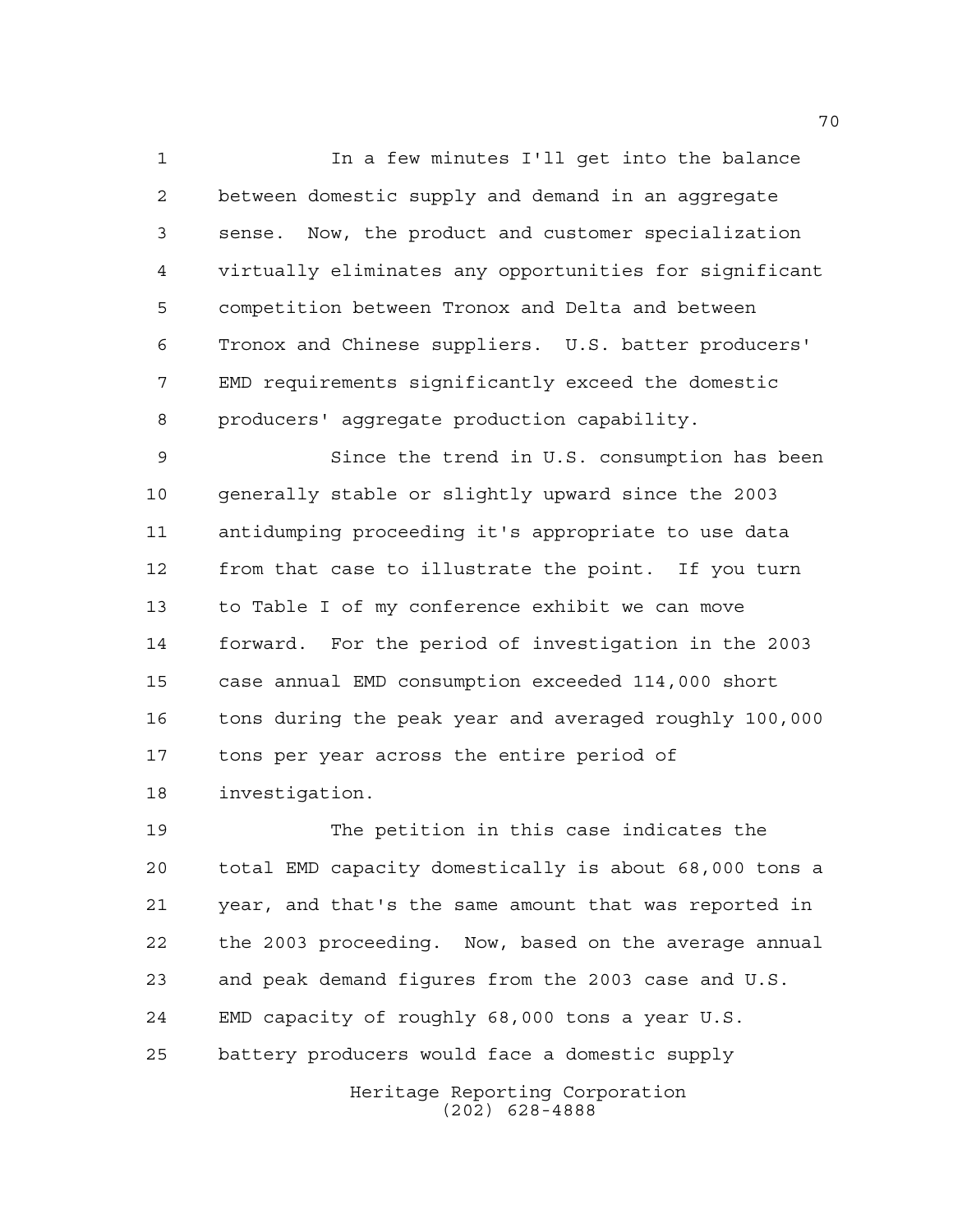In a few minutes I'll get into the balance between domestic supply and demand in an aggregate sense. Now, the product and customer specialization virtually eliminates any opportunities for significant competition between Tronox and Delta and between Tronox and Chinese suppliers. U.S. batter producers' EMD requirements significantly exceed the domestic producers' aggregate production capability.

Since the trend in U.S. consumption has been generally stable or slightly upward since the 2003 antidumping proceeding it's appropriate to use data from that case to illustrate the point. If you turn to Table I of my conference exhibit we can move forward. For the period of investigation in the 2003 case annual EMD consumption exceeded 114,000 short tons during the peak year and averaged roughly 100,000 tons per year across the entire period of investigation.

The petition in this case indicates the total EMD capacity domestically is about 68,000 tons a year, and that's the same amount that was reported in the 2003 proceeding. Now, based on the average annual and peak demand figures from the 2003 case and U.S. EMD capacity of roughly 68,000 tons a year U.S. battery producers would face a domestic supply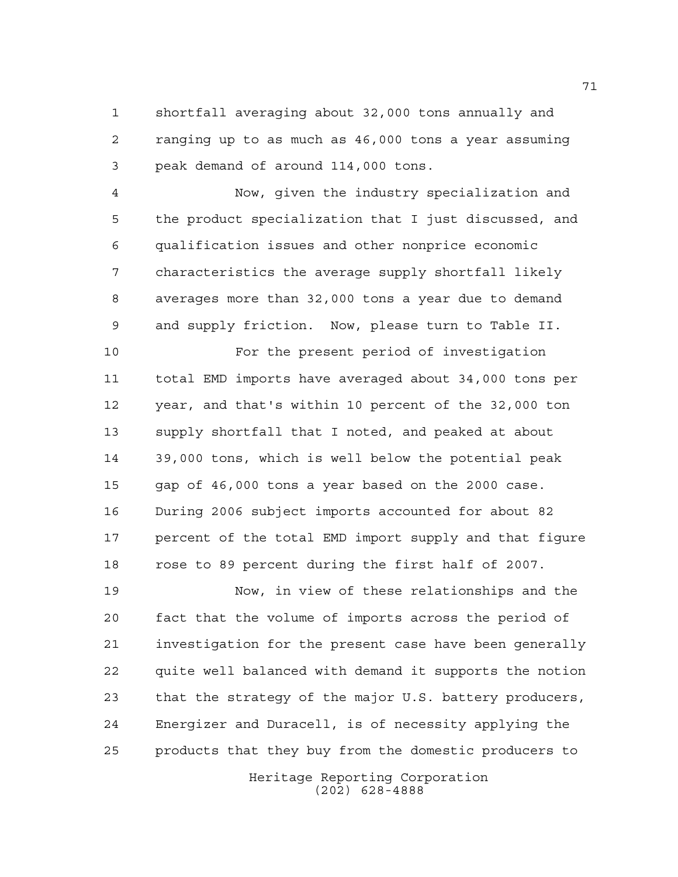shortfall averaging about 32,000 tons annually and ranging up to as much as 46,000 tons a year assuming peak demand of around 114,000 tons.

Now, given the industry specialization and the product specialization that I just discussed, and qualification issues and other nonprice economic characteristics the average supply shortfall likely averages more than 32,000 tons a year due to demand and supply friction. Now, please turn to Table II.

For the present period of investigation total EMD imports have averaged about 34,000 tons per year, and that's within 10 percent of the 32,000 ton supply shortfall that I noted, and peaked at about 39,000 tons, which is well below the potential peak gap of 46,000 tons a year based on the 2000 case. During 2006 subject imports accounted for about 82 percent of the total EMD import supply and that figure rose to 89 percent during the first half of 2007.

Now, in view of these relationships and the fact that the volume of imports across the period of investigation for the present case have been generally quite well balanced with demand it supports the notion that the strategy of the major U.S. battery producers, Energizer and Duracell, is of necessity applying the products that they buy from the domestic producers to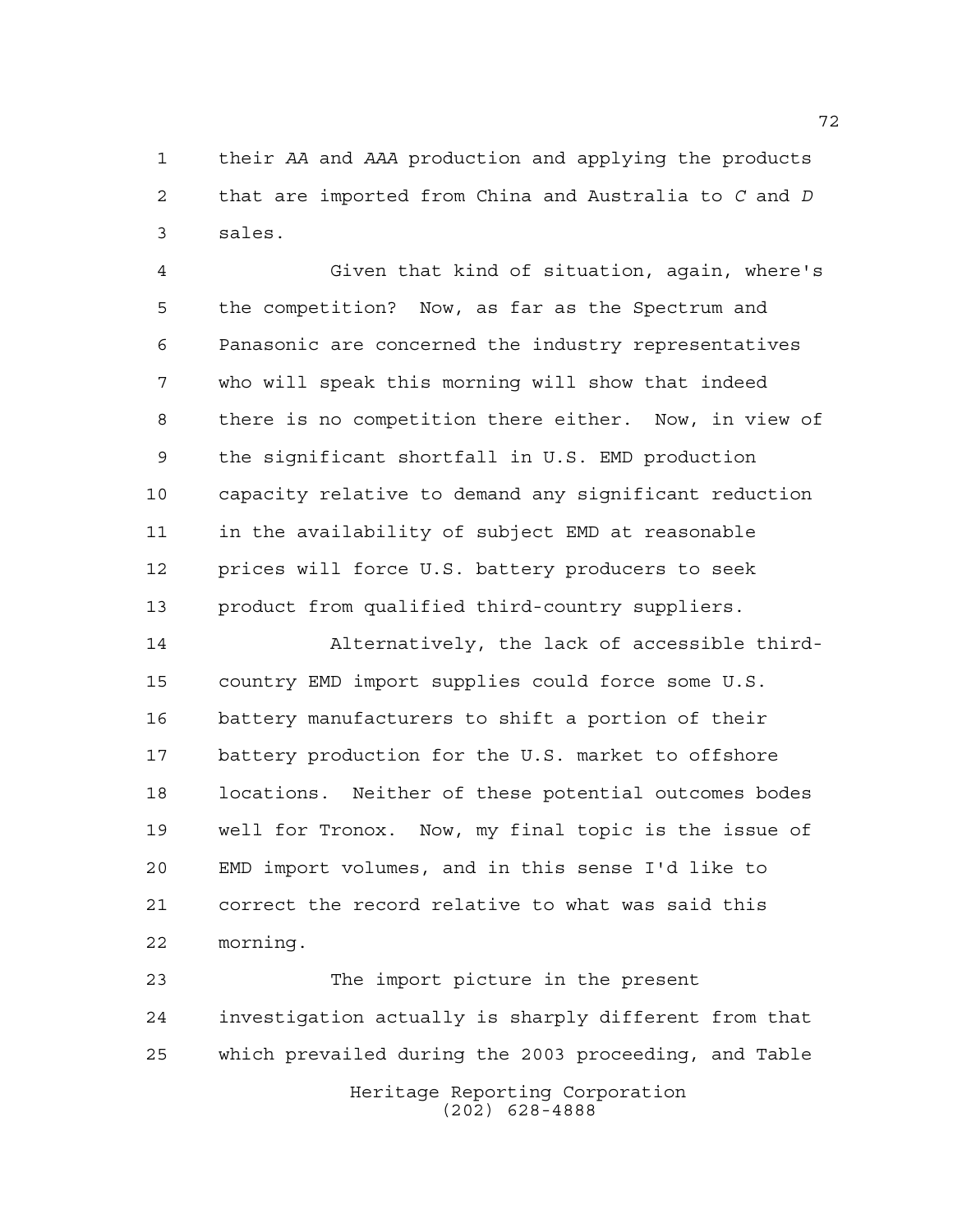their *AA* and *AAA* production and applying the products that are imported from China and Australia to *C* and *D* sales.

Given that kind of situation, again, where's the competition? Now, as far as the Spectrum and Panasonic are concerned the industry representatives who will speak this morning will show that indeed there is no competition there either. Now, in view of the significant shortfall in U.S. EMD production capacity relative to demand any significant reduction in the availability of subject EMD at reasonable prices will force U.S. battery producers to seek product from qualified third-country suppliers.

Alternatively, the lack of accessible third-country EMD import supplies could force some U.S. battery manufacturers to shift a portion of their battery production for the U.S. market to offshore locations. Neither of these potential outcomes bodes well for Tronox. Now, my final topic is the issue of EMD import volumes, and in this sense I'd like to correct the record relative to what was said this morning.

The import picture in the present investigation actually is sharply different from that which prevailed during the 2003 proceeding, and Table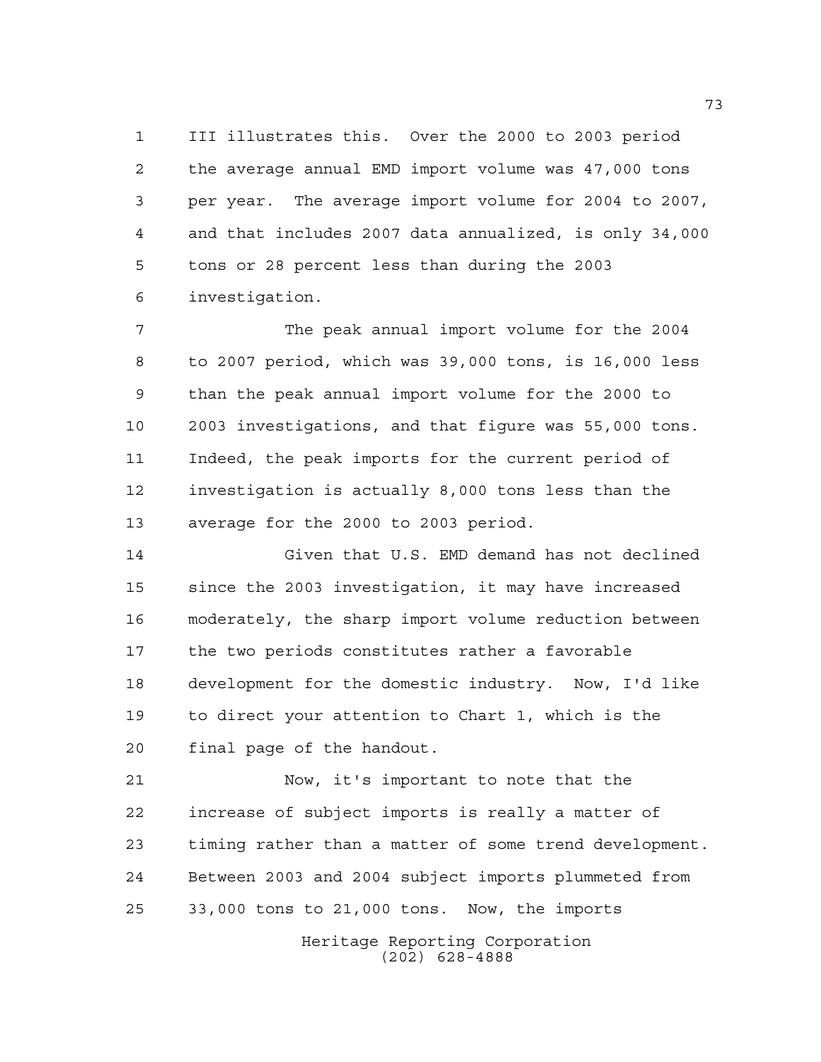III illustrates this. Over the 2000 to 2003 period the average annual EMD import volume was 47,000 tons per year. The average import volume for 2004 to 2007, and that includes 2007 data annualized, is only 34,000 tons or 28 percent less than during the 2003 investigation.

The peak annual import volume for the 2004 to 2007 period, which was 39,000 tons, is 16,000 less than the peak annual import volume for the 2000 to 2003 investigations, and that figure was 55,000 tons. Indeed, the peak imports for the current period of investigation is actually 8,000 tons less than the average for the 2000 to 2003 period.

Given that U.S. EMD demand has not declined since the 2003 investigation, it may have increased moderately, the sharp import volume reduction between the two periods constitutes rather a favorable development for the domestic industry. Now, I'd like to direct your attention to Chart 1, which is the final page of the handout.

Now, it's important to note that the increase of subject imports is really a matter of timing rather than a matter of some trend development. Between 2003 and 2004 subject imports plummeted from 33,000 tons to 21,000 tons. Now, the imports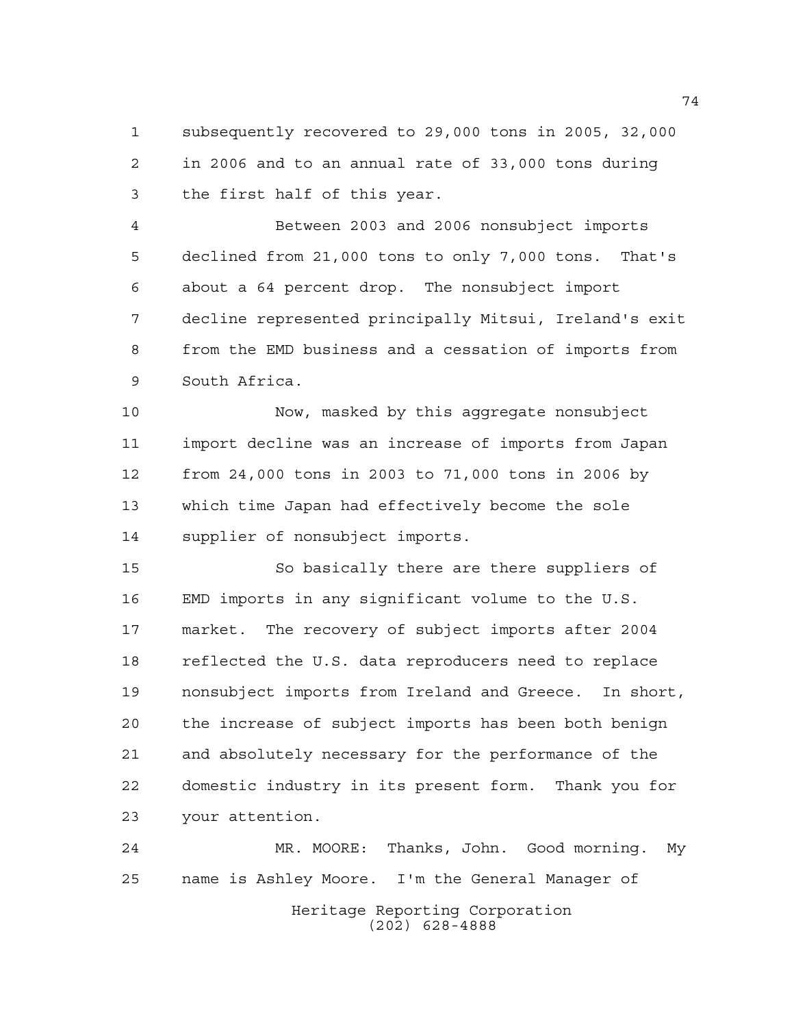subsequently recovered to 29,000 tons in 2005, 32,000 in 2006 and to an annual rate of 33,000 tons during the first half of this year.

Between 2003 and 2006 nonsubject imports declined from 21,000 tons to only 7,000 tons. That's about a 64 percent drop. The nonsubject import decline represented principally Mitsui, Ireland's exit from the EMD business and a cessation of imports from South Africa.

Now, masked by this aggregate nonsubject import decline was an increase of imports from Japan from 24,000 tons in 2003 to 71,000 tons in 2006 by which time Japan had effectively become the sole supplier of nonsubject imports.

So basically there are there suppliers of EMD imports in any significant volume to the U.S. market. The recovery of subject imports after 2004 reflected the U.S. data reproducers need to replace nonsubject imports from Ireland and Greece. In short, the increase of subject imports has been both benign and absolutely necessary for the performance of the domestic industry in its present form. Thank you for your attention.

MR. MOORE: Thanks, John. Good morning. My name is Ashley Moore. I'm the General Manager of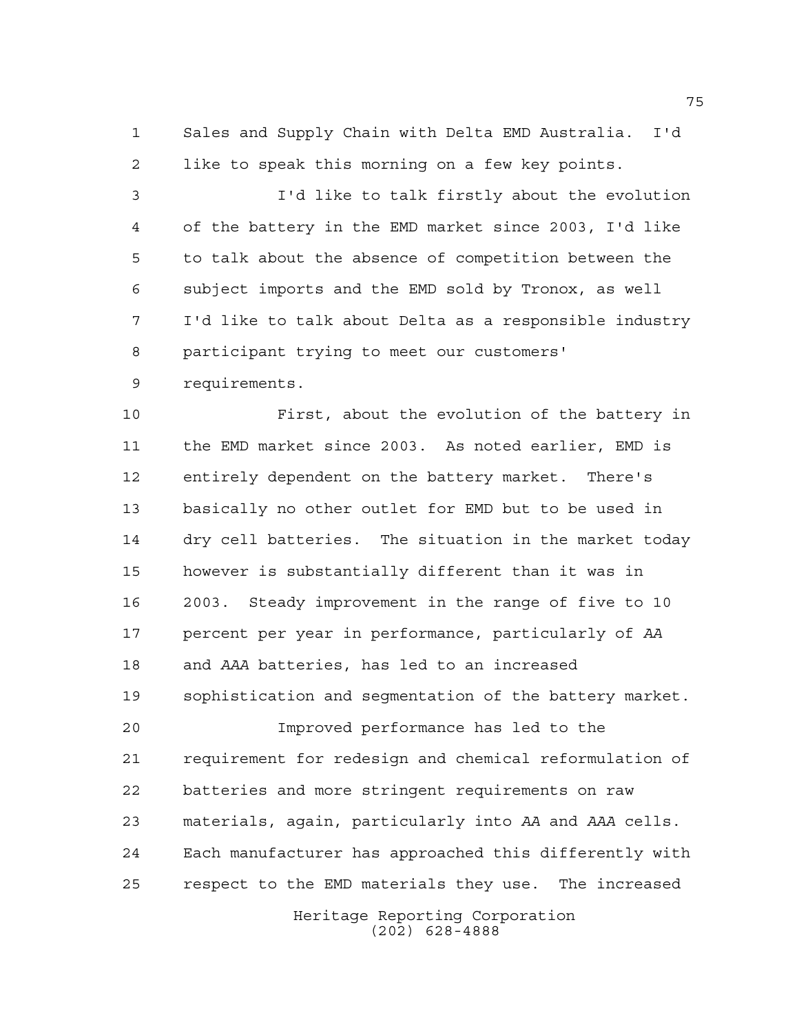Sales and Supply Chain with Delta EMD Australia. I'd like to speak this morning on a few key points.

I'd like to talk firstly about the evolution of the battery in the EMD market since 2003, I'd like to talk about the absence of competition between the subject imports and the EMD sold by Tronox, as well I'd like to talk about Delta as a responsible industry participant trying to meet our customers' requirements.

First, about the evolution of the battery in the EMD market since 2003. As noted earlier, EMD is entirely dependent on the battery market. There's basically no other outlet for EMD but to be used in dry cell batteries. The situation in the market today however is substantially different than it was in 2003. Steady improvement in the range of five to 10 percent per year in performance, particularly of *AA* and *AAA* batteries, has led to an increased sophistication and segmentation of the battery market.

Improved performance has led to the requirement for redesign and chemical reformulation of batteries and more stringent requirements on raw materials, again, particularly into *AA* and *AAA* cells. Each manufacturer has approached this differently with respect to the EMD materials they use. The increased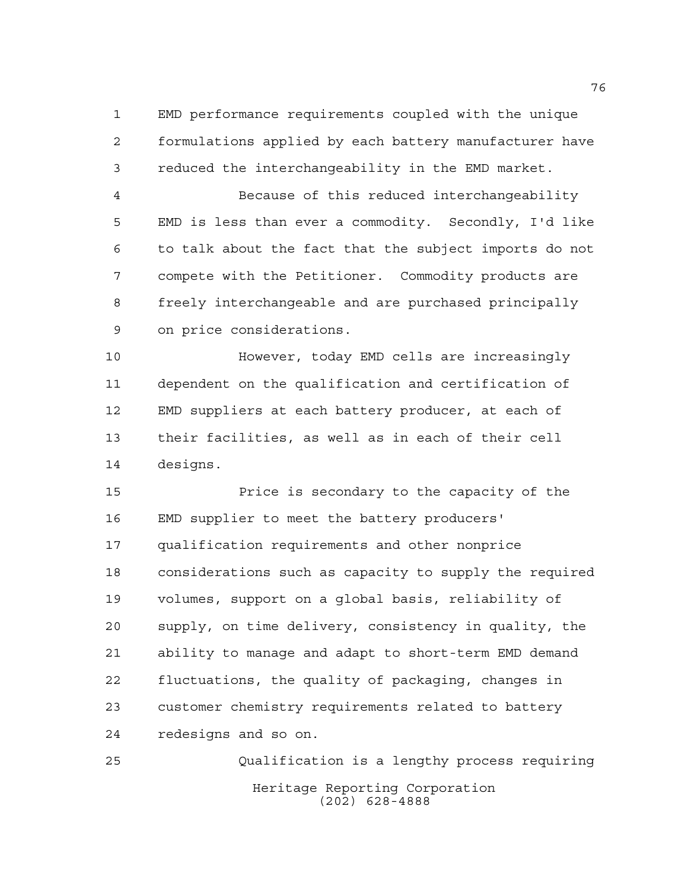EMD performance requirements coupled with the unique formulations applied by each battery manufacturer have reduced the interchangeability in the EMD market.

Because of this reduced interchangeability EMD is less than ever a commodity. Secondly, I'd like to talk about the fact that the subject imports do not compete with the Petitioner. Commodity products are freely interchangeable and are purchased principally on price considerations.

However, today EMD cells are increasingly dependent on the qualification and certification of EMD suppliers at each battery producer, at each of their facilities, as well as in each of their cell designs.

Price is secondary to the capacity of the EMD supplier to meet the battery producers' qualification requirements and other nonprice considerations such as capacity to supply the required volumes, support on a global basis, reliability of supply, on time delivery, consistency in quality, the ability to manage and adapt to short-term EMD demand fluctuations, the quality of packaging, changes in customer chemistry requirements related to battery redesigns and so on.

Qualification is a lengthy process requiring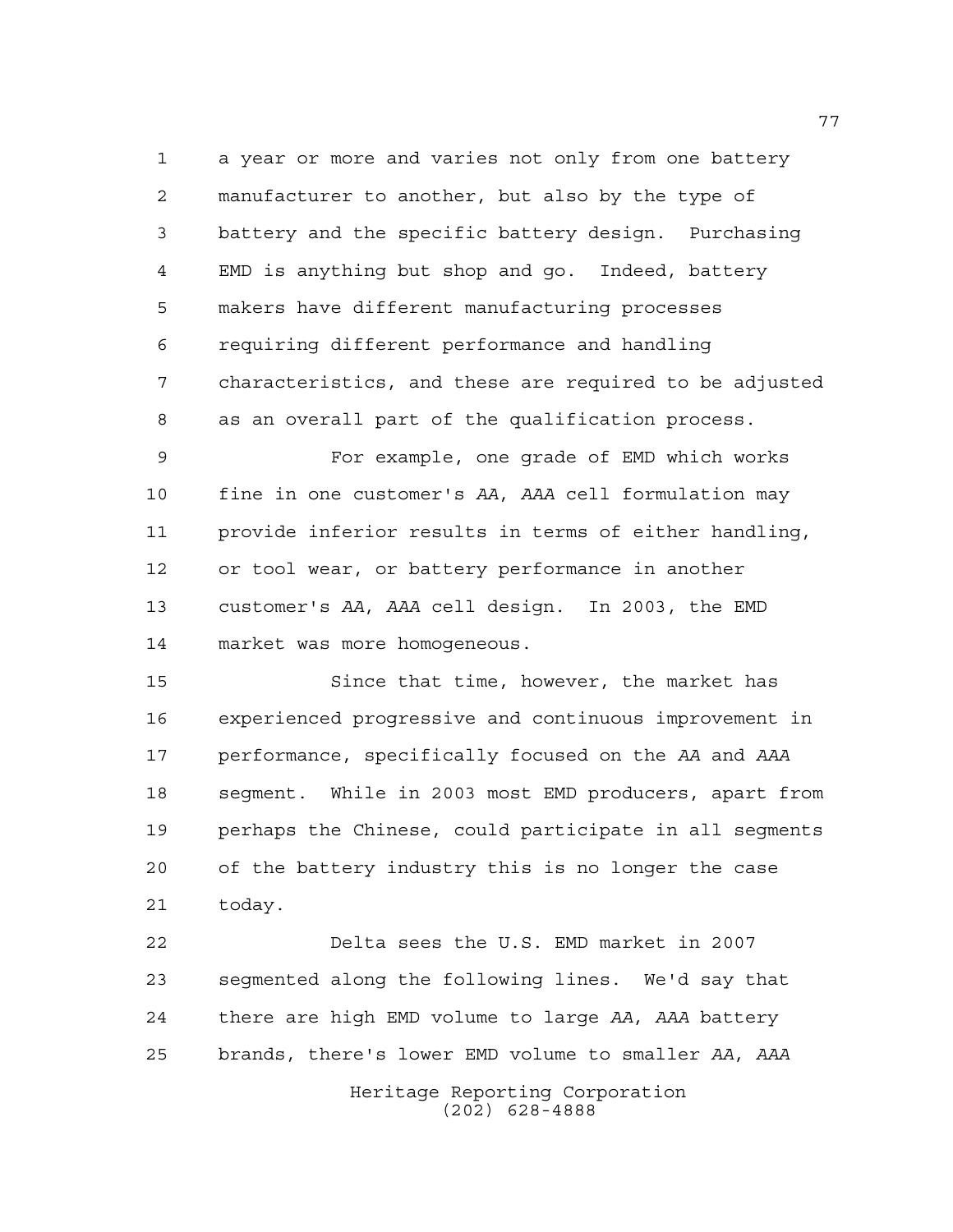a year or more and varies not only from one battery manufacturer to another, but also by the type of battery and the specific battery design. Purchasing EMD is anything but shop and go. Indeed, battery makers have different manufacturing processes requiring different performance and handling characteristics, and these are required to be adjusted as an overall part of the qualification process.

For example, one grade of EMD which works fine in one customer's *AA*, *AAA* cell formulation may provide inferior results in terms of either handling, or tool wear, or battery performance in another customer's *AA*, *AAA* cell design. In 2003, the EMD market was more homogeneous.

Since that time, however, the market has experienced progressive and continuous improvement in performance, specifically focused on the *AA* and *AAA* segment. While in 2003 most EMD producers, apart from perhaps the Chinese, could participate in all segments of the battery industry this is no longer the case today.

Delta sees the U.S. EMD market in 2007 segmented along the following lines. We'd say that there are high EMD volume to large *AA*, *AAA* battery brands, there's lower EMD volume to smaller *AA*, *AAA*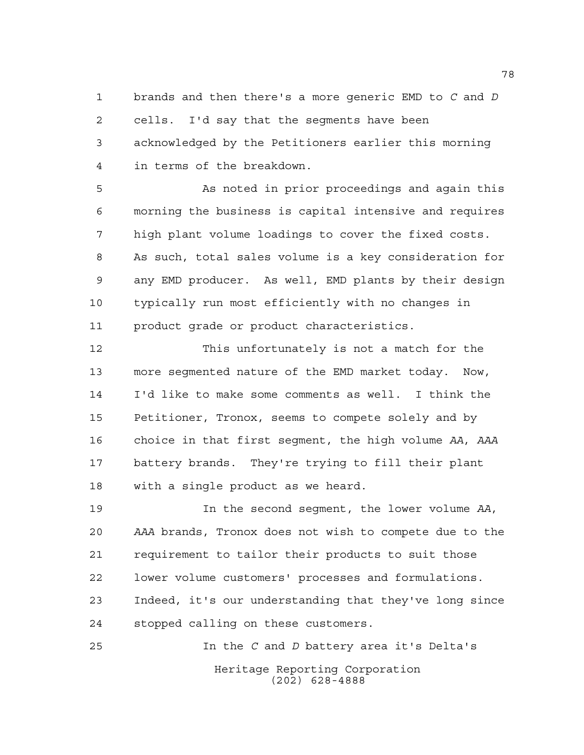brands and then there's a more generic EMD to *C* and *D* cells. I'd say that the segments have been acknowledged by the Petitioners earlier this morning in terms of the breakdown.

As noted in prior proceedings and again this morning the business is capital intensive and requires high plant volume loadings to cover the fixed costs. As such, total sales volume is a key consideration for any EMD producer. As well, EMD plants by their design typically run most efficiently with no changes in product grade or product characteristics.

This unfortunately is not a match for the more segmented nature of the EMD market today. Now, I'd like to make some comments as well. I think the Petitioner, Tronox, seems to compete solely and by choice in that first segment, the high volume *AA*, *AAA* battery brands. They're trying to fill their plant with a single product as we heard.

In the second segment, the lower volume *AA*, *AAA* brands, Tronox does not wish to compete due to the requirement to tailor their products to suit those lower volume customers' processes and formulations. Indeed, it's our understanding that they've long since stopped calling on these customers.

In the *C* and *D* battery area it's Delta's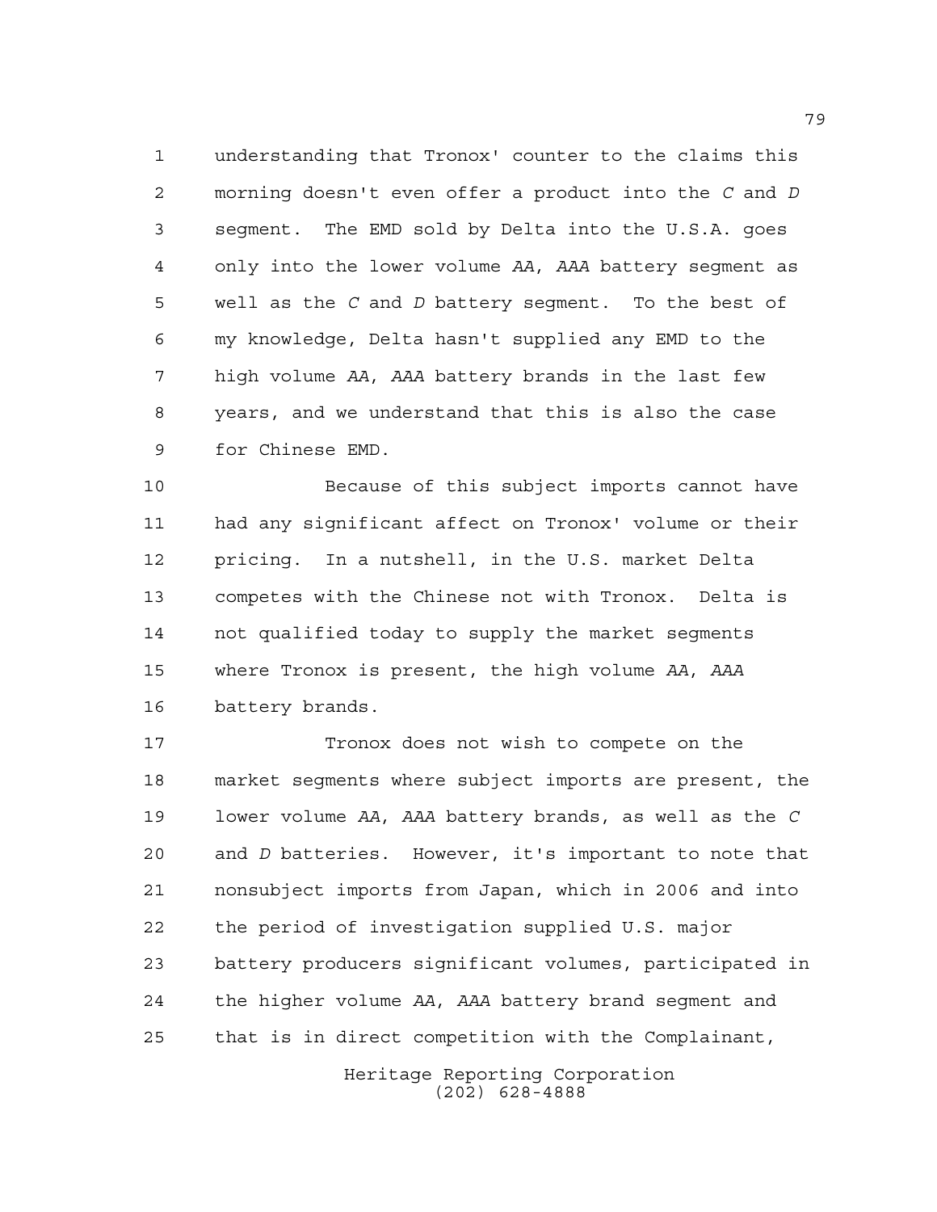understanding that Tronox' counter to the claims this morning doesn't even offer a product into the *C* and *D* segment. The EMD sold by Delta into the U.S.A. goes only into the lower volume *AA*, *AAA* battery segment as well as the *C* and *D* battery segment. To the best of my knowledge, Delta hasn't supplied any EMD to the high volume *AA*, *AAA* battery brands in the last few years, and we understand that this is also the case for Chinese EMD.

Because of this subject imports cannot have had any significant affect on Tronox' volume or their pricing. In a nutshell, in the U.S. market Delta competes with the Chinese not with Tronox. Delta is not qualified today to supply the market segments where Tronox is present, the high volume *AA*, *AAA* battery brands.

Tronox does not wish to compete on the market segments where subject imports are present, the lower volume *AA*, *AAA* battery brands, as well as the *C* and *D* batteries. However, it's important to note that nonsubject imports from Japan, which in 2006 and into the period of investigation supplied U.S. major battery producers significant volumes, participated in the higher volume *AA*, *AAA* battery brand segment and that is in direct competition with the Complainant,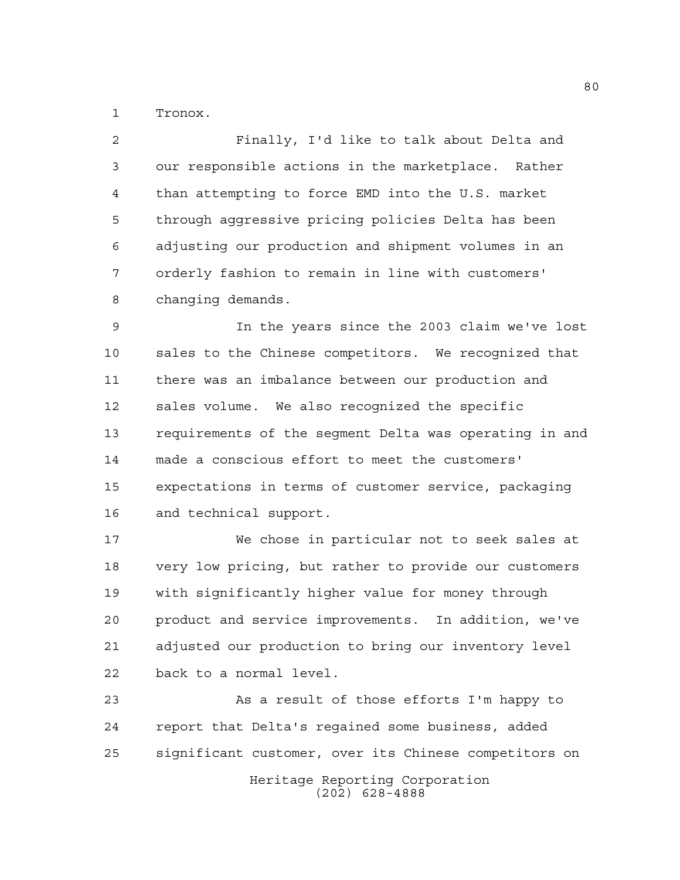Tronox.

Finally, I'd like to talk about Delta and our responsible actions in the marketplace. Rather than attempting to force EMD into the U.S. market through aggressive pricing policies Delta has been adjusting our production and shipment volumes in an orderly fashion to remain in line with customers' changing demands.

In the years since the 2003 claim we've lost sales to the Chinese competitors. We recognized that there was an imbalance between our production and sales volume. We also recognized the specific requirements of the segment Delta was operating in and made a conscious effort to meet the customers' expectations in terms of customer service, packaging and technical support.

We chose in particular not to seek sales at very low pricing, but rather to provide our customers with significantly higher value for money through product and service improvements. In addition, we've adjusted our production to bring our inventory level back to a normal level.

As a result of those efforts I'm happy to report that Delta's regained some business, added significant customer, over its Chinese competitors on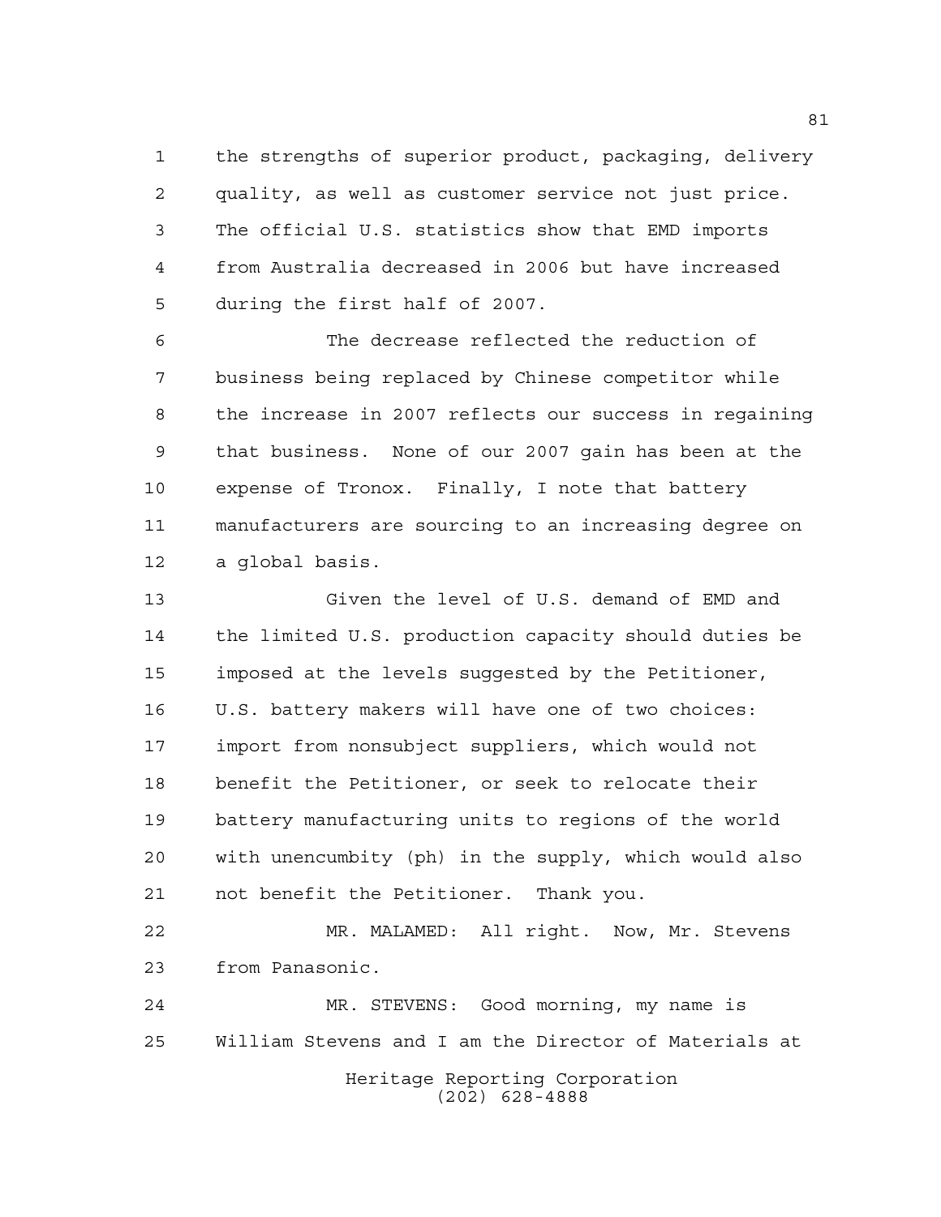the strengths of superior product, packaging, delivery quality, as well as customer service not just price. The official U.S. statistics show that EMD imports from Australia decreased in 2006 but have increased during the first half of 2007.

The decrease reflected the reduction of business being replaced by Chinese competitor while the increase in 2007 reflects our success in regaining that business. None of our 2007 gain has been at the expense of Tronox. Finally, I note that battery manufacturers are sourcing to an increasing degree on a global basis.

Given the level of U.S. demand of EMD and the limited U.S. production capacity should duties be imposed at the levels suggested by the Petitioner, U.S. battery makers will have one of two choices: import from nonsubject suppliers, which would not benefit the Petitioner, or seek to relocate their battery manufacturing units to regions of the world with unencumbity (ph) in the supply, which would also not benefit the Petitioner. Thank you.

MR. MALAMED: All right. Now, Mr. Stevens from Panasonic.

MR. STEVENS: Good morning, my name is William Stevens and I am the Director of Materials at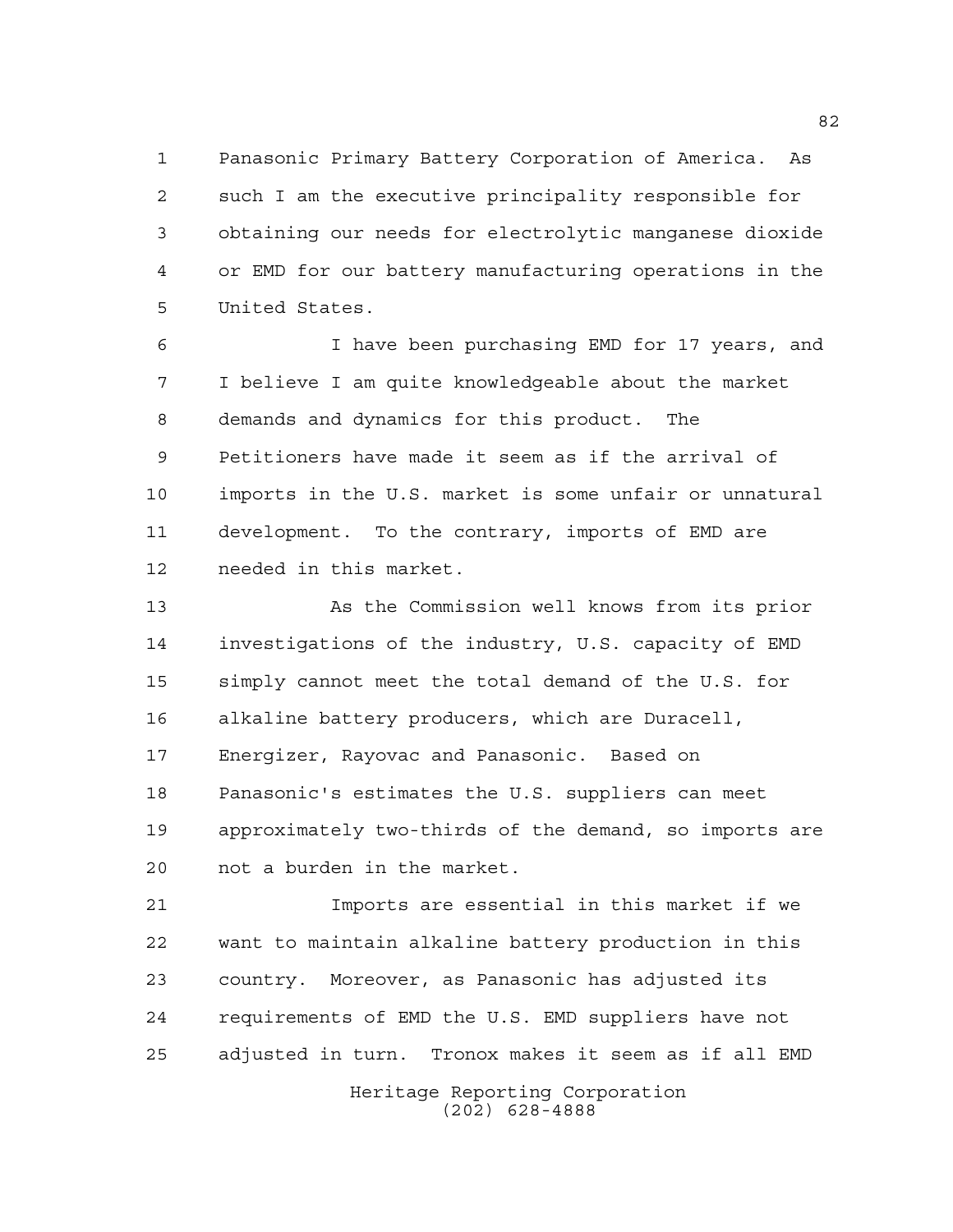Panasonic Primary Battery Corporation of America. As such I am the executive principality responsible for obtaining our needs for electrolytic manganese dioxide or EMD for our battery manufacturing operations in the United States.

I have been purchasing EMD for 17 years, and I believe I am quite knowledgeable about the market demands and dynamics for this product. The Petitioners have made it seem as if the arrival of imports in the U.S. market is some unfair or unnatural development. To the contrary, imports of EMD are needed in this market.

As the Commission well knows from its prior investigations of the industry, U.S. capacity of EMD simply cannot meet the total demand of the U.S. for alkaline battery producers, which are Duracell, Energizer, Rayovac and Panasonic. Based on Panasonic's estimates the U.S. suppliers can meet approximately two-thirds of the demand, so imports are not a burden in the market.

Imports are essential in this market if we want to maintain alkaline battery production in this country. Moreover, as Panasonic has adjusted its requirements of EMD the U.S. EMD suppliers have not adjusted in turn. Tronox makes it seem as if all EMD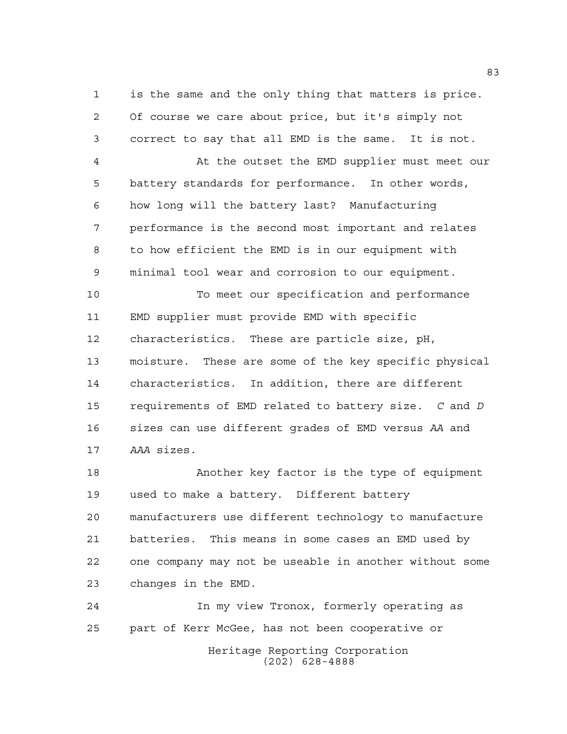is the same and the only thing that matters is price. Of course we care about price, but it's simply not correct to say that all EMD is the same. It is not.

At the outset the EMD supplier must meet our battery standards for performance. In other words, how long will the battery last? Manufacturing performance is the second most important and relates to how efficient the EMD is in our equipment with minimal tool wear and corrosion to our equipment.

To meet our specification and performance EMD supplier must provide EMD with specific characteristics. These are particle size, pH, moisture. These are some of the key specific physical characteristics. In addition, there are different requirements of EMD related to battery size. *C* and *D* sizes can use different grades of EMD versus *AA* and *AAA* sizes.

Another key factor is the type of equipment used to make a battery. Different battery manufacturers use different technology to manufacture batteries. This means in some cases an EMD used by one company may not be useable in another without some changes in the EMD.

In my view Tronox, formerly operating as part of Kerr McGee, has not been cooperative or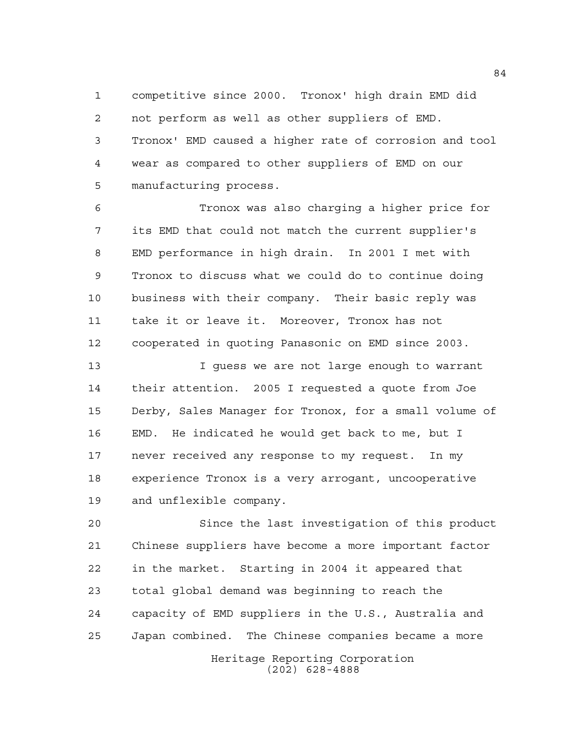competitive since 2000. Tronox' high drain EMD did not perform as well as other suppliers of EMD. Tronox' EMD caused a higher rate of corrosion and tool wear as compared to other suppliers of EMD on our manufacturing process.

Tronox was also charging a higher price for its EMD that could not match the current supplier's EMD performance in high drain. In 2001 I met with Tronox to discuss what we could do to continue doing business with their company. Their basic reply was take it or leave it. Moreover, Tronox has not cooperated in quoting Panasonic on EMD since 2003.

I guess we are not large enough to warrant their attention. 2005 I requested a quote from Joe Derby, Sales Manager for Tronox, for a small volume of EMD. He indicated he would get back to me, but I never received any response to my request. In my experience Tronox is a very arrogant, uncooperative and unflexible company.

Since the last investigation of this product Chinese suppliers have become a more important factor in the market. Starting in 2004 it appeared that total global demand was beginning to reach the capacity of EMD suppliers in the U.S., Australia and Japan combined. The Chinese companies became a more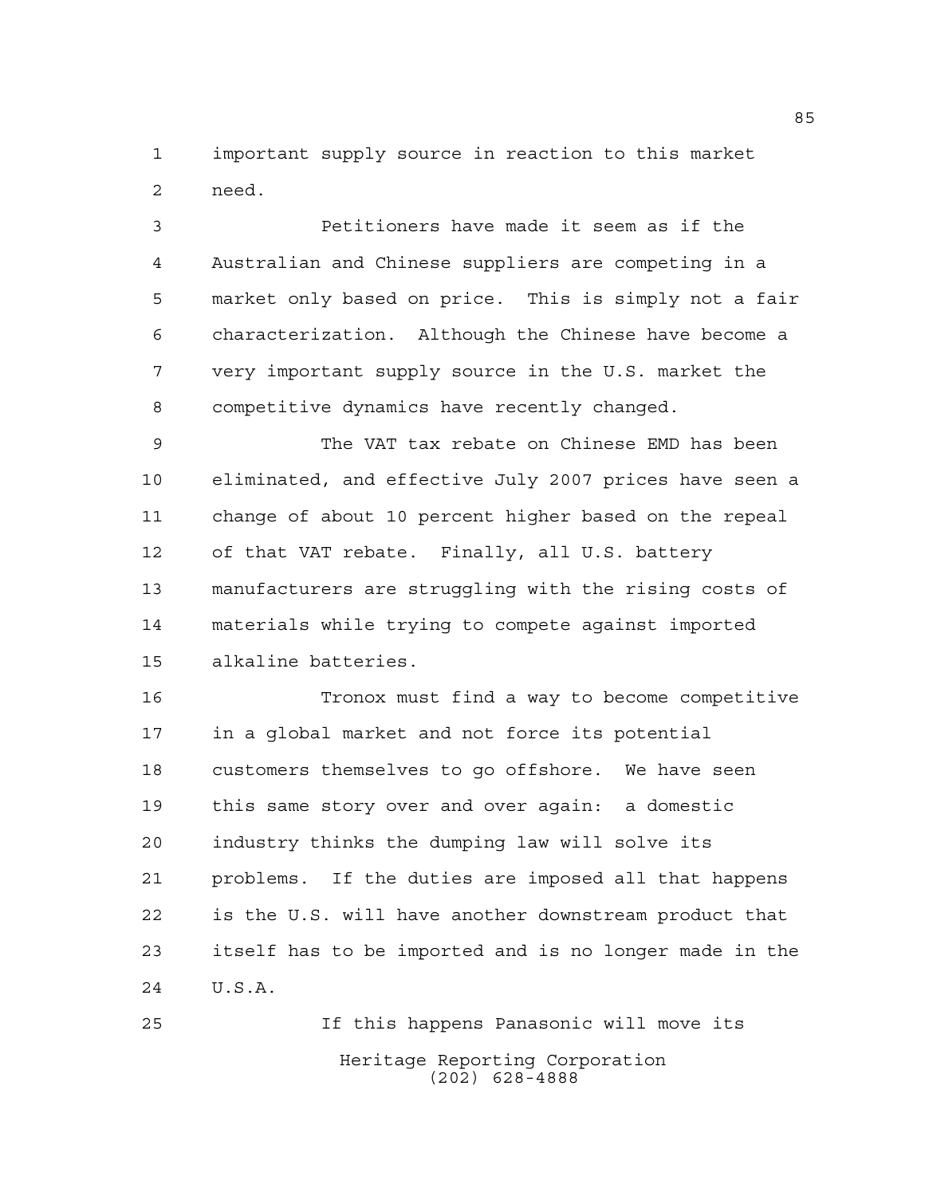important supply source in reaction to this market need.

Petitioners have made it seem as if the Australian and Chinese suppliers are competing in a market only based on price. This is simply not a fair characterization. Although the Chinese have become a very important supply source in the U.S. market the competitive dynamics have recently changed.

The VAT tax rebate on Chinese EMD has been eliminated, and effective July 2007 prices have seen a change of about 10 percent higher based on the repeal of that VAT rebate. Finally, all U.S. battery manufacturers are struggling with the rising costs of materials while trying to compete against imported alkaline batteries.

Tronox must find a way to become competitive in a global market and not force its potential customers themselves to go offshore. We have seen this same story over and over again: a domestic industry thinks the dumping law will solve its problems. If the duties are imposed all that happens is the U.S. will have another downstream product that itself has to be imported and is no longer made in the U.S.A.

If this happens Panasonic will move its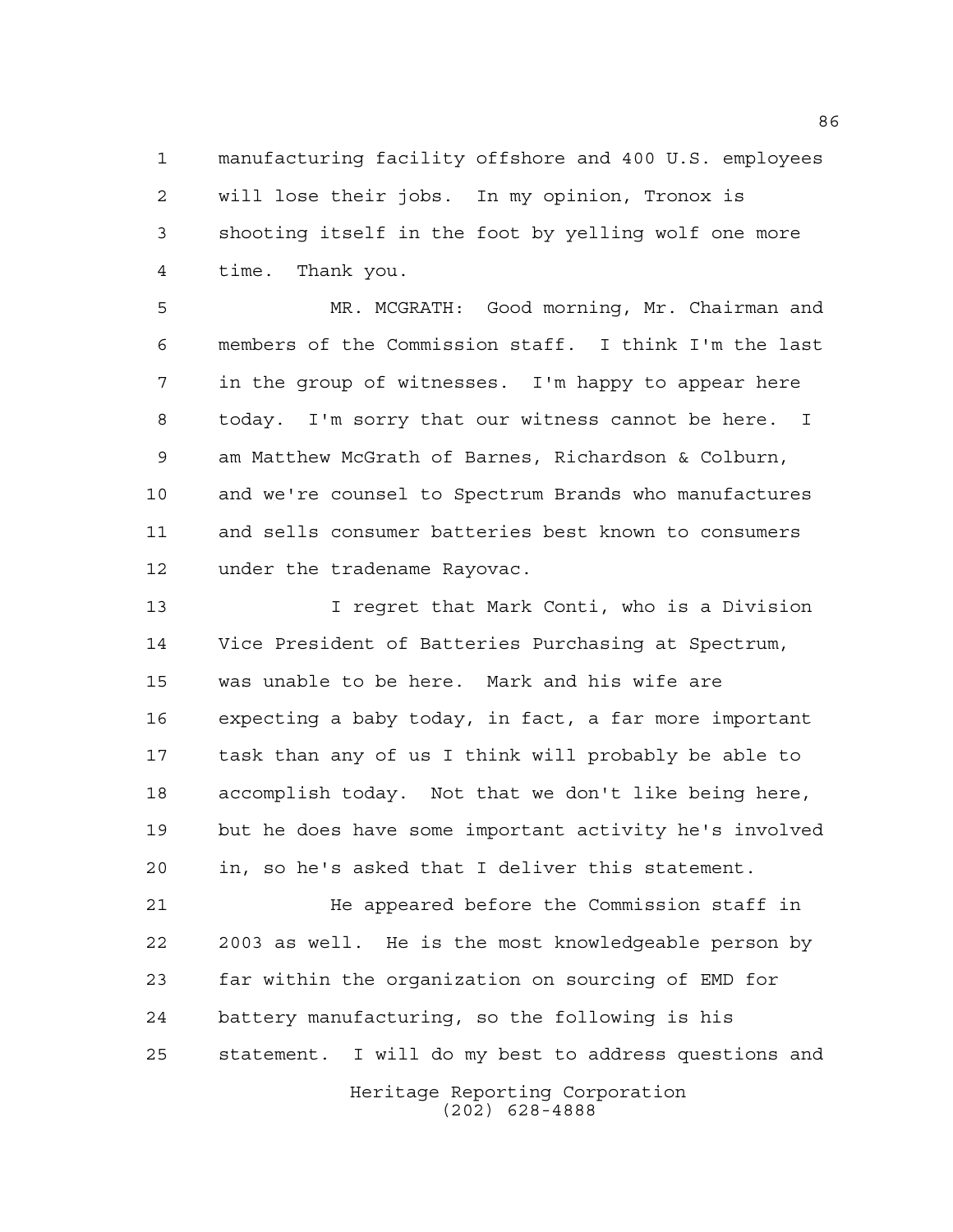manufacturing facility offshore and 400 U.S. employees will lose their jobs. In my opinion, Tronox is shooting itself in the foot by yelling wolf one more time. Thank you.

MR. MCGRATH: Good morning, Mr. Chairman and members of the Commission staff. I think I'm the last in the group of witnesses. I'm happy to appear here today. I'm sorry that our witness cannot be here. I am Matthew McGrath of Barnes, Richardson & Colburn, and we're counsel to Spectrum Brands who manufactures and sells consumer batteries best known to consumers under the tradename Rayovac.

I regret that Mark Conti, who is a Division Vice President of Batteries Purchasing at Spectrum, was unable to be here. Mark and his wife are expecting a baby today, in fact, a far more important task than any of us I think will probably be able to accomplish today. Not that we don't like being here, but he does have some important activity he's involved in, so he's asked that I deliver this statement.

He appeared before the Commission staff in 2003 as well. He is the most knowledgeable person by far within the organization on sourcing of EMD for battery manufacturing, so the following is his statement. I will do my best to address questions and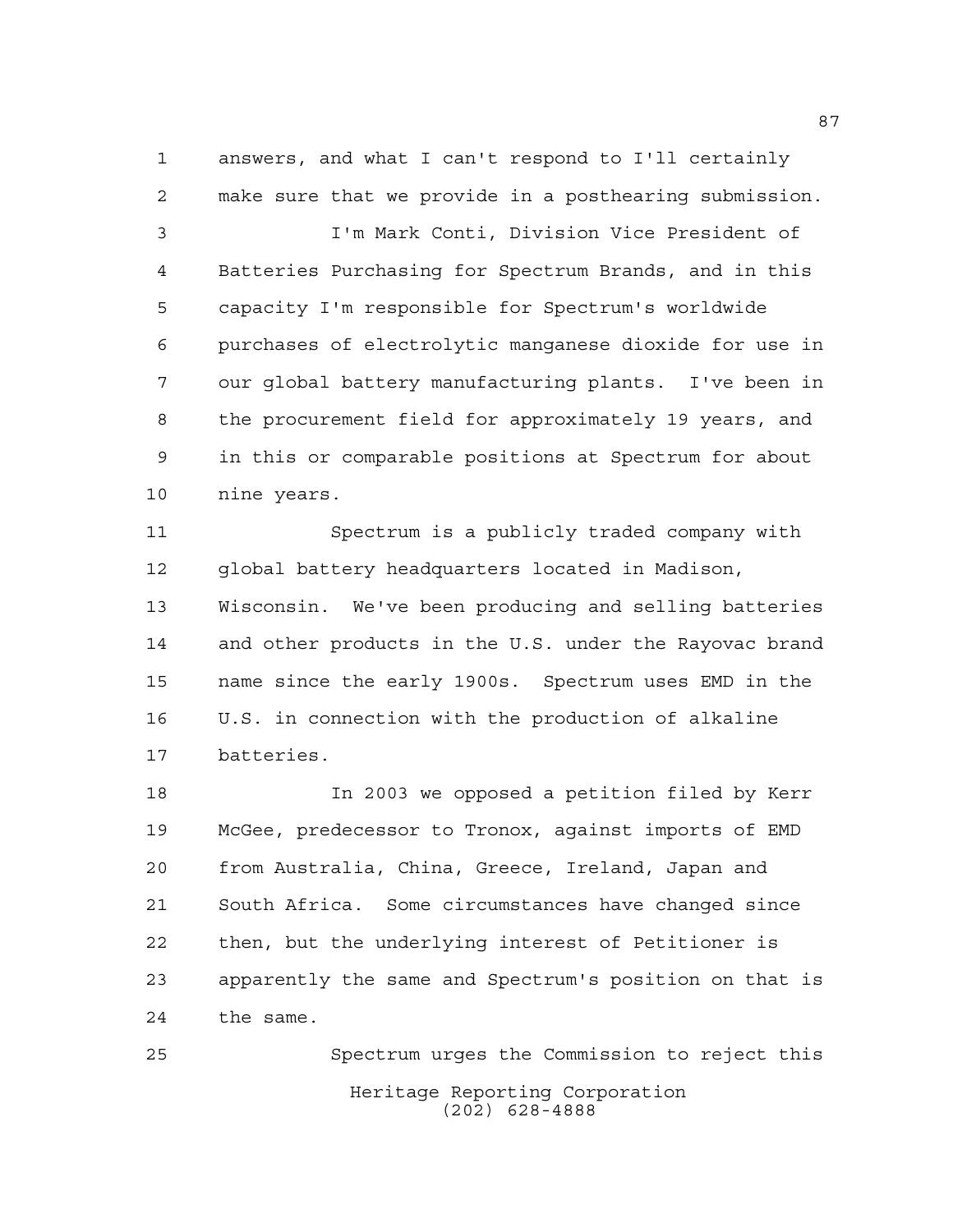answers, and what I can't respond to I'll certainly make sure that we provide in a posthearing submission.

I'm Mark Conti, Division Vice President of Batteries Purchasing for Spectrum Brands, and in this capacity I'm responsible for Spectrum's worldwide purchases of electrolytic manganese dioxide for use in our global battery manufacturing plants. I've been in the procurement field for approximately 19 years, and in this or comparable positions at Spectrum for about nine years.

Spectrum is a publicly traded company with global battery headquarters located in Madison, Wisconsin. We've been producing and selling batteries and other products in the U.S. under the Rayovac brand name since the early 1900s. Spectrum uses EMD in the U.S. in connection with the production of alkaline batteries.

In 2003 we opposed a petition filed by Kerr McGee, predecessor to Tronox, against imports of EMD from Australia, China, Greece, Ireland, Japan and South Africa. Some circumstances have changed since then, but the underlying interest of Petitioner is apparently the same and Spectrum's position on that is the same.

Spectrum urges the Commission to reject this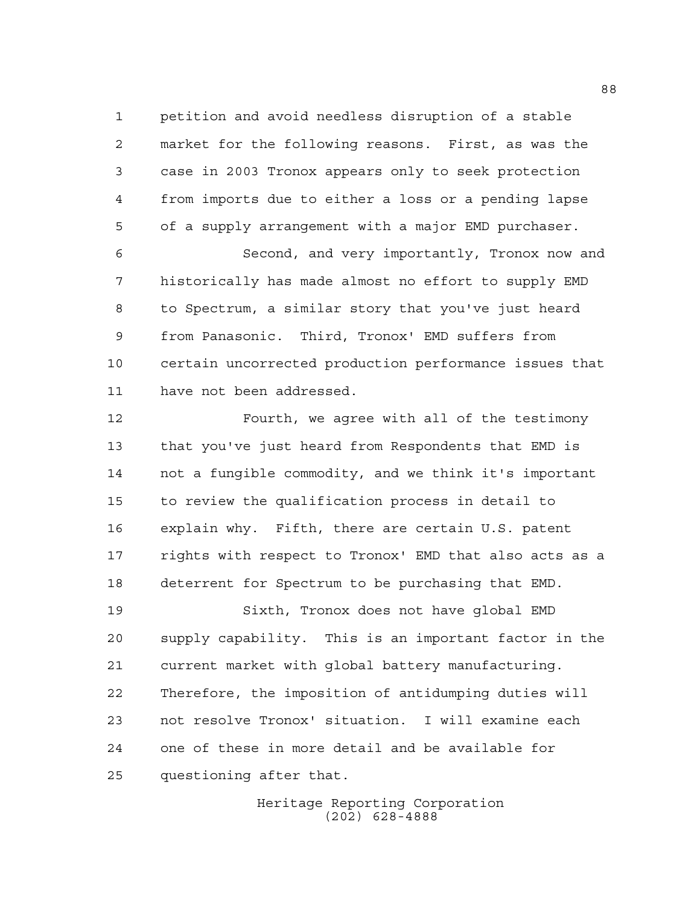petition and avoid needless disruption of a stable market for the following reasons. First, as was the case in 2003 Tronox appears only to seek protection from imports due to either a loss or a pending lapse of a supply arrangement with a major EMD purchaser.

Second, and very importantly, Tronox now and historically has made almost no effort to supply EMD to Spectrum, a similar story that you've just heard from Panasonic. Third, Tronox' EMD suffers from certain uncorrected production performance issues that have not been addressed.

Fourth, we agree with all of the testimony that you've just heard from Respondents that EMD is not a fungible commodity, and we think it's important to review the qualification process in detail to explain why. Fifth, there are certain U.S. patent rights with respect to Tronox' EMD that also acts as a deterrent for Spectrum to be purchasing that EMD.

Sixth, Tronox does not have global EMD supply capability. This is an important factor in the current market with global battery manufacturing. Therefore, the imposition of antidumping duties will not resolve Tronox' situation. I will examine each one of these in more detail and be available for questioning after that.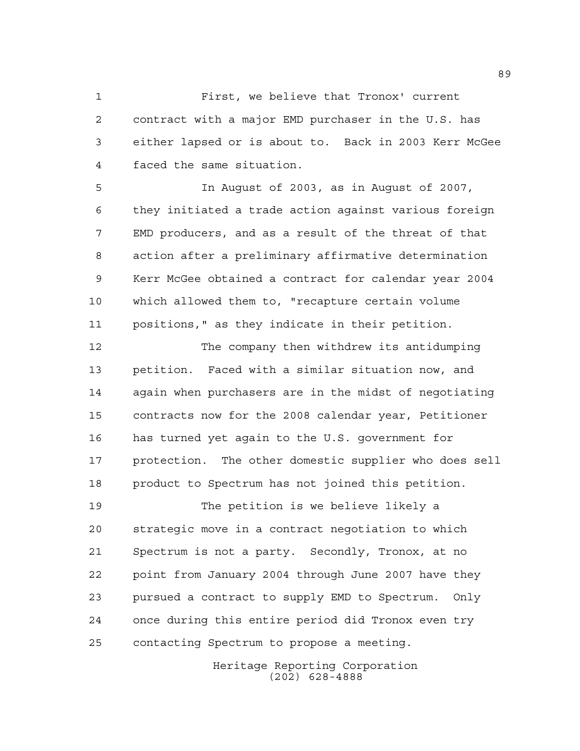First, we believe that Tronox' current contract with a major EMD purchaser in the U.S. has either lapsed or is about to. Back in 2003 Kerr McGee faced the same situation.

In August of 2003, as in August of 2007, they initiated a trade action against various foreign EMD producers, and as a result of the threat of that action after a preliminary affirmative determination Kerr McGee obtained a contract for calendar year 2004 which allowed them to, "recapture certain volume positions," as they indicate in their petition.

The company then withdrew its antidumping petition. Faced with a similar situation now, and again when purchasers are in the midst of negotiating contracts now for the 2008 calendar year, Petitioner has turned yet again to the U.S. government for protection. The other domestic supplier who does sell product to Spectrum has not joined this petition.

The petition is we believe likely a strategic move in a contract negotiation to which Spectrum is not a party. Secondly, Tronox, at no point from January 2004 through June 2007 have they pursued a contract to supply EMD to Spectrum. Only once during this entire period did Tronox even try contacting Spectrum to propose a meeting.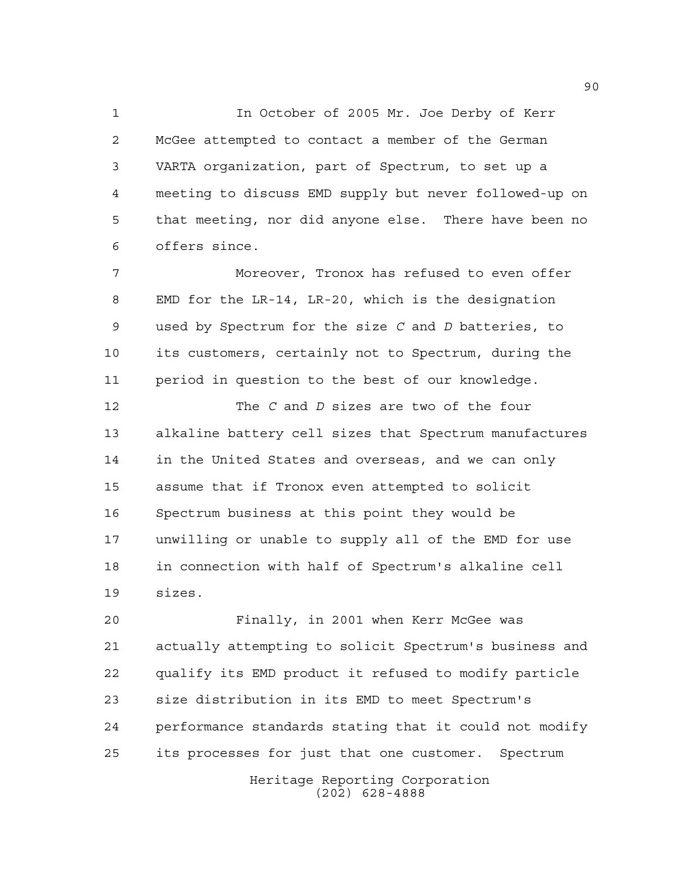In October of 2005 Mr. Joe Derby of Kerr McGee attempted to contact a member of the German VARTA organization, part of Spectrum, to set up a meeting to discuss EMD supply but never followed-up on that meeting, nor did anyone else. There have been no offers since.

Moreover, Tronox has refused to even offer EMD for the LR-14, LR-20, which is the designation used by Spectrum for the size *C* and *D* batteries, to its customers, certainly not to Spectrum, during the period in question to the best of our knowledge.

The *C* and *D* sizes are two of the four alkaline battery cell sizes that Spectrum manufactures in the United States and overseas, and we can only assume that if Tronox even attempted to solicit Spectrum business at this point they would be unwilling or unable to supply all of the EMD for use in connection with half of Spectrum's alkaline cell sizes.

Finally, in 2001 when Kerr McGee was actually attempting to solicit Spectrum's business and qualify its EMD product it refused to modify particle size distribution in its EMD to meet Spectrum's performance standards stating that it could not modify its processes for just that one customer. Spectrum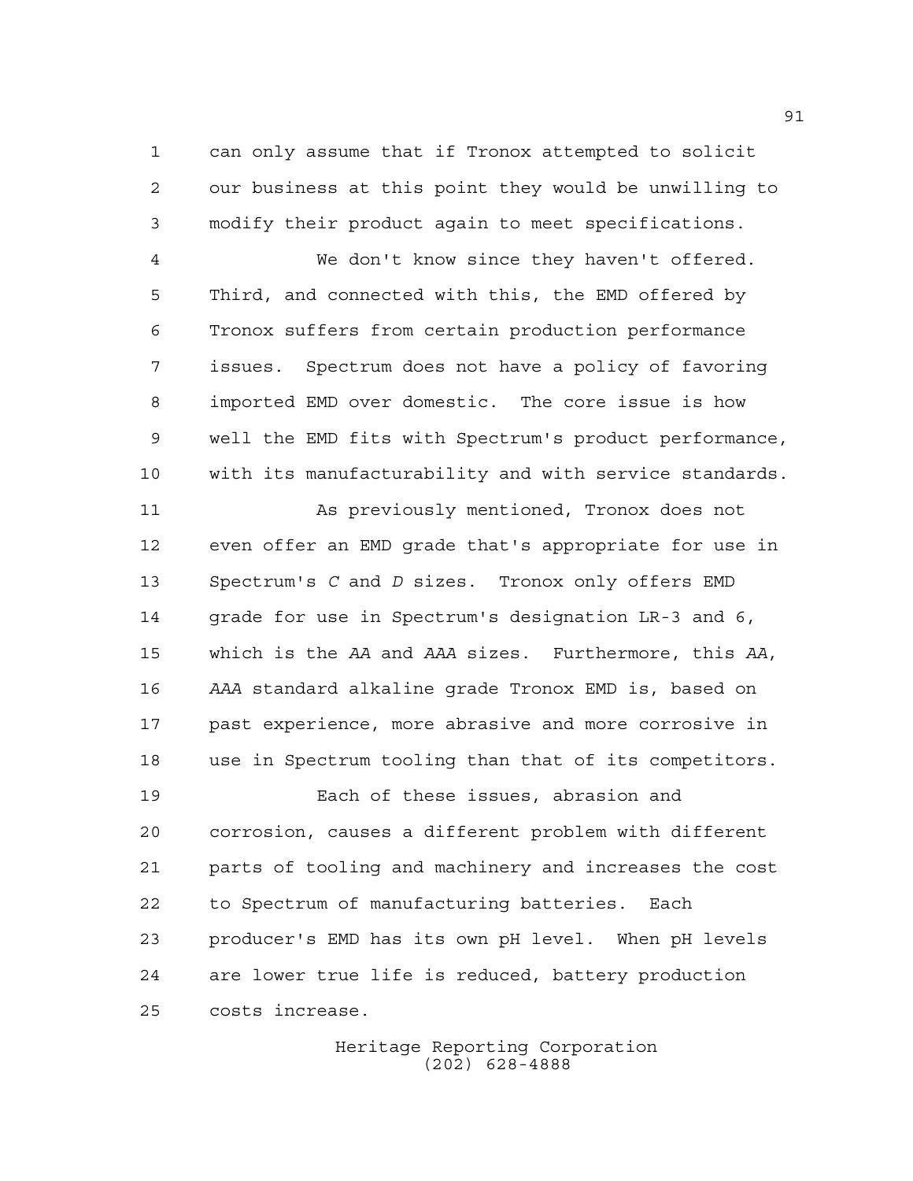can only assume that if Tronox attempted to solicit our business at this point they would be unwilling to modify their product again to meet specifications.

We don't know since they haven't offered. Third, and connected with this, the EMD offered by Tronox suffers from certain production performance issues. Spectrum does not have a policy of favoring imported EMD over domestic. The core issue is how well the EMD fits with Spectrum's product performance, with its manufacturability and with service standards.

As previously mentioned, Tronox does not even offer an EMD grade that's appropriate for use in Spectrum's *C* and *D* sizes. Tronox only offers EMD grade for use in Spectrum's designation LR-3 and 6, which is the *AA* and *AAA* sizes. Furthermore, this *AA*, *AAA* standard alkaline grade Tronox EMD is, based on past experience, more abrasive and more corrosive in use in Spectrum tooling than that of its competitors.

Each of these issues, abrasion and corrosion, causes a different problem with different parts of tooling and machinery and increases the cost to Spectrum of manufacturing batteries. Each producer's EMD has its own pH level. When pH levels are lower true life is reduced, battery production costs increase.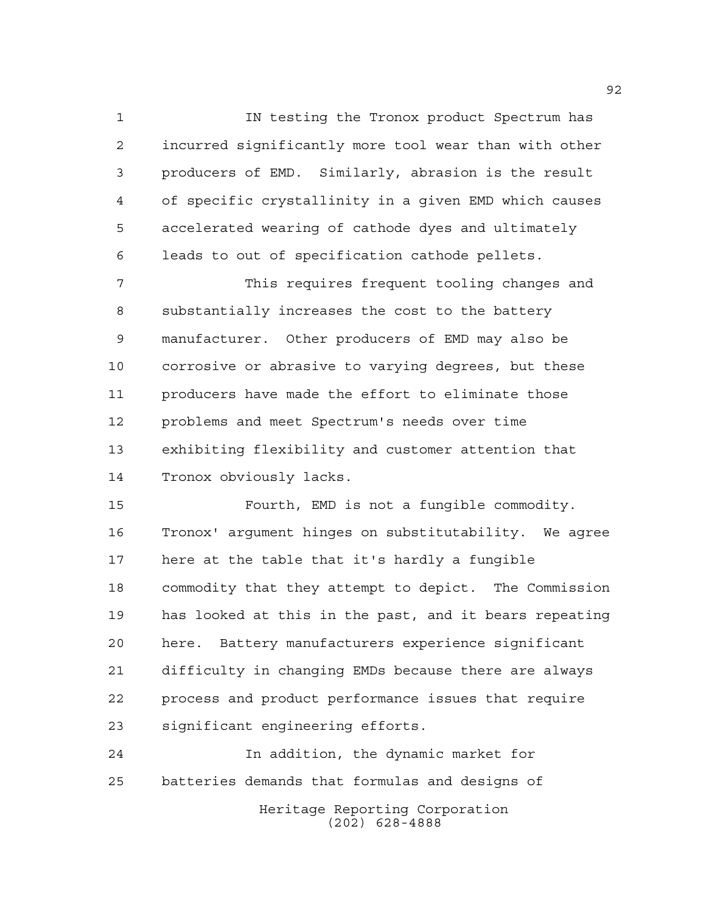IN testing the Tronox product Spectrum has incurred significantly more tool wear than with other producers of EMD. Similarly, abrasion is the result of specific crystallinity in a given EMD which causes accelerated wearing of cathode dyes and ultimately leads to out of specification cathode pellets.

This requires frequent tooling changes and substantially increases the cost to the battery manufacturer. Other producers of EMD may also be corrosive or abrasive to varying degrees, but these producers have made the effort to eliminate those problems and meet Spectrum's needs over time exhibiting flexibility and customer attention that Tronox obviously lacks.

Fourth, EMD is not a fungible commodity. Tronox' argument hinges on substitutability. We agree here at the table that it's hardly a fungible commodity that they attempt to depict. The Commission has looked at this in the past, and it bears repeating here. Battery manufacturers experience significant difficulty in changing EMDs because there are always process and product performance issues that require significant engineering efforts.

In addition, the dynamic market for batteries demands that formulas and designs of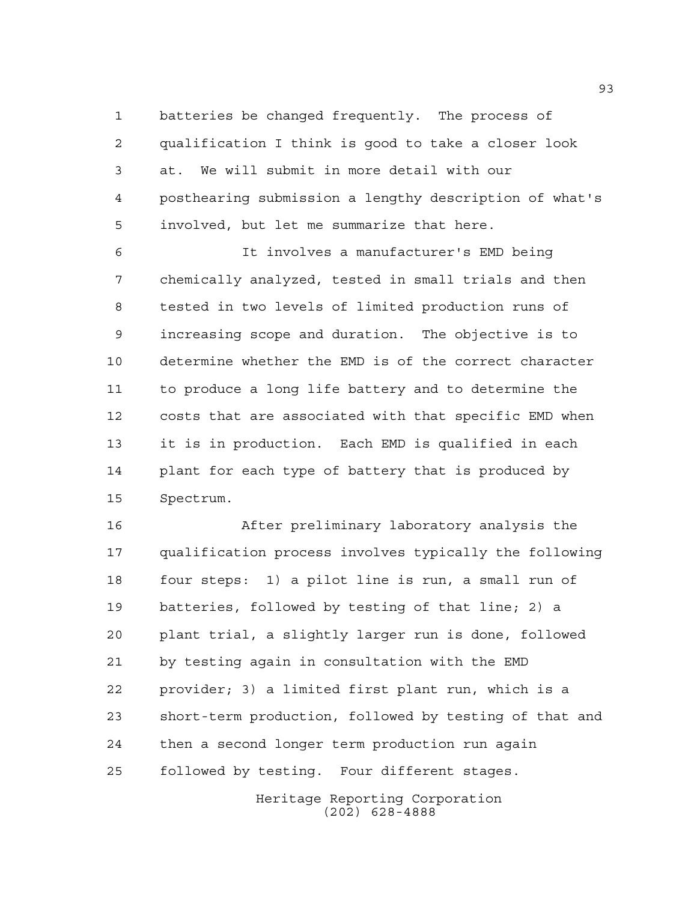batteries be changed frequently. The process of qualification I think is good to take a closer look at. We will submit in more detail with our posthearing submission a lengthy description of what's involved, but let me summarize that here.

It involves a manufacturer's EMD being chemically analyzed, tested in small trials and then tested in two levels of limited production runs of increasing scope and duration. The objective is to determine whether the EMD is of the correct character to produce a long life battery and to determine the costs that are associated with that specific EMD when it is in production. Each EMD is qualified in each plant for each type of battery that is produced by Spectrum.

After preliminary laboratory analysis the qualification process involves typically the following four steps: 1) a pilot line is run, a small run of batteries, followed by testing of that line; 2) a plant trial, a slightly larger run is done, followed by testing again in consultation with the EMD provider; 3) a limited first plant run, which is a short-term production, followed by testing of that and then a second longer term production run again followed by testing. Four different stages.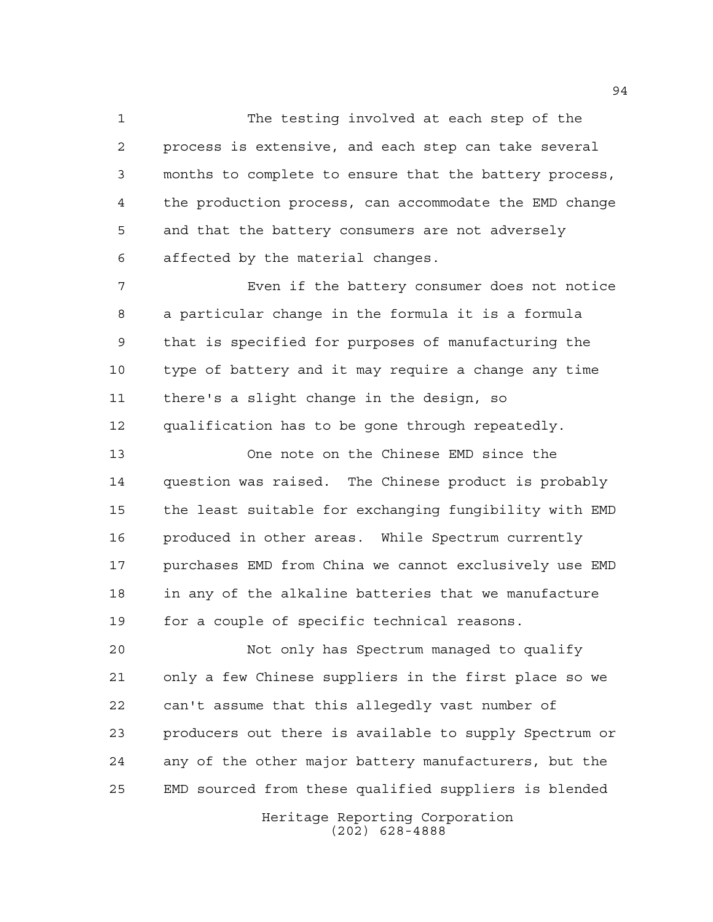The testing involved at each step of the process is extensive, and each step can take several months to complete to ensure that the battery process, the production process, can accommodate the EMD change and that the battery consumers are not adversely affected by the material changes.

Even if the battery consumer does not notice a particular change in the formula it is a formula that is specified for purposes of manufacturing the type of battery and it may require a change any time there's a slight change in the design, so qualification has to be gone through repeatedly.

One note on the Chinese EMD since the question was raised. The Chinese product is probably the least suitable for exchanging fungibility with EMD produced in other areas. While Spectrum currently purchases EMD from China we cannot exclusively use EMD in any of the alkaline batteries that we manufacture for a couple of specific technical reasons.

Not only has Spectrum managed to qualify only a few Chinese suppliers in the first place so we can't assume that this allegedly vast number of producers out there is available to supply Spectrum or any of the other major battery manufacturers, but the EMD sourced from these qualified suppliers is blended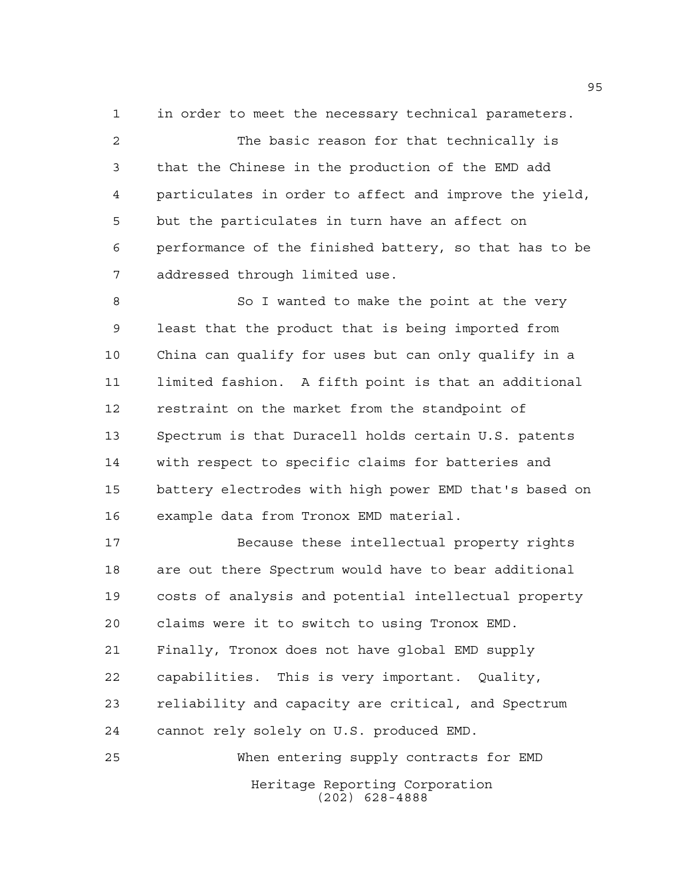in order to meet the necessary technical parameters.

The basic reason for that technically is that the Chinese in the production of the EMD add particulates in order to affect and improve the yield, but the particulates in turn have an affect on performance of the finished battery, so that has to be addressed through limited use.

So I wanted to make the point at the very least that the product that is being imported from China can qualify for uses but can only qualify in a limited fashion. A fifth point is that an additional restraint on the market from the standpoint of Spectrum is that Duracell holds certain U.S. patents with respect to specific claims for batteries and battery electrodes with high power EMD that's based on example data from Tronox EMD material.

Because these intellectual property rights are out there Spectrum would have to bear additional costs of analysis and potential intellectual property claims were it to switch to using Tronox EMD. Finally, Tronox does not have global EMD supply capabilities. This is very important. Quality, reliability and capacity are critical, and Spectrum cannot rely solely on U.S. produced EMD.

When entering supply contracts for EMD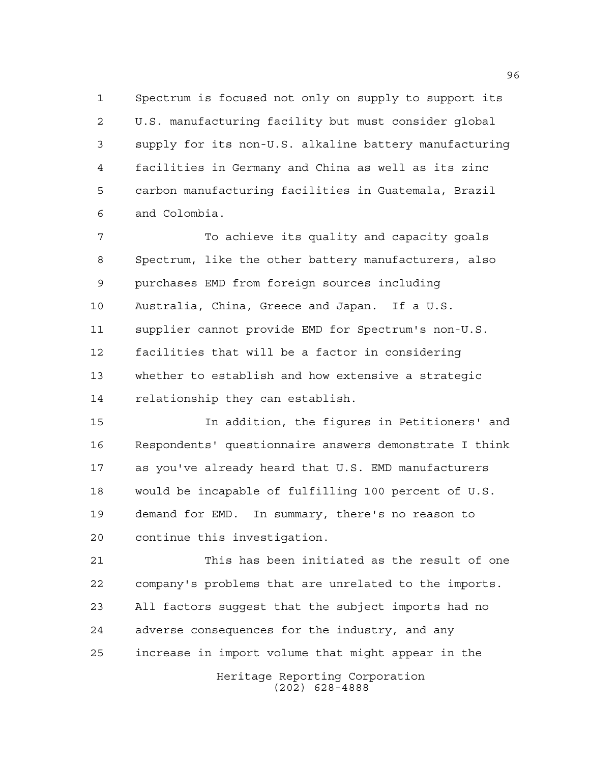Spectrum is focused not only on supply to support its U.S. manufacturing facility but must consider global supply for its non-U.S. alkaline battery manufacturing facilities in Germany and China as well as its zinc carbon manufacturing facilities in Guatemala, Brazil and Colombia.

To achieve its quality and capacity goals Spectrum, like the other battery manufacturers, also purchases EMD from foreign sources including Australia, China, Greece and Japan. If a U.S. supplier cannot provide EMD for Spectrum's non-U.S. facilities that will be a factor in considering whether to establish and how extensive a strategic relationship they can establish.

In addition, the figures in Petitioners' and Respondents' questionnaire answers demonstrate I think as you've already heard that U.S. EMD manufacturers would be incapable of fulfilling 100 percent of U.S. demand for EMD. In summary, there's no reason to continue this investigation.

This has been initiated as the result of one company's problems that are unrelated to the imports. All factors suggest that the subject imports had no adverse consequences for the industry, and any increase in import volume that might appear in the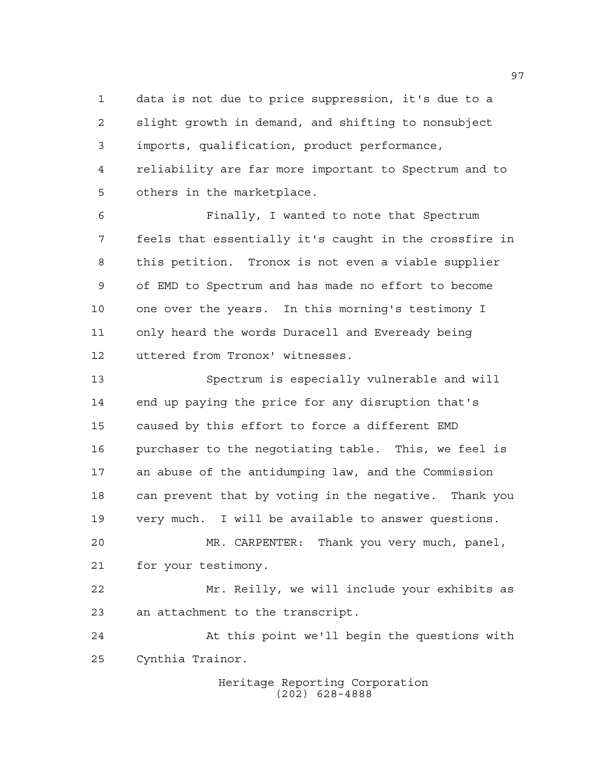data is not due to price suppression, it's due to a slight growth in demand, and shifting to nonsubject imports, qualification, product performance, reliability are far more important to Spectrum and to others in the marketplace.

Finally, I wanted to note that Spectrum feels that essentially it's caught in the crossfire in this petition. Tronox is not even a viable supplier of EMD to Spectrum and has made no effort to become one over the years. In this morning's testimony I only heard the words Duracell and Eveready being uttered from Tronox' witnesses.

Spectrum is especially vulnerable and will end up paying the price for any disruption that's caused by this effort to force a different EMD purchaser to the negotiating table. This, we feel is an abuse of the antidumping law, and the Commission can prevent that by voting in the negative. Thank you very much. I will be available to answer questions.

MR. CARPENTER: Thank you very much, panel, for your testimony.

Mr. Reilly, we will include your exhibits as an attachment to the transcript.

At this point we'll begin the questions with Cynthia Trainor.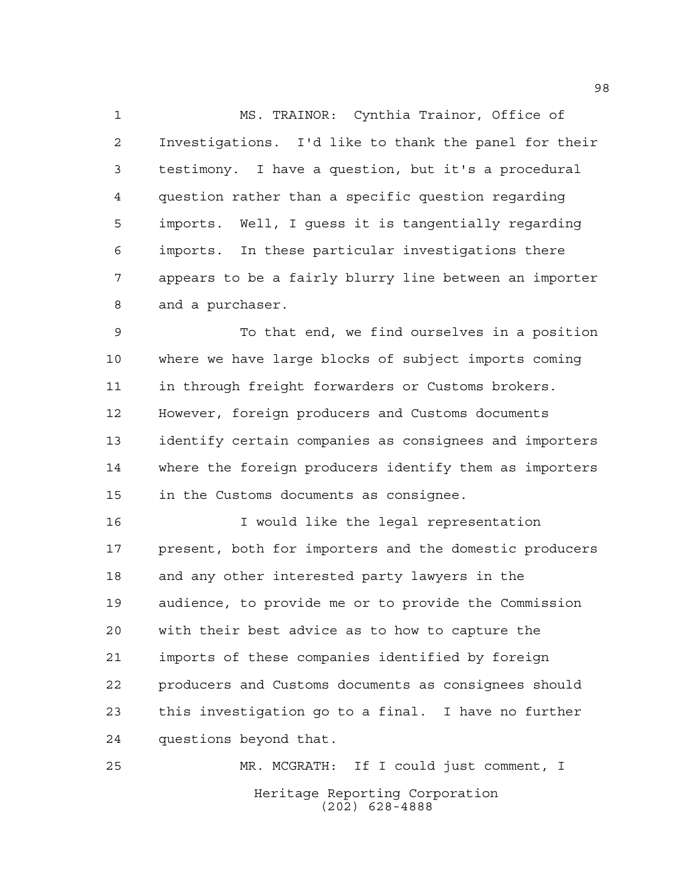MS. TRAINOR: Cynthia Trainor, Office of Investigations. I'd like to thank the panel for their testimony. I have a question, but it's a procedural question rather than a specific question regarding imports. Well, I guess it is tangentially regarding imports. In these particular investigations there appears to be a fairly blurry line between an importer and a purchaser.

To that end, we find ourselves in a position where we have large blocks of subject imports coming in through freight forwarders or Customs brokers. However, foreign producers and Customs documents identify certain companies as consignees and importers where the foreign producers identify them as importers in the Customs documents as consignee.

I would like the legal representation present, both for importers and the domestic producers and any other interested party lawyers in the audience, to provide me or to provide the Commission with their best advice as to how to capture the imports of these companies identified by foreign producers and Customs documents as consignees should this investigation go to a final. I have no further questions beyond that.

MR. MCGRATH: If I could just comment, I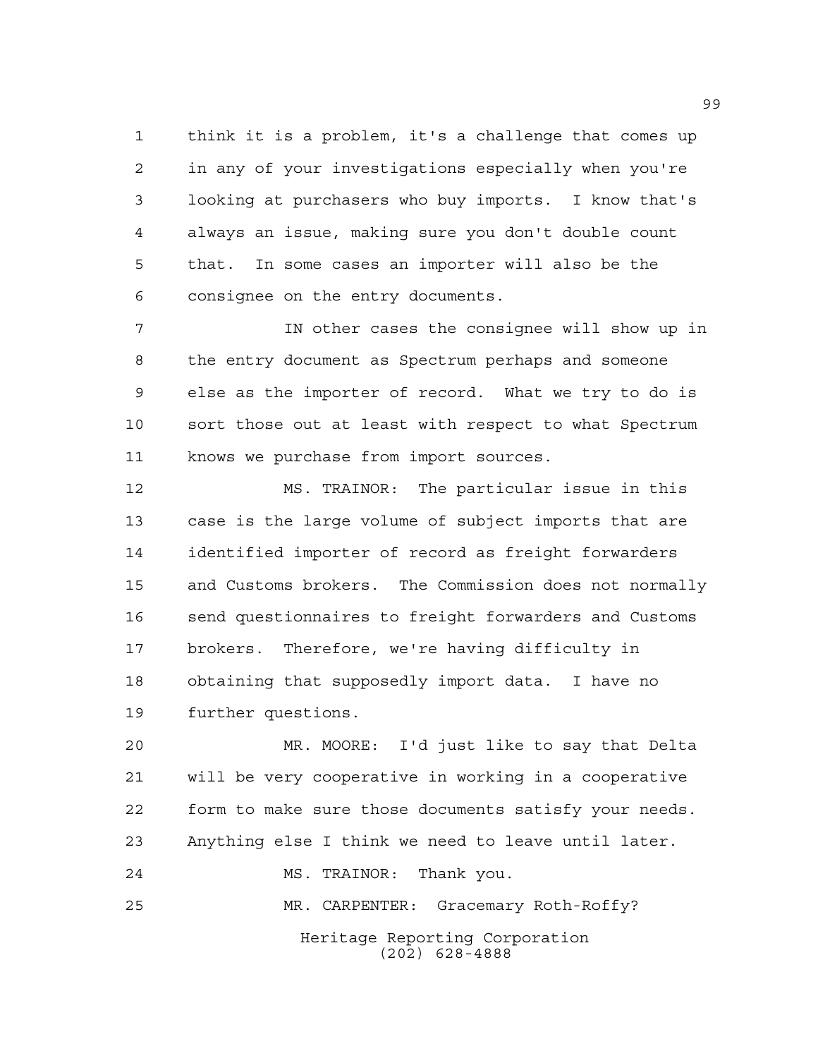think it is a problem, it's a challenge that comes up in any of your investigations especially when you're looking at purchasers who buy imports. I know that's always an issue, making sure you don't double count that. In some cases an importer will also be the consignee on the entry documents.

IN other cases the consignee will show up in the entry document as Spectrum perhaps and someone else as the importer of record. What we try to do is sort those out at least with respect to what Spectrum knows we purchase from import sources.

MS. TRAINOR: The particular issue in this case is the large volume of subject imports that are identified importer of record as freight forwarders and Customs brokers. The Commission does not normally send questionnaires to freight forwarders and Customs brokers. Therefore, we're having difficulty in obtaining that supposedly import data. I have no further questions.

MR. MOORE: I'd just like to say that Delta will be very cooperative in working in a cooperative form to make sure those documents satisfy your needs. Anything else I think we need to leave until later.

MS. TRAINOR: Thank you.

MR. CARPENTER: Gracemary Roth-Roffy?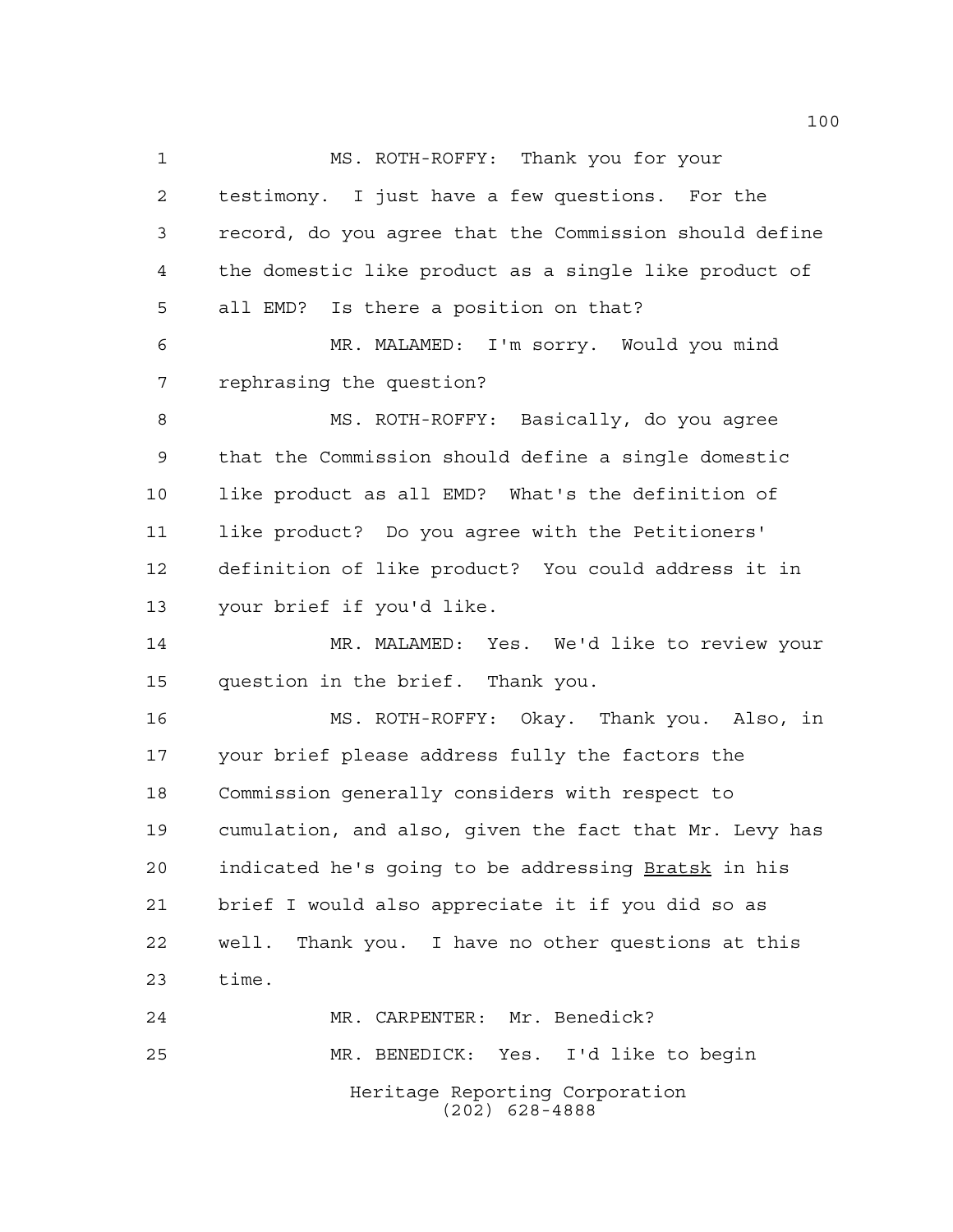MS. ROTH-ROFFY: Thank you for your testimony. I just have a few questions. For the record, do you agree that the Commission should define the domestic like product as a single like product of all EMD? Is there a position on that?

MR. MALAMED: I'm sorry. Would you mind rephrasing the question?

MS. ROTH-ROFFY: Basically, do you agree that the Commission should define a single domestic like product as all EMD? What's the definition of like product? Do you agree with the Petitioners' definition of like product? You could address it in your brief if you'd like.

MR. MALAMED: Yes. We'd like to review your question in the brief. Thank you.

MS. ROTH-ROFFY: Okay. Thank you. Also, in your brief please address fully the factors the Commission generally considers with respect to cumulation, and also, given the fact that Mr. Levy has indicated he's going to be addressing Bratsk in his brief I would also appreciate it if you did so as well. Thank you. I have no other questions at this time.

MR. CARPENTER: Mr. Benedick?

MR. BENEDICK: Yes. I'd like to begin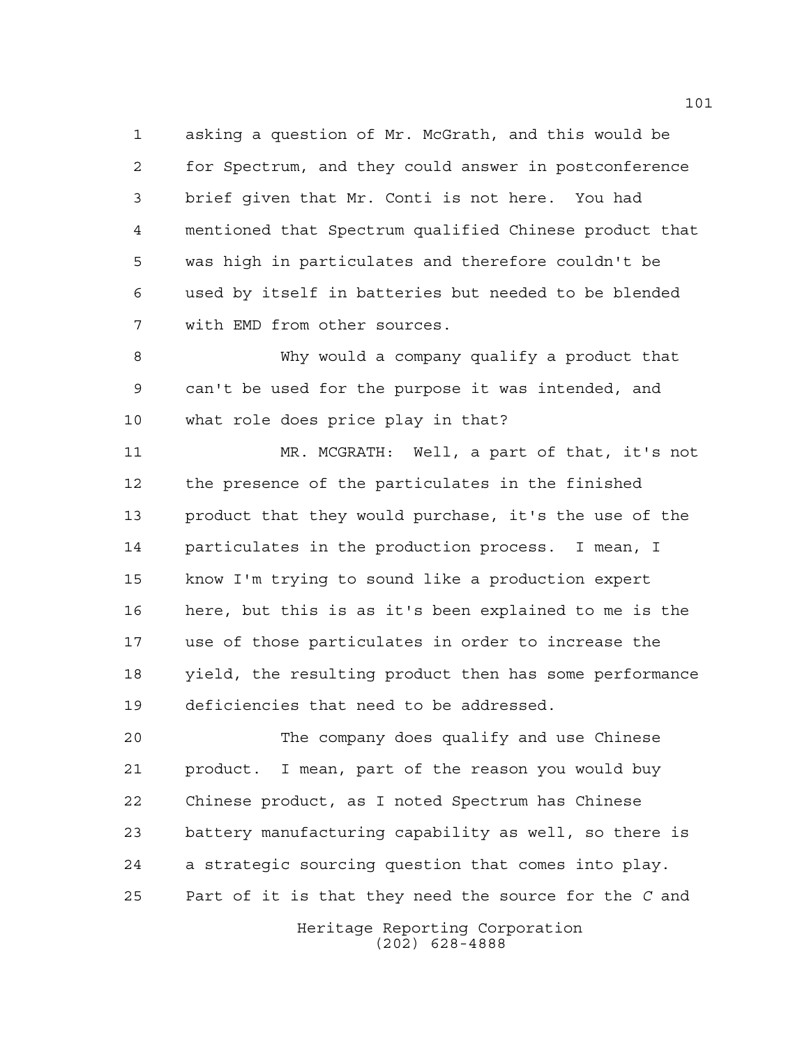asking a question of Mr. McGrath, and this would be for Spectrum, and they could answer in postconference brief given that Mr. Conti is not here. You had mentioned that Spectrum qualified Chinese product that was high in particulates and therefore couldn't be used by itself in batteries but needed to be blended with EMD from other sources.

Why would a company qualify a product that can't be used for the purpose it was intended, and what role does price play in that?

MR. MCGRATH: Well, a part of that, it's not the presence of the particulates in the finished product that they would purchase, it's the use of the particulates in the production process. I mean, I know I'm trying to sound like a production expert here, but this is as it's been explained to me is the use of those particulates in order to increase the yield, the resulting product then has some performance deficiencies that need to be addressed.

The company does qualify and use Chinese product. I mean, part of the reason you would buy Chinese product, as I noted Spectrum has Chinese battery manufacturing capability as well, so there is a strategic sourcing question that comes into play. Part of it is that they need the source for the *C* and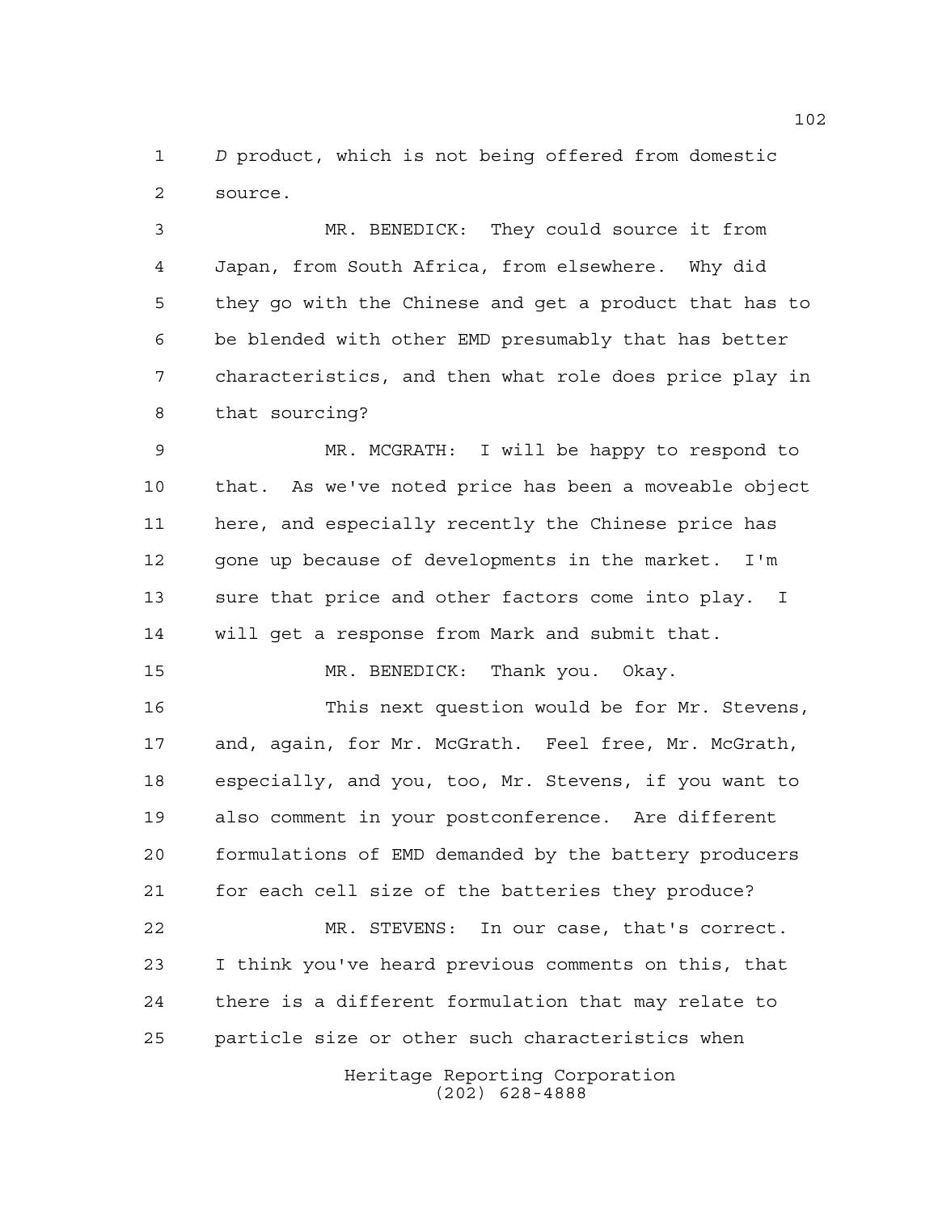*D* product, which is not being offered from domestic source.

MR. BENEDICK: They could source it from Japan, from South Africa, from elsewhere. Why did they go with the Chinese and get a product that has to be blended with other EMD presumably that has better characteristics, and then what role does price play in that sourcing?

MR. MCGRATH: I will be happy to respond to that. As we've noted price has been a moveable object here, and especially recently the Chinese price has gone up because of developments in the market. I'm sure that price and other factors come into play. I will get a response from Mark and submit that.

MR. BENEDICK: Thank you. Okay.

This next question would be for Mr. Stevens, and, again, for Mr. McGrath. Feel free, Mr. McGrath, especially, and you, too, Mr. Stevens, if you want to also comment in your postconference. Are different formulations of EMD demanded by the battery producers for each cell size of the batteries they produce?

MR. STEVENS: In our case, that's correct. I think you've heard previous comments on this, that there is a different formulation that may relate to particle size or other such characteristics when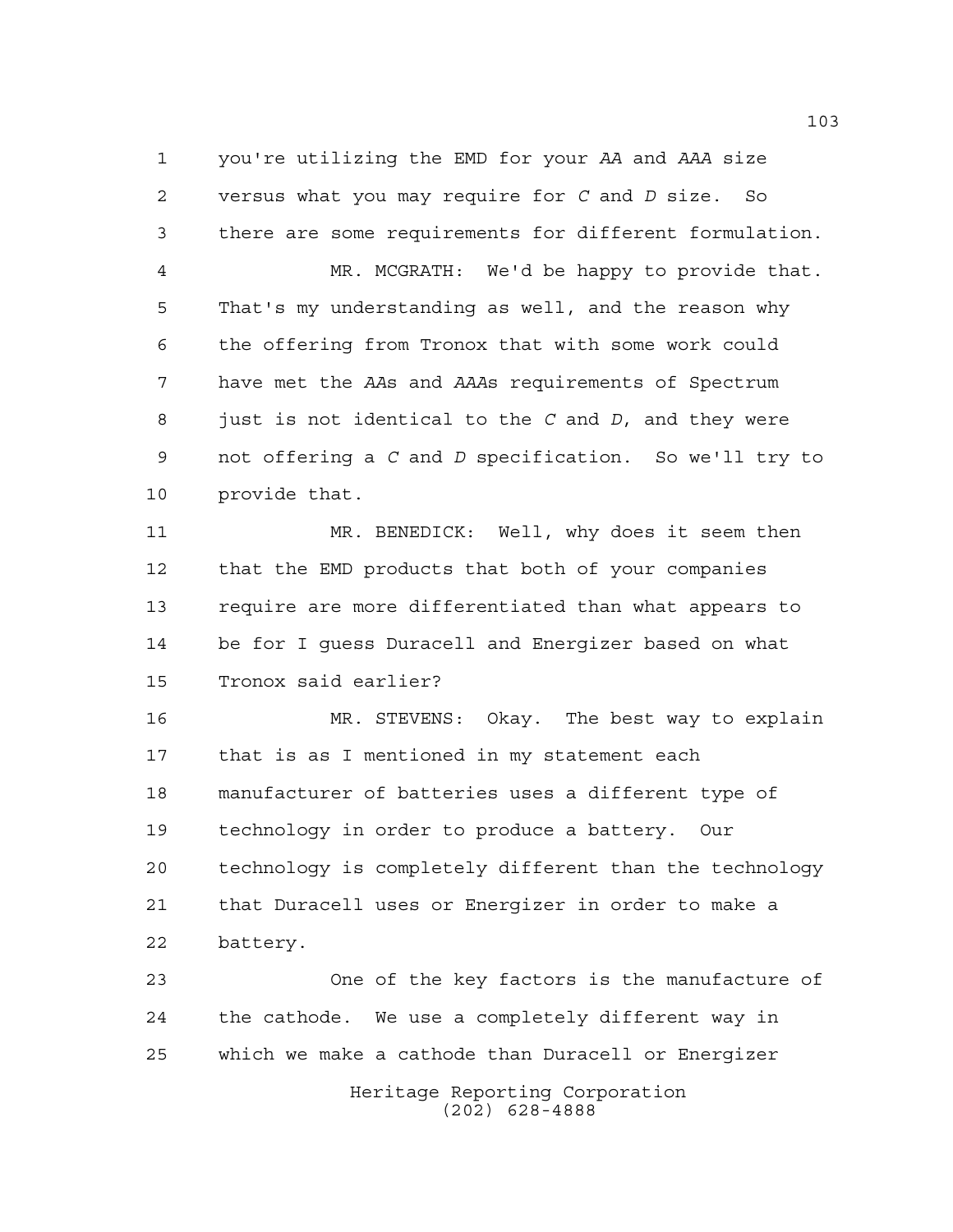you're utilizing the EMD for your *AA* and *AAA* size versus what you may require for *C* and *D* size. So there are some requirements for different formulation.

MR. MCGRATH: We'd be happy to provide that. That's my understanding as well, and the reason why the offering from Tronox that with some work could have met the *AA*s and *AAA*s requirements of Spectrum just is not identical to the *C* and *D*, and they were not offering a *C* and *D* specification. So we'll try to provide that.

MR. BENEDICK: Well, why does it seem then that the EMD products that both of your companies require are more differentiated than what appears to be for I guess Duracell and Energizer based on what Tronox said earlier?

MR. STEVENS: Okay. The best way to explain that is as I mentioned in my statement each manufacturer of batteries uses a different type of technology in order to produce a battery. Our technology is completely different than the technology that Duracell uses or Energizer in order to make a battery.

One of the key factors is the manufacture of the cathode. We use a completely different way in which we make a cathode than Duracell or Energizer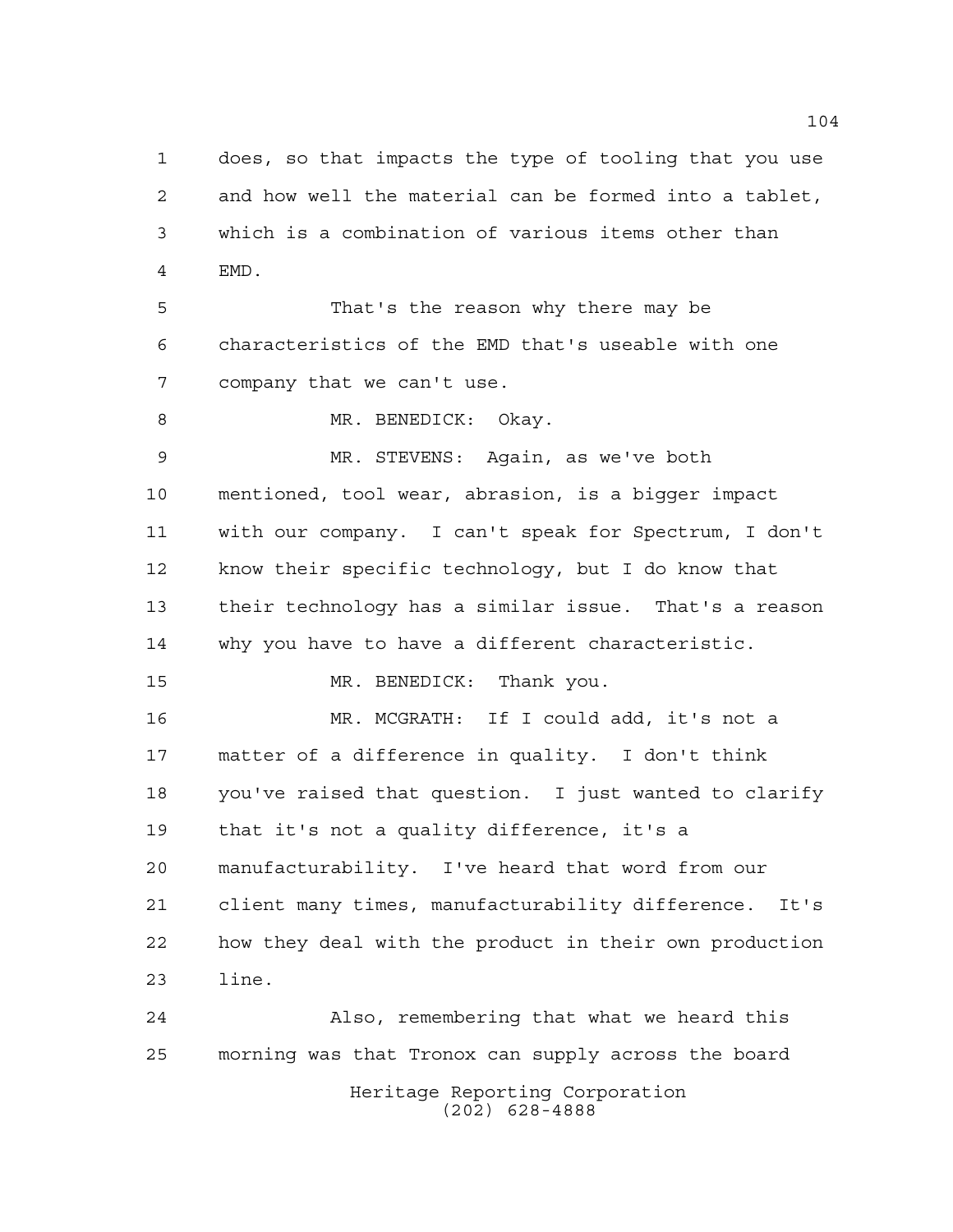does, so that impacts the type of tooling that you use and how well the material can be formed into a tablet, which is a combination of various items other than EMD.

That's the reason why there may be characteristics of the EMD that's useable with one company that we can't use.

MR. BENEDICK: Okay.

MR. STEVENS: Again, as we've both mentioned, tool wear, abrasion, is a bigger impact with our company. I can't speak for Spectrum, I don't know their specific technology, but I do know that their technology has a similar issue. That's a reason why you have to have a different characteristic.

MR. BENEDICK: Thank you.

MR. MCGRATH: If I could add, it's not a matter of a difference in quality. I don't think you've raised that question. I just wanted to clarify that it's not a quality difference, it's a manufacturability. I've heard that word from our client many times, manufacturability difference. It's how they deal with the product in their own production line.

Also, remembering that what we heard this morning was that Tronox can supply across the board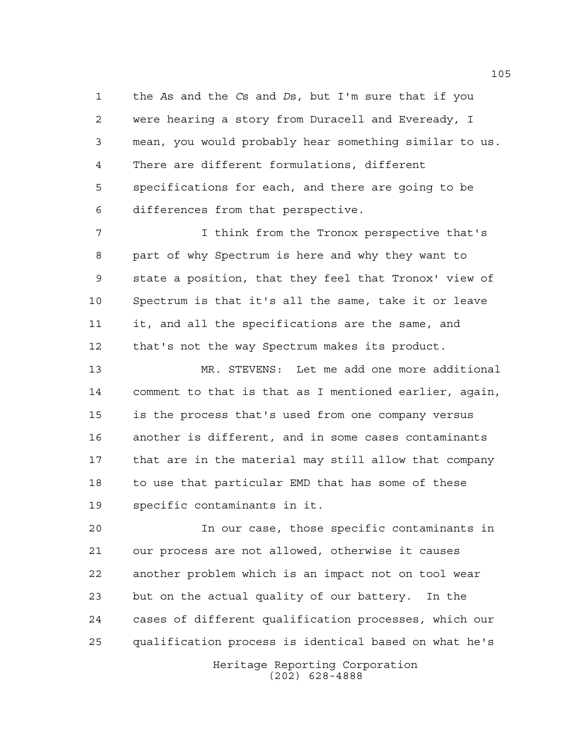the *A*s and the *C*s and *D*s, but I'm sure that if you were hearing a story from Duracell and Eveready, I mean, you would probably hear something similar to us. There are different formulations, different specifications for each, and there are going to be differences from that perspective.

I think from the Tronox perspective that's part of why Spectrum is here and why they want to state a position, that they feel that Tronox' view of Spectrum is that it's all the same, take it or leave it, and all the specifications are the same, and that's not the way Spectrum makes its product.

MR. STEVENS: Let me add one more additional comment to that is that as I mentioned earlier, again, is the process that's used from one company versus another is different, and in some cases contaminants that are in the material may still allow that company to use that particular EMD that has some of these specific contaminants in it.

In our case, those specific contaminants in our process are not allowed, otherwise it causes another problem which is an impact not on tool wear but on the actual quality of our battery. In the cases of different qualification processes, which our qualification process is identical based on what he's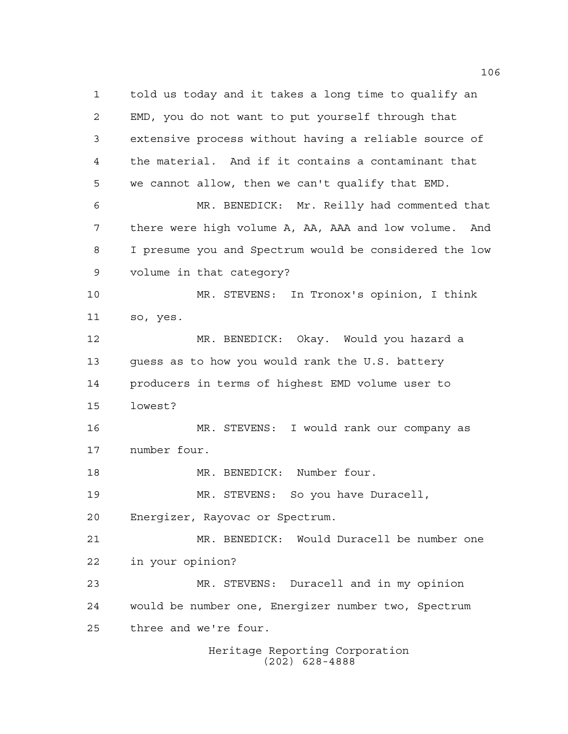told us today and it takes a long time to qualify an EMD, you do not want to put yourself through that extensive process without having a reliable source of the material. And if it contains a contaminant that we cannot allow, then we can't qualify that EMD.

MR. BENEDICK: Mr. Reilly had commented that there were high volume A, AA, AAA and low volume. And I presume you and Spectrum would be considered the low volume in that category?

MR. STEVENS: In Tronox's opinion, I think so, yes.

MR. BENEDICK: Okay. Would you hazard a guess as to how you would rank the U.S. battery producers in terms of highest EMD volume user to lowest?

MR. STEVENS: I would rank our company as number four.

MR. BENEDICK: Number four.

MR. STEVENS: So you have Duracell, Energizer, Rayovac or Spectrum.

MR. BENEDICK: Would Duracell be number one in your opinion?

MR. STEVENS: Duracell and in my opinion would be number one, Energizer number two, Spectrum three and we're four.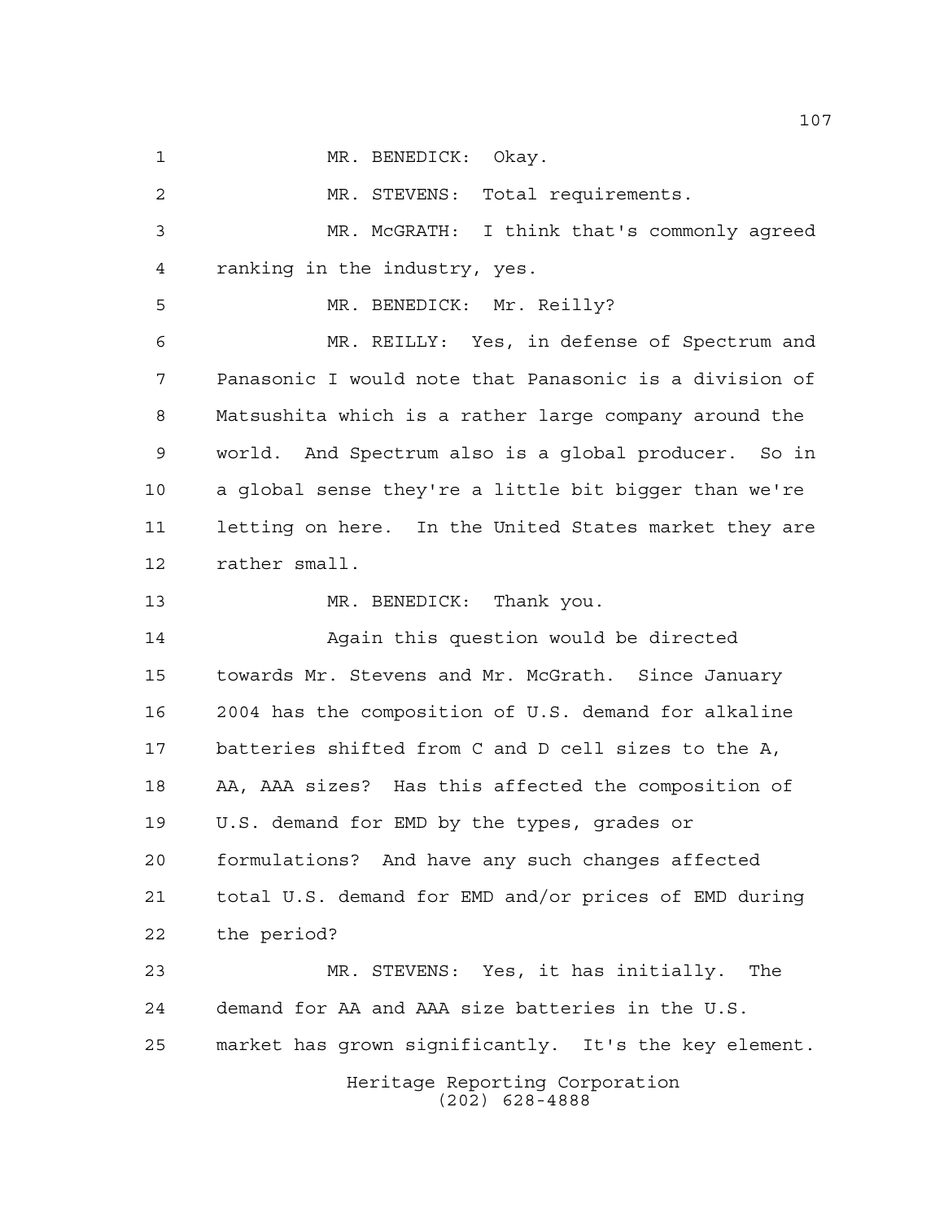MR. BENEDICK: Okay.

MR. STEVENS: Total requirements.

MR. McGRATH: I think that's commonly agreed ranking in the industry, yes.

MR. BENEDICK: Mr. Reilly?

MR. REILLY: Yes, in defense of Spectrum and Panasonic I would note that Panasonic is a division of Matsushita which is a rather large company around the world. And Spectrum also is a global producer. So in a global sense they're a little bit bigger than we're letting on here. In the United States market they are rather small.

MR. BENEDICK: Thank you.

Again this question would be directed towards Mr. Stevens and Mr. McGrath. Since January 2004 has the composition of U.S. demand for alkaline batteries shifted from C and D cell sizes to the A, AA, AAA sizes? Has this affected the composition of U.S. demand for EMD by the types, grades or formulations? And have any such changes affected total U.S. demand for EMD and/or prices of EMD during the period?

MR. STEVENS: Yes, it has initially. The demand for AA and AAA size batteries in the U.S. market has grown significantly. It's the key element.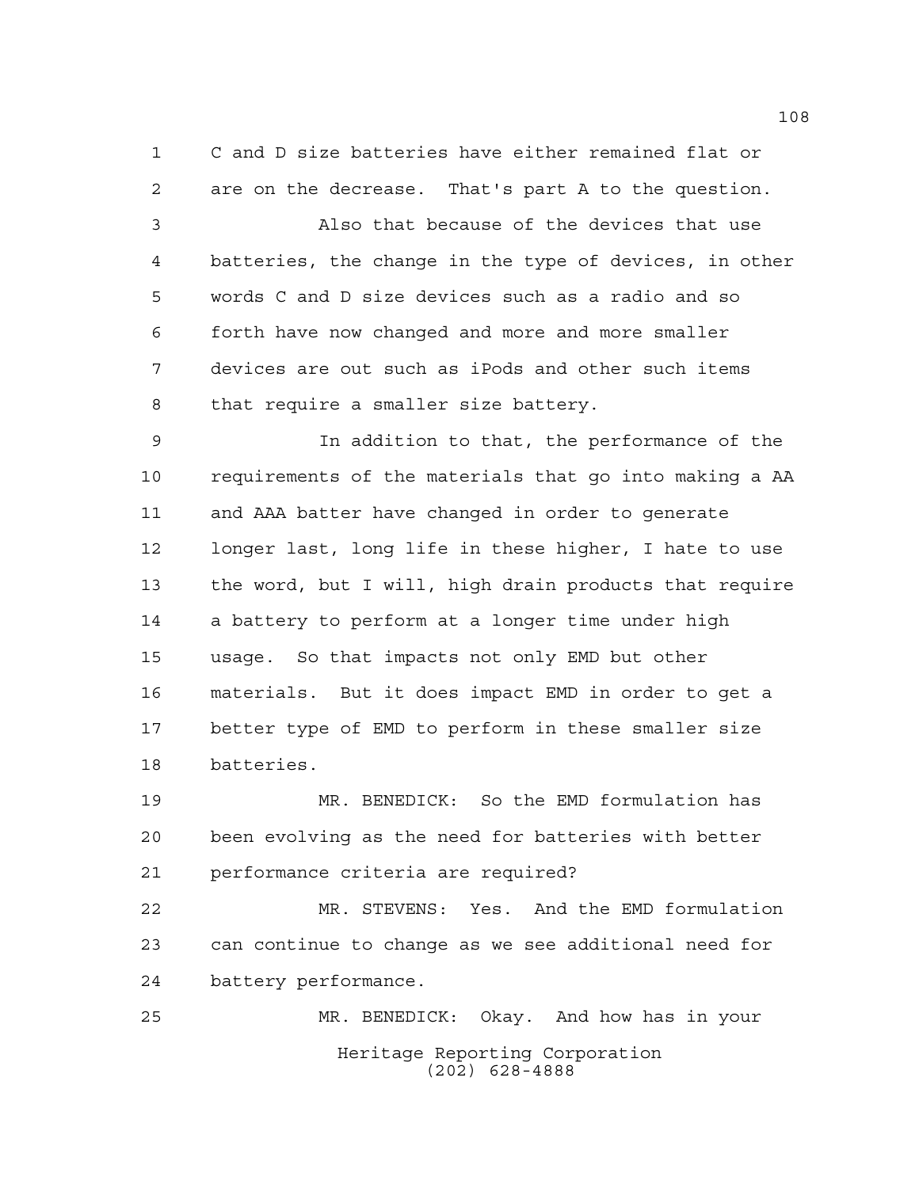C and D size batteries have either remained flat or are on the decrease. That's part A to the question.

Also that because of the devices that use batteries, the change in the type of devices, in other words C and D size devices such as a radio and so forth have now changed and more and more smaller devices are out such as iPods and other such items that require a smaller size battery.

In addition to that, the performance of the requirements of the materials that go into making a AA and AAA batter have changed in order to generate longer last, long life in these higher, I hate to use the word, but I will, high drain products that require a battery to perform at a longer time under high usage. So that impacts not only EMD but other materials. But it does impact EMD in order to get a better type of EMD to perform in these smaller size batteries.

MR. BENEDICK: So the EMD formulation has been evolving as the need for batteries with better performance criteria are required?

MR. STEVENS: Yes. And the EMD formulation can continue to change as we see additional need for battery performance.

MR. BENEDICK: Okay. And how has in your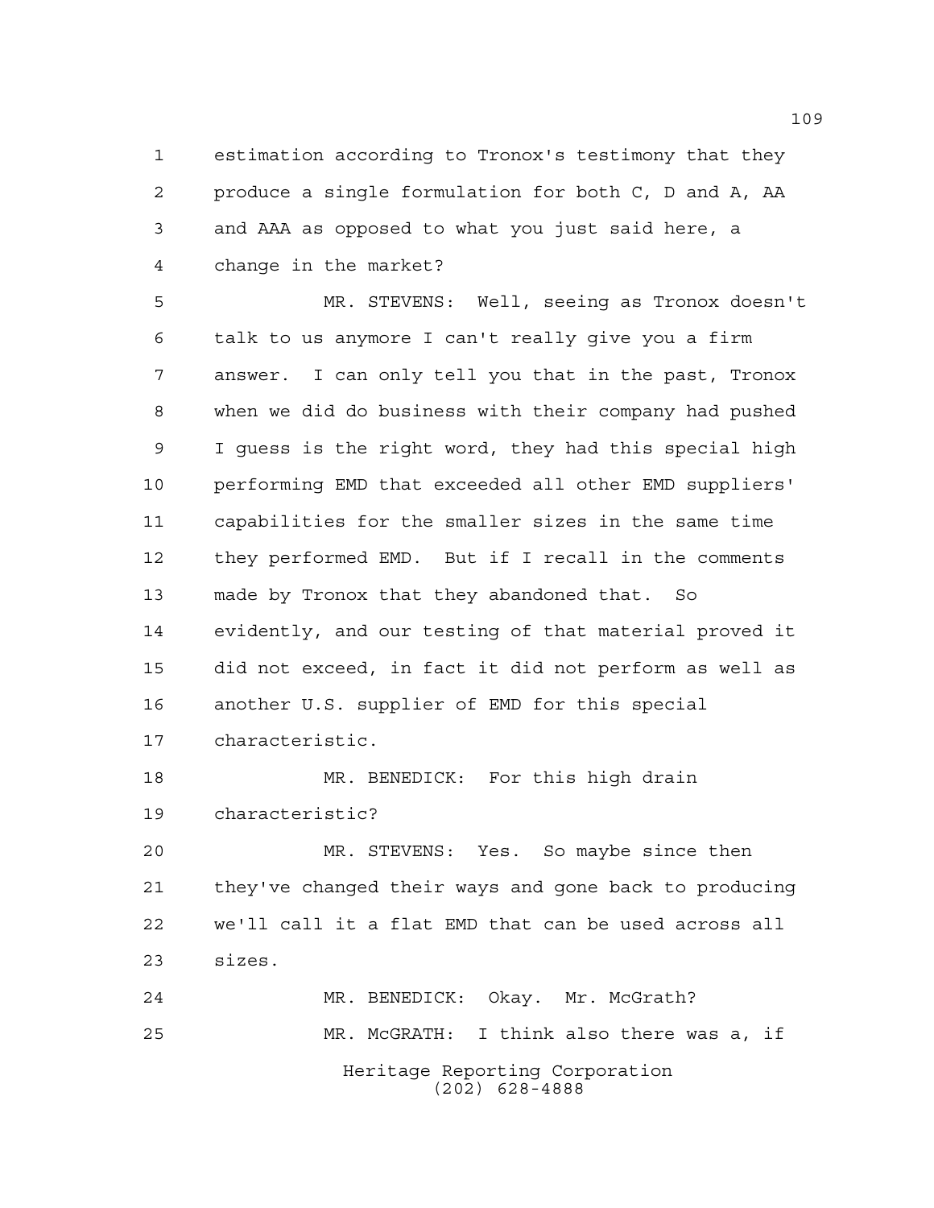estimation according to Tronox's testimony that they produce a single formulation for both C, D and A, AA and AAA as opposed to what you just said here, a change in the market?

MR. STEVENS: Well, seeing as Tronox doesn't talk to us anymore I can't really give you a firm answer. I can only tell you that in the past, Tronox when we did do business with their company had pushed I guess is the right word, they had this special high performing EMD that exceeded all other EMD suppliers' capabilities for the smaller sizes in the same time they performed EMD. But if I recall in the comments made by Tronox that they abandoned that. So evidently, and our testing of that material proved it did not exceed, in fact it did not perform as well as another U.S. supplier of EMD for this special characteristic.

MR. BENEDICK: For this high drain characteristic?

MR. STEVENS: Yes. So maybe since then they've changed their ways and gone back to producing we'll call it a flat EMD that can be used across all sizes.

MR. BENEDICK: Okay. Mr. McGrath?

MR. McGRATH: I think also there was a, if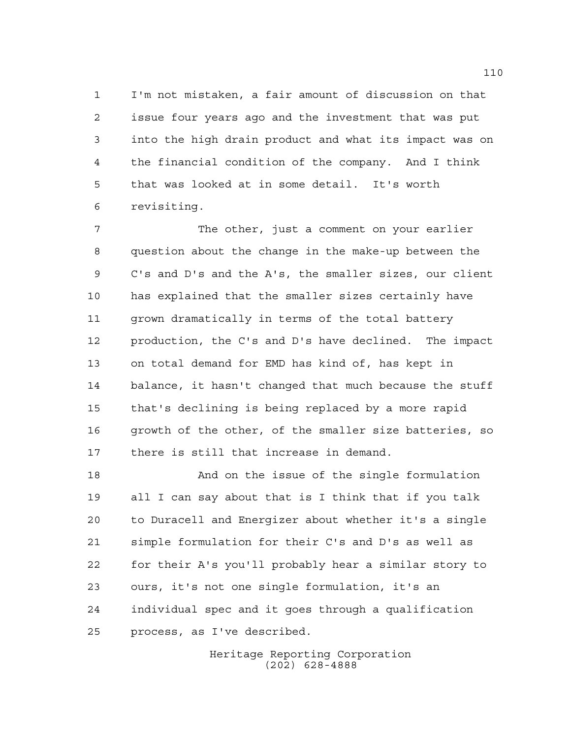I'm not mistaken, a fair amount of discussion on that issue four years ago and the investment that was put into the high drain product and what its impact was on the financial condition of the company. And I think that was looked at in some detail. It's worth revisiting.

The other, just a comment on your earlier question about the change in the make-up between the C's and D's and the A's, the smaller sizes, our client has explained that the smaller sizes certainly have grown dramatically in terms of the total battery production, the C's and D's have declined. The impact on total demand for EMD has kind of, has kept in balance, it hasn't changed that much because the stuff that's declining is being replaced by a more rapid growth of the other, of the smaller size batteries, so there is still that increase in demand.

And on the issue of the single formulation all I can say about that is I think that if you talk to Duracell and Energizer about whether it's a single simple formulation for their C's and D's as well as for their A's you'll probably hear a similar story to ours, it's not one single formulation, it's an individual spec and it goes through a qualification process, as I've described.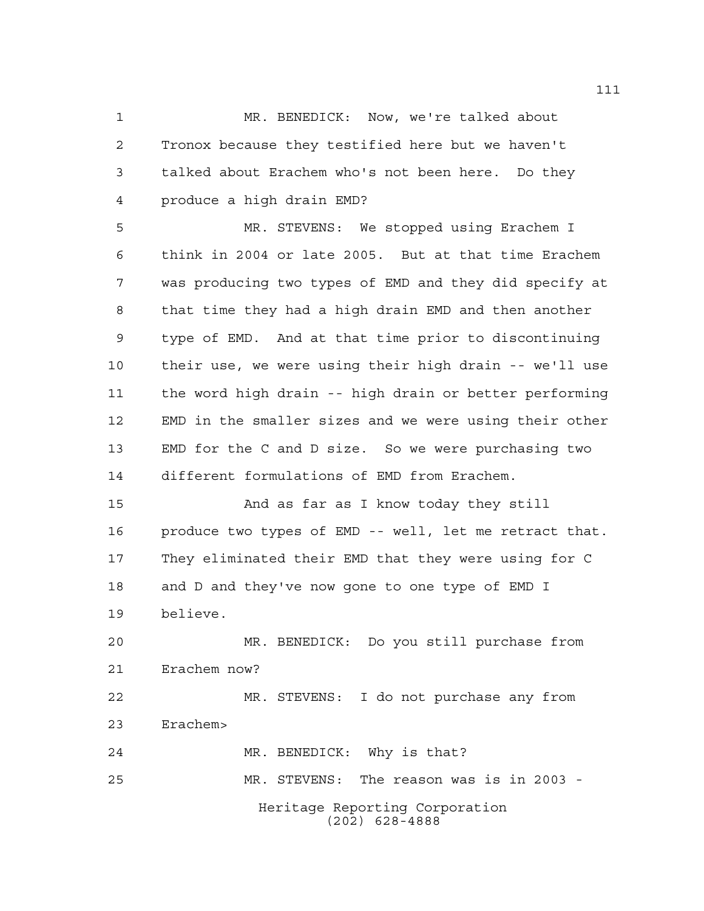MR. BENEDICK: Now, we're talked about Tronox because they testified here but we haven't talked about Erachem who's not been here. Do they produce a high drain EMD?

MR. STEVENS: We stopped using Erachem I think in 2004 or late 2005. But at that time Erachem was producing two types of EMD and they did specify at that time they had a high drain EMD and then another type of EMD. And at that time prior to discontinuing their use, we were using their high drain -- we'll use the word high drain -- high drain or better performing EMD in the smaller sizes and we were using their other EMD for the C and D size. So we were purchasing two different formulations of EMD from Erachem.

And as far as I know today they still produce two types of EMD -- well, let me retract that. They eliminated their EMD that they were using for C and D and they've now gone to one type of EMD I believe.

MR. BENEDICK: Do you still purchase from Erachem now?

MR. STEVENS: I do not purchase any from Erachem>

MR. BENEDICK: Why is that?

MR. STEVENS: The reason was is in 2003 -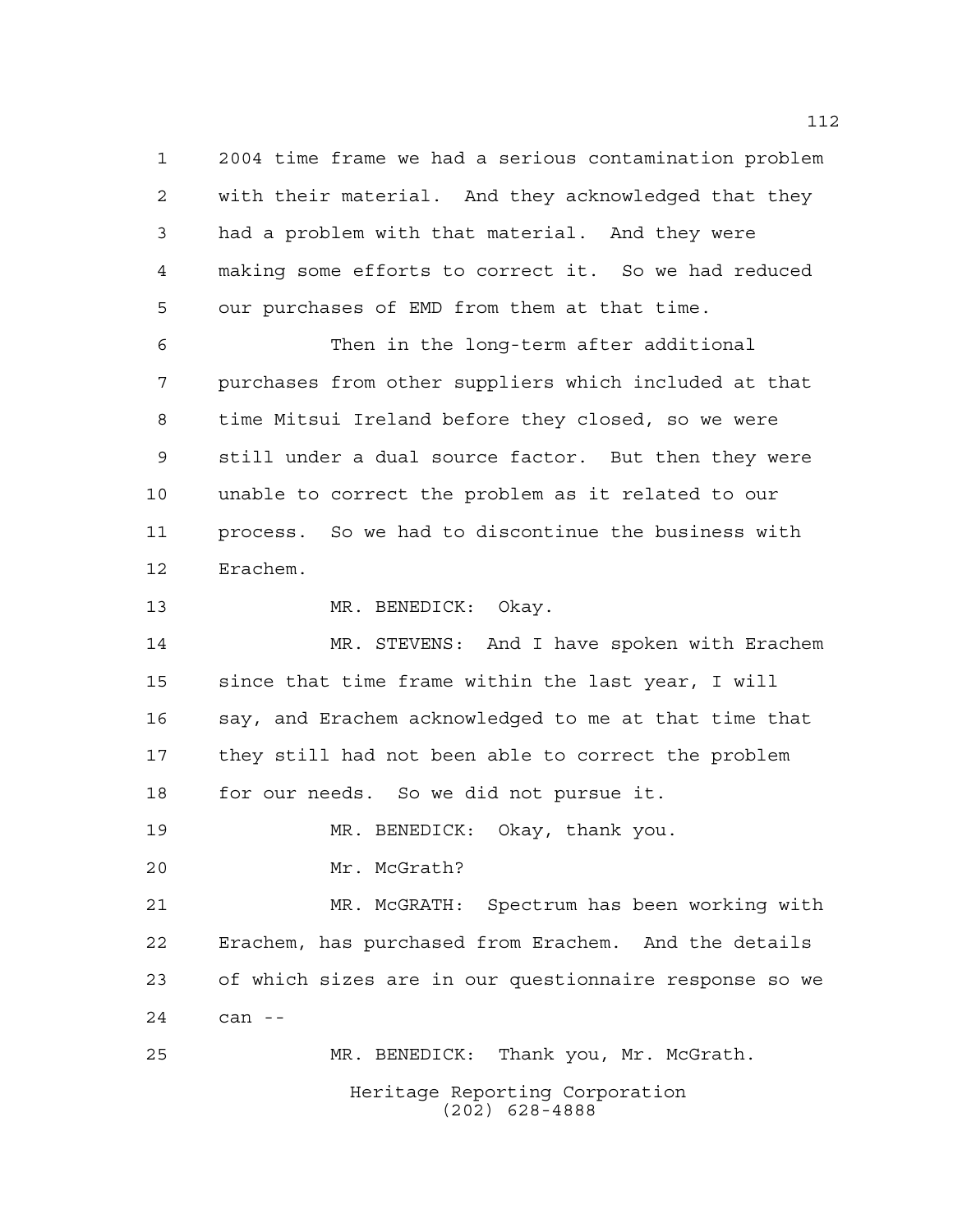2004 time frame we had a serious contamination problem with their material. And they acknowledged that they had a problem with that material. And they were making some efforts to correct it. So we had reduced our purchases of EMD from them at that time.

Then in the long-term after additional purchases from other suppliers which included at that time Mitsui Ireland before they closed, so we were still under a dual source factor. But then they were unable to correct the problem as it related to our process. So we had to discontinue the business with Erachem.

MR. BENEDICK: Okay.

MR. STEVENS: And I have spoken with Erachem since that time frame within the last year, I will say, and Erachem acknowledged to me at that time that they still had not been able to correct the problem for our needs. So we did not pursue it.

MR. BENEDICK: Okay, thank you.

Mr. McGrath?

MR. McGRATH: Spectrum has been working with Erachem, has purchased from Erachem. And the details of which sizes are in our questionnaire response so we can --

MR. BENEDICK: Thank you, Mr. McGrath.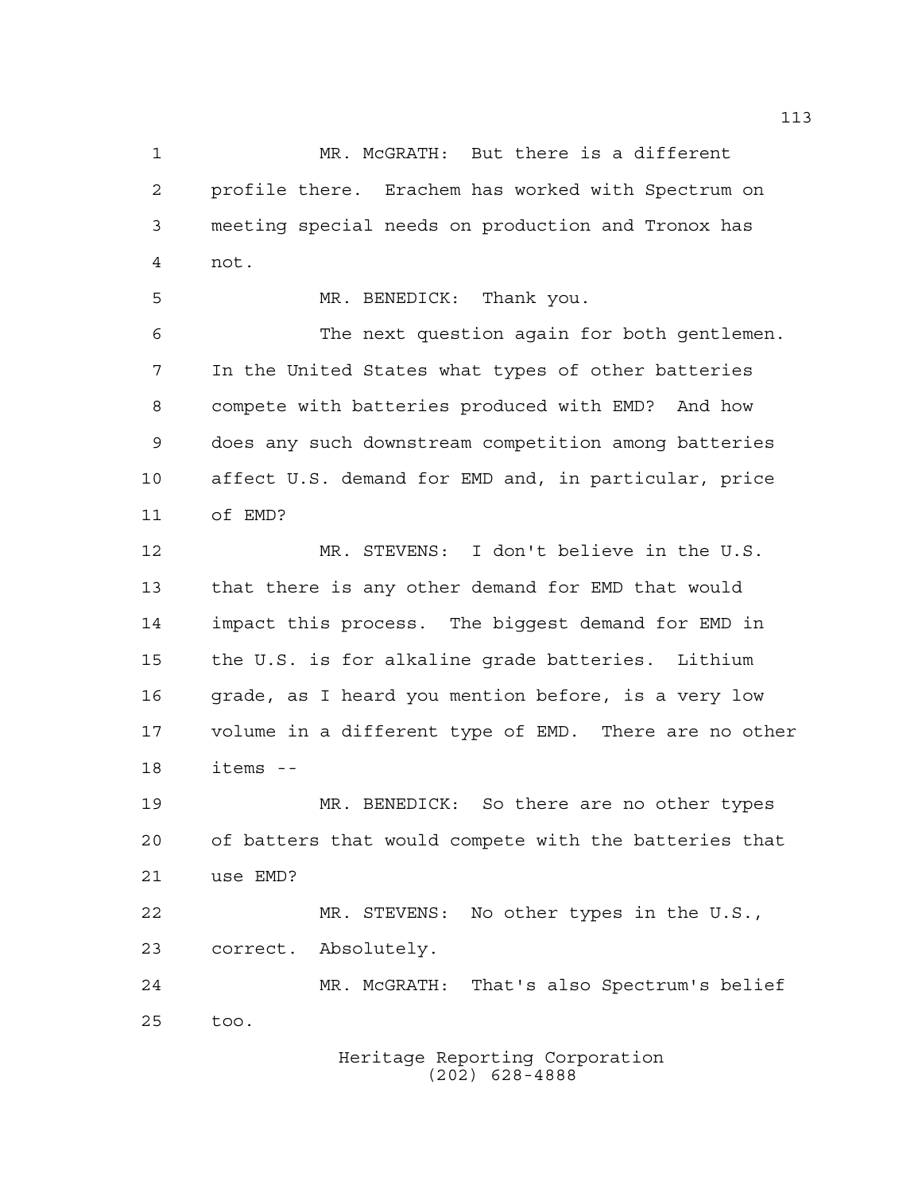MR. McGRATH: But there is a different profile there. Erachem has worked with Spectrum on meeting special needs on production and Tronox has not.

MR. BENEDICK: Thank you.

The next question again for both gentlemen. In the United States what types of other batteries compete with batteries produced with EMD? And how does any such downstream competition among batteries affect U.S. demand for EMD and, in particular, price of EMD?

MR. STEVENS: I don't believe in the U.S. that there is any other demand for EMD that would impact this process. The biggest demand for EMD in the U.S. is for alkaline grade batteries. Lithium grade, as I heard you mention before, is a very low volume in a different type of EMD. There are no other items --

MR. BENEDICK: So there are no other types of batters that would compete with the batteries that use EMD?

MR. STEVENS: No other types in the U.S., correct. Absolutely.

MR. McGRATH: That's also Spectrum's belief too.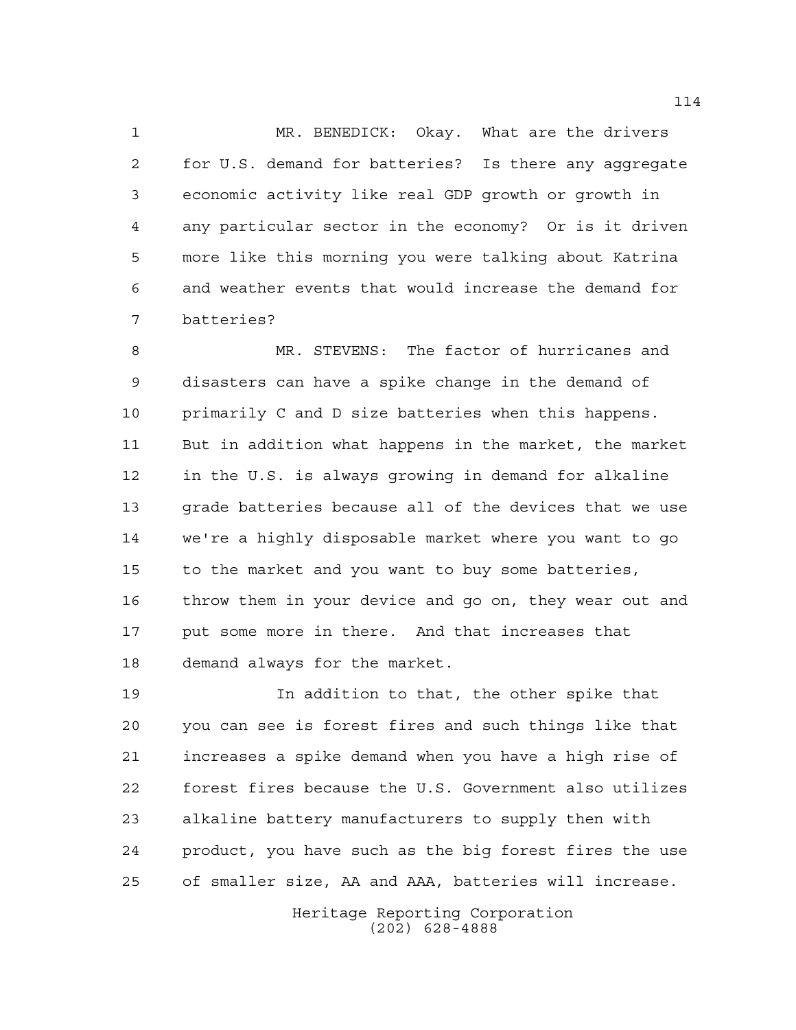MR. BENEDICK: Okay. What are the drivers for U.S. demand for batteries? Is there any aggregate economic activity like real GDP growth or growth in any particular sector in the economy? Or is it driven more like this morning you were talking about Katrina and weather events that would increase the demand for batteries?

MR. STEVENS: The factor of hurricanes and disasters can have a spike change in the demand of primarily C and D size batteries when this happens. But in addition what happens in the market, the market in the U.S. is always growing in demand for alkaline grade batteries because all of the devices that we use we're a highly disposable market where you want to go to the market and you want to buy some batteries, throw them in your device and go on, they wear out and put some more in there. And that increases that demand always for the market.

In addition to that, the other spike that you can see is forest fires and such things like that increases a spike demand when you have a high rise of forest fires because the U.S. Government also utilizes alkaline battery manufacturers to supply then with product, you have such as the big forest fires the use of smaller size, AA and AAA, batteries will increase.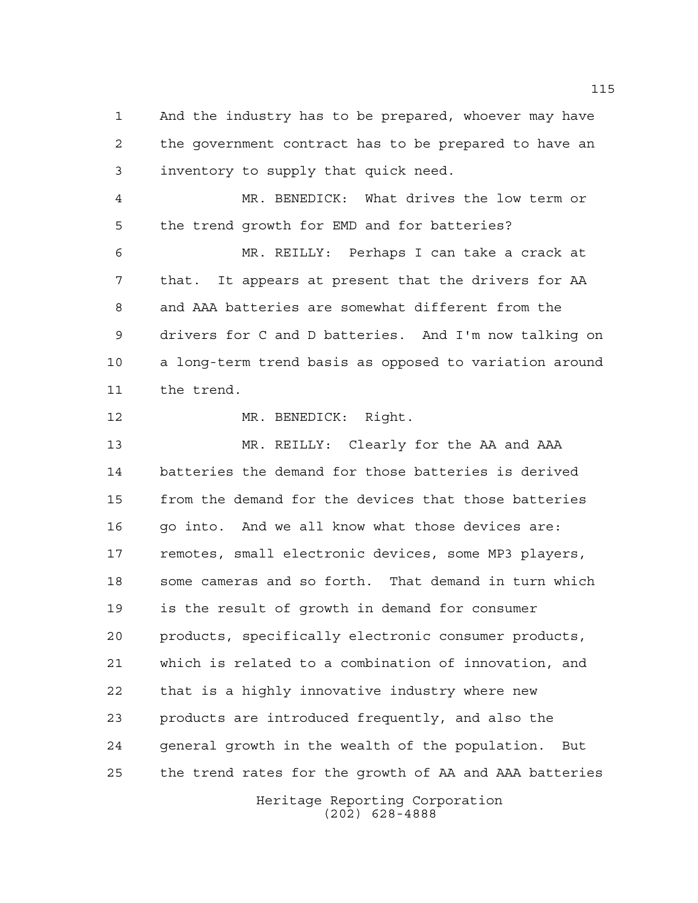And the industry has to be prepared, whoever may have the government contract has to be prepared to have an inventory to supply that quick need.

MR. BENEDICK: What drives the low term or the trend growth for EMD and for batteries?

MR. REILLY: Perhaps I can take a crack at that. It appears at present that the drivers for AA and AAA batteries are somewhat different from the drivers for C and D batteries. And I'm now talking on a long-term trend basis as opposed to variation around the trend.

MR. BENEDICK: Right.

MR. REILLY: Clearly for the AA and AAA batteries the demand for those batteries is derived from the demand for the devices that those batteries go into. And we all know what those devices are: remotes, small electronic devices, some MP3 players, some cameras and so forth. That demand in turn which is the result of growth in demand for consumer products, specifically electronic consumer products, which is related to a combination of innovation, and that is a highly innovative industry where new products are introduced frequently, and also the general growth in the wealth of the population. But the trend rates for the growth of AA and AAA batteries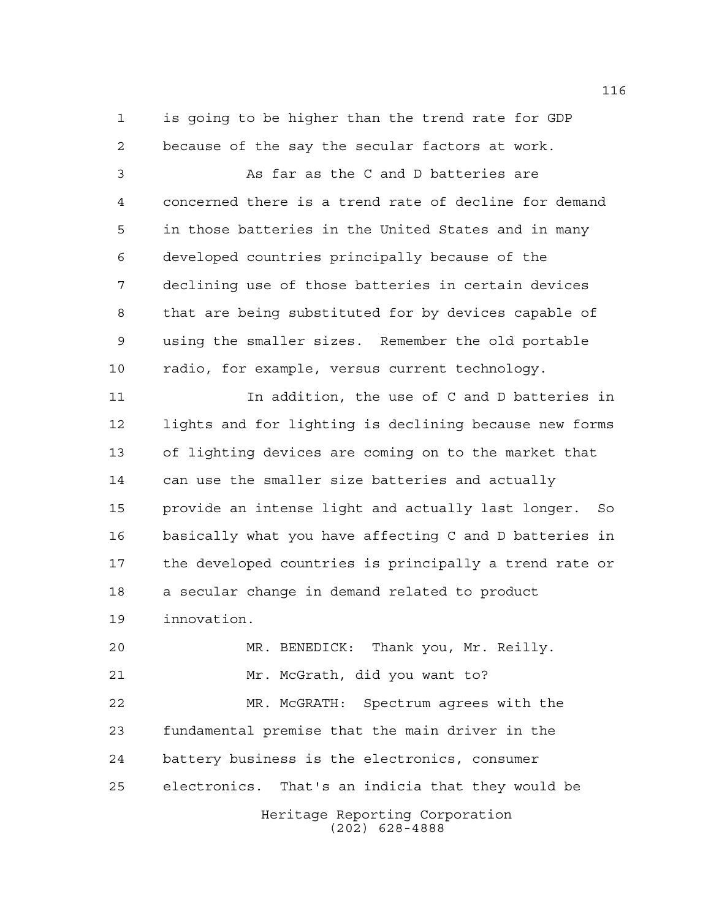is going to be higher than the trend rate for GDP because of the say the secular factors at work.

As far as the C and D batteries are concerned there is a trend rate of decline for demand in those batteries in the United States and in many developed countries principally because of the declining use of those batteries in certain devices that are being substituted for by devices capable of using the smaller sizes. Remember the old portable radio, for example, versus current technology.

In addition, the use of C and D batteries in lights and for lighting is declining because new forms of lighting devices are coming on to the market that can use the smaller size batteries and actually provide an intense light and actually last longer. So basically what you have affecting C and D batteries in the developed countries is principally a trend rate or a secular change in demand related to product innovation.

MR. BENEDICK: Thank you, Mr. Reilly.

Mr. McGrath, did you want to?

MR. McGRATH: Spectrum agrees with the fundamental premise that the main driver in the battery business is the electronics, consumer electronics. That's an indicia that they would be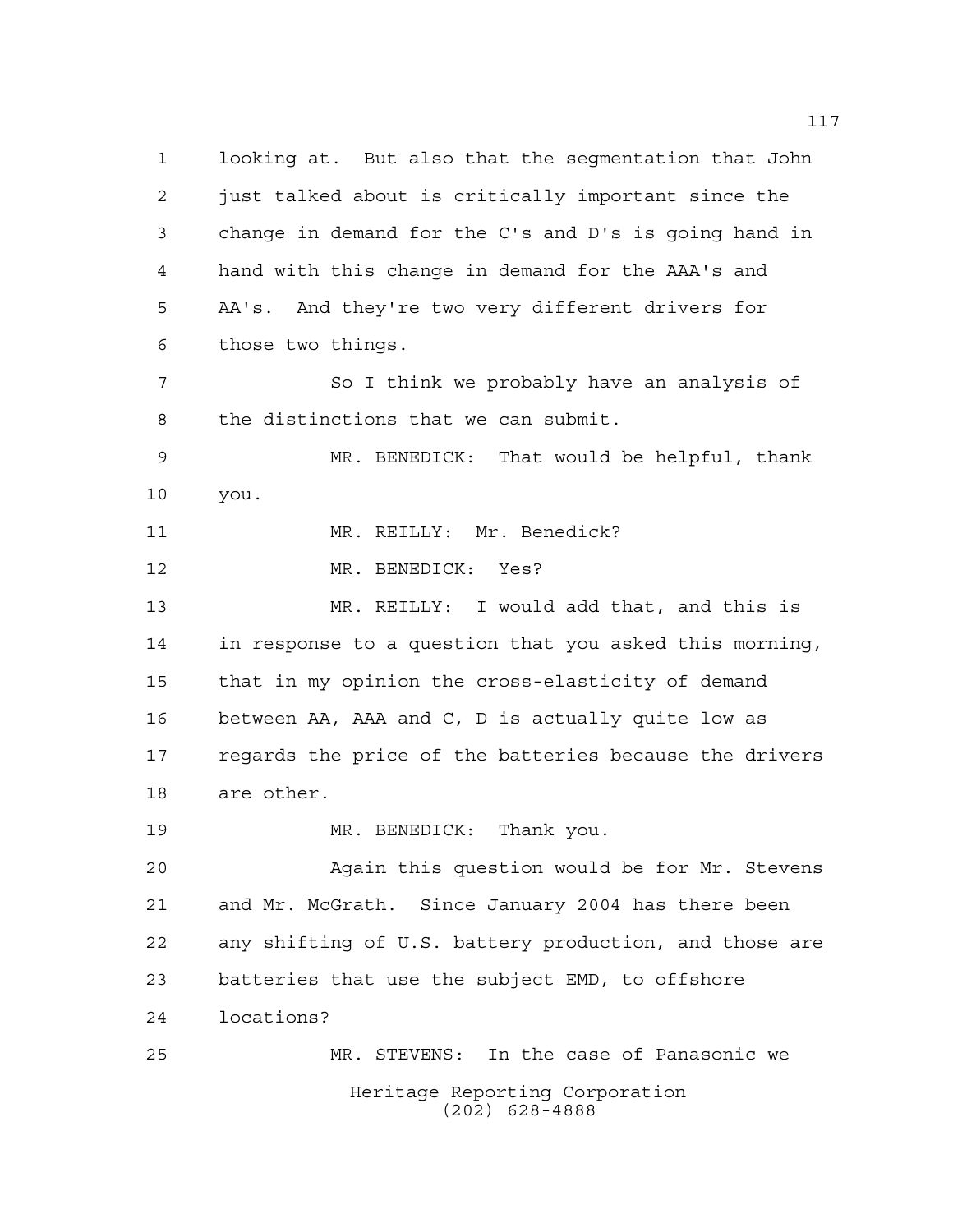looking at. But also that the segmentation that John just talked about is critically important since the change in demand for the C's and D's is going hand in hand with this change in demand for the AAA's and AA's. And they're two very different drivers for those two things.

So I think we probably have an analysis of the distinctions that we can submit.

MR. BENEDICK: That would be helpful, thank you.

MR. REILLY: Mr. Benedick?

MR. BENEDICK: Yes?

MR. REILLY: I would add that, and this is in response to a question that you asked this morning, that in my opinion the cross-elasticity of demand between AA, AAA and C, D is actually quite low as regards the price of the batteries because the drivers are other.

MR. BENEDICK: Thank you.

Again this question would be for Mr. Stevens and Mr. McGrath. Since January 2004 has there been any shifting of U.S. battery production, and those are batteries that use the subject EMD, to offshore locations?

MR. STEVENS: In the case of Panasonic we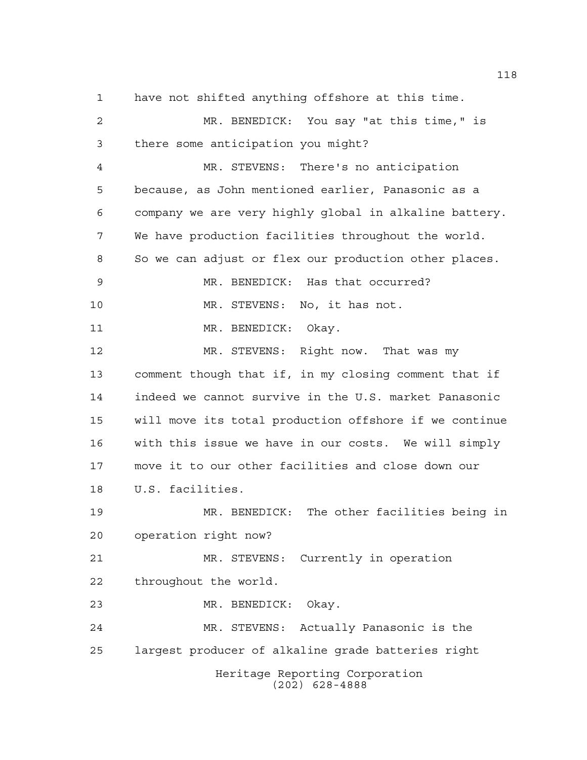have not shifted anything offshore at this time.

MR. BENEDICK: You say "at this time," is there some anticipation you might?

MR. STEVENS: There's no anticipation because, as John mentioned earlier, Panasonic as a company we are very highly global in alkaline battery. We have production facilities throughout the world. So we can adjust or flex our production other places.

MR. BENEDICK: Has that occurred?

MR. STEVENS: No, it has not.

MR. BENEDICK: Okay.

MR. STEVENS: Right now. That was my comment though that if, in my closing comment that if indeed we cannot survive in the U.S. market Panasonic will move its total production offshore if we continue with this issue we have in our costs. We will simply move it to our other facilities and close down our U.S. facilities.

MR. BENEDICK: The other facilities being in operation right now?

MR. STEVENS: Currently in operation throughout the world.

MR. BENEDICK: Okay.

MR. STEVENS: Actually Panasonic is the largest producer of alkaline grade batteries right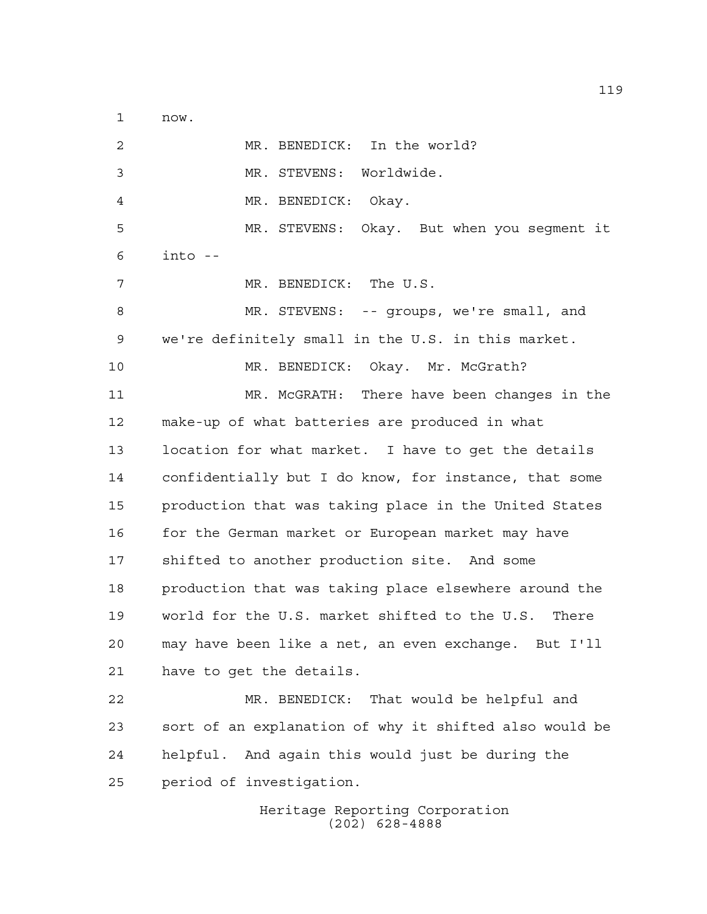now.

MR. BENEDICK: In the world?

MR. STEVENS: Worldwide.

MR. BENEDICK: Okay.

MR. STEVENS: Okay. But when you segment it into --

MR. BENEDICK: The U.S.

MR. STEVENS: -- groups, we're small, and we're definitely small in the U.S. in this market.

MR. BENEDICK: Okay. Mr. McGrath?

MR. McGRATH: There have been changes in the make-up of what batteries are produced in what location for what market. I have to get the details confidentially but I do know, for instance, that some production that was taking place in the United States for the German market or European market may have shifted to another production site. And some production that was taking place elsewhere around the world for the U.S. market shifted to the U.S. There may have been like a net, an even exchange. But I'll have to get the details.

MR. BENEDICK: That would be helpful and sort of an explanation of why it shifted also would be helpful. And again this would just be during the period of investigation.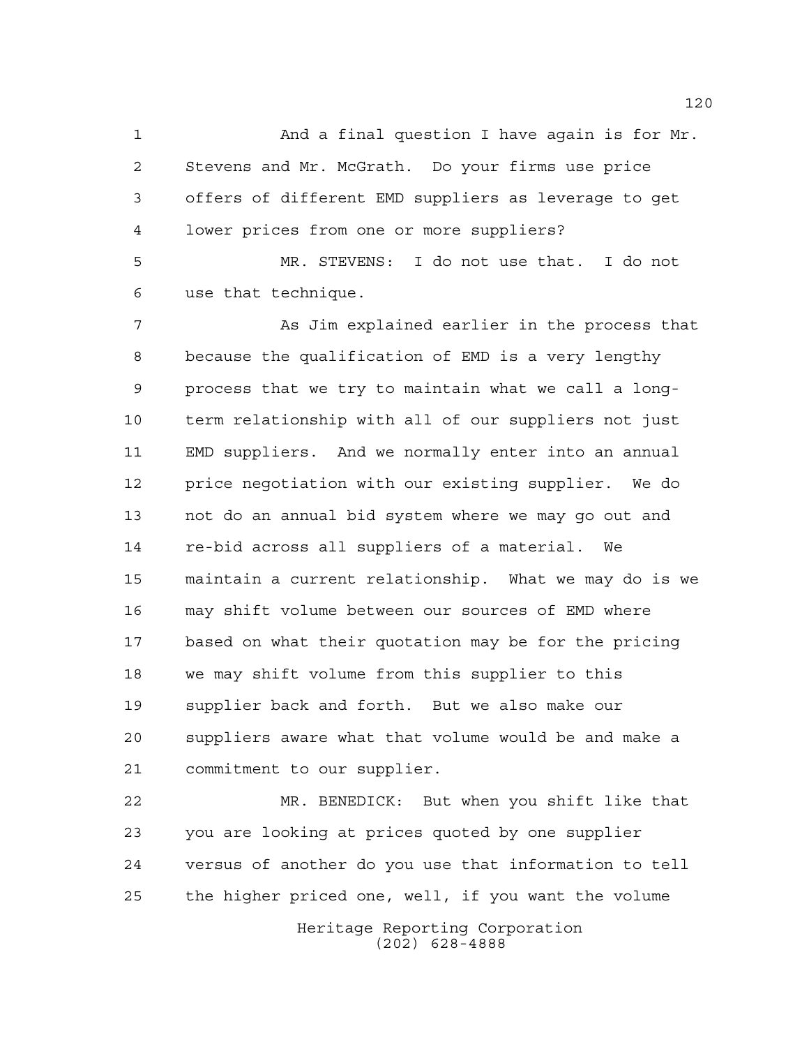And a final question I have again is for Mr. Stevens and Mr. McGrath. Do your firms use price offers of different EMD suppliers as leverage to get lower prices from one or more suppliers?

MR. STEVENS: I do not use that. I do not use that technique.

As Jim explained earlier in the process that because the qualification of EMD is a very lengthy process that we try to maintain what we call a long-term relationship with all of our suppliers not just EMD suppliers. And we normally enter into an annual price negotiation with our existing supplier. We do not do an annual bid system where we may go out and re-bid across all suppliers of a material. We maintain a current relationship. What we may do is we may shift volume between our sources of EMD where based on what their quotation may be for the pricing we may shift volume from this supplier to this supplier back and forth. But we also make our suppliers aware what that volume would be and make a commitment to our supplier.

MR. BENEDICK: But when you shift like that you are looking at prices quoted by one supplier versus of another do you use that information to tell the higher priced one, well, if you want the volume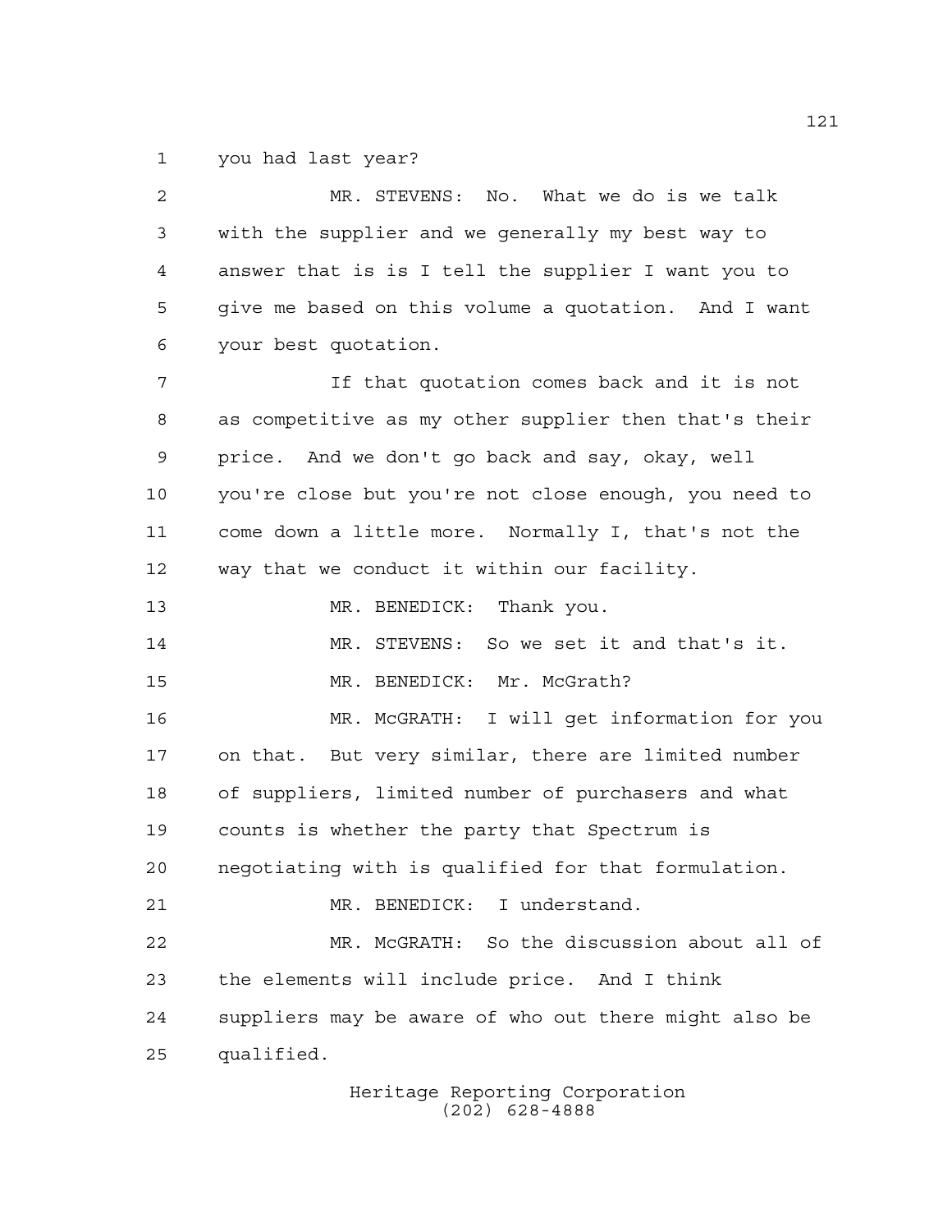you had last year?

MR. STEVENS: No. What we do is we talk with the supplier and we generally my best way to answer that is is I tell the supplier I want you to give me based on this volume a quotation. And I want your best quotation.

If that quotation comes back and it is not as competitive as my other supplier then that's their price. And we don't go back and say, okay, well you're close but you're not close enough, you need to come down a little more. Normally I, that's not the way that we conduct it within our facility.

MR. BENEDICK: Thank you.

MR. STEVENS: So we set it and that's it.

MR. BENEDICK: Mr. McGrath?

MR. McGRATH: I will get information for you on that. But very similar, there are limited number of suppliers, limited number of purchasers and what counts is whether the party that Spectrum is negotiating with is qualified for that formulation.

MR. BENEDICK: I understand.

MR. McGRATH: So the discussion about all of the elements will include price. And I think suppliers may be aware of who out there might also be qualified.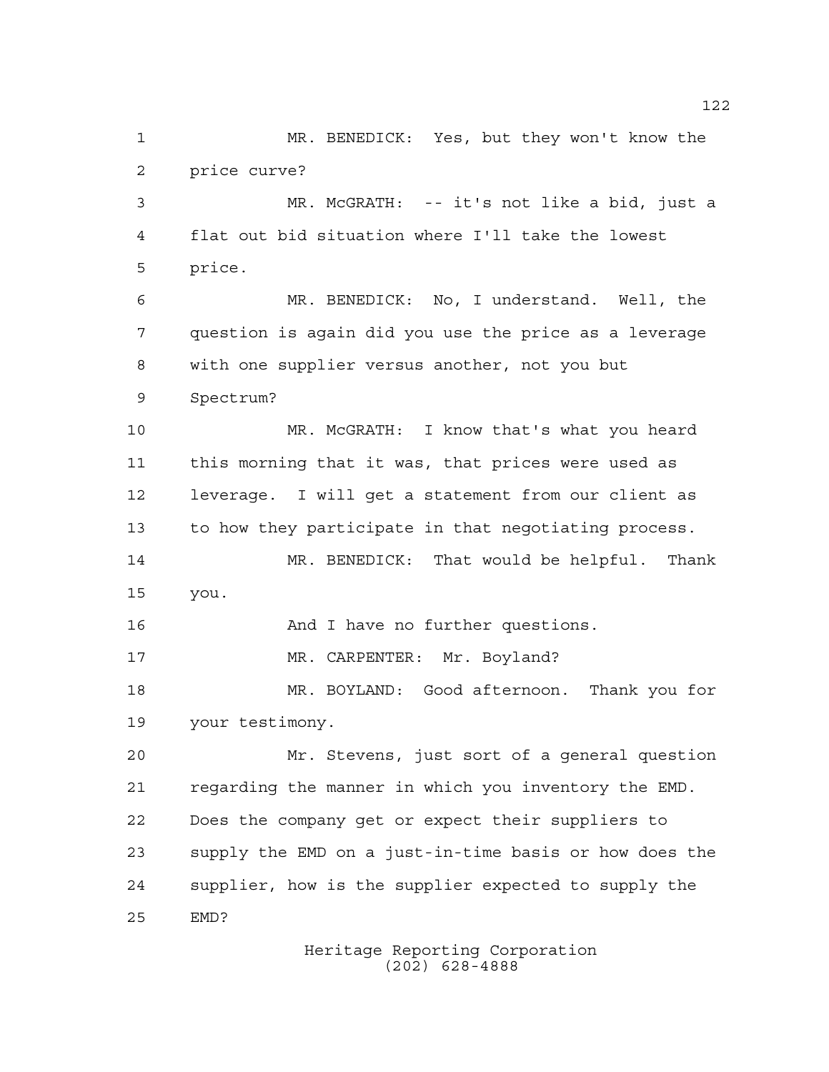MR. BENEDICK: Yes, but they won't know the price curve?

MR. McGRATH: -- it's not like a bid, just a flat out bid situation where I'll take the lowest price.

MR. BENEDICK: No, I understand. Well, the question is again did you use the price as a leverage with one supplier versus another, not you but Spectrum?

MR. McGRATH: I know that's what you heard this morning that it was, that prices were used as leverage. I will get a statement from our client as to how they participate in that negotiating process.

MR. BENEDICK: That would be helpful. Thank you.

And I have no further questions.

MR. CARPENTER: Mr. Boyland?

MR. BOYLAND: Good afternoon. Thank you for your testimony.

Mr. Stevens, just sort of a general question regarding the manner in which you inventory the EMD. Does the company get or expect their suppliers to supply the EMD on a just-in-time basis or how does the supplier, how is the supplier expected to supply the EMD?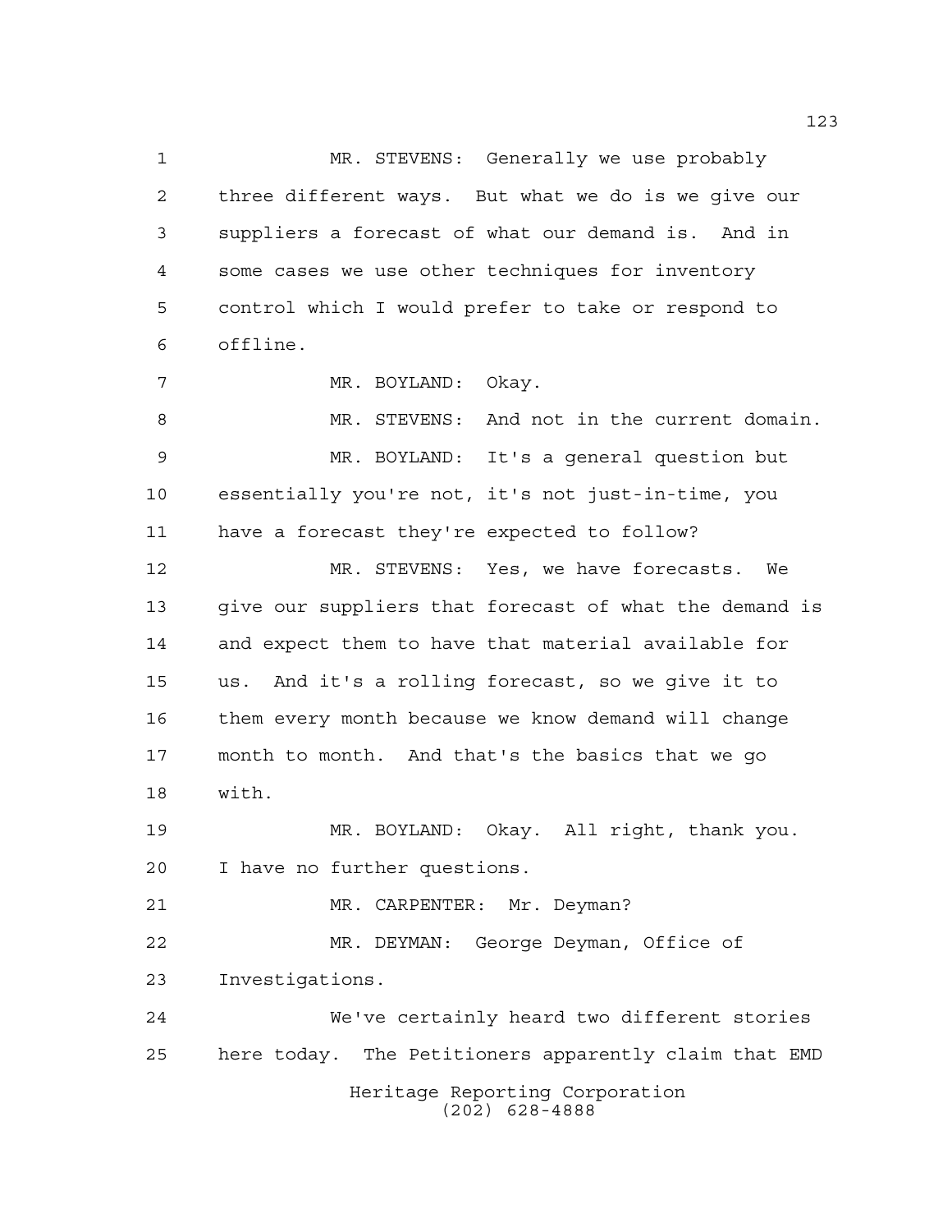MR. STEVENS: Generally we use probably three different ways. But what we do is we give our suppliers a forecast of what our demand is. And in some cases we use other techniques for inventory control which I would prefer to take or respond to offline.

MR. BOYLAND: Okay.

MR. STEVENS: And not in the current domain.

MR. BOYLAND: It's a general question but essentially you're not, it's not just-in-time, you have a forecast they're expected to follow?

MR. STEVENS: Yes, we have forecasts. We give our suppliers that forecast of what the demand is and expect them to have that material available for us. And it's a rolling forecast, so we give it to them every month because we know demand will change month to month. And that's the basics that we go with.

MR. BOYLAND: Okay. All right, thank you. I have no further questions.

MR. CARPENTER: Mr. Deyman?

MR. DEYMAN: George Deyman, Office of Investigations.

We've certainly heard two different stories here today. The Petitioners apparently claim that EMD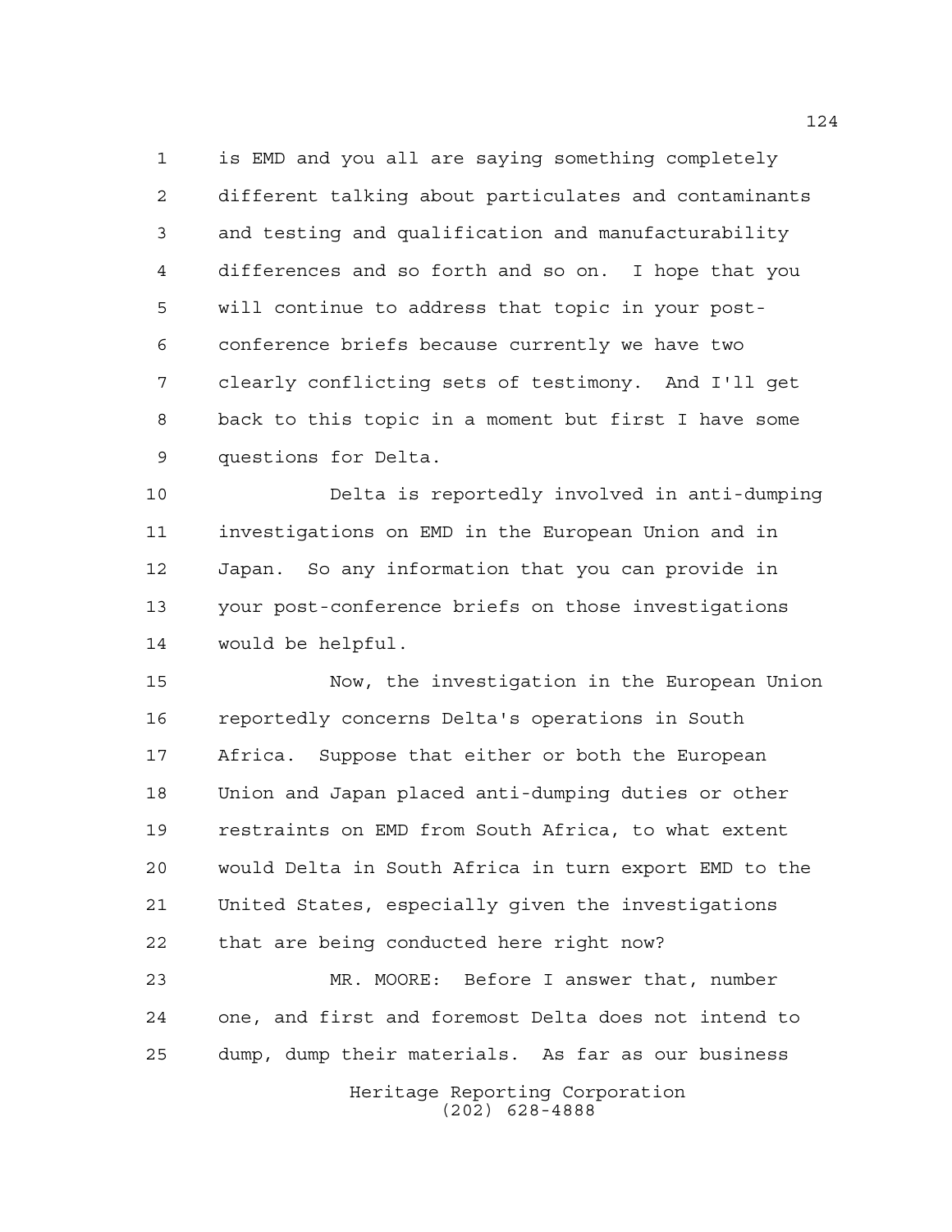is EMD and you all are saying something completely different talking about particulates and contaminants and testing and qualification and manufacturability differences and so forth and so on. I hope that you will continue to address that topic in your post-conference briefs because currently we have two clearly conflicting sets of testimony. And I'll get back to this topic in a moment but first I have some questions for Delta.

Delta is reportedly involved in anti-dumping investigations on EMD in the European Union and in Japan. So any information that you can provide in your post-conference briefs on those investigations would be helpful.

Now, the investigation in the European Union reportedly concerns Delta's operations in South Africa. Suppose that either or both the European Union and Japan placed anti-dumping duties or other restraints on EMD from South Africa, to what extent would Delta in South Africa in turn export EMD to the United States, especially given the investigations that are being conducted here right now?

MR. MOORE: Before I answer that, number one, and first and foremost Delta does not intend to dump, dump their materials. As far as our business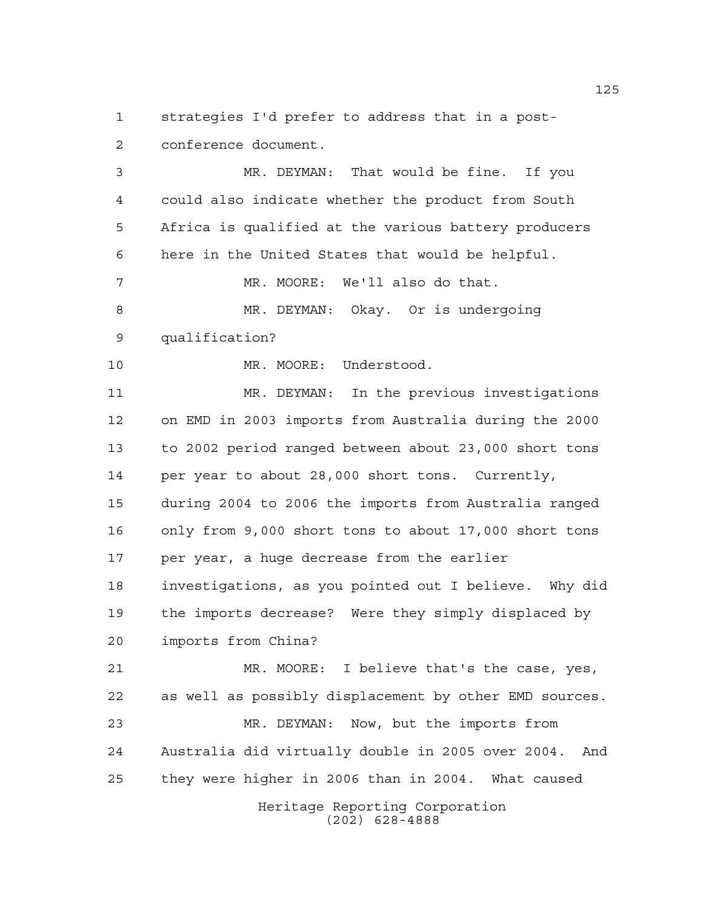strategies I'd prefer to address that in a post-conference document.

MR. DEYMAN: That would be fine. If you could also indicate whether the product from South Africa is qualified at the various battery producers here in the United States that would be helpful.

MR. MOORE: We'll also do that.

MR. DEYMAN: Okay. Or is undergoing qualification?

MR. MOORE: Understood.

MR. DEYMAN: In the previous investigations on EMD in 2003 imports from Australia during the 2000 to 2002 period ranged between about 23,000 short tons per year to about 28,000 short tons. Currently, during 2004 to 2006 the imports from Australia ranged only from 9,000 short tons to about 17,000 short tons per year, a huge decrease from the earlier investigations, as you pointed out I believe. Why did the imports decrease? Were they simply displaced by imports from China?

MR. MOORE: I believe that's the case, yes, as well as possibly displacement by other EMD sources.

MR. DEYMAN: Now, but the imports from Australia did virtually double in 2005 over 2004. And they were higher in 2006 than in 2004. What caused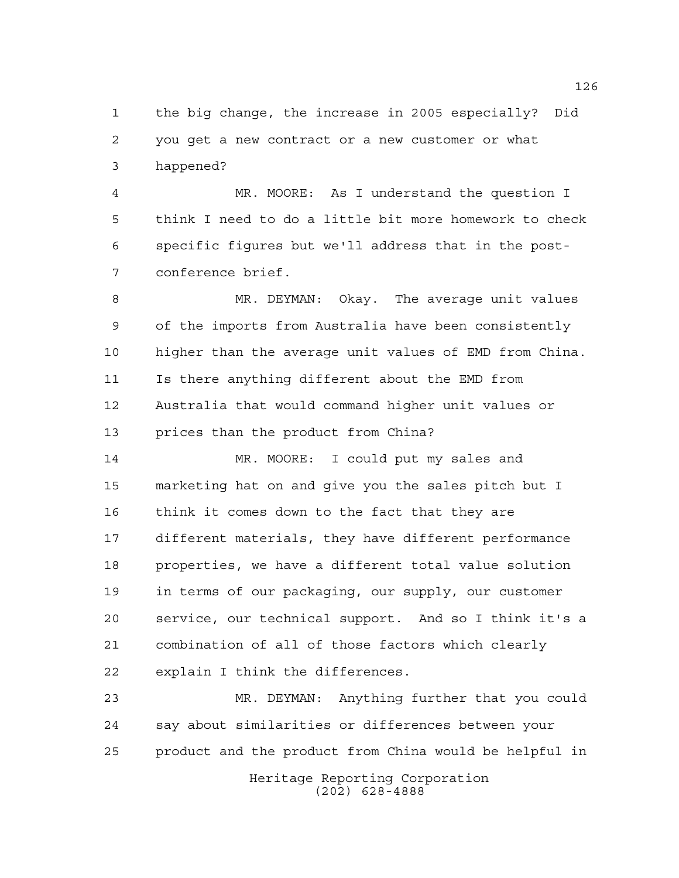1 the big change, the increase in 2005 especially? Did
2 you get a new contract or a new customer or what
3 happened?

4 MR. MOORE: As I understand the question I
5 think I need to do a little bit more homework to check
6 specific figures but we'll address that in the post-
7 conference brief.

8 MR. DEYMAN: Okay. The average unit values
9 of the imports from Australia have been consistently
10 higher than the average unit values of EMD from China.
11 Is there anything different about the EMD from
12 Australia that would command higher unit values or
13 prices than the product from China?

14 MR. MOORE: I could put my sales and
15 marketing hat on and give you the sales pitch but I
16 think it comes down to the fact that they are
17 different materials, they have different performance
18 properties, we have a different total value solution
19 in terms of our packaging, our supply, our customer
20 service, our technical support. And so I think it's a
21 combination of all of those factors which clearly
22 explain I think the differences.

23 MR. DEYMAN: Anything further that you could
24 say about similarities or differences between your
25 product and the product from China would be helpful in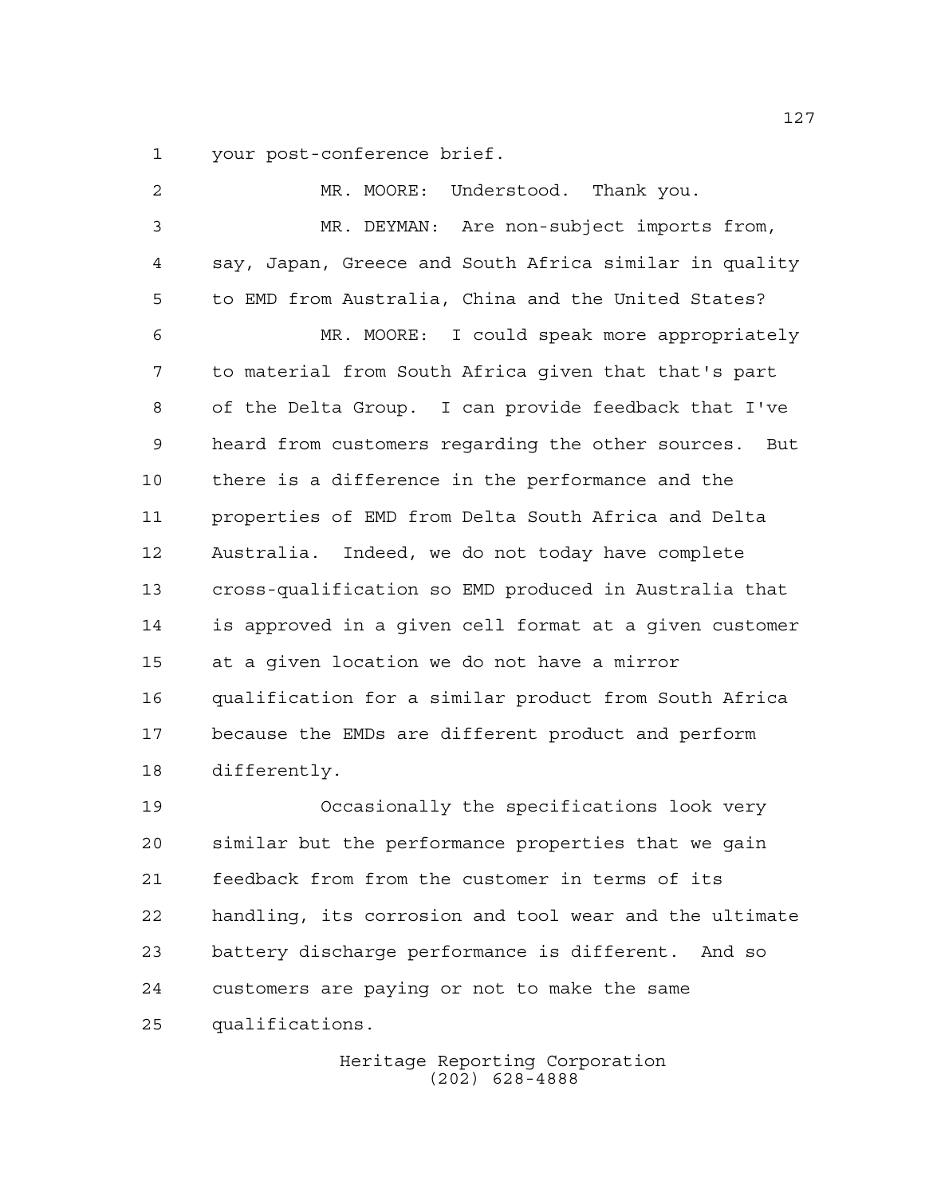your post-conference brief.

MR. MOORE: Understood. Thank you.

MR. DEYMAN: Are non-subject imports from, say, Japan, Greece and South Africa similar in quality to EMD from Australia, China and the United States?

MR. MOORE: I could speak more appropriately to material from South Africa given that that's part of the Delta Group. I can provide feedback that I've heard from customers regarding the other sources. But there is a difference in the performance and the properties of EMD from Delta South Africa and Delta Australia. Indeed, we do not today have complete cross-qualification so EMD produced in Australia that is approved in a given cell format at a given customer at a given location we do not have a mirror qualification for a similar product from South Africa because the EMDs are different product and perform differently.

Occasionally the specifications look very similar but the performance properties that we gain feedback from from the customer in terms of its handling, its corrosion and tool wear and the ultimate battery discharge performance is different. And so customers are paying or not to make the same qualifications.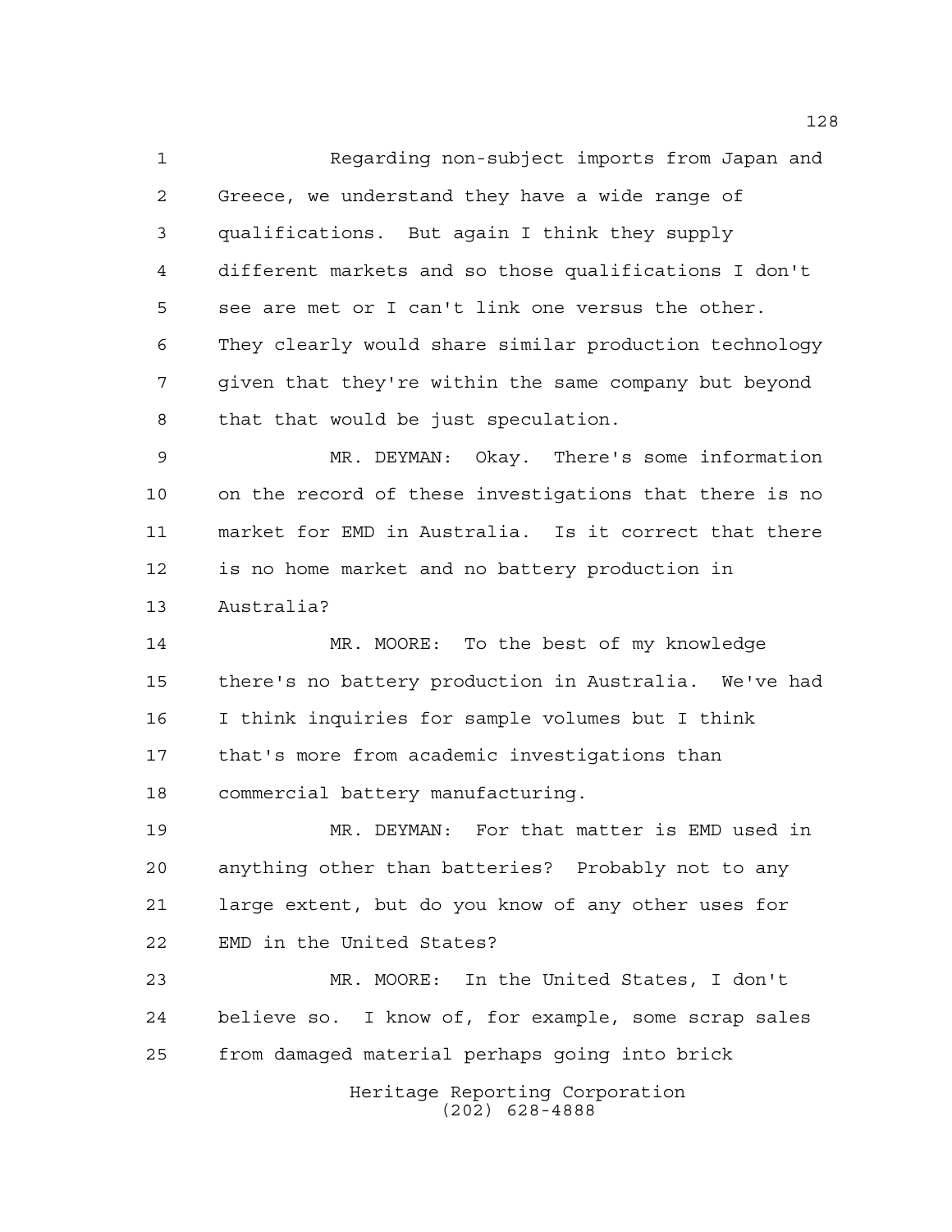Regarding non-subject imports from Japan and Greece, we understand they have a wide range of qualifications. But again I think they supply different markets and so those qualifications I don't see are met or I can't link one versus the other. They clearly would share similar production technology given that they're within the same company but beyond that that would be just speculation.

MR. DEYMAN: Okay. There's some information on the record of these investigations that there is no market for EMD in Australia. Is it correct that there is no home market and no battery production in Australia?

MR. MOORE: To the best of my knowledge there's no battery production in Australia. We've had I think inquiries for sample volumes but I think that's more from academic investigations than commercial battery manufacturing.

MR. DEYMAN: For that matter is EMD used in anything other than batteries? Probably not to any large extent, but do you know of any other uses for EMD in the United States?

MR. MOORE: In the United States, I don't believe so. I know of, for example, some scrap sales from damaged material perhaps going into brick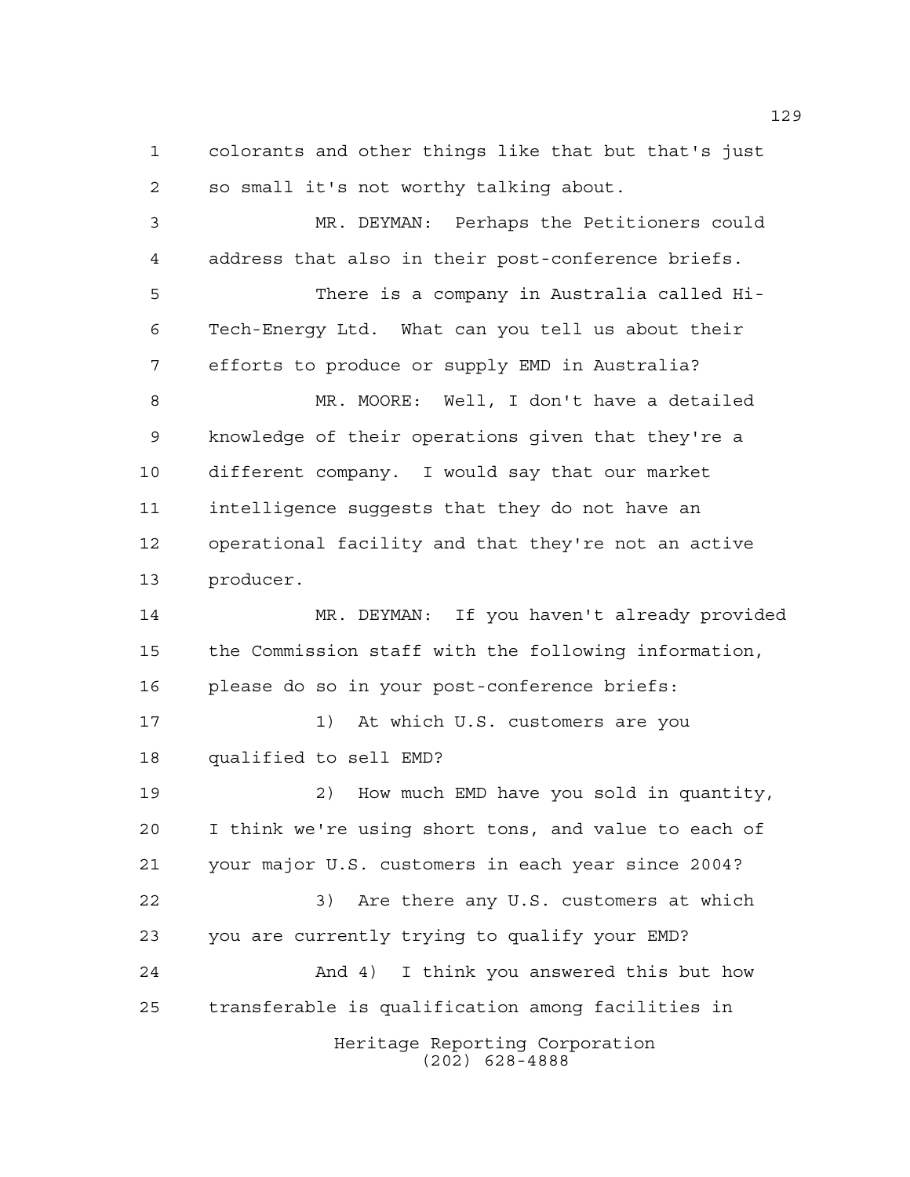colorants and other things like that but that's just so small it's not worthy talking about.

MR. DEYMAN: Perhaps the Petitioners could address that also in their post-conference briefs.

There is a company in Australia called Hi-Tech-Energy Ltd. What can you tell us about their efforts to produce or supply EMD in Australia?

MR. MOORE: Well, I don't have a detailed knowledge of their operations given that they're a different company. I would say that our market intelligence suggests that they do not have an operational facility and that they're not an active producer.

MR. DEYMAN: If you haven't already provided the Commission staff with the following information, please do so in your post-conference briefs:

1) At which U.S. customers are you qualified to sell EMD?

2) How much EMD have you sold in quantity, I think we're using short tons, and value to each of your major U.S. customers in each year since 2004?

3) Are there any U.S. customers at which you are currently trying to qualify your EMD?

And 4) I think you answered this but how transferable is qualification among facilities in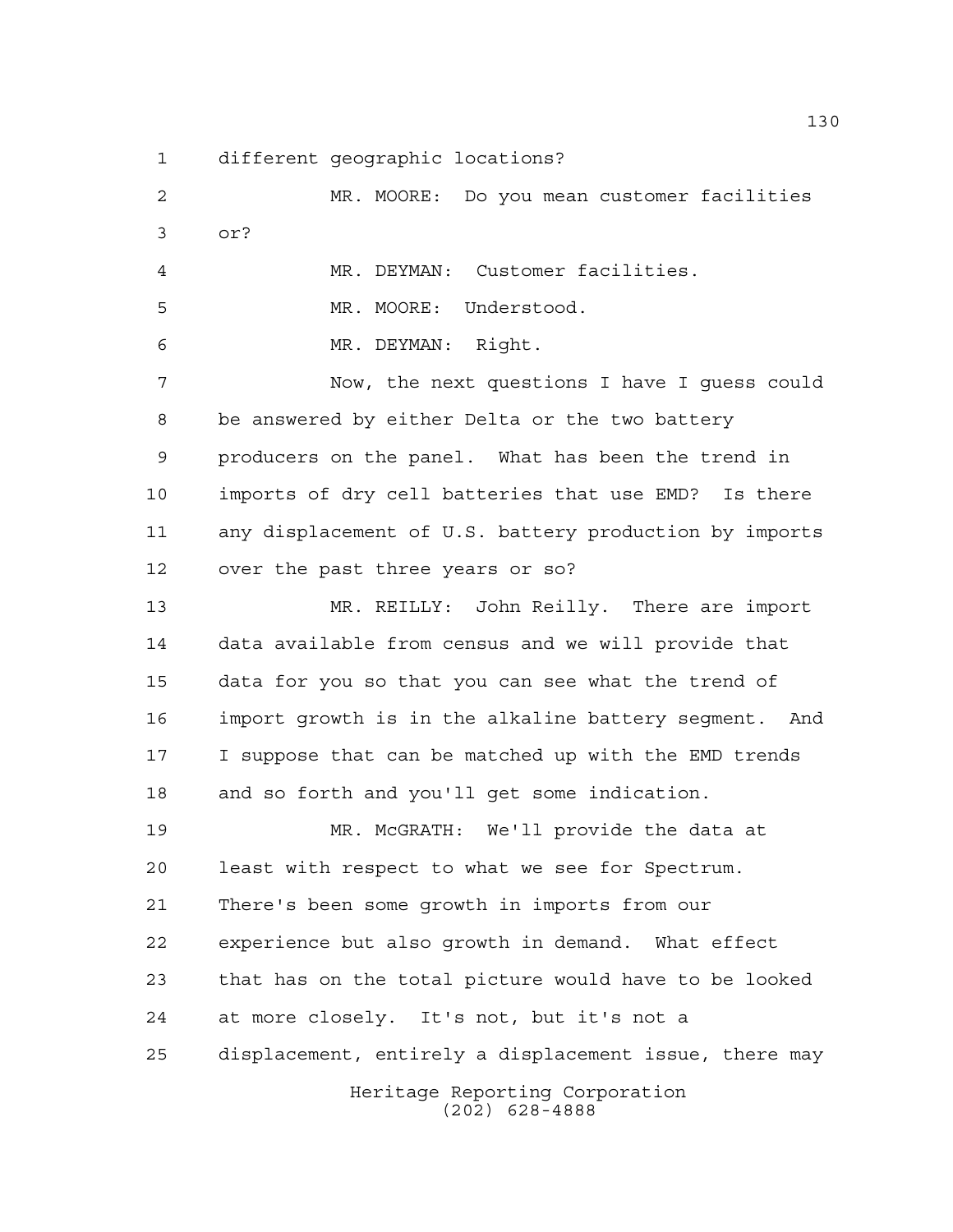different geographic locations?

MR. MOORE: Do you mean customer facilities or?

MR. DEYMAN: Customer facilities.

MR. MOORE: Understood.

MR. DEYMAN: Right.

Now, the next questions I have I guess could be answered by either Delta or the two battery producers on the panel. What has been the trend in imports of dry cell batteries that use EMD? Is there any displacement of U.S. battery production by imports over the past three years or so?

MR. REILLY: John Reilly. There are import data available from census and we will provide that data for you so that you can see what the trend of import growth is in the alkaline battery segment. And I suppose that can be matched up with the EMD trends and so forth and you'll get some indication.

MR. McGRATH: We'll provide the data at least with respect to what we see for Spectrum. There's been some growth in imports from our experience but also growth in demand. What effect that has on the total picture would have to be looked at more closely. It's not, but it's not a displacement, entirely a displacement issue, there may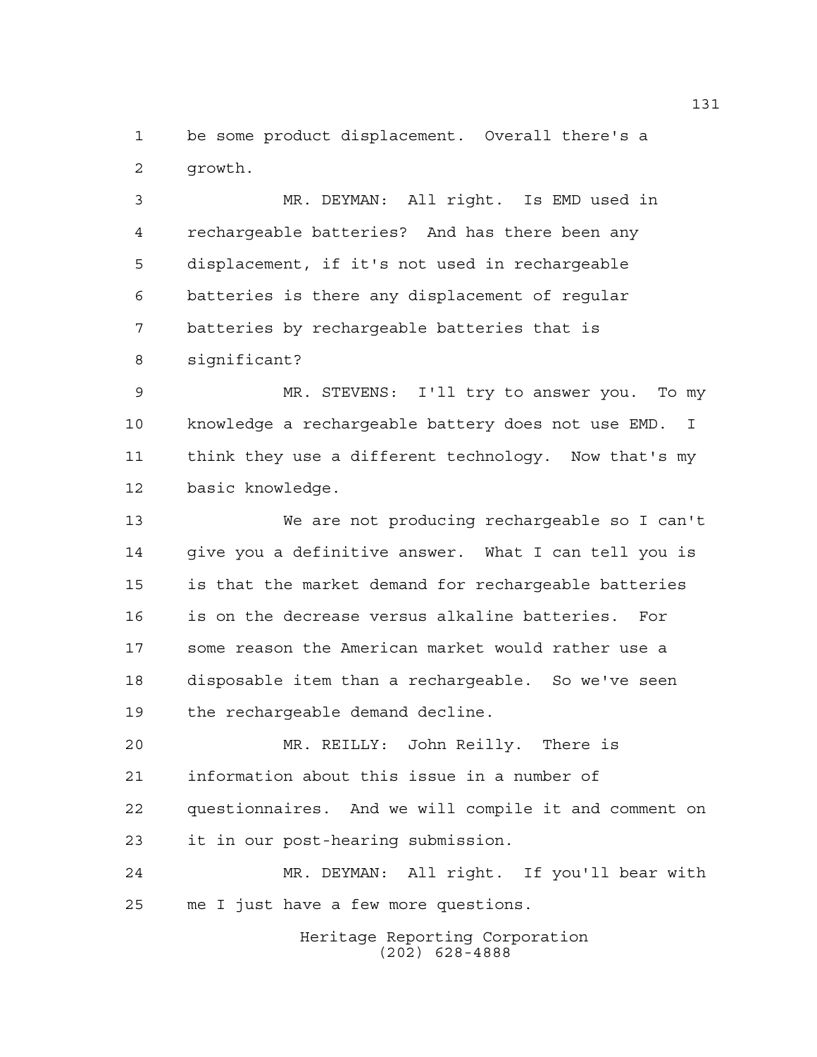be some product displacement. Overall there's a growth.

MR. DEYMAN: All right. Is EMD used in rechargeable batteries? And has there been any displacement, if it's not used in rechargeable batteries is there any displacement of regular batteries by rechargeable batteries that is significant?

MR. STEVENS: I'll try to answer you. To my knowledge a rechargeable battery does not use EMD. I think they use a different technology. Now that's my basic knowledge.

We are not producing rechargeable so I can't give you a definitive answer. What I can tell you is is that the market demand for rechargeable batteries is on the decrease versus alkaline batteries. For some reason the American market would rather use a disposable item than a rechargeable. So we've seen the rechargeable demand decline.

MR. REILLY: John Reilly. There is information about this issue in a number of questionnaires. And we will compile it and comment on it in our post-hearing submission.

MR. DEYMAN: All right. If you'll bear with me I just have a few more questions.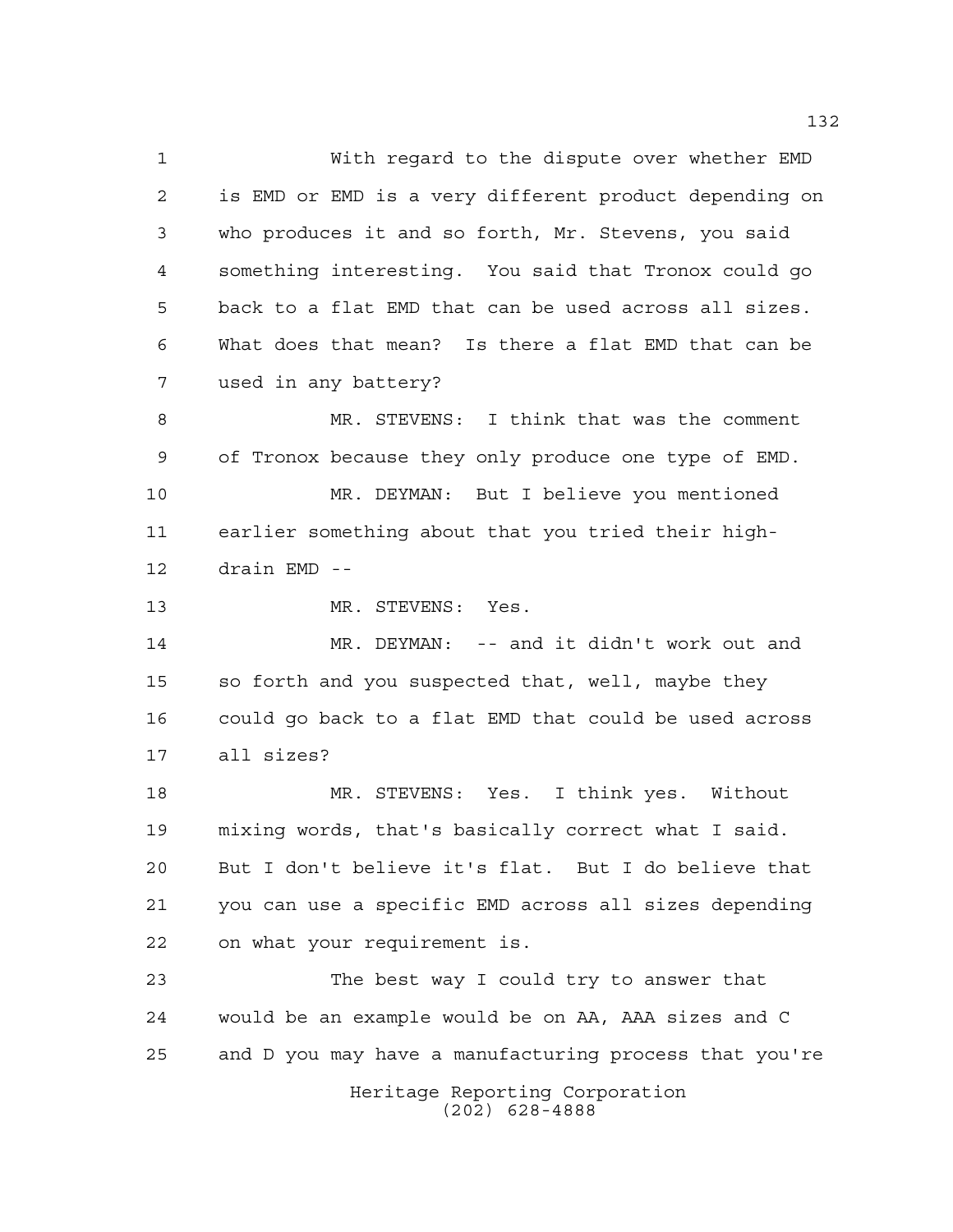With regard to the dispute over whether EMD is EMD or EMD is a very different product depending on who produces it and so forth, Mr. Stevens, you said something interesting. You said that Tronox could go back to a flat EMD that can be used across all sizes. What does that mean? Is there a flat EMD that can be used in any battery?

MR. STEVENS: I think that was the comment of Tronox because they only produce one type of EMD.

MR. DEYMAN: But I believe you mentioned earlier something about that you tried their high-drain EMD --

MR. STEVENS: Yes.

MR. DEYMAN: -- and it didn't work out and so forth and you suspected that, well, maybe they could go back to a flat EMD that could be used across all sizes?

MR. STEVENS: Yes. I think yes. Without mixing words, that's basically correct what I said. But I don't believe it's flat. But I do believe that you can use a specific EMD across all sizes depending on what your requirement is.

The best way I could try to answer that would be an example would be on AA, AAA sizes and C and D you may have a manufacturing process that you're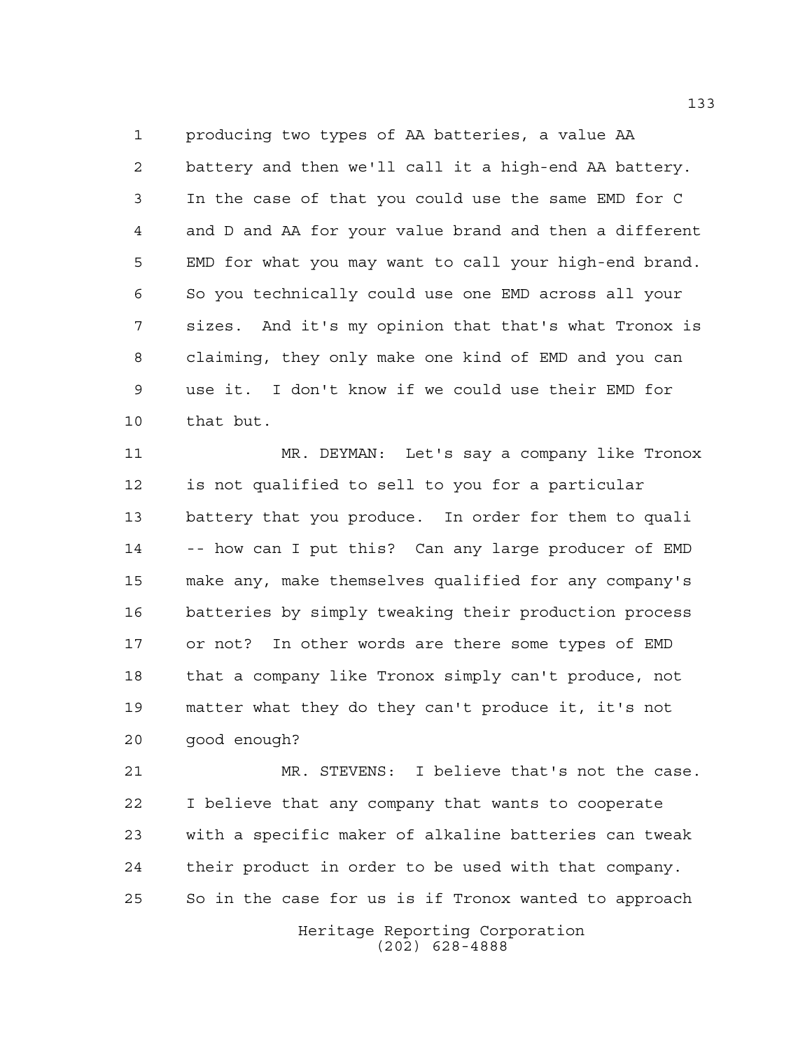producing two types of AA batteries, a value AA battery and then we'll call it a high-end AA battery. In the case of that you could use the same EMD for C and D and AA for your value brand and then a different EMD for what you may want to call your high-end brand. So you technically could use one EMD across all your sizes. And it's my opinion that that's what Tronox is claiming, they only make one kind of EMD and you can use it. I don't know if we could use their EMD for that but.

MR. DEYMAN: Let's say a company like Tronox is not qualified to sell to you for a particular battery that you produce. In order for them to quali -- how can I put this? Can any large producer of EMD make any, make themselves qualified for any company's batteries by simply tweaking their production process or not? In other words are there some types of EMD that a company like Tronox simply can't produce, not matter what they do they can't produce it, it's not good enough?

MR. STEVENS: I believe that's not the case. I believe that any company that wants to cooperate with a specific maker of alkaline batteries can tweak their product in order to be used with that company. So in the case for us is if Tronox wanted to approach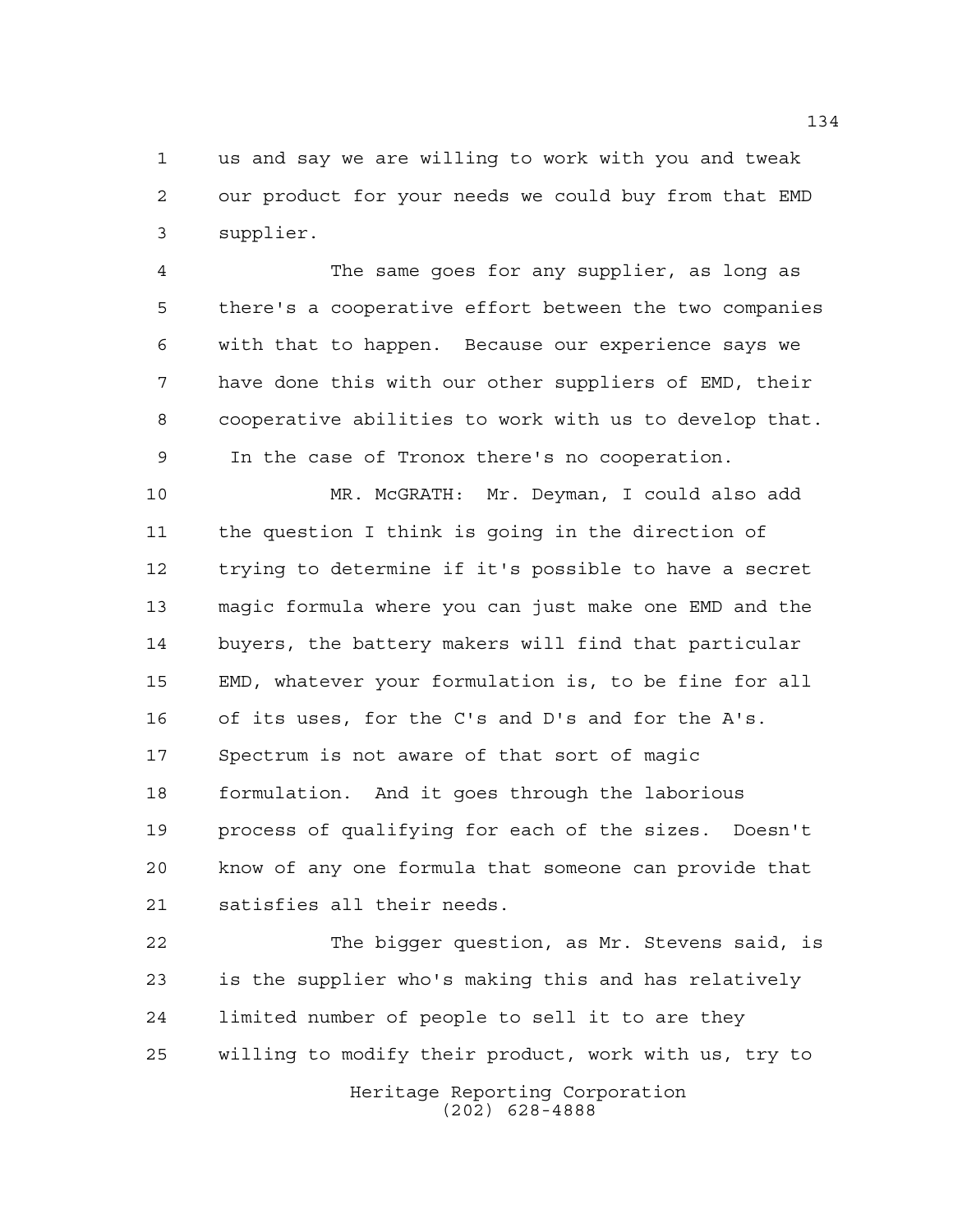us and say we are willing to work with you and tweak our product for your needs we could buy from that EMD supplier.

The same goes for any supplier, as long as there's a cooperative effort between the two companies with that to happen. Because our experience says we have done this with our other suppliers of EMD, their cooperative abilities to work with us to develop that. In the case of Tronox there's no cooperation.

MR. McGRATH: Mr. Deyman, I could also add the question I think is going in the direction of trying to determine if it's possible to have a secret magic formula where you can just make one EMD and the buyers, the battery makers will find that particular EMD, whatever your formulation is, to be fine for all of its uses, for the C's and D's and for the A's. Spectrum is not aware of that sort of magic formulation. And it goes through the laborious process of qualifying for each of the sizes. Doesn't know of any one formula that someone can provide that satisfies all their needs.

The bigger question, as Mr. Stevens said, is is the supplier who's making this and has relatively limited number of people to sell it to are they willing to modify their product, work with us, try to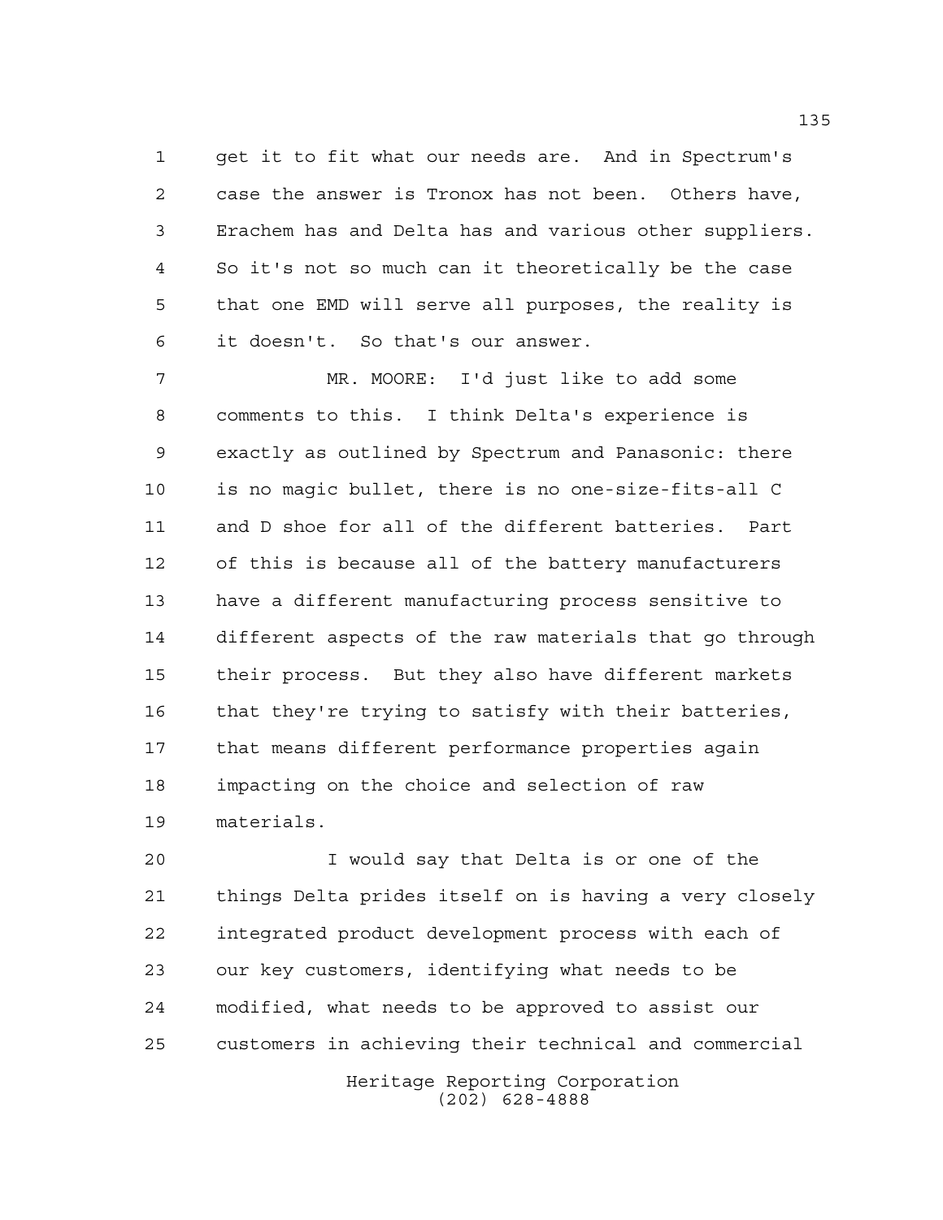get it to fit what our needs are. And in Spectrum's case the answer is Tronox has not been. Others have, Erachem has and Delta has and various other suppliers. So it's not so much can it theoretically be the case that one EMD will serve all purposes, the reality is it doesn't. So that's our answer.

MR. MOORE: I'd just like to add some comments to this. I think Delta's experience is exactly as outlined by Spectrum and Panasonic: there is no magic bullet, there is no one-size-fits-all C and D shoe for all of the different batteries. Part of this is because all of the battery manufacturers have a different manufacturing process sensitive to different aspects of the raw materials that go through their process. But they also have different markets that they're trying to satisfy with their batteries, that means different performance properties again impacting on the choice and selection of raw materials.

I would say that Delta is or one of the things Delta prides itself on is having a very closely integrated product development process with each of our key customers, identifying what needs to be modified, what needs to be approved to assist our customers in achieving their technical and commercial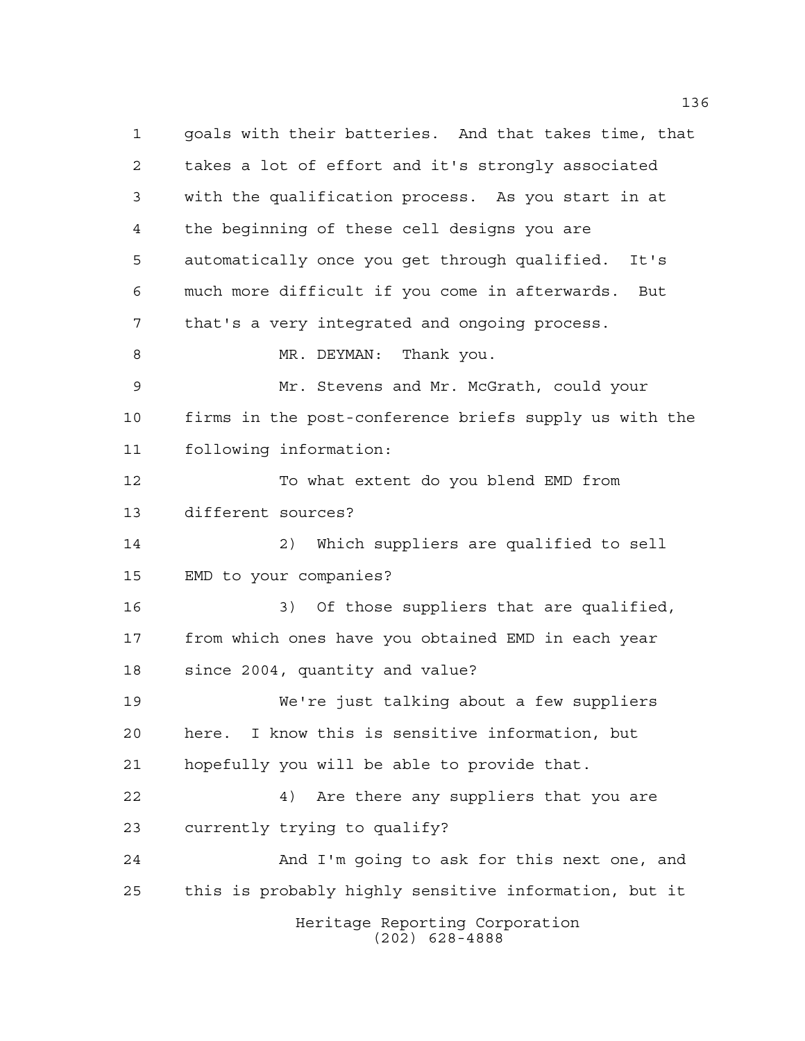goals with their batteries. And that takes time, that takes a lot of effort and it's strongly associated with the qualification process. As you start in at the beginning of these cell designs you are automatically once you get through qualified. It's much more difficult if you come in afterwards. But that's a very integrated and ongoing process.

MR. DEYMAN: Thank you.

Mr. Stevens and Mr. McGrath, could your firms in the post-conference briefs supply us with the following information:

To what extent do you blend EMD from different sources?

2) Which suppliers are qualified to sell EMD to your companies?

3) Of those suppliers that are qualified, from which ones have you obtained EMD in each year since 2004, quantity and value?

We're just talking about a few suppliers here. I know this is sensitive information, but hopefully you will be able to provide that.

4) Are there any suppliers that you are currently trying to qualify?

And I'm going to ask for this next one, and this is probably highly sensitive information, but it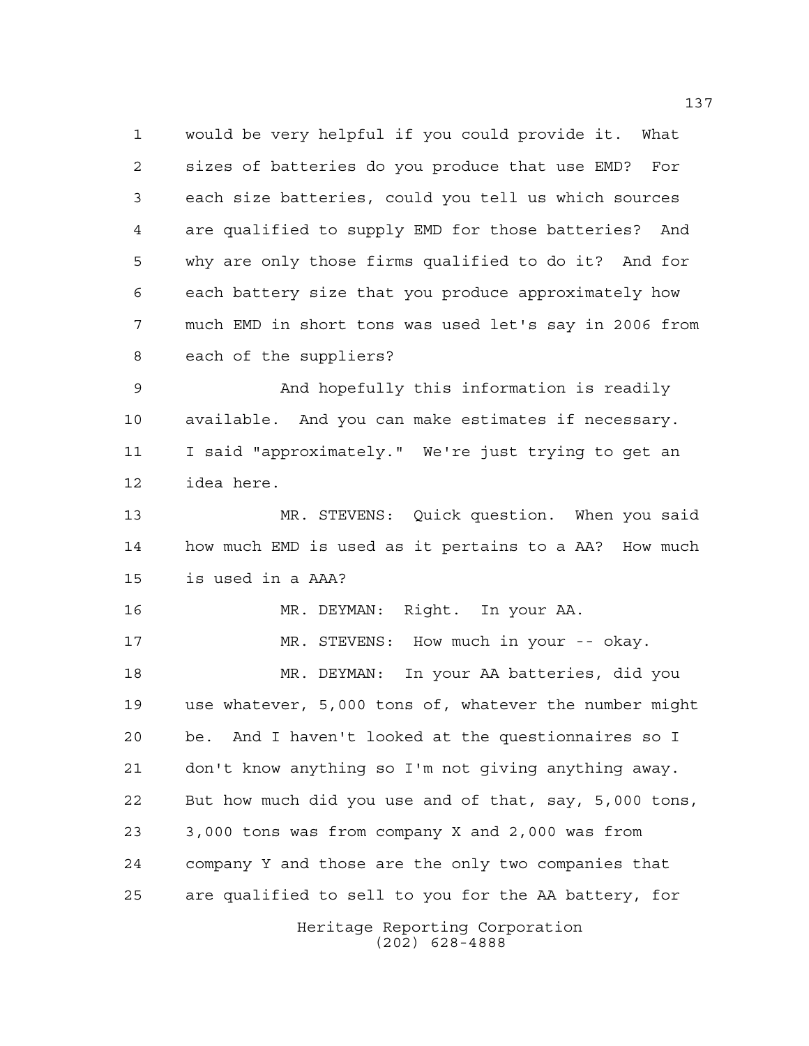would be very helpful if you could provide it. What sizes of batteries do you produce that use EMD? For each size batteries, could you tell us which sources are qualified to supply EMD for those batteries? And why are only those firms qualified to do it? And for each battery size that you produce approximately how much EMD in short tons was used let's say in 2006 from each of the suppliers?

And hopefully this information is readily available. And you can make estimates if necessary. I said "approximately." We're just trying to get an idea here.

MR. STEVENS: Quick question. When you said how much EMD is used as it pertains to a AA? How much is used in a AAA?

MR. DEYMAN: Right. In your AA.

MR. STEVENS: How much in your -- okay.

MR. DEYMAN: In your AA batteries, did you use whatever, 5,000 tons of, whatever the number might be. And I haven't looked at the questionnaires so I don't know anything so I'm not giving anything away. But how much did you use and of that, say, 5,000 tons, 3,000 tons was from company X and 2,000 was from company Y and those are the only two companies that are qualified to sell to you for the AA battery, for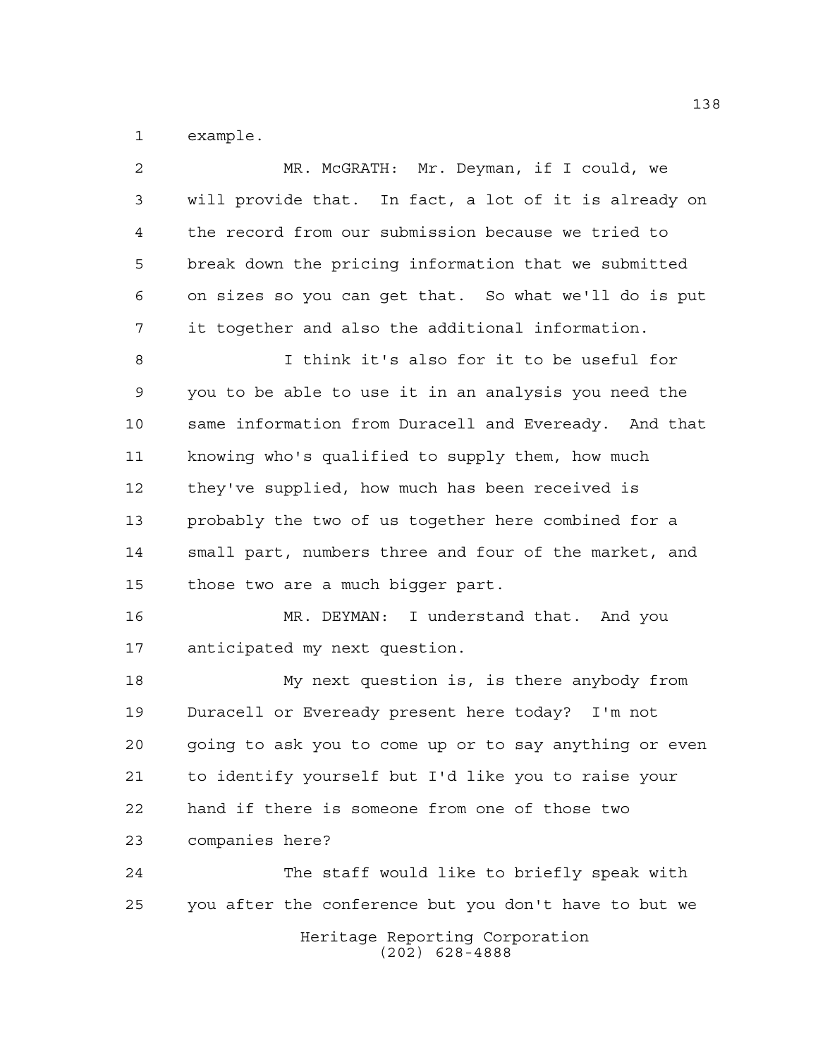example.

MR. McGRATH: Mr. Deyman, if I could, we will provide that. In fact, a lot of it is already on the record from our submission because we tried to break down the pricing information that we submitted on sizes so you can get that. So what we'll do is put it together and also the additional information.

I think it's also for it to be useful for you to be able to use it in an analysis you need the same information from Duracell and Eveready. And that knowing who's qualified to supply them, how much they've supplied, how much has been received is probably the two of us together here combined for a small part, numbers three and four of the market, and those two are a much bigger part.

MR. DEYMAN: I understand that. And you anticipated my next question.

My next question is, is there anybody from Duracell or Eveready present here today? I'm not going to ask you to come up or to say anything or even to identify yourself but I'd like you to raise your hand if there is someone from one of those two companies here?

The staff would like to briefly speak with you after the conference but you don't have to but we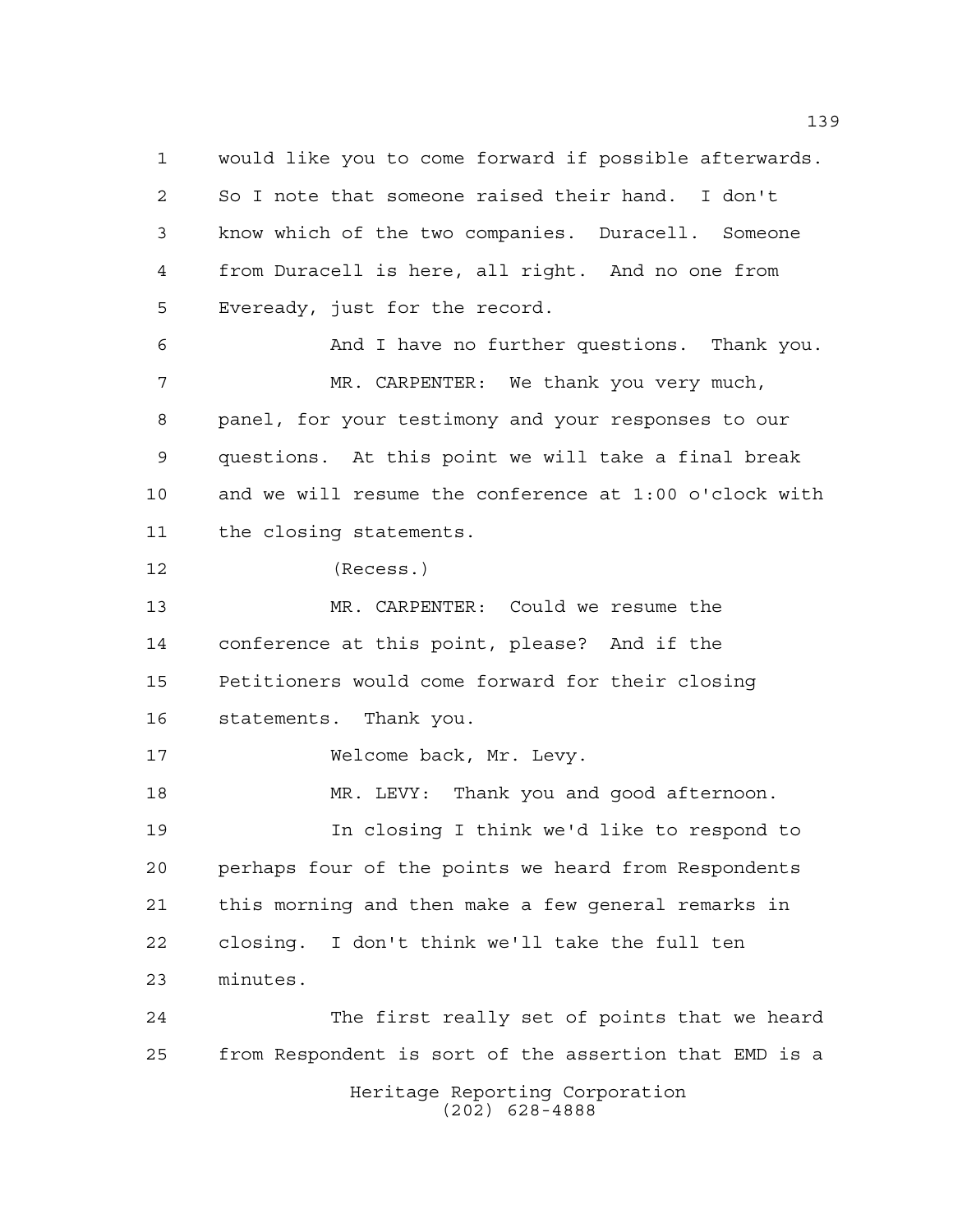would like you to come forward if possible afterwards. So I note that someone raised their hand. I don't know which of the two companies. Duracell. Someone from Duracell is here, all right. And no one from Eveready, just for the record.

And I have no further questions. Thank you.

MR. CARPENTER: We thank you very much, panel, for your testimony and your responses to our questions. At this point we will take a final break and we will resume the conference at 1:00 o'clock with the closing statements.

(Recess.)

MR. CARPENTER: Could we resume the conference at this point, please? And if the Petitioners would come forward for their closing statements. Thank you.

Welcome back, Mr. Levy.

MR. LEVY: Thank you and good afternoon.

In closing I think we'd like to respond to perhaps four of the points we heard from Respondents this morning and then make a few general remarks in closing. I don't think we'll take the full ten minutes.

The first really set of points that we heard from Respondent is sort of the assertion that EMD is a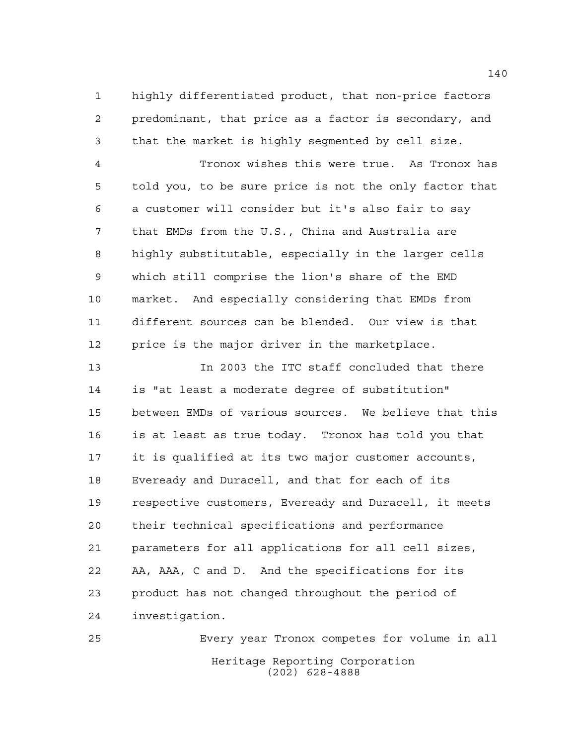highly differentiated product, that non-price factors predominant, that price as a factor is secondary, and that the market is highly segmented by cell size.

Tronox wishes this were true. As Tronox has told you, to be sure price is not the only factor that a customer will consider but it's also fair to say that EMDs from the U.S., China and Australia are highly substitutable, especially in the larger cells which still comprise the lion's share of the EMD market. And especially considering that EMDs from different sources can be blended. Our view is that price is the major driver in the marketplace.

In 2003 the ITC staff concluded that there is "at least a moderate degree of substitution" between EMDs of various sources. We believe that this is at least as true today. Tronox has told you that it is qualified at its two major customer accounts, Eveready and Duracell, and that for each of its respective customers, Eveready and Duracell, it meets their technical specifications and performance parameters for all applications for all cell sizes, AA, AAA, C and D. And the specifications for its product has not changed throughout the period of investigation.

Every year Tronox competes for volume in all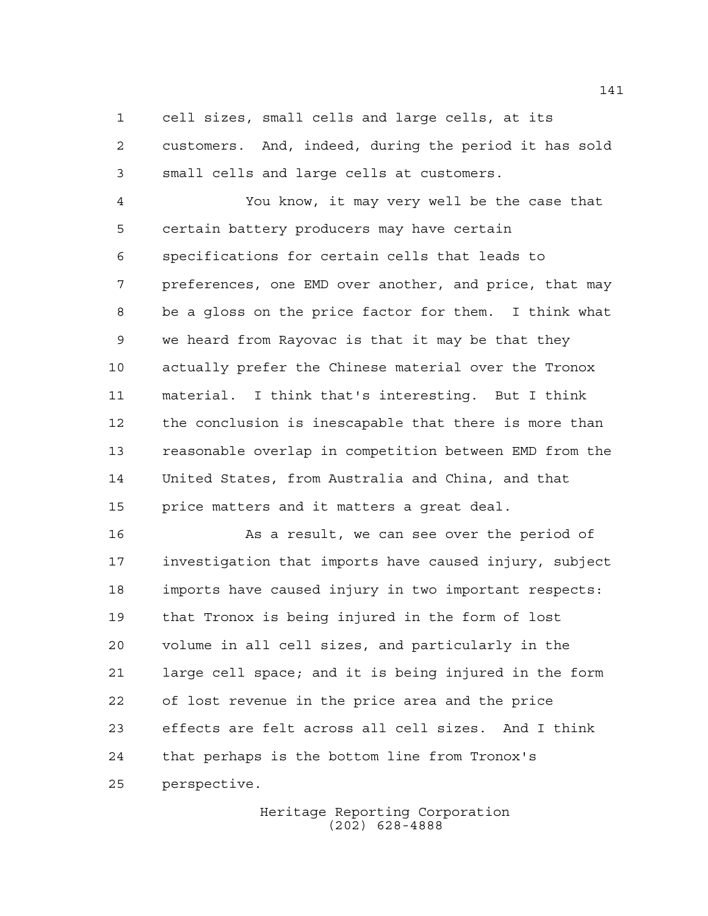cell sizes, small cells and large cells, at its customers. And, indeed, during the period it has sold small cells and large cells at customers.

You know, it may very well be the case that certain battery producers may have certain specifications for certain cells that leads to preferences, one EMD over another, and price, that may be a gloss on the price factor for them. I think what we heard from Rayovac is that it may be that they actually prefer the Chinese material over the Tronox material. I think that's interesting. But I think the conclusion is inescapable that there is more than reasonable overlap in competition between EMD from the United States, from Australia and China, and that price matters and it matters a great deal.

As a result, we can see over the period of investigation that imports have caused injury, subject imports have caused injury in two important respects: that Tronox is being injured in the form of lost volume in all cell sizes, and particularly in the large cell space; and it is being injured in the form of lost revenue in the price area and the price effects are felt across all cell sizes. And I think that perhaps is the bottom line from Tronox's perspective.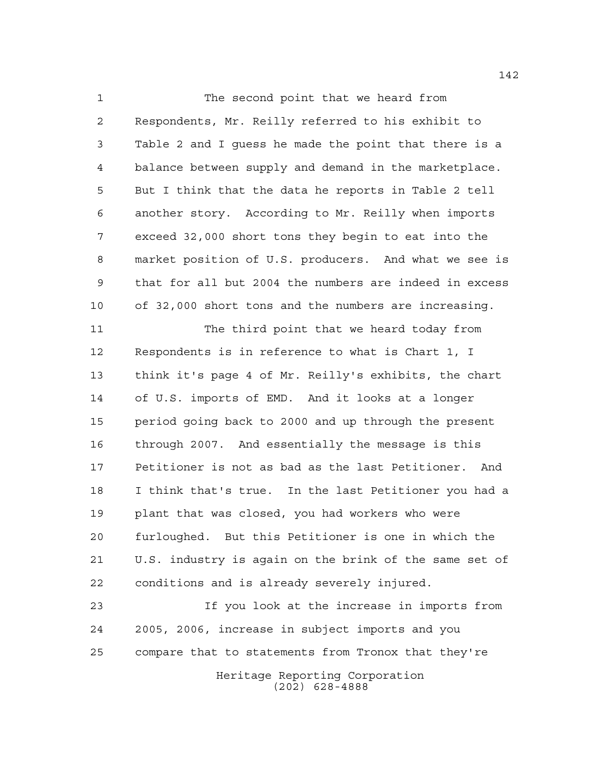The second point that we heard from Respondents, Mr. Reilly referred to his exhibit to Table 2 and I guess he made the point that there is a balance between supply and demand in the marketplace. But I think that the data he reports in Table 2 tell another story. According to Mr. Reilly when imports exceed 32,000 short tons they begin to eat into the market position of U.S. producers. And what we see is that for all but 2004 the numbers are indeed in excess of 32,000 short tons and the numbers are increasing.

The third point that we heard today from Respondents is in reference to what is Chart 1, I think it's page 4 of Mr. Reilly's exhibits, the chart of U.S. imports of EMD. And it looks at a longer period going back to 2000 and up through the present through 2007. And essentially the message is this Petitioner is not as bad as the last Petitioner. And I think that's true. In the last Petitioner you had a plant that was closed, you had workers who were furloughed. But this Petitioner is one in which the U.S. industry is again on the brink of the same set of conditions and is already severely injured.

If you look at the increase in imports from 2005, 2006, increase in subject imports and you compare that to statements from Tronox that they're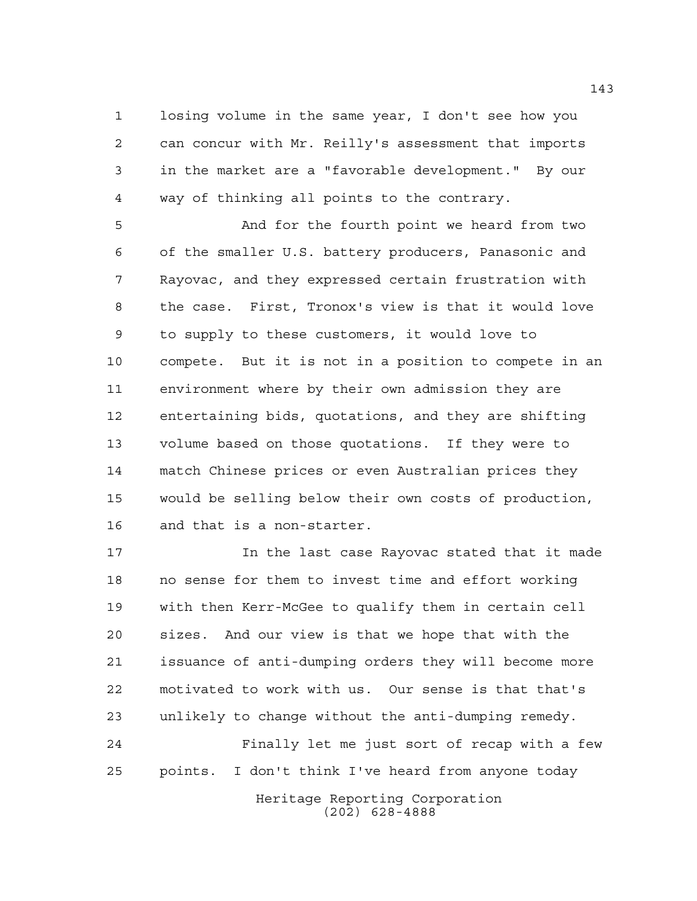losing volume in the same year, I don't see how you can concur with Mr. Reilly's assessment that imports in the market are a "favorable development." By our way of thinking all points to the contrary.

And for the fourth point we heard from two of the smaller U.S. battery producers, Panasonic and Rayovac, and they expressed certain frustration with the case. First, Tronox's view is that it would love to supply to these customers, it would love to compete. But it is not in a position to compete in an environment where by their own admission they are entertaining bids, quotations, and they are shifting volume based on those quotations. If they were to match Chinese prices or even Australian prices they would be selling below their own costs of production, and that is a non-starter.

In the last case Rayovac stated that it made no sense for them to invest time and effort working with then Kerr-McGee to qualify them in certain cell sizes. And our view is that we hope that with the issuance of anti-dumping orders they will become more motivated to work with us. Our sense is that that's unlikely to change without the anti-dumping remedy.

Finally let me just sort of recap with a few points. I don't think I've heard from anyone today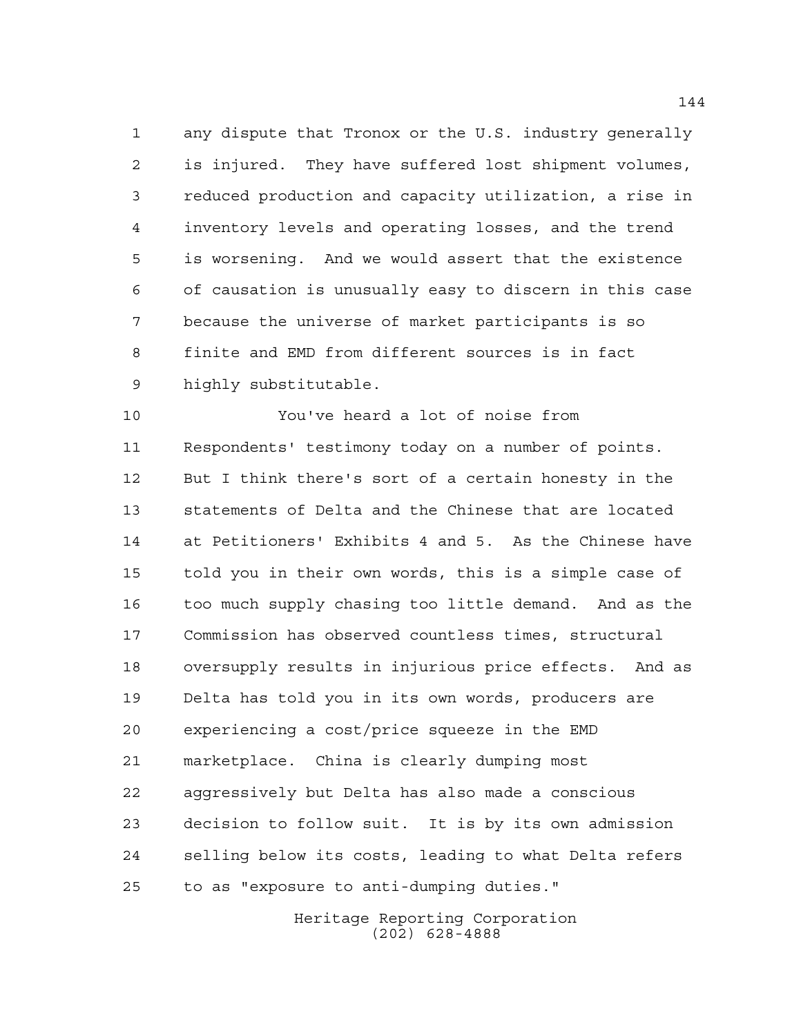any dispute that Tronox or the U.S. industry generally is injured. They have suffered lost shipment volumes, reduced production and capacity utilization, a rise in inventory levels and operating losses, and the trend is worsening. And we would assert that the existence of causation is unusually easy to discern in this case because the universe of market participants is so finite and EMD from different sources is in fact highly substitutable.

You've heard a lot of noise from Respondents' testimony today on a number of points. But I think there's sort of a certain honesty in the statements of Delta and the Chinese that are located at Petitioners' Exhibits 4 and 5. As the Chinese have told you in their own words, this is a simple case of too much supply chasing too little demand. And as the Commission has observed countless times, structural oversupply results in injurious price effects. And as Delta has told you in its own words, producers are experiencing a cost/price squeeze in the EMD marketplace. China is clearly dumping most aggressively but Delta has also made a conscious decision to follow suit. It is by its own admission selling below its costs, leading to what Delta refers to as "exposure to anti-dumping duties."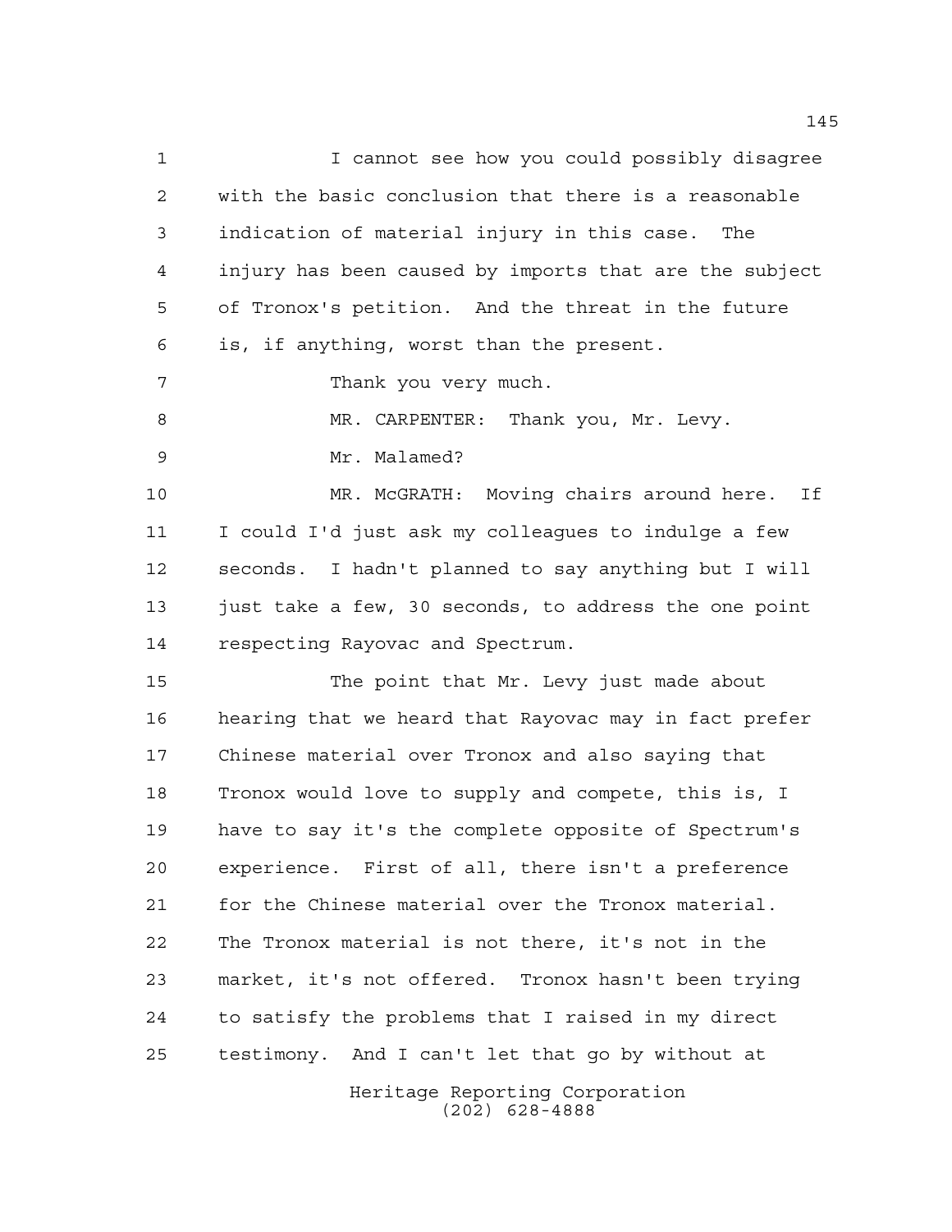I cannot see how you could possibly disagree with the basic conclusion that there is a reasonable indication of material injury in this case. The injury has been caused by imports that are the subject of Tronox's petition. And the threat in the future is, if anything, worst than the present.

Thank you very much.

MR. CARPENTER: Thank you, Mr. Levy.

Mr. Malamed?

MR. McGRATH: Moving chairs around here. If I could I'd just ask my colleagues to indulge a few seconds. I hadn't planned to say anything but I will just take a few, 30 seconds, to address the one point respecting Rayovac and Spectrum.

The point that Mr. Levy just made about hearing that we heard that Rayovac may in fact prefer Chinese material over Tronox and also saying that Tronox would love to supply and compete, this is, I have to say it's the complete opposite of Spectrum's experience. First of all, there isn't a preference for the Chinese material over the Tronox material. The Tronox material is not there, it's not in the market, it's not offered. Tronox hasn't been trying to satisfy the problems that I raised in my direct testimony. And I can't let that go by without at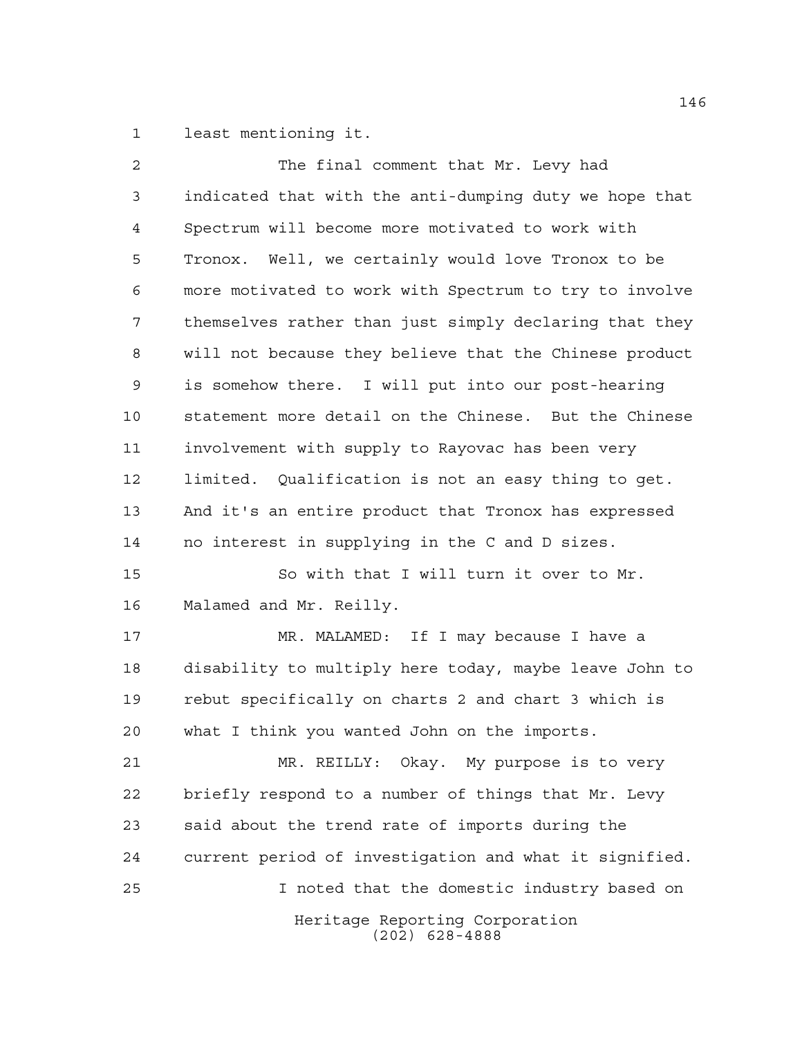least mentioning it.

The final comment that Mr. Levy had indicated that with the anti-dumping duty we hope that Spectrum will become more motivated to work with Tronox. Well, we certainly would love Tronox to be more motivated to work with Spectrum to try to involve themselves rather than just simply declaring that they will not because they believe that the Chinese product is somehow there. I will put into our post-hearing statement more detail on the Chinese. But the Chinese involvement with supply to Rayovac has been very limited. Qualification is not an easy thing to get. And it's an entire product that Tronox has expressed no interest in supplying in the C and D sizes.

So with that I will turn it over to Mr. Malamed and Mr. Reilly.

MR. MALAMED: If I may because I have a disability to multiply here today, maybe leave John to rebut specifically on charts 2 and chart 3 which is what I think you wanted John on the imports.

MR. REILLY: Okay. My purpose is to very briefly respond to a number of things that Mr. Levy said about the trend rate of imports during the current period of investigation and what it signified.

I noted that the domestic industry based on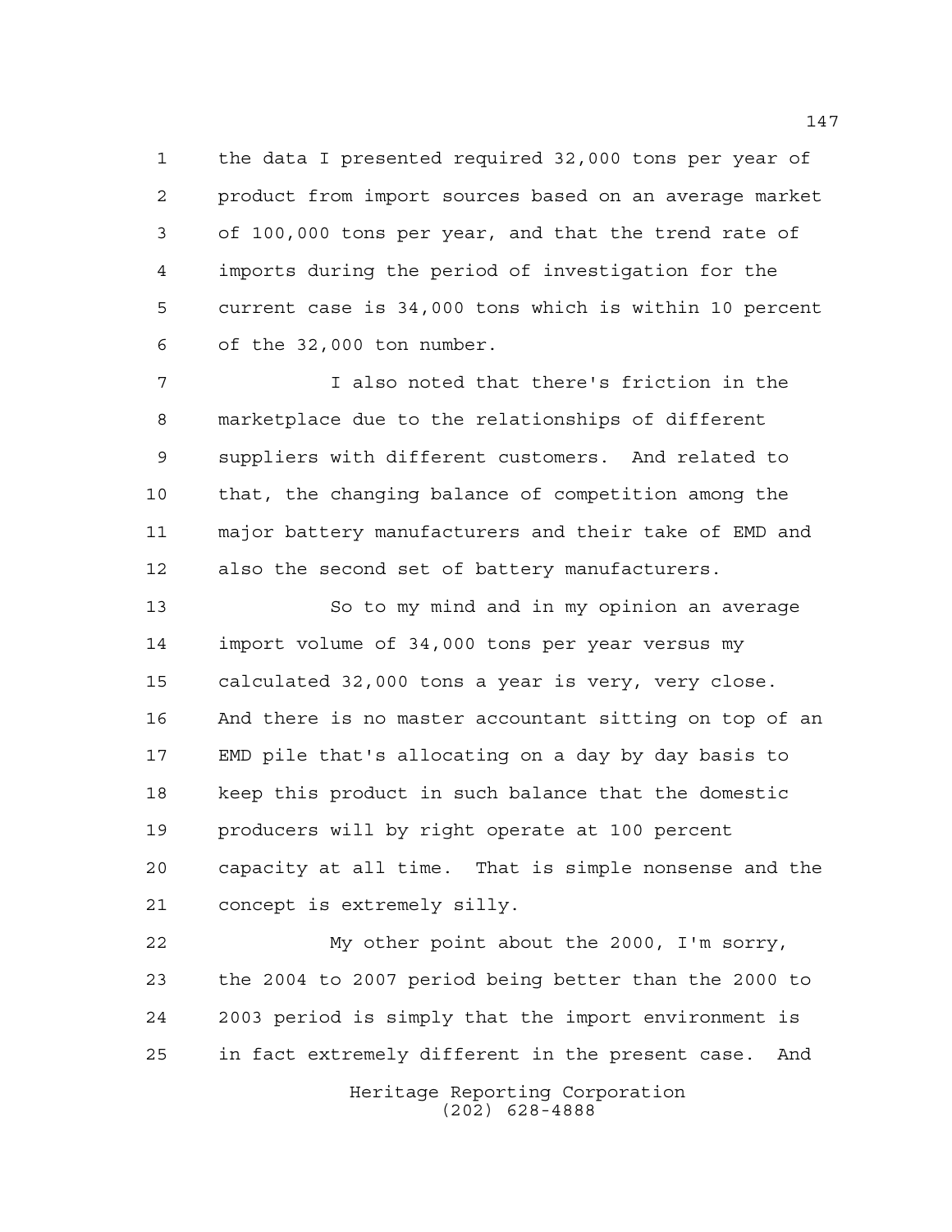the data I presented required 32,000 tons per year of product from import sources based on an average market of 100,000 tons per year, and that the trend rate of imports during the period of investigation for the current case is 34,000 tons which is within 10 percent of the 32,000 ton number.

I also noted that there's friction in the marketplace due to the relationships of different suppliers with different customers. And related to that, the changing balance of competition among the major battery manufacturers and their take of EMD and also the second set of battery manufacturers.

So to my mind and in my opinion an average import volume of 34,000 tons per year versus my calculated 32,000 tons a year is very, very close. And there is no master accountant sitting on top of an EMD pile that's allocating on a day by day basis to keep this product in such balance that the domestic producers will by right operate at 100 percent capacity at all time. That is simple nonsense and the concept is extremely silly.

My other point about the 2000, I'm sorry, the 2004 to 2007 period being better than the 2000 to 2003 period is simply that the import environment is in fact extremely different in the present case. And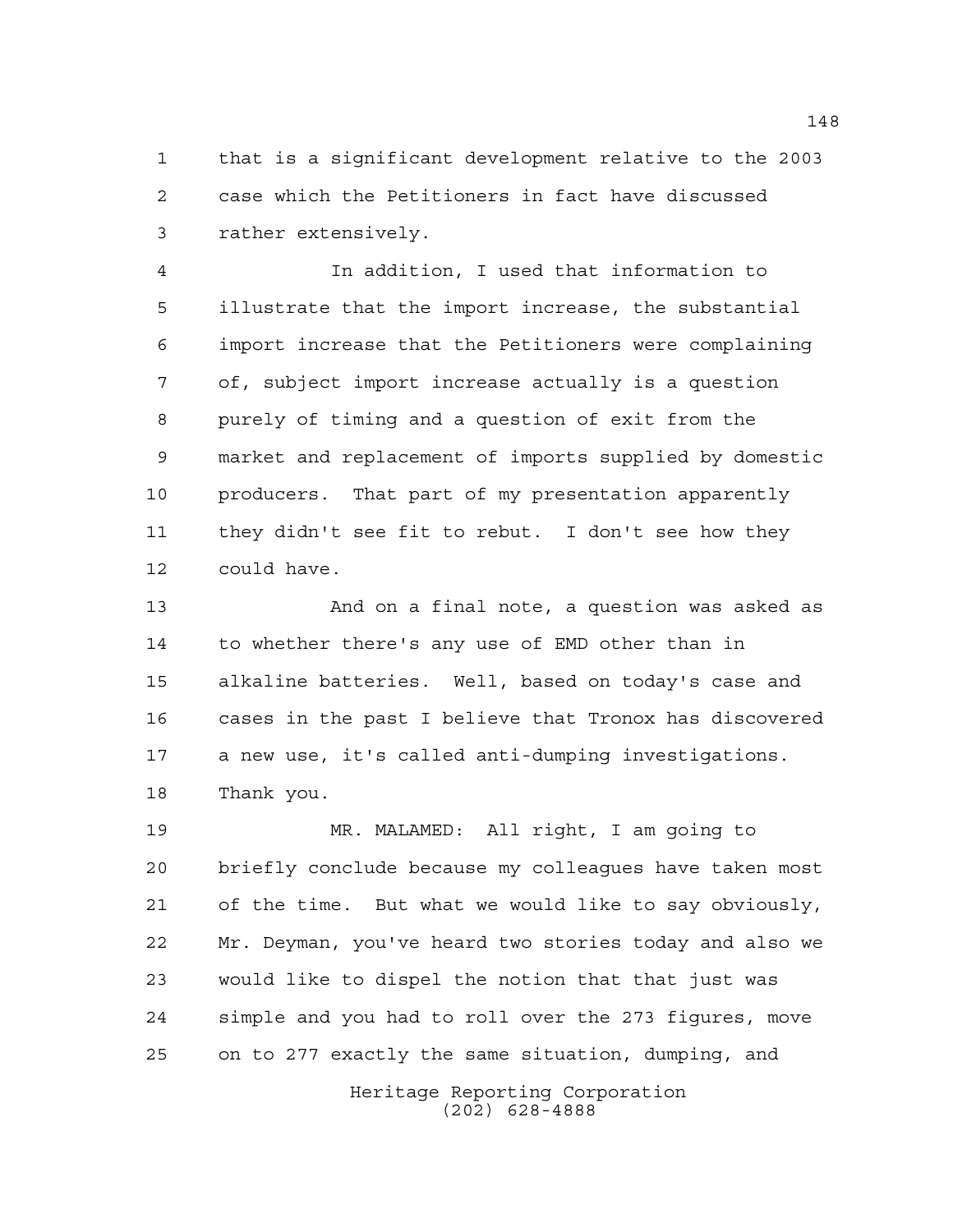1 that is a significant development relative to the 2003
2 case which the Petitioners in fact have discussed
3 rather extensively.

4 In addition, I used that information to
5 illustrate that the import increase, the substantial
6 import increase that the Petitioners were complaining
7 of, subject import increase actually is a question
8 purely of timing and a question of exit from the
9 market and replacement of imports supplied by domestic
10 producers. That part of my presentation apparently
11 they didn't see fit to rebut. I don't see how they
12 could have.

13 And on a final note, a question was asked as
14 to whether there's any use of EMD other than in
15 alkaline batteries. Well, based on today's case and
16 cases in the past I believe that Tronox has discovered
17 a new use, it's called anti-dumping investigations.
18 Thank you.

19 MR. MALAMED: All right, I am going to
20 briefly conclude because my colleagues have taken most
21 of the time. But what we would like to say obviously,
22 Mr. Deyman, you've heard two stories today and also we
23 would like to dispel the notion that that just was
24 simple and you had to roll over the 273 figures, move
25 on to 277 exactly the same situation, dumping, and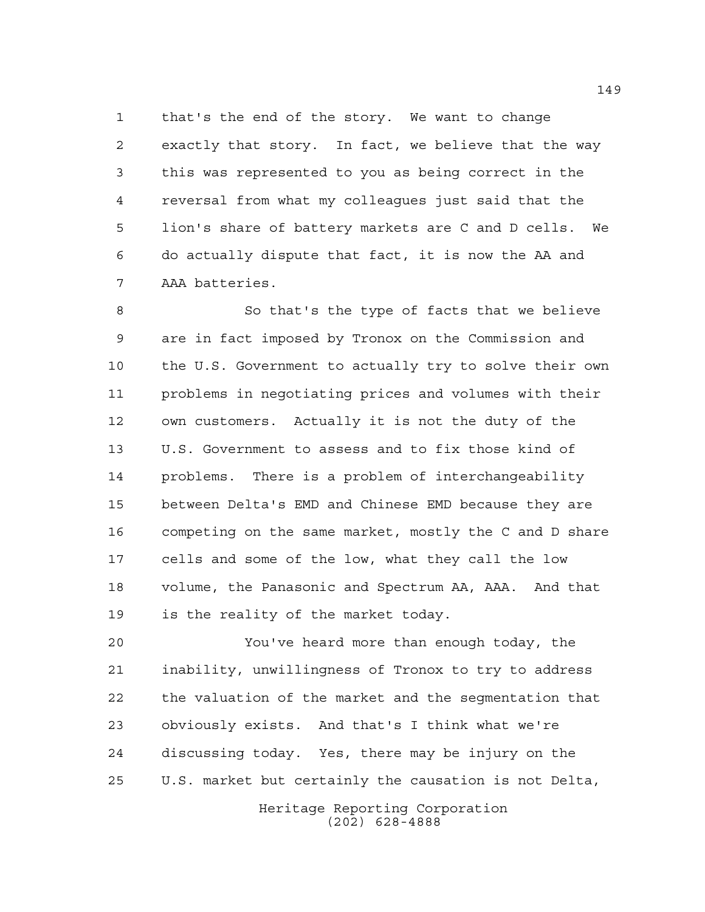that's the end of the story. We want to change exactly that story. In fact, we believe that the way this was represented to you as being correct in the reversal from what my colleagues just said that the lion's share of battery markets are C and D cells. We do actually dispute that fact, it is now the AA and AAA batteries.

So that's the type of facts that we believe are in fact imposed by Tronox on the Commission and the U.S. Government to actually try to solve their own problems in negotiating prices and volumes with their own customers. Actually it is not the duty of the U.S. Government to assess and to fix those kind of problems. There is a problem of interchangeability between Delta's EMD and Chinese EMD because they are competing on the same market, mostly the C and D share cells and some of the low, what they call the low volume, the Panasonic and Spectrum AA, AAA. And that is the reality of the market today.

You've heard more than enough today, the inability, unwillingness of Tronox to try to address the valuation of the market and the segmentation that obviously exists. And that's I think what we're discussing today. Yes, there may be injury on the U.S. market but certainly the causation is not Delta,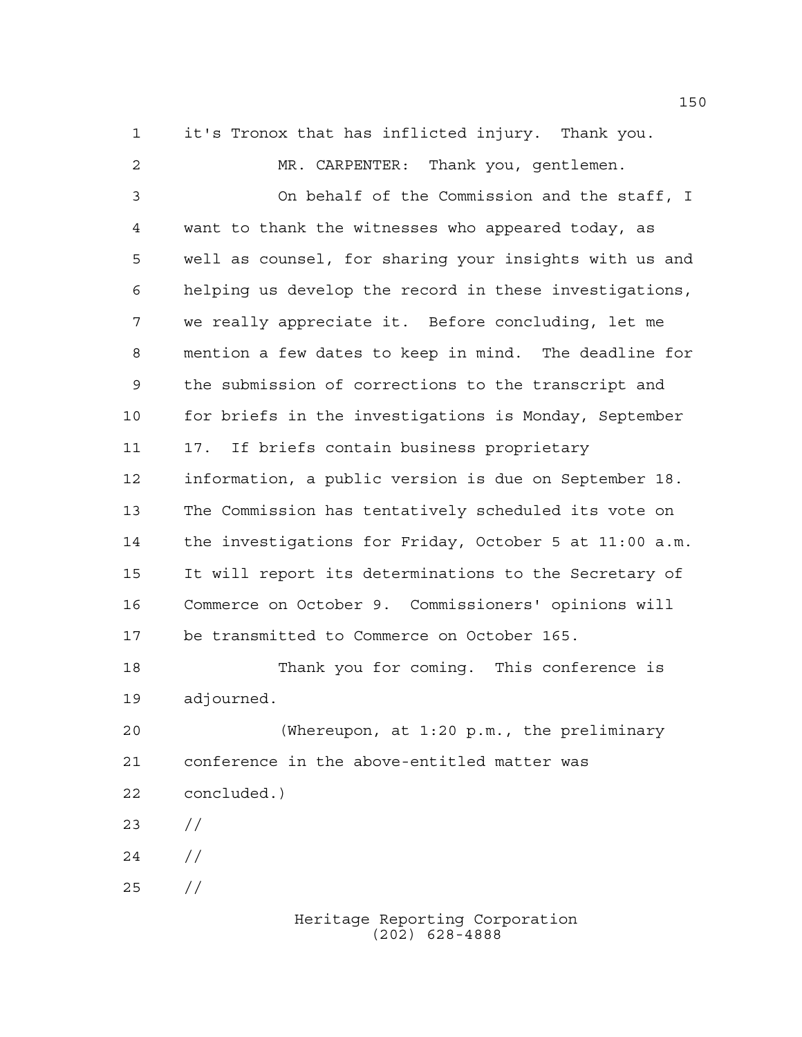it's Tronox that has inflicted injury. Thank you.

MR. CARPENTER: Thank you, gentlemen.

On behalf of the Commission and the staff, I want to thank the witnesses who appeared today, as well as counsel, for sharing your insights with us and helping us develop the record in these investigations, we really appreciate it. Before concluding, let me mention a few dates to keep in mind. The deadline for the submission of corrections to the transcript and for briefs in the investigations is Monday, September 17. If briefs contain business proprietary information, a public version is due on September 18. The Commission has tentatively scheduled its vote on the investigations for Friday, October 5 at 11:00 a.m. It will report its determinations to the Secretary of Commerce on October 9. Commissioners' opinions will be transmitted to Commerce on October 165.

Thank you for coming. This conference is adjourned.

(Whereupon, at 1:20 p.m., the preliminary conference in the above-entitled matter was concluded.)

//

//

//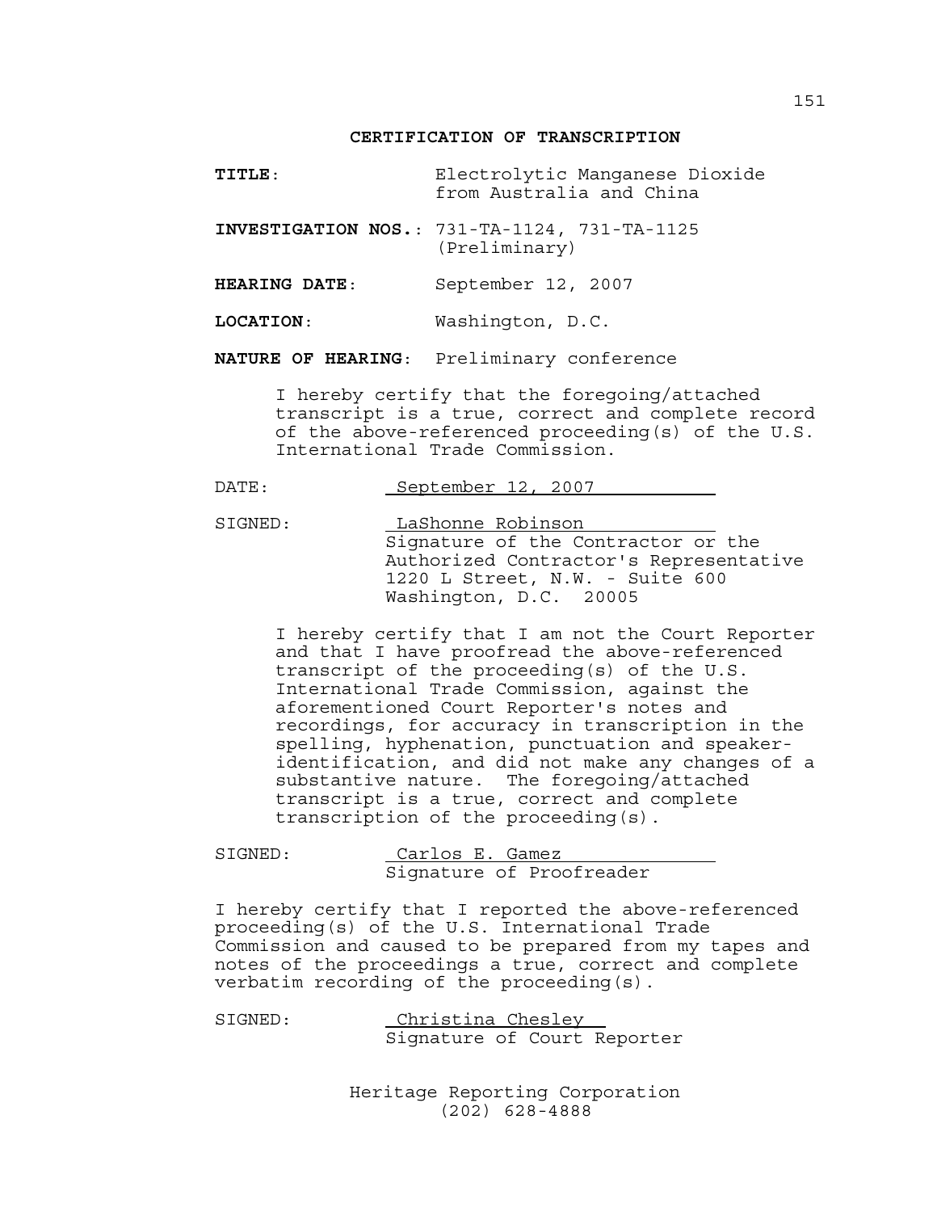## CERTIFICATION OF TRANSCRIPTION

**TITLE**: Electrolytic Manganese Dioxide from Australia and China

**INVESTIGATION NOS.**: 731-TA-1124, 731-TA-1125 (Preliminary)

**HEARING DATE**: September 12, 2007

**LOCATION**: Washington, D.C.

**NATURE OF HEARING**: Preliminary conference

I hereby certify that the foregoing/attached transcript is a true, correct and complete record of the above-referenced proceeding(s) of the U.S. International Trade Commission.

DATE: September 12, 2007

SIGNED: LaShonne Robinson
Signature of the Contractor or the Authorized Contractor's Representative
1220 L Street, N.W. - Suite 600
Washington, D.C. 20005

I hereby certify that I am not the Court Reporter and that I have proofread the above-referenced transcript of the proceeding(s) of the U.S. International Trade Commission, against the aforementioned Court Reporter's notes and recordings, for accuracy in transcription in the spelling, hyphenation, punctuation and speaker-identification, and did not make any changes of a substantive nature. The foregoing/attached transcript is a true, correct and complete transcription of the proceeding(s).

SIGNED: Carlos E. Gamez
Signature of Proofreader

I hereby certify that I reported the above-referenced proceeding(s) of the U.S. International Trade Commission and caused to be prepared from my tapes and notes of the proceedings a true, correct and complete verbatim recording of the proceeding(s).

SIGNED: Christina Chesley
Signature of Court Reporter